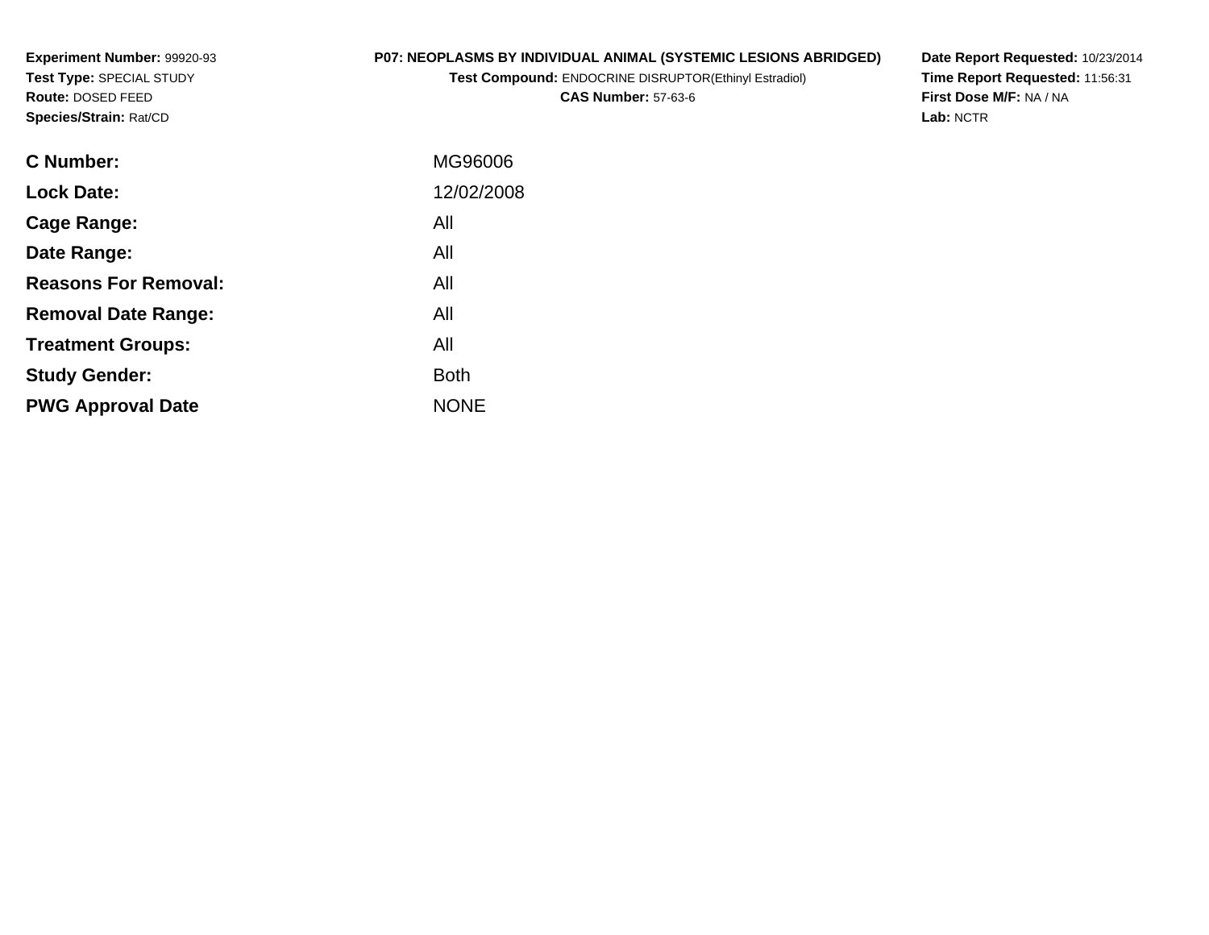**Experiment Number:** 99920-93
**Test Type:** SPECIAL STUDY
**Route:** DOSED FEED
**Species/Strain:** Rat/CD

**P07: NEOPLASMS BY INDIVIDUAL ANIMAL (SYSTEMIC LESIONS ABRIDGED)**
**Test Compound:** ENDOCRINE DISRUPTOR(Ethinyl Estradiol)
**CAS Number:** 57-63-6

**Date Report Requested:** 10/23/2014
**Time Report Requested:** 11:56:31
**First Dose M/F:** NA / NA
**Lab:** NCTR

| | |
|---|---|
| **C Number:** | MG96006 |
| **Lock Date:** | 12/02/2008 |
| **Cage Range:** | All |
| **Date Range:** | All |
| **Reasons For Removal:** | All |
| **Removal Date Range:** | All |
| **Treatment Groups:** | All |
| **Study Gender:** | Both |
| **PWG Approval Date** | NONE |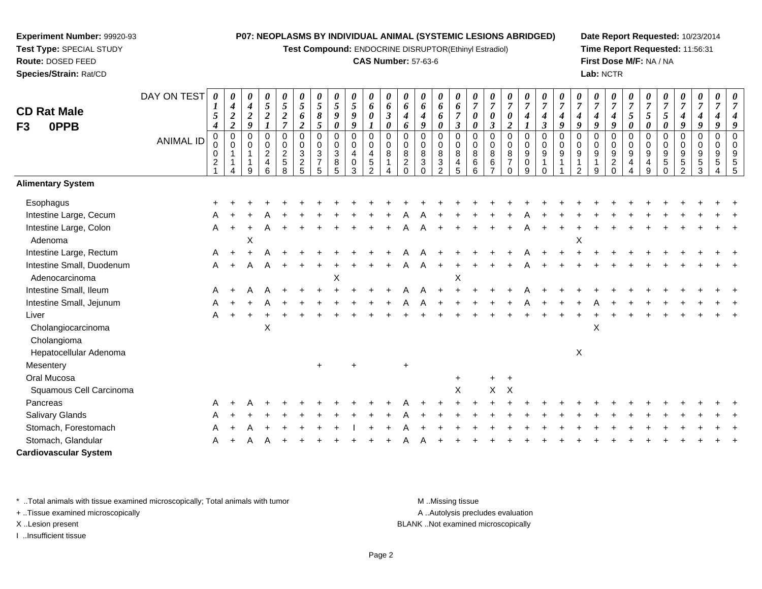**Experiment Number:** 99920-93
**Test Type:** SPECIAL STUDY
**Route:** DOSED FEED
**Species/Strain:** Rat/CD

**P07: NEOPLASMS BY INDIVIDUAL ANIMAL (SYSTEMIC LESIONS ABRIDGED)**
**Test Compound:** ENDOCRINE DISRUPTOR(Ethinyl Estradiol)
**CAS Number:** 57-63-6

**Date Report Requested:** 10/23/2014
**Time Report Requested:** 11:56:31
**First Dose M/F:** NA / NA
**Lab:** NCTR

## CD Rat Male F3 0PPB

| DAY ON TEST | 0154 | 0422 | 0429 | 0521 | 0527 | 0562 | 0585 | 0590 | 0599 | 0601 | 0630 | 0646 | 0649 | 0660 | 0673 | 0700 | 0703 | 0702 | 0741 | 0743 | 0749 | 0749 | 0749 | 0749 | 0750 | 0750 | 0750 | 0749 | 0749 | 0749 | 0749 |
|---|---|---|---|---|---|---|---|---|---|---|---|---|---|---|---|---|---|---|---|---|---|---|---|---|---|---|---|---|---|---|---|
| **ANIMAL ID** | 00021 | 00114 | 00119 | 00246 | 00258 | 00325 | 00375 | 00385 | 00403 | 00452 | 00814 | 00820 | 00830 | 00832 | 00845 | 00866 | 00867 | 00870 | 00909 | 00910 | 00911 | 00912 | 00919 | 00920 | 00944 | 00949 | 00950 | 00952 | 00953 | 00954 | 00955 |
| **Alimentary System** | | | | | | | | | | | | | | | | | | | | | | | | | | | | | | | |
| Esophagus | + | + | + | + | + | + | + | + | + | + | + | + | + | + | + | + | + | + | + | + | + | + | + | + | + | + | + | + | + | + | + |
| Intestine Large, Cecum | A | + | + | A | + | + | + | + | + | + | + | A | A | + | + | + | + | + | A | + | + | + | + | + | + | + | + | + | + | + | + |
| Intestine Large, Colon | A | + | + | A | + | + | + | + | + | + | + | A | A | + | + | + | + | + | A | + | + | + | + | + | + | + | + | + | + | + | + |
| Adenoma | | | X | | | | | | | | | | | | | | | | | | | X | | | | | | | | | |
| Intestine Large, Rectum | A | + | + | A | + | + | + | + | + | + | + | A | A | + | + | + | + | + | A | + | + | + | + | + | + | + | + | + | + | + | + |
| Intestine Small, Duodenum | A | + | A | A | + | + | + | + | + | + | + | A | A | + | + | + | + | + | A | + | + | + | + | + | + | + | + | + | + | + | + |
| Adenocarcinoma | | | | | | | | X | | | | | | | X | | | | | | | | | | | | | | | | |
| Intestine Small, Ileum | A | + | A | A | + | + | + | + | + | + | + | A | A | + | + | + | + | + | A | + | + | + | + | + | + | + | + | + | + | + | + |
| Intestine Small, Jejunum | A | + | + | A | + | + | + | + | + | + | + | A | A | + | + | + | + | + | A | + | + | + | A | + | + | + | + | + | + | + | + |
| Liver | A | + | + | + | + | + | + | + | + | + | + | + | + | + | + | + | + | + | + | + | + | + | + | + | + | + | + | + | + | + | + |
| Cholangiocarcinoma | | | | X | | | | | | | | | | | | | | | | | | | X | | | | | | | | |
| Cholangioma | | | | | | | | | | | | | | | | | | | | | | | | | | | | | | | |
| Hepatocellular Adenoma | | | | | | | | | | | | | | | | | | | | | | X | | | | | | | | | |
| Mesentery | | | | | | | + | | + | | | + | | | | | | | | | | | | | | | | | | | |
| Oral Mucosa | | | | | | | | | | | | | | | + | | + | + | | | | | | | | | | | | | |
| Squamous Cell Carcinoma | | | | | | | | | | | | | | | X | | X | X | | | | | | | | | | | | | |
| Pancreas | A | + | A | + | + | + | + | + | + | + | + | A | + | + | + | + | + | + | + | + | + | + | + | + | + | + | + | + | + | + | + |
| Salivary Glands | A | + | + | + | + | + | + | + | + | + | + | A | + | + | + | + | + | + | + | + | + | + | + | + | + | + | + | + | + | + | + |
| Stomach, Forestomach | A | + | A | + | + | + | + | + | I | + | + | A | + | + | + | + | + | + | + | + | + | + | + | + | + | + | + | + | + | + | + |
| Stomach, Glandular | A | + | A | A | + | + | + | + | + | + | + | A | A | + | + | + | + | + | + | + | + | + | + | + | + | + | + | + | + | + | + |
| **Cardiovascular System** | | | | | | | | | | | | | | | | | | | | | | | | | | | | | | | |

\* ..Total animals with tissue examined microscopically; Total animals with tumor
+ ..Tissue examined microscopically
X ..Lesion present
I ..Insufficient tissue

M ..Missing tissue
A ..Autolysis precludes evaluation
BLANK ..Not examined microscopically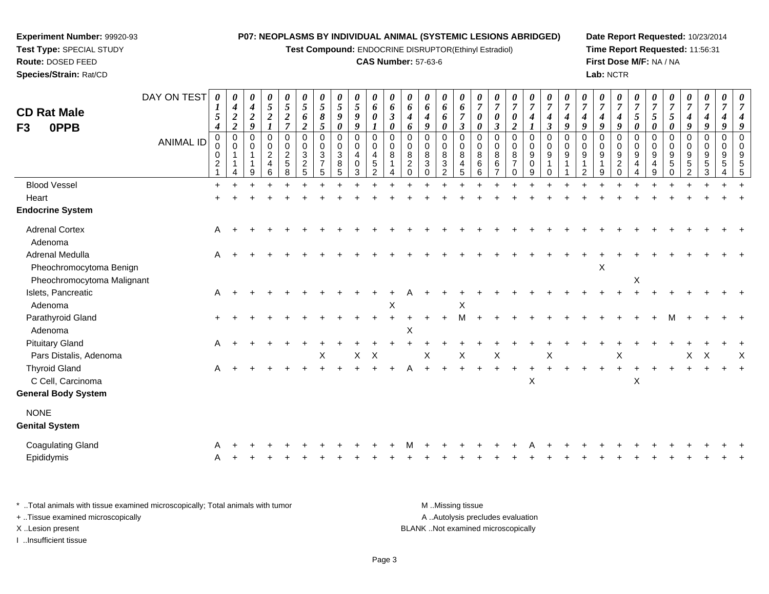**Experiment Number:** 99920-93
**Test Type:** SPECIAL STUDY
**Route:** DOSED FEED
**Species/Strain:** Rat/CD

**P07: NEOPLASMS BY INDIVIDUAL ANIMAL (SYSTEMIC LESIONS ABRIDGED)**
**Test Compound:** ENDOCRINE DISRUPTOR(Ethinyl Estradiol)
**CAS Number:** 57-63-6

**Date Report Requested:** 10/23/2014
**Time Report Requested:** 11:56:31
**First Dose M/F:** NA / NA
**Lab:** NCTR

## CD Rat Male
## F3 0PPB

| DAY ON TEST | 0154 | 0422 | 0429 | 0521 | 0527 | 0562 | 0585 | 0590 | 0599 | 0601 | 0630 | 0646 | 0649 | 0660 | 0673 | 0700 | 0703 | 0702 | 0741 | 0743 | 0749 | 0749 | 0749 | 0749 | 0750 | 0750 | 0750 | 0749 | 0749 | 0749 | 0749 |
|---|---|---|---|---|---|---|---|---|---|---|---|---|---|---|---|---|---|---|---|---|---|---|---|---|---|---|---|---|---|---|---|
| **ANIMAL ID** | 00021 | 00114 | 00119 | 00246 | 00258 | 00325 | 00375 | 00385 | 00403 | 00452 | 00814 | 00820 | 00830 | 00832 | 00845 | 00866 | 00867 | 00870 | 00909 | 00910 | 00911 | 00912 | 00919 | 00920 | 00944 | 00949 | 00950 | 00952 | 00953 | 00954 | 00955 |
| Blood Vessel | + | + | + | + | + | + | + | + | + | + | + | + | + | + | + | + | + | + | + | + | + | + | + | + | + | + | + | + | + | + | + |
| Heart | + | + | + | + | + | + | + | + | + | + | + | + | + | + | + | + | + | + | + | + | + | + | + | + | + | + | + | + | + | + | + |
| **Endocrine System** | | | | | | | | | | | | | | | | | | | | | | | | | | | | | | | |
| Adrenal Cortex | A | + | + | + | + | + | + | + | + | + | + | + | + | + | + | + | + | + | + | + | + | + | + | + | + | + | + | + | + | + | + |
| Adenoma | | | | | | | | | | | | | | | | | | | | | | | | | | | | | | | |
| Adrenal Medulla | A | + | + | + | + | + | + | + | + | + | + | + | + | + | + | + | + | + | + | + | + | + | + | + | + | + | + | + | + | + | + |
| Pheochromocytoma Benign | | | | | | | | | | | | | | | | | | | | | | | X | | | | | | | | |
| Pheochromocytoma Malignant | | | | | | | | | | | | | | | | | | | | | | | | | X | | | | | | |
| Islets, Pancreatic | A | + | + | + | + | + | + | + | + | + | + | A | + | + | + | + | + | + | + | + | + | + | + | + | + | + | + | + | + | + | + |
| Adenoma | | | | | | | | | | | X | | | | X | | | | | | | | | | | | | | | | |
| Parathyroid Gland | + | + | + | + | + | + | + | + | + | + | + | + | + | + | M | + | + | + | + | + | + | + | + | + | + | + | M | + | + | + | + |
| Adenoma | | | | | | | | | | | | X | | | | | | | | | | | | | | | | | | | |
| Pituitary Gland | A | + | + | + | + | + | + | + | + | + | + | + | + | + | + | + | + | + | + | + | + | + | + | + | + | + | + | + | + | + | + |
| Pars Distalis, Adenoma | | | | | | | X | | X | X | | | X | | X | | X | | | X | | | | X | | | | X | X | | X |
| Thyroid Gland | A | + | + | + | + | + | + | + | + | + | + | A | + | + | + | + | + | + | + | + | + | + | + | + | + | + | + | + | + | + | + |
| C Cell, Carcinoma | | | | | | | | | | | | | | | | | | | X | | | | | | X | | | | | | |
| **General Body System** | | | | | | | | | | | | | | | | | | | | | | | | | | | | | | | |
| NONE | | | | | | | | | | | | | | | | | | | | | | | | | | | | | | | |
| **Genital System** | | | | | | | | | | | | | | | | | | | | | | | | | | | | | | | |
| Coagulating Gland | A | + | + | + | + | + | + | + | + | + | + | M | + | + | + | + | + | + | A | + | + | + | + | + | + | + | + | + | + | + | + |
| Epididymis | A | + | + | + | + | + | + | + | + | + | + | + | + | + | + | + | + | + | + | + | + | + | + | + | + | + | + | + | + | + | + |

\* ..Total animals with tissue examined microscopically; Total animals with tumor
+ ..Tissue examined microscopically
X ..Lesion present
I ..Insufficient tissue

M ..Missing tissue
A ..Autolysis precludes evaluation
BLANK ..Not examined microscopically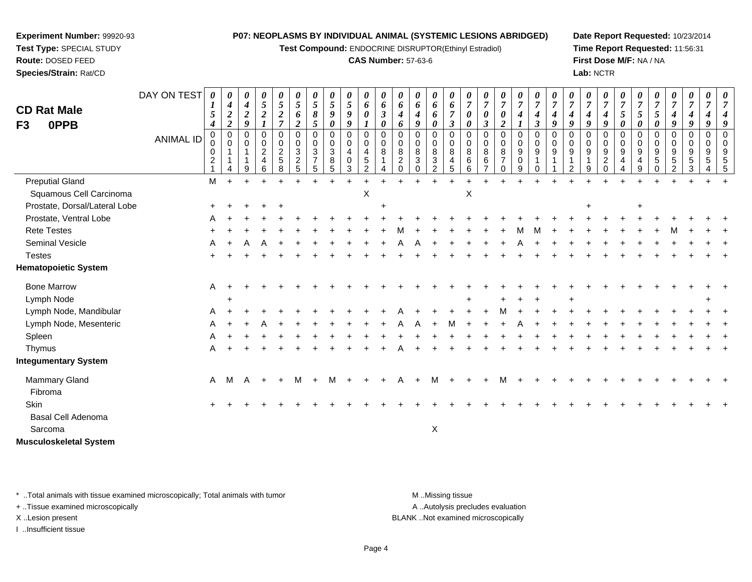**Experiment Number:** 99920-93
**Test Type:** SPECIAL STUDY
**Route:** DOSED FEED
**Species/Strain:** Rat/CD

**P07: NEOPLASMS BY INDIVIDUAL ANIMAL (SYSTEMIC LESIONS ABRIDGED)**
**Test Compound:** ENDOCRINE DISRUPTOR(Ethinyl Estradiol)
**CAS Number:** 57-63-6

**Date Report Requested:** 10/23/2014
**Time Report Requested:** 11:56:31
**First Dose M/F:** NA / NA
**Lab:** NCTR

## CD Rat Male
## F3 0PPB

| DAY ON TEST | 0154 | 0422 | 0429 | 0521 | 0527 | 0562 | 0585 | 0590 | 0599 | 0601 | 0630 | 0646 | 0649 | 0660 | 0673 | 0700 | 0703 | 0702 | 0741 | 0743 | 0749 | 0749 | 0749 | 0749 | 0750 | 0750 | 0750 | 0749 | 0749 | 0749 | 0749 |
|---|---|---|---|---|---|---|---|---|---|---|---|---|---|---|---|---|---|---|---|---|---|---|---|---|---|---|---|---|---|---|---|
| **ANIMAL ID** | 00021 | 00114 | 00119 | 00246 | 00258 | 00325 | 00375 | 00385 | 00403 | 00452 | 00814 | 00820 | 00830 | 00832 | 00845 | 00866 | 00867 | 00870 | 00909 | 00910 | 00911 | 00912 | 00919 | 00920 | 00944 | 00949 | 00950 | 00952 | 00953 | 00954 | 00955 |
| Preputial Gland | M | + | + | + | + | + | + | + | + | + | + | + | + | + | + | + | + | + | + | + | + | + | + | + | + | + | + | + | + | + | + |
| Squamous Cell Carcinoma | | | | | | | | | | X | | | | | | X | | | | | | | | | | | | | | | |
| Prostate, Dorsal/Lateral Lobe | + | + | + | + | + | | | | | | + | | | | | | | | | | | | + | | | + | | | | | |
| Prostate, Ventral Lobe | A | + | + | + | + | + | + | + | + | + | + | + | + | + | + | + | + | + | + | + | + | + | + | + | + | + | + | + | + | + | + |
| Rete Testes | + | + | + | + | + | + | + | + | + | + | + | M | + | + | + | + | + | + | M | M | + | + | + | + | + | + | + | M | + | + | + |
| Seminal Vesicle | A | + | A | A | + | + | + | + | + | + | + | A | A | + | + | + | + | + | A | + | + | + | + | + | + | + | + | + | + | + | + |
| Testes | + | + | + | + | + | + | + | + | + | + | + | + | + | + | + | + | + | + | + | + | + | + | + | + | + | + | + | + | + | + | + |
| **Hematopoietic System** | | | | | | | | | | | | | | | | | | | | | | | | | | | | | | | |
| Bone Marrow | A | + | + | + | + | + | + | + | + | + | + | + | + | + | + | + | + | + | + | + | + | + | + | + | + | + | + | + | + | + | + |
| Lymph Node | | + | | | | | | | | | | | | | | + | | + | + | + | | + | | | | | | | | + | |
| Lymph Node, Mandibular | A | + | + | + | + | + | + | + | + | + | + | A | + | + | + | + | + | M | + | + | + | + | + | + | + | + | + | + | + | + | + |
| Lymph Node, Mesenteric | A | + | + | A | + | + | + | + | + | + | + | A | A | + | M | + | + | + | A | + | + | + | + | + | + | + | + | + | + | + | + |
| Spleen | A | + | + | + | + | + | + | + | + | + | + | + | + | + | + | + | + | + | + | + | + | + | + | + | + | + | + | + | + | + | + |
| Thymus | A | + | + | + | + | + | + | + | + | + | + | A | + | + | + | + | + | + | + | + | + | + | + | + | + | + | + | + | + | + | + |
| **Integumentary System** | | | | | | | | | | | | | | | | | | | | | | | | | | | | | | | |
| Mammary Gland | A | M | A | + | + | M | + | M | + | + | + | A | + | M | + | + | + | M | + | + | + | + | + | + | + | + | + | + | + | + | + |
| Fibroma | | | | | | | | | | | | | | | | | | | | | | | | | | | | | | | |
| Skin | + | + | + | + | + | + | + | + | + | + | + | + | + | + | + | + | + | + | + | + | + | + | + | + | + | + | + | + | + | + | + |
| Basal Cell Adenoma | | | | | | | | | | | | | | | | | | | | | | | | | | | | | | | |
| Sarcoma | | | | | | | | | | | | | | X | | | | | | | | | | | | | | | | | |
| **Musculoskeletal System** | | | | | | | | | | | | | | | | | | | | | | | | | | | | | | | |

\* ..Total animals with tissue examined microscopically; Total animals with tumor
+ ..Tissue examined microscopically
X ..Lesion present
I ..Insufficient tissue

M ..Missing tissue
A ..Autolysis precludes evaluation
BLANK ..Not examined microscopically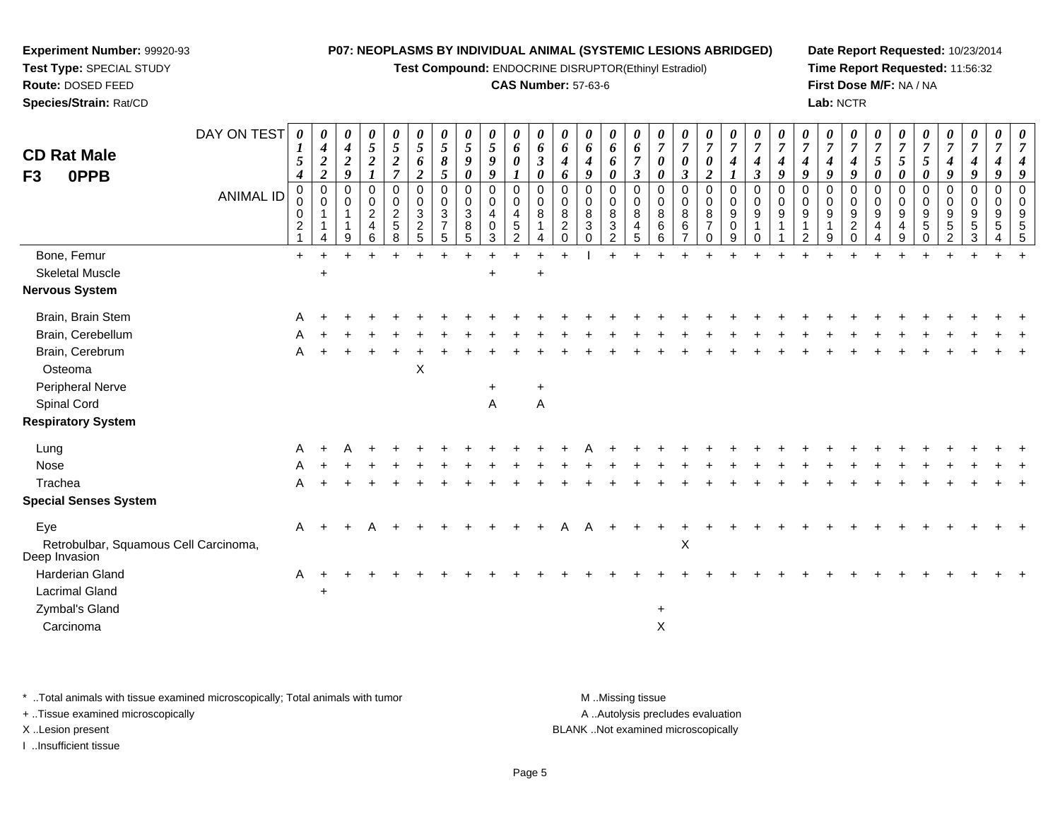**Experiment Number:** 99920-93
**Test Type:** SPECIAL STUDY
**Route:** DOSED FEED
**Species/Strain:** Rat/CD

**P07: NEOPLASMS BY INDIVIDUAL ANIMAL (SYSTEMIC LESIONS ABRIDGED)**
**Test Compound:** ENDOCRINE DISRUPTOR(Ethinyl Estradiol)
**CAS Number:** 57-63-6

**Date Report Requested:** 10/23/2014
**Time Report Requested:** 11:56:32
**First Dose M/F:** NA / NA
**Lab:** NCTR

## CD Rat Male F3 0PPB

| DAY ON TEST | 0154 | 0422 | 0429 | 0521 | 0527 | 0562 | 0585 | 0590 | 0599 | 0601 | 0630 | 0646 | 0649 | 0660 | 0673 | 0700 | 0703 | 0702 | 0741 | 0743 | 0749 | 0749 | 0749 | 0749 | 0750 | 0750 | 0750 | 0749 | 0749 | 0749 | 0749 |
|---|---|---|---|---|---|---|---|---|---|---|---|---|---|---|---|---|---|---|---|---|---|---|---|---|---|---|---|---|---|---|---|
| ANIMAL ID | 00021 | 00114 | 00119 | 00246 | 00258 | 00325 | 00375 | 00385 | 00403 | 00452 | 00814 | 00820 | 00830 | 00832 | 00845 | 00866 | 00867 | 00870 | 00909 | 00910 | 00911 | 00912 | 00919 | 00920 | 00944 | 00949 | 00950 | 00952 | 00953 | 00954 | 00955 |
| Bone, Femur | + | + | + | + | + | + | + | + | + | + | + | + | I | + | + | + | + | + | + | + | + | + | + | + | + | + | + | + | + | + | + |
| Skeletal Muscle | | + | | | | | | | + | | + | | | | | | | | | | | | | | | | | | | | |
| **Nervous System** | | | | | | | | | | | | | | | | | | | | | | | | | | | | | | | |
| Brain, Brain Stem | A | + | + | + | + | + | + | + | + | + | + | + | + | + | + | + | + | + | + | + | + | + | + | + | + | + | + | + | + | + | + |
| Brain, Cerebellum | A | + | + | + | + | + | + | + | + | + | + | + | + | + | + | + | + | + | + | + | + | + | + | + | + | + | + | + | + | + | + |
| Brain, Cerebrum | A | + | + | + | + | + | + | + | + | + | + | + | + | + | + | + | + | + | + | + | + | + | + | + | + | + | + | + | + | + | + |
| Osteoma | | | | | | X | | | | | | | | | | | | | | | | | | | | | | | | | |
| Peripheral Nerve | | | | | | | | | + | | + | | | | | | | | | | | | | | | | | | | | |
| Spinal Cord | | | | | | | | | A | | A | | | | | | | | | | | | | | | | | | | | |
| **Respiratory System** | | | | | | | | | | | | | | | | | | | | | | | | | | | | | | | |
| Lung | A | + | A | + | + | + | + | + | + | + | + | + | A | + | + | + | + | + | + | + | + | + | + | + | + | + | + | + | + | + | + |
| Nose | A | + | + | + | + | + | + | + | + | + | + | + | + | + | + | + | + | + | + | + | + | + | + | + | + | + | + | + | + | + | + |
| Trachea | A | + | + | + | + | + | + | + | + | + | + | + | + | + | + | + | + | + | + | + | + | + | + | + | + | + | + | + | + | + | + |
| **Special Senses System** | | | | | | | | | | | | | | | | | | | | | | | | | | | | | | | |
| Eye | A | + | + | A | + | + | + | + | + | + | + | A | A | + | + | + | + | + | + | + | + | + | + | + | + | + | + | + | + | + | + |
| Retrobulbar, Squamous Cell Carcinoma, Deep Invasion | | | | | | | | | | | | | | | | | X | | | | | | | | | | | | | | |
| Harderian Gland | A | + | + | + | + | + | + | + | + | + | + | + | + | + | + | + | + | + | + | + | + | + | + | + | + | + | + | + | + | + | + |
| Lacrimal Gland | | + | | | | | | | | | | | | | | | | | | | | | | | | | | | | | |
| Zymbal's Gland | | | | | | | | | | | | | | | | + | | | | | | | | | | | | | | | |
| Carcinoma | | | | | | | | | | | | | | | | X | | | | | | | | | | | | | | | |

\* ..Total animals with tissue examined microscopically; Total animals with tumor
\+ ..Tissue examined microscopically
X ..Lesion present
I ..Insufficient tissue

M ..Missing tissue
A ..Autolysis precludes evaluation
BLANK ..Not examined microscopically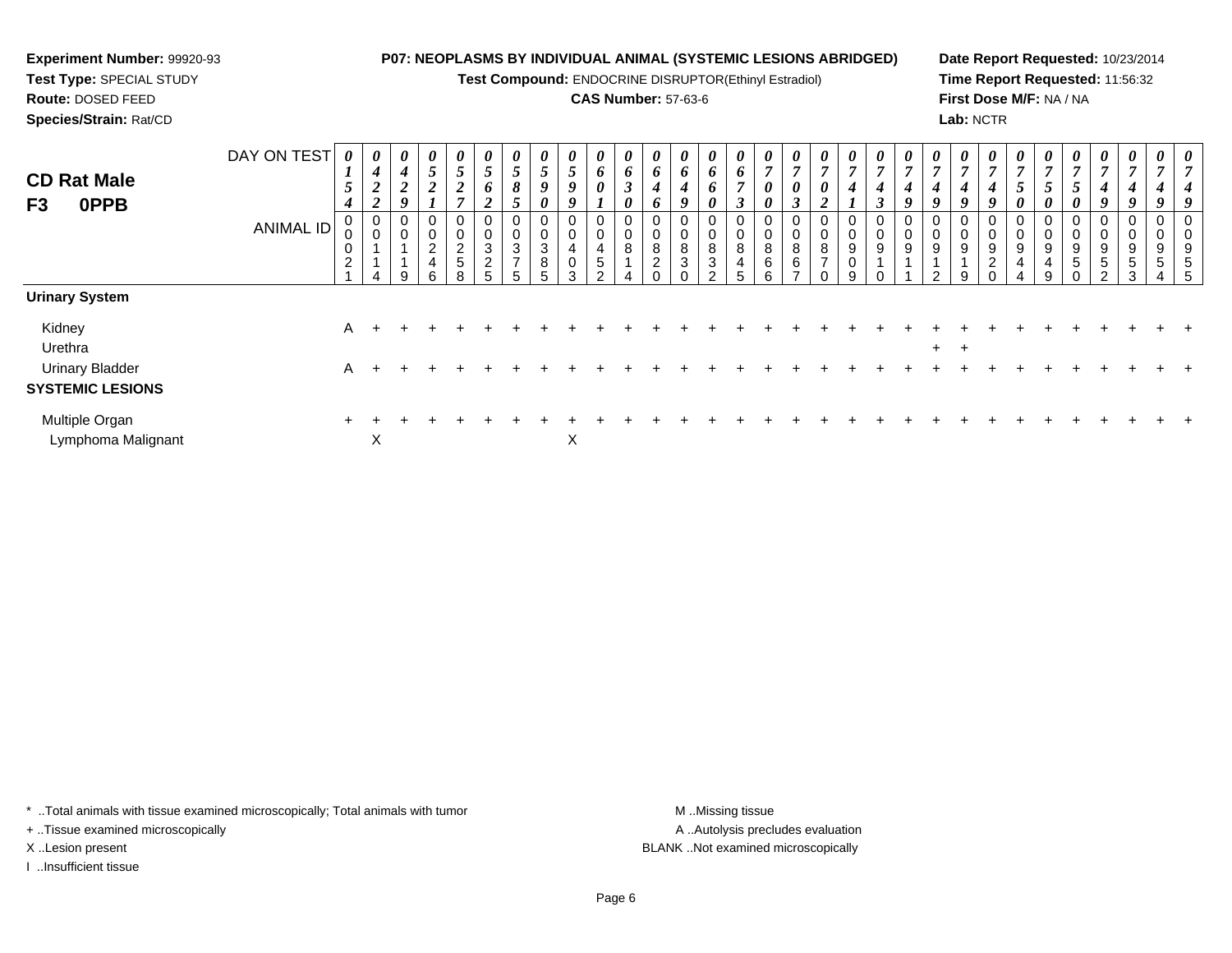**Experiment Number:** 99920-93
**Test Type:** SPECIAL STUDY
**Route:** DOSED FEED
**Species/Strain:** Rat/CD

**P07: NEOPLASMS BY INDIVIDUAL ANIMAL (SYSTEMIC LESIONS ABRIDGED)**
**Test Compound:** ENDOCRINE DISRUPTOR(Ethinyl Estradiol)
**CAS Number:** 57-63-6

**Date Report Requested:** 10/23/2014
**Time Report Requested:** 11:56:32
**First Dose M/F:** NA / NA
**Lab:** NCTR

**CD Rat Male**
**F3 0PPB**

| DAY ON TEST | 0154 | 0422 | 0429 | 0521 | 0527 | 0562 | 0585 | 0590 | 0599 | 0601 | 0630 | 0646 | 0649 | 0660 | 0673 | 0700 | 0703 | 0702 | 0741 | 0743 | 0749 | 0749 | 0749 | 0749 | 0750 | 0750 | 0750 | 0749 | 0749 | 0749 | 0749 |
|---|---|---|---|---|---|---|---|---|---|---|---|---|---|---|---|---|---|---|---|---|---|---|---|---|---|---|---|---|---|---|---|
| ANIMAL ID | 00021 | 00114 | 00119 | 00246 | 00258 | 00325 | 00375 | 00385 | 00403 | 00452 | 00814 | 00820 | 00830 | 00832 | 00845 | 00866 | 00867 | 00870 | 00909 | 00910 | 00911 | 00912 | 00919 | 00920 | 00944 | 00949 | 00950 | 00952 | 00953 | 00954 | 00955 |
| **Urinary System** | | | | | | | | | | | | | | | | | | | | | | | | | | | | | | | |
| Kidney | A | + | + | + | + | + | + | + | + | + | + | + | + | + | + | + | + | + | + | + | + | + | + | + | + | + | + | + | + | + | + |
| Urethra | | | | | | | | | | | | | | | | | | | | | | + | + | | | | | | | | |
| Urinary Bladder | A | + | + | + | + | + | + | + | + | + | + | + | + | + | + | + | + | + | + | + | + | + | + | + | + | + | + | + | + | + | + |
| **SYSTEMIC LESIONS** | | | | | | | | | | | | | | | | | | | | | | | | | | | | | | | |
| Multiple Organ | + | + | + | + | + | + | + | + | + | + | + | + | + | + | + | + | + | + | + | + | + | + | + | + | + | + | + | + | + | + | + |
| Lymphoma Malignant | | X | | | | | | | X | | | | | | | | | | | | | | | | | | | | | | |

\* ..Total animals with tissue examined microscopically; Total animals with tumor
\+ ..Tissue examined microscopically
X ..Lesion present
I ..Insufficient tissue

M ..Missing tissue
A ..Autolysis precludes evaluation
BLANK ..Not examined microscopically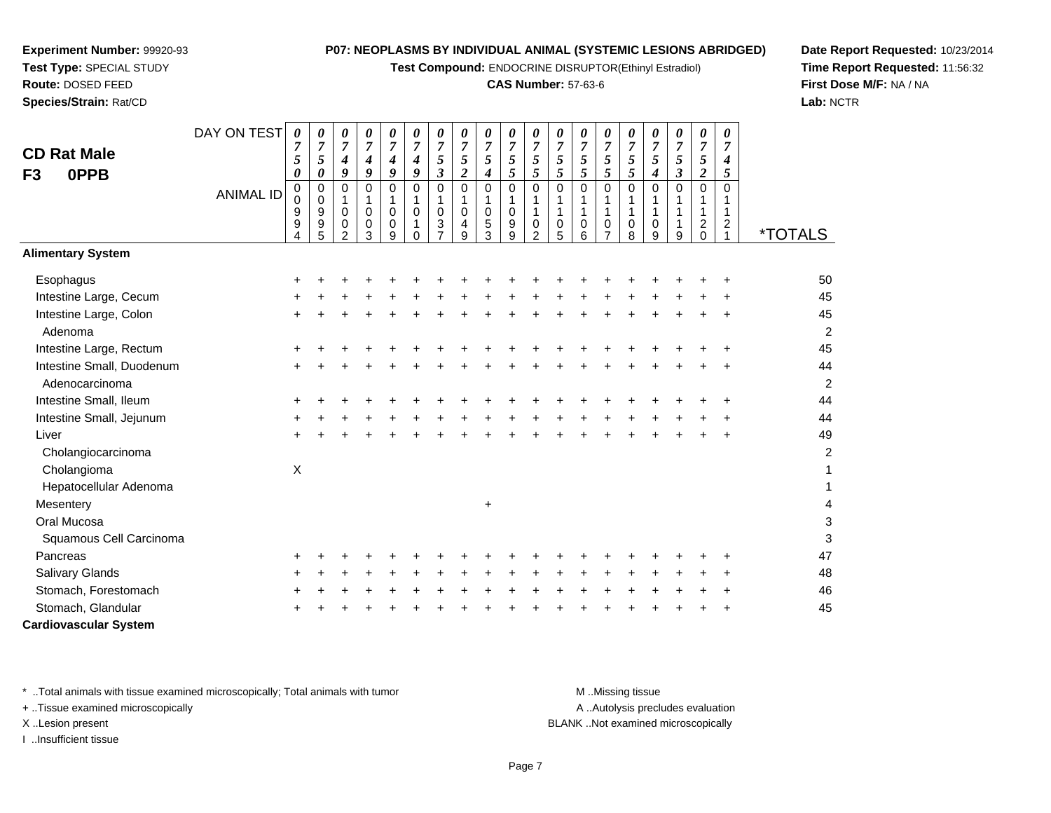**Experiment Number:** 99920-93
**Test Type:** SPECIAL STUDY
**Route:** DOSED FEED
**Species/Strain:** Rat/CD

**P07: NEOPLASMS BY INDIVIDUAL ANIMAL (SYSTEMIC LESIONS ABRIDGED)**
**Test Compound:** ENDOCRINE DISRUPTOR(Ethinyl Estradiol)
**CAS Number:** 57-63-6

**Date Report Requested:** 10/23/2014
**Time Report Requested:** 11:56:32
**First Dose M/F:** NA / NA
**Lab:** NCTR

## CD Rat Male F3 0PPB

| DAY ON TEST | 0750 | 0750 | 0749 | 0749 | 0749 | 0749 | 0753 | 0752 | 0754 | 0755 | 0755 | 0755 | 0755 | 0755 | 0755 | 0754 | 0753 | 0752 | 0745 | |
|---|---|---|---|---|---|---|---|---|---|---|---|---|---|---|---|---|---|---|---|---|
| **ANIMAL ID** | 00994 | 00995 | 01002 | 01003 | 01009 | 01010 | 01037 | 01049 | 01053 | 01099 | 01102 | 01105 | 01106 | 01107 | 01108 | 01109 | 01119 | 01120 | 01121 | ***TOTALS** |
| **Alimentary System** | | | | | | | | | | | | | | | | | | | | |
| Esophagus | + | + | + | + | + | + | + | + | + | + | + | + | + | + | + | + | + | + | + | 50 |
| Intestine Large, Cecum | + | + | + | + | + | + | + | + | + | + | + | + | + | + | + | + | + | + | + | 45 |
| Intestine Large, Colon | + | + | + | + | + | + | + | + | + | + | + | + | + | + | + | + | + | + | + | 45 |
| Adenoma | | | | | | | | | | | | | | | | | | | | 2 |
| Intestine Large, Rectum | + | + | + | + | + | + | + | + | + | + | + | + | + | + | + | + | + | + | + | 45 |
| Intestine Small, Duodenum | + | + | + | + | + | + | + | + | + | + | + | + | + | + | + | + | + | + | + | 44 |
| Adenocarcinoma | | | | | | | | | | | | | | | | | | | | 2 |
| Intestine Small, Ileum | + | + | + | + | + | + | + | + | + | + | + | + | + | + | + | + | + | + | + | 44 |
| Intestine Small, Jejunum | + | + | + | + | + | + | + | + | + | + | + | + | + | + | + | + | + | + | + | 44 |
| Liver | + | + | + | + | + | + | + | + | + | + | + | + | + | + | + | + | + | + | + | 49 |
| Cholangiocarcinoma | | | | | | | | | | | | | | | | | | | | 2 |
| Cholangioma | X | | | | | | | | | | | | | | | | | | | 1 |
| Hepatocellular Adenoma | | | | | | | | | | | | | | | | | | | | 1 |
| Mesentery | | | | | | | | | + | | | | | | | | | | | 4 |
| Oral Mucosa | | | | | | | | | | | | | | | | | | | | 3 |
| Squamous Cell Carcinoma | | | | | | | | | | | | | | | | | | | | 3 |
| Pancreas | + | + | + | + | + | + | + | + | + | + | + | + | + | + | + | + | + | + | + | 47 |
| Salivary Glands | + | + | + | + | + | + | + | + | + | + | + | + | + | + | + | + | + | + | + | 48 |
| Stomach, Forestomach | + | + | + | + | + | + | + | + | + | + | + | + | + | + | + | + | + | + | + | 46 |
| Stomach, Glandular | + | + | + | + | + | + | + | + | + | + | + | + | + | + | + | + | + | + | + | 45 |
| **Cardiovascular System** | | | | | | | | | | | | | | | | | | | | |

\* ..Total animals with tissue examined microscopically; Total animals with tumor
\+ ..Tissue examined microscopically
X ..Lesion present
I ..Insufficient tissue

M ..Missing tissue
A ..Autolysis precludes evaluation
BLANK ..Not examined microscopically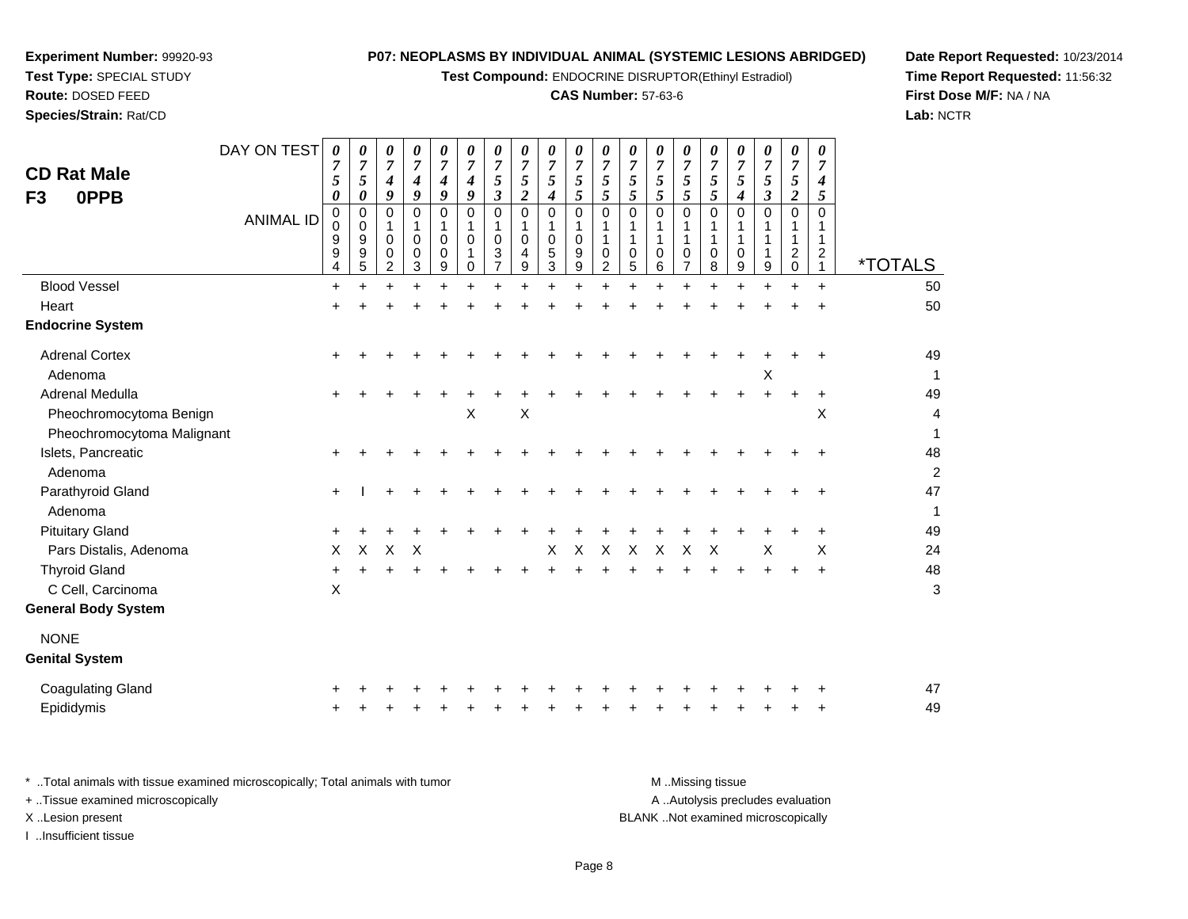**Experiment Number:** 99920-93
**Test Type:** SPECIAL STUDY
**Route:** DOSED FEED
**Species/Strain:** Rat/CD

**P07: NEOPLASMS BY INDIVIDUAL ANIMAL (SYSTEMIC LESIONS ABRIDGED)**
**Test Compound:** ENDOCRINE DISRUPTOR(Ethinyl Estradiol)
**CAS Number:** 57-63-6

**Date Report Requested:** 10/23/2014
**Time Report Requested:** 11:56:32
**First Dose M/F:** NA / NA
**Lab:** NCTR

## CD Rat Male
## F3 0PPB

| DAY ON TEST | 0750 | 0750 | 0749 | 0749 | 0749 | 0749 | 0753 | 0752 | 0754 | 0755 | 0755 | 0755 | 0755 | 0755 | 0755 | 0754 | 0753 | 0752 | 0745 | |
|---|---|---|---|---|---|---|---|---|---|---|---|---|---|---|---|---|---|---|---|---|
| **ANIMAL ID** | 00994 | 00995 | 01002 | 01003 | 01009 | 01010 | 01037 | 01049 | 01053 | 01099 | 01102 | 01105 | 01106 | 01107 | 01108 | 01109 | 01119 | 01120 | 01121 | ***TOTALS** |
| Blood Vessel | + | + | + | + | + | + | + | + | + | + | + | + | + | + | + | + | + | + | + | 50 |
| Heart | + | + | + | + | + | + | + | + | + | + | + | + | + | + | + | + | + | + | + | 50 |
| **Endocrine System** | | | | | | | | | | | | | | | | | | | | |
| Adrenal Cortex | + | + | + | + | + | + | + | + | + | + | + | + | + | + | + | + | + | + | + | 49 |
| Adenoma | | | | | | | | | | | | | | | | | X | | | 1 |
| Adrenal Medulla | + | + | + | + | + | + | + | + | + | + | + | + | + | + | + | + | + | + | + | 49 |
| Pheochromocytoma Benign | | | | | | X | | X | | | | | | | | | | | X | 4 |
| Pheochromocytoma Malignant | | | | | | | | | | | | | | | | | | | | 1 |
| Islets, Pancreatic | + | + | + | + | + | + | + | + | + | + | + | + | + | + | + | + | + | + | + | 48 |
| Adenoma | | | | | | | | | | | | | | | | | | | | 2 |
| Parathyroid Gland | + | I | + | + | + | + | + | + | + | + | + | + | + | + | + | + | + | + | + | 47 |
| Adenoma | | | | | | | | | | | | | | | | | | | | 1 |
| Pituitary Gland | + | + | + | + | + | + | + | + | + | + | + | + | + | + | + | + | + | + | + | 49 |
| Pars Distalis, Adenoma | X | X | X | X | | | | | X | X | X | X | X | X | X | | X | | X | 24 |
| Thyroid Gland | + | + | + | + | + | + | + | + | + | + | + | + | + | + | + | + | + | + | + | 48 |
| C Cell, Carcinoma | X | | | | | | | | | | | | | | | | | | | 3 |
| **General Body System** | | | | | | | | | | | | | | | | | | | | |
| NONE | | | | | | | | | | | | | | | | | | | | |
| **Genital System** | | | | | | | | | | | | | | | | | | | | |
| Coagulating Gland | + | + | + | + | + | + | + | + | + | + | + | + | + | + | + | + | + | + | + | 47 |
| Epididymis | + | + | + | + | + | + | + | + | + | + | + | + | + | + | + | + | + | + | + | 49 |

\* ..Total animals with tissue examined microscopically; Total animals with tumor
\+ ..Tissue examined microscopically
X ..Lesion present
I ..Insufficient tissue

M ..Missing tissue
A ..Autolysis precludes evaluation
BLANK ..Not examined microscopically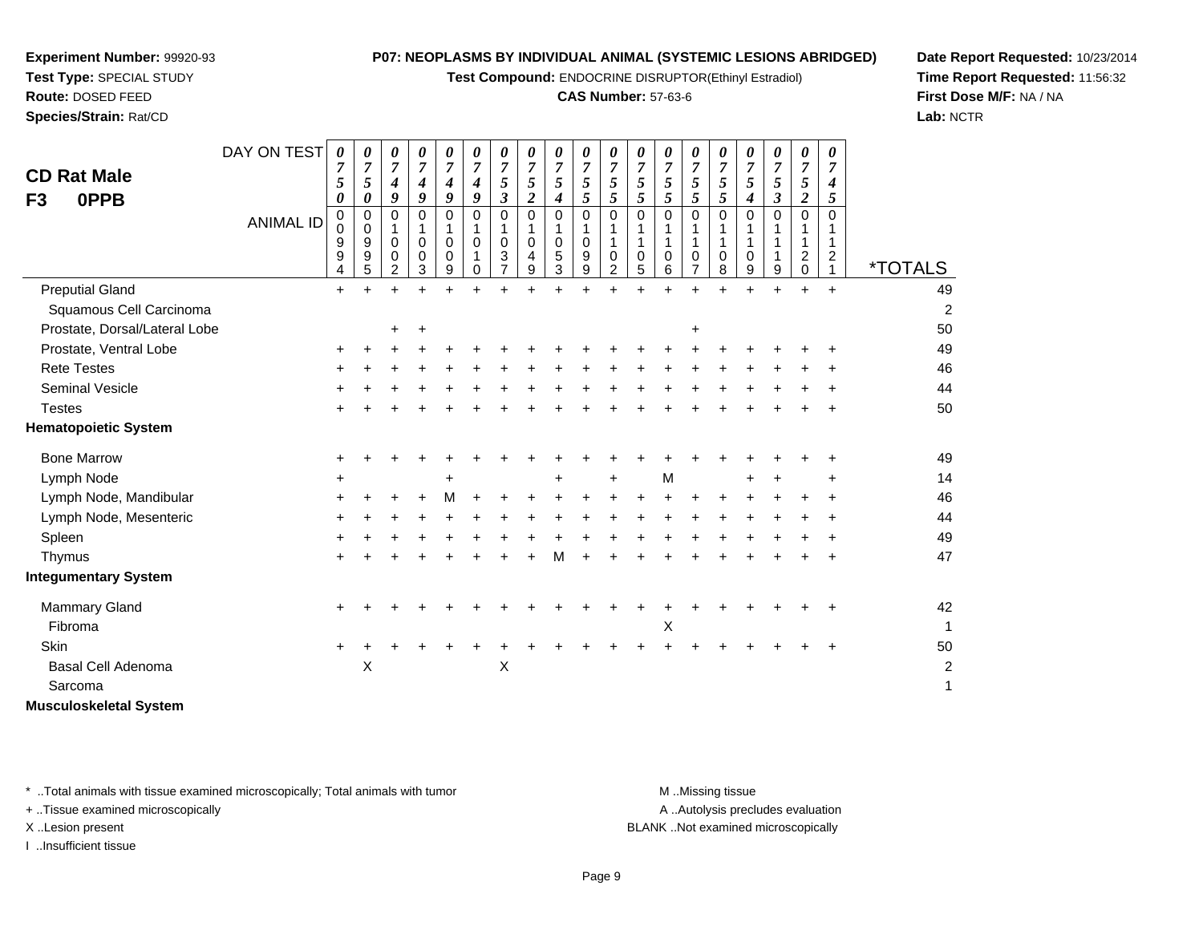**Experiment Number:** 99920-93
**Test Type:** SPECIAL STUDY
**Route:** DOSED FEED
**Species/Strain:** Rat/CD

**P07: NEOPLASMS BY INDIVIDUAL ANIMAL (SYSTEMIC LESIONS ABRIDGED)**
**Test Compound:** ENDOCRINE DISRUPTOR(Ethinyl Estradiol)
**CAS Number:** 57-63-6

**Date Report Requested:** 10/23/2014
**Time Report Requested:** 11:56:32
**First Dose M/F:** NA / NA
**Lab:** NCTR

## CD Rat Male
## F3 0PPB

| DAY ON TEST | 0750 | 0750 | 0749 | 0749 | 0749 | 0749 | 0753 | 0752 | 0754 | 0755 | 0755 | 0755 | 0755 | 0755 | 0755 | 0754 | 0753 | 0752 | 0745 | |
|---|---|---|---|---|---|---|---|---|---|---|---|---|---|---|---|---|---|---|---|---|
| **ANIMAL ID** | 00994 | 00995 | 01002 | 01003 | 01009 | 01010 | 01037 | 01049 | 01053 | 01099 | 01102 | 01105 | 01106 | 01107 | 01108 | 01109 | 01119 | 01120 | 01121 | ***TOTALS** |
| Preputial Gland | + | + | + | + | + | + | + | + | + | + | + | + | + | + | + | + | + | + | + | 49 |
| Squamous Cell Carcinoma | | | | | | | | | | | | | | | | | | | | 2 |
| Prostate, Dorsal/Lateral Lobe | | | + | + | | | | | | | | | | + | | | | | | 50 |
| Prostate, Ventral Lobe | + | + | + | + | + | + | + | + | + | + | + | + | + | + | + | + | + | + | + | 49 |
| Rete Testes | + | + | + | + | + | + | + | + | + | + | + | + | + | + | + | + | + | + | + | 46 |
| Seminal Vesicle | + | + | + | + | + | + | + | + | + | + | + | + | + | + | + | + | + | + | + | 44 |
| Testes | + | + | + | + | + | + | + | + | + | + | + | + | + | + | + | + | + | + | + | 50 |
| **Hematopoietic System** | | | | | | | | | | | | | | | | | | | | |
| Bone Marrow | + | + | + | + | + | + | + | + | + | + | + | + | + | + | + | + | + | + | + | 49 |
| Lymph Node | + | | | | + | | | | + | | + | | M | | | + | + | | + | 14 |
| Lymph Node, Mandibular | + | + | + | + | M | + | + | + | + | + | + | + | + | + | + | + | + | + | + | 46 |
| Lymph Node, Mesenteric | + | + | + | + | + | + | + | + | + | + | + | + | + | + | + | + | + | + | + | 44 |
| Spleen | + | + | + | + | + | + | + | + | + | + | + | + | + | + | + | + | + | + | + | 49 |
| Thymus | + | + | + | + | + | + | + | + | M | + | + | + | + | + | + | + | + | + | + | 47 |
| **Integumentary System** | | | | | | | | | | | | | | | | | | | | |
| Mammary Gland | + | + | + | + | + | + | + | + | + | + | + | + | + | + | + | + | + | + | + | 42 |
| Fibroma | | | | | | | | | | | | | X | | | | | | | 1 |
| Skin | + | + | + | + | + | + | + | + | + | + | + | + | + | + | + | + | + | + | + | 50 |
| Basal Cell Adenoma | | X | | | | | X | | | | | | | | | | | | | 2 |
| Sarcoma | | | | | | | | | | | | | | | | | | | | 1 |
| **Musculoskeletal System** | | | | | | | | | | | | | | | | | | | | |

\* ..Total animals with tissue examined microscopically; Total animals with tumor
\+ ..Tissue examined microscopically
X ..Lesion present
I ..Insufficient tissue

M ..Missing tissue
A ..Autolysis precludes evaluation
BLANK ..Not examined microscopically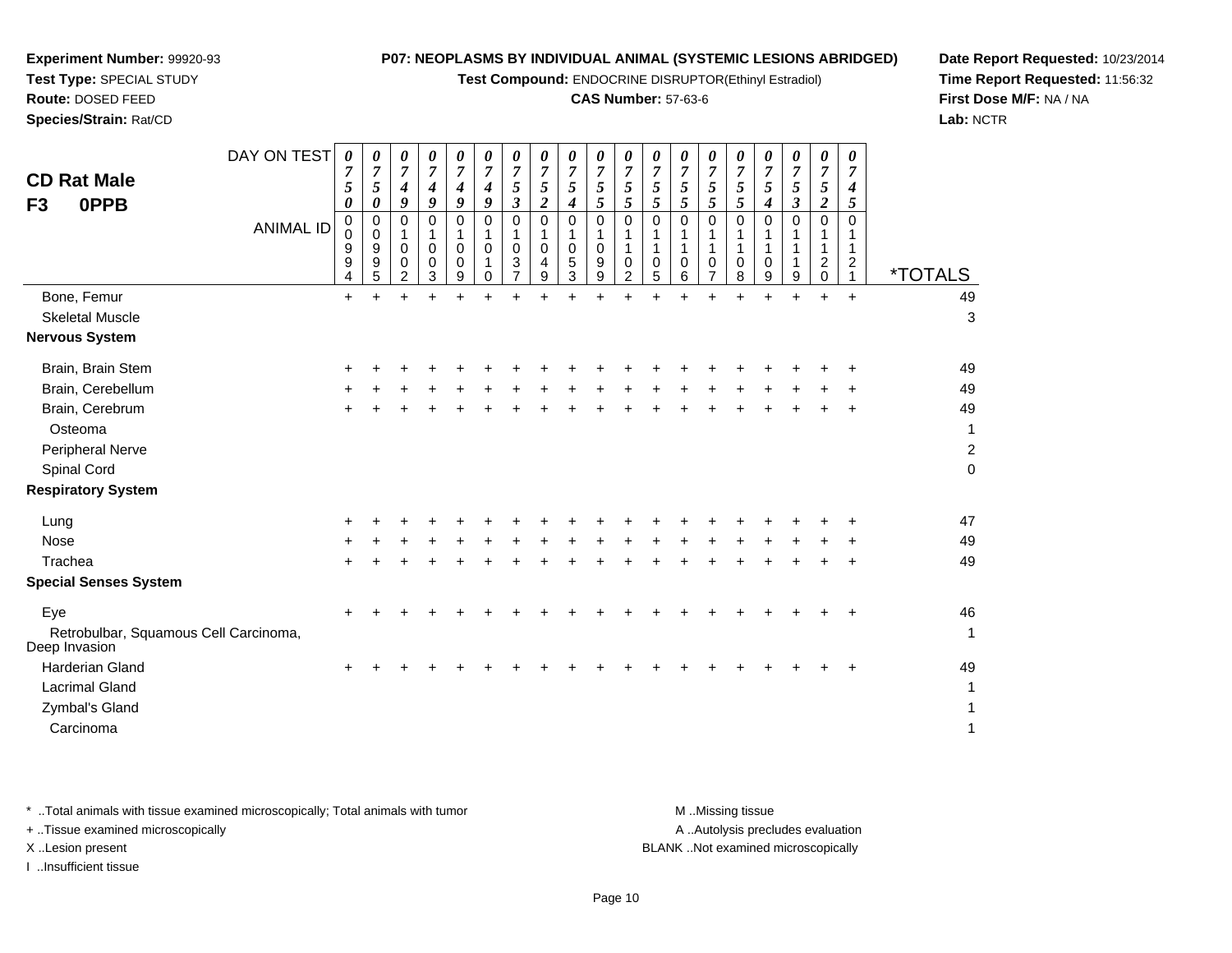**Experiment Number:** 99920-93
**Test Type:** SPECIAL STUDY
**Route:** DOSED FEED
**Species/Strain:** Rat/CD

**P07: NEOPLASMS BY INDIVIDUAL ANIMAL (SYSTEMIC LESIONS ABRIDGED)**
**Test Compound:** ENDOCRINE DISRUPTOR(Ethinyl Estradiol)
**CAS Number:** 57-63-6

**Date Report Requested:** 10/23/2014
**Time Report Requested:** 11:56:32
**First Dose M/F:** NA / NA
**Lab:** NCTR

## CD Rat Male
## F3 0PPB

| DAY ON TEST | 0750 | 0750 | 0749 | 0749 | 0749 | 0749 | 0753 | 0752 | 0754 | 0755 | 0755 | 0755 | 0755 | 0755 | 0755 | 0754 | 0753 | 0752 | 0745 | |
|---|---|---|---|---|---|---|---|---|---|---|---|---|---|---|---|---|---|---|---|---|
| **ANIMAL ID** | 00994 | 00995 | 01002 | 01003 | 01009 | 01010 | 01037 | 01049 | 01053 | 01099 | 01102 | 01105 | 01106 | 01107 | 01108 | 01109 | 01119 | 01120 | 01121 | ***TOTALS** |
| Bone, Femur | + | + | + | + | + | + | + | + | + | + | + | + | + | + | + | + | + | + | + | 49 |
| Skeletal Muscle | | | | | | | | | | | | | | | | | | | | 3 |
| **Nervous System** | | | | | | | | | | | | | | | | | | | | |
| Brain, Brain Stem | + | + | + | + | + | + | + | + | + | + | + | + | + | + | + | + | + | + | + | 49 |
| Brain, Cerebellum | + | + | + | + | + | + | + | + | + | + | + | + | + | + | + | + | + | + | + | 49 |
| Brain, Cerebrum | + | + | + | + | + | + | + | + | + | + | + | + | + | + | + | + | + | + | + | 49 |
| Osteoma | | | | | | | | | | | | | | | | | | | | 1 |
| Peripheral Nerve | | | | | | | | | | | | | | | | | | | | 2 |
| Spinal Cord | | | | | | | | | | | | | | | | | | | | 0 |
| **Respiratory System** | | | | | | | | | | | | | | | | | | | | |
| Lung | + | + | + | + | + | + | + | + | + | + | + | + | + | + | + | + | + | + | + | 47 |
| Nose | + | + | + | + | + | + | + | + | + | + | + | + | + | + | + | + | + | + | + | 49 |
| Trachea | + | + | + | + | + | + | + | + | + | + | + | + | + | + | + | + | + | + | + | 49 |
| **Special Senses System** | | | | | | | | | | | | | | | | | | | | |
| Eye | + | + | + | + | + | + | + | + | + | + | + | + | + | + | + | + | + | + | + | 46 |
| Retrobulbar, Squamous Cell Carcinoma, Deep Invasion | | | | | | | | | | | | | | | | | | | | 1 |
| Harderian Gland | + | + | + | + | + | + | + | + | + | + | + | + | + | + | + | + | + | + | + | 49 |
| Lacrimal Gland | | | | | | | | | | | | | | | | | | | | 1 |
| Zymbal's Gland | | | | | | | | | | | | | | | | | | | | 1 |
| Carcinoma | | | | | | | | | | | | | | | | | | | | 1 |

* ..Total animals with tissue examined microscopically; Total animals with tumor
+ ..Tissue examined microscopically
X ..Lesion present
I ..Insufficient tissue

M ..Missing tissue
A ..Autolysis precludes evaluation
BLANK ..Not examined microscopically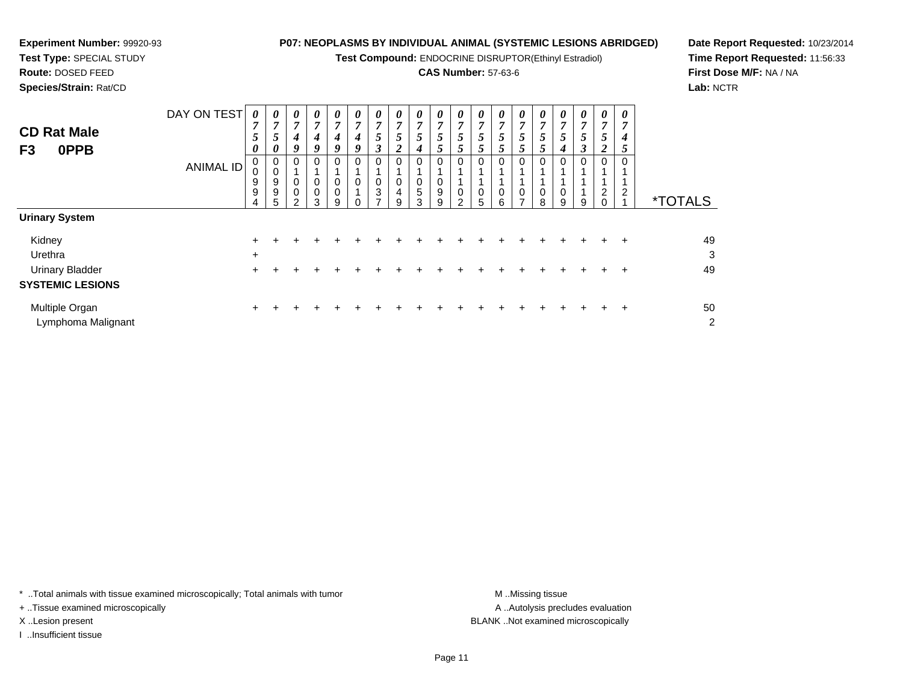**Experiment Number:** 99920-93
**Test Type:** SPECIAL STUDY
**Route:** DOSED FEED
**Species/Strain:** Rat/CD

**P07: NEOPLASMS BY INDIVIDUAL ANIMAL (SYSTEMIC LESIONS ABRIDGED)**
**Test Compound:** ENDOCRINE DISRUPTOR(Ethinyl Estradiol)
**CAS Number:** 57-63-6

**Date Report Requested:** 10/23/2014
**Time Report Requested:** 11:56:33
**First Dose M/F:** NA / NA
**Lab:** NCTR

## CD Rat Male
## F3 0PPB

| DAY ON TEST | 0750 | 0750 | 0749 | 0749 | 0749 | 0749 | 0753 | 0752 | 0754 | 0755 | 0755 | 0755 | 0755 | 0755 | 0755 | 0754 | 0753 | 0752 | 0745 | |
|---|---|---|---|---|---|---|---|---|---|---|---|---|---|---|---|---|---|---|---|---|
| **ANIMAL ID** | 00994 | 00995 | 01002 | 01003 | 01009 | 01010 | 01037 | 01049 | 01053 | 01099 | 01102 | 01105 | 01106 | 01107 | 01108 | 01109 | 01119 | 01120 | 01121 | ***TOTALS** |
| **Urinary System** | | | | | | | | | | | | | | | | | | | | |
| Kidney | + | + | + | + | + | + | + | + | + | + | + | + | + | + | + | + | + | + | + | 49 |
| Urethra | + | | | | | | | | | | | | | | | | | | | 3 |
| Urinary Bladder | + | + | + | + | + | + | + | + | + | + | + | + | + | + | + | + | + | + | + | 49 |
| **SYSTEMIC LESIONS** | | | | | | | | | | | | | | | | | | | | |
| Multiple Organ | + | + | + | + | + | + | + | + | + | + | + | + | + | + | + | + | + | + | + | 50 |
| Lymphoma Malignant | | | | | | | | | | | | | | | | | | | | 2 |

\* ..Total animals with tissue examined microscopically; Total animals with tumor
\+ ..Tissue examined microscopically
X ..Lesion present
I ..Insufficient tissue

M ..Missing tissue
A ..Autolysis precludes evaluation
BLANK ..Not examined microscopically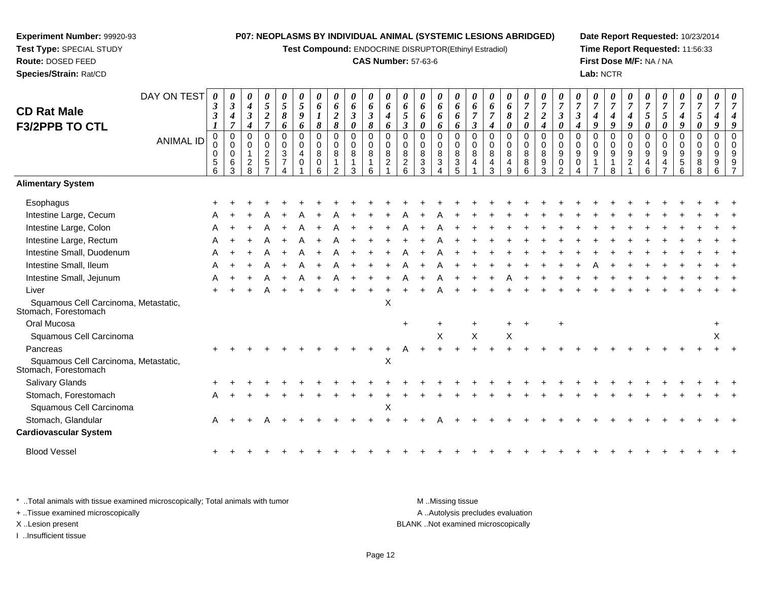**Experiment Number:** 99920-93
**Test Type:** SPECIAL STUDY
**Route:** DOSED FEED
**Species/Strain:** Rat/CD

**P07: NEOPLASMS BY INDIVIDUAL ANIMAL (SYSTEMIC LESIONS ABRIDGED)**
**Test Compound:** ENDOCRINE DISRUPTOR(Ethinyl Estradiol)
**CAS Number:** 57-63-6

**Date Report Requested:** 10/23/2014
**Time Report Requested:** 11:56:33
**First Dose M/F:** NA / NA
**Lab:** NCTR

## CD Rat Male F3/2PPB TO CTL

| DAY ON TEST | 0331 | 0347 | 0434 | 0527 | 0586 | 0596 | 0618 | 0628 | 0630 | 0638 | 0646 | 0653 | 0660 | 0666 | 0666 | 0673 | 0674 | 0680 | 0720 | 0724 | 0730 | 0734 | 0749 | 0749 | 0749 | 0750 | 0750 | 0749 | 0750 | 0749 | 0749 |
|---|---|---|---|---|---|---|---|---|---|---|---|---|---|---|---|---|---|---|---|---|---|---|---|---|---|---|---|---|---|---|---|
| **ANIMAL ID** | 00056 | 00063 | 00128 | 00257 | 00374 | 00401 | 00806 | 00812 | 00813 | 00816 | 00821 | 00826 | 00833 | 00834 | 00835 | 00841 | 00843 | 00849 | 00886 | 00893 | 00902 | 00904 | 00917 | 00918 | 00921 | 00946 | 00947 | 00956 | 00988 | 00996 | 00997 |
| **Alimentary System** | | | | | | | | | | | | | | | | | | | | | | | | | | | | | | | |
| Esophagus | + | + | + | + | + | + | + | + | + | + | + | + | + | + | + | + | + | + | + | + | + | + | + | + | + | + | + | + | + | + | + |
| Intestine Large, Cecum | A | + | + | A | + | A | + | A | + | + | + | A | + | A | + | + | + | + | + | + | + | + | + | + | + | + | + | + | + | + | + |
| Intestine Large, Colon | A | + | + | A | + | A | + | A | + | + | + | A | + | A | + | + | + | + | + | + | + | + | + | + | + | + | + | + | + | + | + |
| Intestine Large, Rectum | A | + | + | A | + | A | + | A | + | + | + | + | + | A | + | + | + | + | + | + | + | + | + | + | + | + | + | + | + | + | + |
| Intestine Small, Duodenum | A | + | + | A | + | A | + | A | + | + | + | A | + | A | + | + | + | + | + | + | + | + | + | + | + | + | + | + | + | + | + |
| Intestine Small, Ileum | A | + | + | A | + | A | + | A | + | + | + | A | + | A | + | + | + | + | + | + | + | + | A | + | + | + | + | + | + | + | + |
| Intestine Small, Jejunum | A | + | + | A | + | A | + | A | + | + | + | A | + | A | + | + | + | A | + | + | + | + | + | + | + | + | + | + | + | + | + |
| Liver | + | + | + | A | + | + | + | + | + | + | + | + | + | A | + | + | + | + | + | + | + | + | + | + | + | + | + | + | + | + | + |
| Squamous Cell Carcinoma, Metastatic, Stomach, Forestomach | | | | | | | | | | | X | | | | | | | | | | | | | | | | | | | | |
| Oral Mucosa | | | | | | | | | | | | + | | + | | + | | + | + | | + | | | | | | | | | + | |
| Squamous Cell Carcinoma | | | | | | | | | | | | | | X | | X | | X | | | | | | | | | | | | X | |
| Pancreas | + | + | + | + | + | + | + | + | + | + | + | A | + | + | + | + | + | + | + | + | + | + | + | + | + | + | + | + | + | + | + |
| Squamous Cell Carcinoma, Metastatic, Stomach, Forestomach | | | | | | | | | | | X | | | | | | | | | | | | | | | | | | | | |
| Salivary Glands | + | + | + | + | + | + | + | + | + | + | + | + | + | + | + | + | + | + | + | + | + | + | + | + | + | + | + | + | + | + | + |
| Stomach, Forestomach | A | + | + | + | + | + | + | + | + | + | + | + | + | + | + | + | + | + | + | + | + | + | + | + | + | + | + | + | + | + | + |
| Squamous Cell Carcinoma | | | | | | | | | | | X | | | | | | | | | | | | | | | | | | | | |
| Stomach, Glandular | A | + | + | A | + | + | + | + | + | + | + | + | + | A | + | + | + | + | + | + | + | + | + | + | + | + | + | + | + | + | + |
| **Cardiovascular System** | | | | | | | | | | | | | | | | | | | | | | | | | | | | | | | |
| Blood Vessel | + | + | + | + | + | + | + | + | + | + | + | + | + | + | + | + | + | + | + | + | + | + | + | + | + | + | + | + | + | + | + |

\* ..Total animals with tissue examined microscopically; Total animals with tumor
\+ ..Tissue examined microscopically
X ..Lesion present
I ..Insufficient tissue

M ..Missing tissue
A ..Autolysis precludes evaluation
BLANK ..Not examined microscopically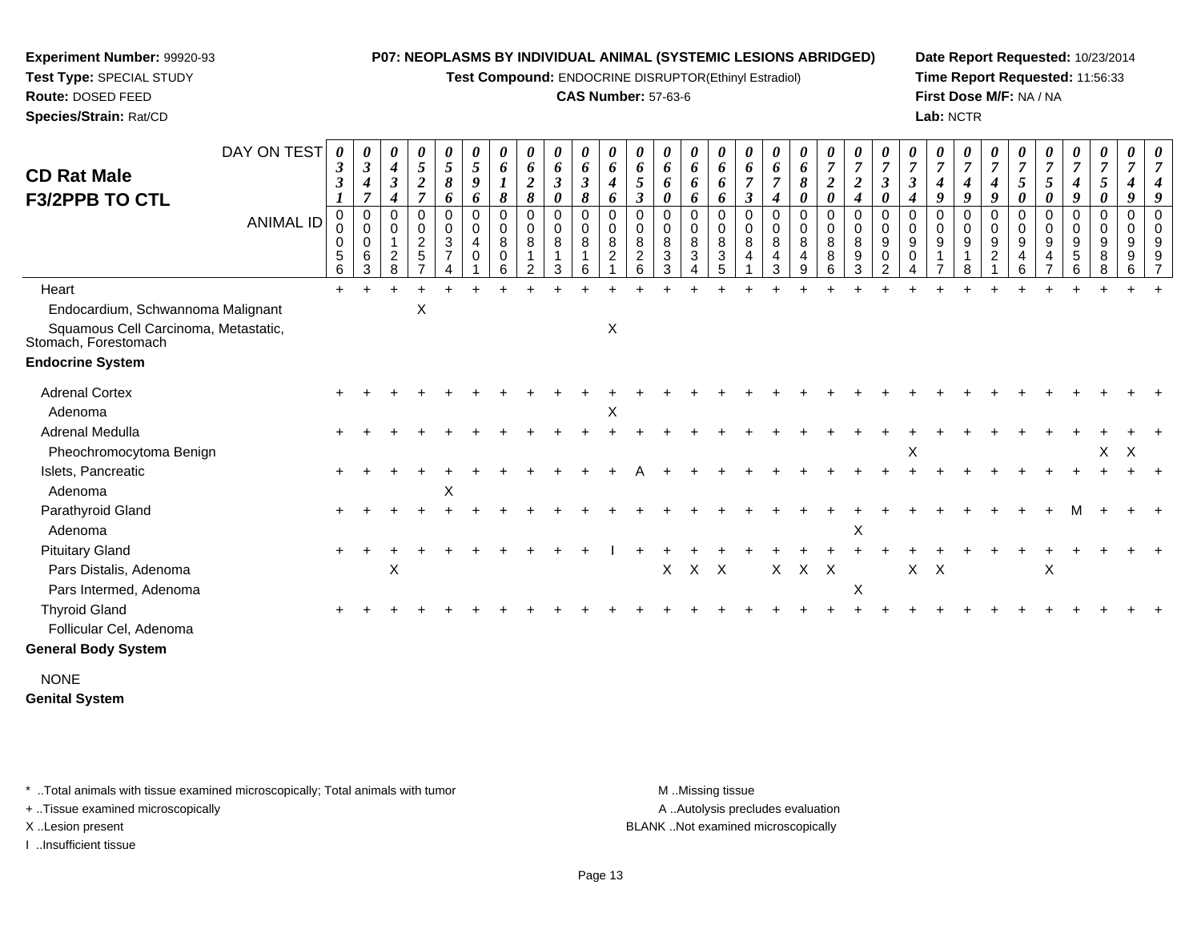**Experiment Number:** 99920-93
**Test Type:** SPECIAL STUDY
**Route:** DOSED FEED
**Species/Strain:** Rat/CD

**P07: NEOPLASMS BY INDIVIDUAL ANIMAL (SYSTEMIC LESIONS ABRIDGED)**
**Test Compound:** ENDOCRINE DISRUPTOR(Ethinyl Estradiol)
**CAS Number:** 57-63-6

**Date Report Requested:** 10/23/2014
**Time Report Requested:** 11:56:33
**First Dose M/F:** NA / NA
**Lab:** NCTR

## CD Rat Male
## F3/2PPB TO CTL

| DAY ON TEST | 0331 | 0347 | 0434 | 0527 | 0586 | 0596 | 0618 | 0628 | 0630 | 0638 | 0646 | 0653 | 0660 | 0666 | 0666 | 0673 | 0674 | 0680 | 0720 | 0724 | 0730 | 0734 | 0749 | 0749 | 0749 | 0750 | 0750 | 0749 | 0750 | 0749 | 0749 |
|---|---|---|---|---|---|---|---|---|---|---|---|---|---|---|---|---|---|---|---|---|---|---|---|---|---|---|---|---|---|---|---|
| ANIMAL ID | 00056 | 00063 | 00128 | 00257 | 00374 | 00401 | 00806 | 00812 | 00813 | 00816 | 00821 | 00826 | 00833 | 00834 | 00835 | 00841 | 00843 | 00849 | 00886 | 00893 | 00902 | 00904 | 00917 | 00918 | 00921 | 00946 | 00947 | 00956 | 00988 | 00996 | 00997 |
| Heart | + | + | + | + | + | + | + | + | + | + | + | + | + | + | + | + | + | + | + | + | + | + | + | + | + | + | + | + | + | + | + |
| Endocardium, Schwannoma Malignant | | | | X | | | | | | | | | | | | | | | | | | | | | | | | | | | |
| Squamous Cell Carcinoma, Metastatic, Stomach, Forestomach | | | | | | | | | | | X | | | | | | | | | | | | | | | | | | | | |
| **Endocrine System** | | | | | | | | | | | | | | | | | | | | | | | | | | | | | | | |
| Adrenal Cortex | + | + | + | + | + | + | + | + | + | + | + | + | + | + | + | + | + | + | + | + | + | + | + | + | + | + | + | + | + | + | + |
| Adenoma | | | | | | | | | | | X | | | | | | | | | | | | | | | | | | | | |
| Adrenal Medulla | + | + | + | + | + | + | + | + | + | + | + | + | + | + | + | + | + | + | + | + | + | + | + | + | + | + | + | + | + | + | + |
| Pheochromocytoma Benign | | | | | | | | | | | | | | | | | | | | | | X | | | | | | | X | X | |
| Islets, Pancreatic | + | + | + | + | + | + | + | + | + | + | + | A | + | + | + | + | + | + | + | + | + | + | + | + | + | + | + | + | + | + | + |
| Adenoma | | | | | X | | | | | | | | | | | | | | | | | | | | | | | | | | |
| Parathyroid Gland | + | + | + | + | + | + | + | + | + | + | + | + | + | + | + | + | + | + | + | + | + | + | + | + | + | + | + | M | + | + | + |
| Adenoma | | | | | | | | | | | | | | | | | | | | X | | | | | | | | | | | |
| Pituitary Gland | + | + | + | + | + | + | + | + | + | + | I | + | + | + | + | + | + | + | + | + | + | + | + | + | + | + | + | + | + | + | + |
| Pars Distalis, Adenoma | | | X | | | | | | | | | | X | X | X | | X | X | X | | | X | X | | | | X | | | | |
| Pars Intermed, Adenoma | | | | | | | | | | | | | | | | | | | | X | | | | | | | | | | | |
| Thyroid Gland | + | + | + | + | + | + | + | + | + | + | + | + | + | + | + | + | + | + | + | + | + | + | + | + | + | + | + | + | + | + | + |
| Follicular Cel, Adenoma | | | | | | | | | | | | | | | | | | | | | | | | | | | | | | | |
| **General Body System** | | | | | | | | | | | | | | | | | | | | | | | | | | | | | | | |
| NONE | | | | | | | | | | | | | | | | | | | | | | | | | | | | | | | |
| **Genital System** | | | | | | | | | | | | | | | | | | | | | | | | | | | | | | | |

\* ..Total animals with tissue examined microscopically; Total animals with tumor
\+ ..Tissue examined microscopically
X ..Lesion present
I ..Insufficient tissue

M ..Missing tissue
A ..Autolysis precludes evaluation
BLANK ..Not examined microscopically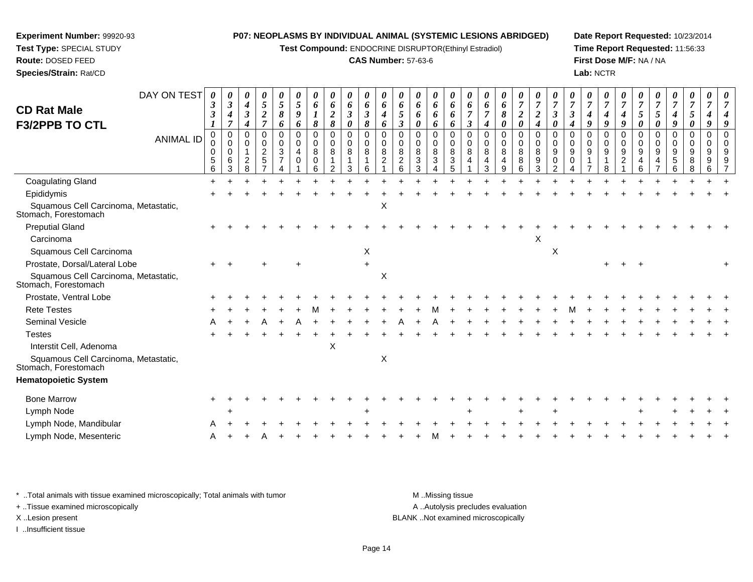**Experiment Number:** 99920-93
**Test Type:** SPECIAL STUDY
**Route:** DOSED FEED
**Species/Strain:** Rat/CD

**P07: NEOPLASMS BY INDIVIDUAL ANIMAL (SYSTEMIC LESIONS ABRIDGED)**
**Test Compound:** ENDOCRINE DISRUPTOR(Ethinyl Estradiol)
**CAS Number:** 57-63-6

**Date Report Requested:** 10/23/2014
**Time Report Requested:** 11:56:33
**First Dose M/F:** NA / NA
**Lab:** NCTR

## CD Rat Male
## F3/2PPB TO CTL

| DAY ON TEST | 0331 | 0347 | 0434 | 0527 | 0586 | 0596 | 0618 | 0628 | 0630 | 0638 | 0646 | 0653 | 0660 | 0666 | 0666 | 0673 | 0674 | 0680 | 0720 | 0724 | 0730 | 0734 | 0749 | 0749 | 0749 | 0750 | 0750 | 0749 | 0750 | 0749 | 0749 |
|---|---|---|---|---|---|---|---|---|---|---|---|---|---|---|---|---|---|---|---|---|---|---|---|---|---|---|---|---|---|---|---|
| ANIMAL ID | 00056 | 00063 | 00128 | 00257 | 00374 | 00401 | 00806 | 00812 | 00813 | 00816 | 00821 | 00826 | 00833 | 00834 | 00835 | 00841 | 00843 | 00849 | 00886 | 00893 | 00902 | 00904 | 00917 | 00918 | 00921 | 00946 | 00947 | 00956 | 00988 | 00996 | 00997 |
| Coagulating Gland | + | + | + | + | + | + | + | + | + | + | + | + | + | + | + | + | + | + | + | + | + | + | + | + | + | + | + | + | + | + | + |
| Epididymis | + | + | + | + | + | + | + | + | + | + | + | + | + | + | + | + | + | + | + | + | + | + | + | + | + | + | + | + | + | + | + |
| Squamous Cell Carcinoma, Metastatic, Stomach, Forestomach | | | | | | | | | | | X | | | | | | | | | | | | | | | | | | | | |
| Preputial Gland | + | + | + | + | + | + | + | + | + | + | + | + | + | + | + | + | + | + | + | + | + | + | + | + | + | + | + | + | + | + | + |
| Carcinoma | | | | | | | | | | | | | | | | | | | | X | | | | | | | | | | | |
| Squamous Cell Carcinoma | | | | | | | | | | X | | | | | | | | | | | X | | | | | | | | | | |
| Prostate, Dorsal/Lateral Lobe | + | + | | + | | + | | | | + | | | | | | | | | | | | | | + | + | + | | | | | + |
| Squamous Cell Carcinoma, Metastatic, Stomach, Forestomach | | | | | | | | | | | X | | | | | | | | | | | | | | | | | | | | |
| Prostate, Ventral Lobe | + | + | + | + | + | + | + | + | + | + | + | + | + | + | + | + | + | + | + | + | + | + | + | + | + | + | + | + | + | + | + |
| Rete Testes | + | + | + | + | + | + | M | + | + | + | + | + | + | M | + | + | + | + | + | + | + | M | + | + | + | + | + | + | + | + | + |
| Seminal Vesicle | A | + | + | A | + | A | + | + | + | + | + | A | + | A | + | + | + | + | + | + | + | + | + | + | + | + | + | + | + | + | + |
| Testes | + | + | + | + | + | + | + | + | + | + | + | + | + | + | + | + | + | + | + | + | + | + | + | + | + | + | + | + | + | + | + |
| Interstit Cell, Adenoma | | | | | | | | X | | | | | | | | | | | | | | | | | | | | | | | |
| Squamous Cell Carcinoma, Metastatic, Stomach, Forestomach | | | | | | | | | | | X | | | | | | | | | | | | | | | | | | | | |
| **Hematopoietic System** | | | | | | | | | | | | | | | | | | | | | | | | | | | | | | | |
| Bone Marrow | + | + | + | + | + | + | + | + | + | + | + | + | + | + | + | + | + | + | + | + | + | + | + | + | + | + | + | + | + | + | + |
| Lymph Node | | + | | | | | | | | + | | | | | | + | | | + | | + | | | | | + | | + | + | + | + |
| Lymph Node, Mandibular | A | + | + | + | + | + | + | + | + | + | + | + | + | + | + | + | + | + | + | + | + | + | + | + | + | + | + | + | + | + | + |
| Lymph Node, Mesenteric | A | + | + | A | + | + | + | + | + | + | + | + | + | M | + | + | + | + | + | + | + | + | + | + | + | + | + | + | + | + | + |

\* ..Total animals with tissue examined microscopically; Total animals with tumor
\+ ..Tissue examined microscopically
X ..Lesion present
I ..Insufficient tissue

M ..Missing tissue
A ..Autolysis precludes evaluation
BLANK ..Not examined microscopically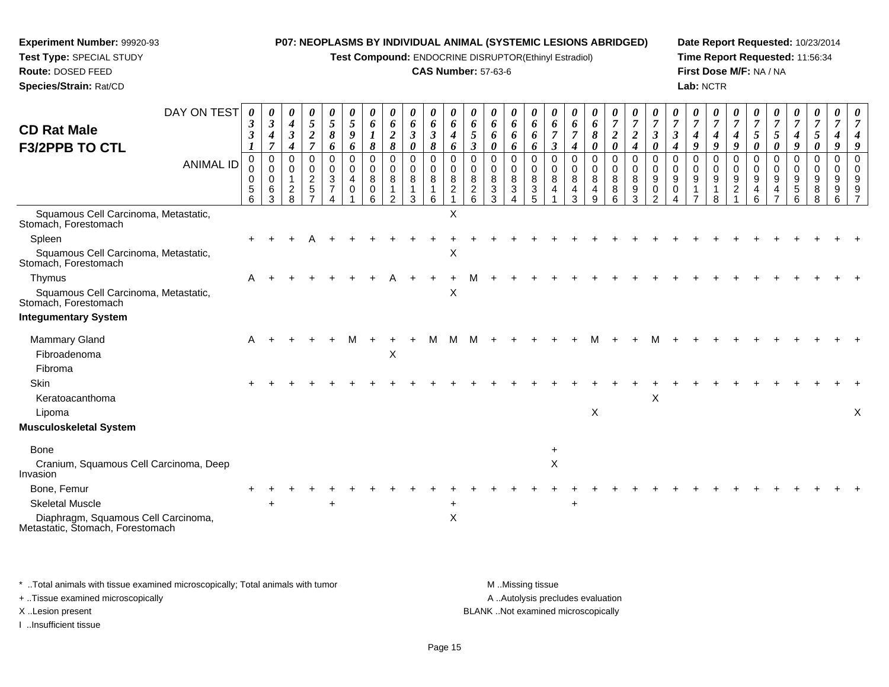**Experiment Number:** 99920-93
**Test Type:** SPECIAL STUDY
**Route:** DOSED FEED
**Species/Strain:** Rat/CD

**P07: NEOPLASMS BY INDIVIDUAL ANIMAL (SYSTEMIC LESIONS ABRIDGED)**
**Test Compound:** ENDOCRINE DISRUPTOR(Ethinyl Estradiol)
**CAS Number:** 57-63-6

**Date Report Requested:** 10/23/2014
**Time Report Requested:** 11:56:34
**First Dose M/F:** NA / NA
**Lab:** NCTR

## CD Rat Male F3/2PPB TO CTL

| DAY ON TEST | 0331 | 0347 | 0434 | 0527 | 0586 | 0596 | 0618 | 0628 | 0630 | 0638 | 0646 | 0653 | 0660 | 0666 | 0666 | 0673 | 0674 | 0680 | 0720 | 0724 | 0730 | 0734 | 0749 | 0749 | 0749 | 0750 | 0750 | 0749 | 0750 | 0749 | 0749 |
|---|---|---|---|---|---|---|---|---|---|---|---|---|---|---|---|---|---|---|---|---|---|---|---|---|---|---|---|---|---|---|---|
| **ANIMAL ID** | 00056 | 00063 | 00128 | 00257 | 00374 | 00401 | 00806 | 00812 | 00813 | 00816 | 00821 | 00826 | 00833 | 00834 | 00835 | 00841 | 00843 | 00849 | 00886 | 00893 | 00902 | 00904 | 00917 | 00918 | 00921 | 00946 | 00947 | 00956 | 00988 | 00996 | 00997 |
| Squamous Cell Carcinoma, Metastatic, Stomach, Forestomach | | | | | | | | | | | X | | | | | | | | | | | | | | | | | | | | |
| Spleen | + | + | + | A | + | + | + | + | + | + | + | + | + | + | + | + | + | + | + | + | + | + | + | + | + | + | + | + | + | + | + |
| Squamous Cell Carcinoma, Metastatic, Stomach, Forestomach | | | | | | | | | | | X | | | | | | | | | | | | | | | | | | | | |
| Thymus | A | + | + | + | + | + | + | A | + | + | + | M | + | + | + | + | + | + | + | + | + | + | + | + | + | + | + | + | + | + | + |
| Squamous Cell Carcinoma, Metastatic, Stomach, Forestomach | | | | | | | | | | | X | | | | | | | | | | | | | | | | | | | | |
| **Integumentary System** | | | | | | | | | | | | | | | | | | | | | | | | | | | | | | | |
| Mammary Gland | A | + | + | + | + | M | + | + | + | M | M | M | + | + | + | + | + | M | + | + | M | + | + | + | + | + | + | + | + | + | + |
| Fibroadenoma | | | | | | | | X | | | | | | | | | | | | | | | | | | | | | | | |
| Fibroma | | | | | | | | | | | | | | | | | | | | | | | | | | | | | | | |
| Skin | + | + | + | + | + | + | + | + | + | + | + | + | + | + | + | + | + | + | + | + | + | + | + | + | + | + | + | + | + | + | + |
| Keratoacanthoma | | | | | | | | | | | | | | | | | | | | | X | | | | | | | | | | |
| Lipoma | | | | | | | | | | | | | | | | | | X | | | | | | | | | | | | | X |
| **Musculoskeletal System** | | | | | | | | | | | | | | | | | | | | | | | | | | | | | | | |
| Bone | | | | | | | | | | | | | | | | + | | | | | | | | | | | | | | | |
| Cranium, Squamous Cell Carcinoma, Deep Invasion | | | | | | | | | | | | | | | | X | | | | | | | | | | | | | | | |
| Bone, Femur | + | + | + | + | + | + | + | + | + | + | + | + | + | + | + | + | + | + | + | + | + | + | + | + | + | + | + | + | + | + | + |
| Skeletal Muscle | | + | | | + | | | | | | + | | | | | | + | | | | | | | | | | | | | | |
| Diaphragm, Squamous Cell Carcinoma, Metastatic, Stomach, Forestomach | | | | | | | | | | | X | | | | | | | | | | | | | | | | | | | | |

\* ..Total animals with tissue examined microscopically; Total animals with tumor
+ ..Tissue examined microscopically
X ..Lesion present
I ..Insufficient tissue

M ..Missing tissue
A ..Autolysis precludes evaluation
BLANK ..Not examined microscopically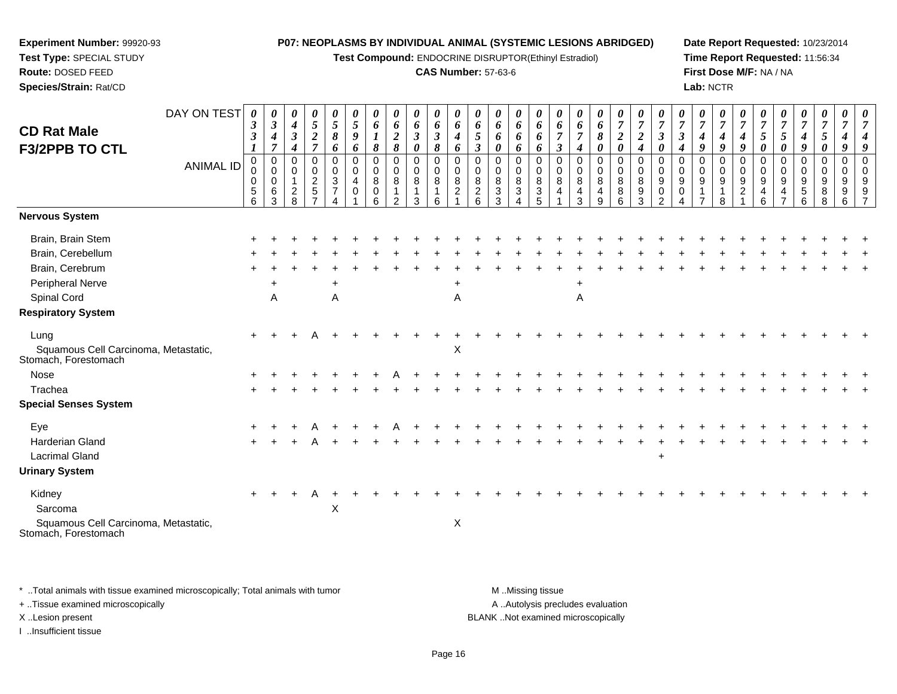**Experiment Number:** 99920-93
**Test Type:** SPECIAL STUDY
**Route:** DOSED FEED
**Species/Strain:** Rat/CD

**P07: NEOPLASMS BY INDIVIDUAL ANIMAL (SYSTEMIC LESIONS ABRIDGED)**
**Test Compound:** ENDOCRINE DISRUPTOR(Ethinyl Estradiol)
**CAS Number:** 57-63-6

**Date Report Requested:** 10/23/2014
**Time Report Requested:** 11:56:34
**First Dose M/F:** NA / NA
**Lab:** NCTR

## CD Rat Male F3/2PPB TO CTL

| DAY ON TEST | 0331 | 0347 | 0434 | 0527 | 0586 | 0596 | 0618 | 0628 | 0630 | 0638 | 0646 | 0653 | 0660 | 0666 | 0666 | 0673 | 0674 | 0680 | 0720 | 0724 | 0730 | 0734 | 0749 | 0749 | 0749 | 0750 | 0750 | 0749 | 0750 | 0749 | 0749 |
|---|---|---|---|---|---|---|---|---|---|---|---|---|---|---|---|---|---|---|---|---|---|---|---|---|---|---|---|---|---|---|---|
| **ANIMAL ID** | 00056 | 00063 | 00128 | 00257 | 00374 | 00401 | 00806 | 00812 | 00813 | 00816 | 00821 | 00826 | 00833 | 00834 | 00835 | 00841 | 00843 | 00849 | 00886 | 00893 | 00902 | 00904 | 00917 | 00918 | 00921 | 00946 | 00947 | 00956 | 00988 | 00996 | 00997 |
| **Nervous System** | | | | | | | | | | | | | | | | | | | | | | | | | | | | | | | |
| Brain, Brain Stem | + | + | + | + | + | + | + | + | + | + | + | + | + | + | + | + | + | + | + | + | + | + | + | + | + | + | + | + | + | + | + |
| Brain, Cerebellum | + | + | + | + | + | + | + | + | + | + | + | + | + | + | + | + | + | + | + | + | + | + | + | + | + | + | + | + | + | + | + |
| Brain, Cerebrum | + | + | + | + | + | + | + | + | + | + | + | + | + | + | + | + | + | + | + | + | + | + | + | + | + | + | + | + | + | + | + |
| Peripheral Nerve | | + | | | + | | | | | | + | | | | | | + | | | | | | | | | | | | | | |
| Spinal Cord | | A | | | A | | | | | | A | | | | | | A | | | | | | | | | | | | | | |
| **Respiratory System** | | | | | | | | | | | | | | | | | | | | | | | | | | | | | | | |
| Lung | + | + | + | A | + | + | + | + | + | + | + | + | + | + | + | + | + | + | + | + | + | + | + | + | + | + | + | + | + | + | + |
| Squamous Cell Carcinoma, Metastatic, Stomach, Forestomach | | | | | | | | | | | X | | | | | | | | | | | | | | | | | | | | |
| Nose | + | + | + | + | + | + | + | A | + | + | + | + | + | + | + | + | + | + | + | + | + | + | + | + | + | + | + | + | + | + | + |
| Trachea | + | + | + | + | + | + | + | + | + | + | + | + | + | + | + | + | + | + | + | + | + | + | + | + | + | + | + | + | + | + | + |
| **Special Senses System** | | | | | | | | | | | | | | | | | | | | | | | | | | | | | | | |
| Eye | + | + | + | A | + | + | + | A | + | + | + | + | + | + | + | + | + | + | + | + | + | + | + | + | + | + | + | + | + | + | + |
| Harderian Gland | + | + | + | A | + | + | + | + | + | + | + | + | + | + | + | + | + | + | + | + | + | + | + | + | + | + | + | + | + | + | + |
| Lacrimal Gland | | | | | | | | | | | | | | | | | | | | | + | | | | | | | | | | |
| **Urinary System** | | | | | | | | | | | | | | | | | | | | | | | | | | | | | | | |
| Kidney | + | + | + | A | + | + | + | + | + | + | + | + | + | + | + | + | + | + | + | + | + | + | + | + | + | + | + | + | + | + | + |
| Sarcoma | | | | | X | | | | | | | | | | | | | | | | | | | | | | | | | | |
| Squamous Cell Carcinoma, Metastatic, Stomach, Forestomach | | | | | | | | | | | X | | | | | | | | | | | | | | | | | | | | |

\* ..Total animals with tissue examined microscopically; Total animals with tumor
+ ..Tissue examined microscopically
X ..Lesion present
I ..Insufficient tissue

M ..Missing tissue
A ..Autolysis precludes evaluation
BLANK ..Not examined microscopically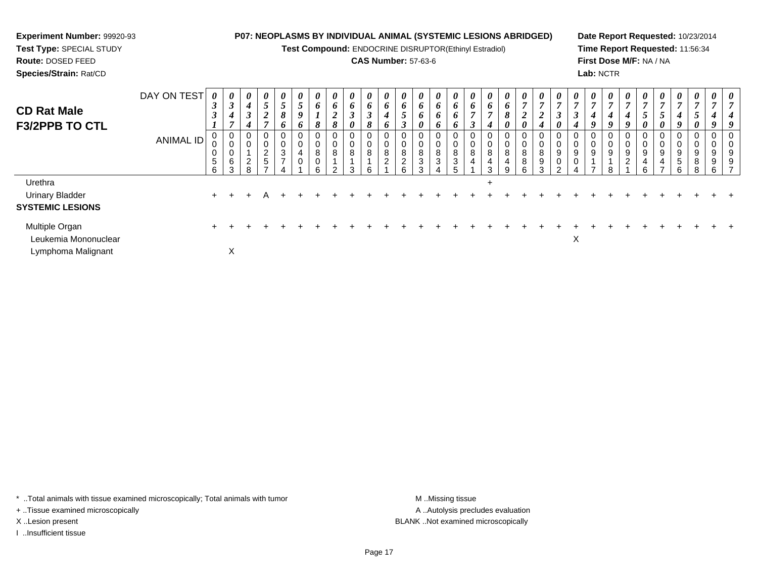**Experiment Number:** 99920-93
**Test Type:** SPECIAL STUDY
**Route:** DOSED FEED
**Species/Strain:** Rat/CD

**P07: NEOPLASMS BY INDIVIDUAL ANIMAL (SYSTEMIC LESIONS ABRIDGED)**
**Test Compound:** ENDOCRINE DISRUPTOR(Ethinyl Estradiol)
**CAS Number:** 57-63-6

**Date Report Requested:** 10/23/2014
**Time Report Requested:** 11:56:34
**First Dose M/F:** NA / NA
**Lab:** NCTR

## CD Rat Male F3/2PPB TO CTL

| DAY ON TEST | 0331 | 0347 | 0434 | 0527 | 0586 | 0596 | 0618 | 0628 | 0630 | 0638 | 0646 | 0653 | 0660 | 0666 | 0666 | 0673 | 0674 | 0680 | 0720 | 0724 | 0730 | 0734 | 0749 | 0749 | 0749 | 0750 | 0750 | 0749 | 0750 | 0749 | 0749 |
|---|---|---|---|---|---|---|---|---|---|---|---|---|---|---|---|---|---|---|---|---|---|---|---|---|---|---|---|---|---|---|---|
| **ANIMAL ID** | 00056 | 00063 | 00128 | 00257 | 00374 | 00401 | 00806 | 00812 | 00813 | 00816 | 00821 | 00826 | 00833 | 00834 | 00835 | 00841 | 00843 | 00849 | 00886 | 00893 | 00902 | 00904 | 00917 | 00918 | 00921 | 00946 | 00947 | 00956 | 00988 | 00996 | 00997 |
| Urethra | | | | | | | | | | | | | | | | | + | | | | | | | | | | | | | | |
| Urinary Bladder | + | + | + | A | + | + | + | + | + | + | + | + | + | + | + | + | + | + | + | + | + | + | + | + | + | + | + | + | + | + | + |
| **SYSTEMIC LESIONS** | | | | | | | | | | | | | | | | | | | | | | | | | | | | | | | |
| Multiple Organ | + | + | + | + | + | + | + | + | + | + | + | + | + | + | + | + | + | + | + | + | + | + | + | + | + | + | + | + | + | + | + |
| Leukemia Mononuclear | | | | | | | | | | | | | | | | | | | | | | X | | | | | | | | | |
| Lymphoma Malignant | | X | | | | | | | | | | | | | | | | | | | | | | | | | | | | | |

* ..Total animals with tissue examined microscopically; Total animals with tumor
+ ..Tissue examined microscopically
X ..Lesion present
I ..Insufficient tissue

M ..Missing tissue
A ..Autolysis precludes evaluation
BLANK ..Not examined microscopically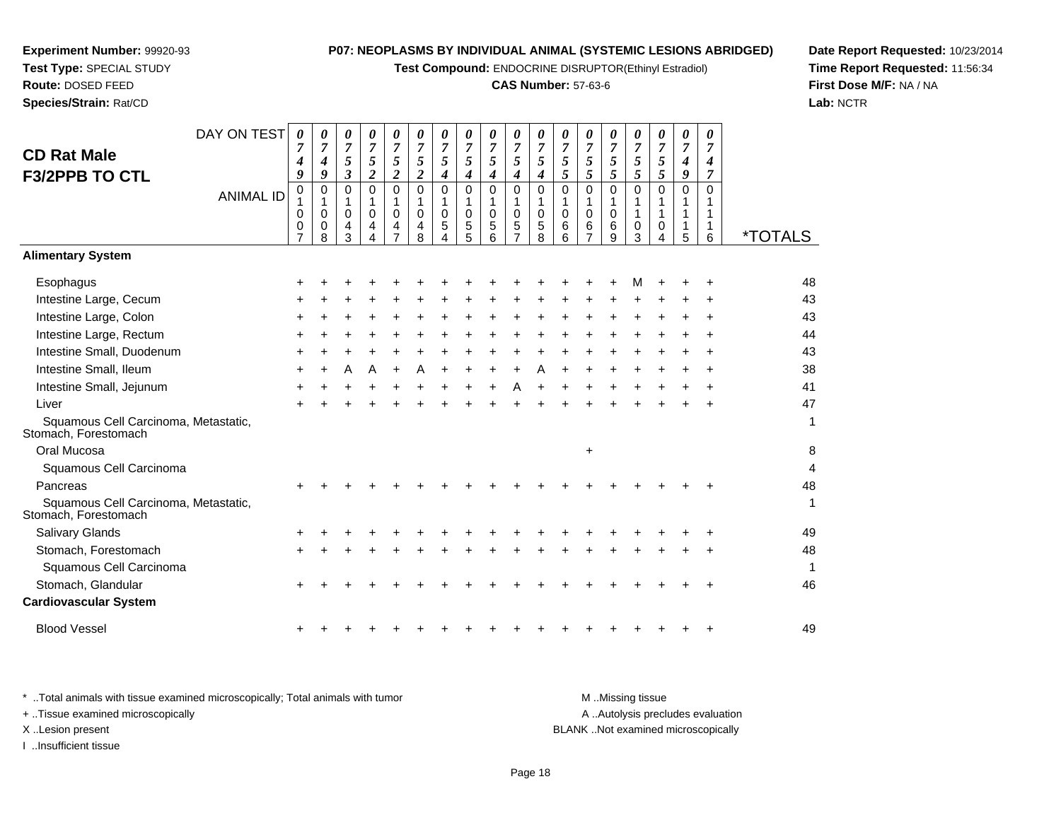**Experiment Number:** 99920-93
**Test Type:** SPECIAL STUDY
**Route:** DOSED FEED
**Species/Strain:** Rat/CD

**P07: NEOPLASMS BY INDIVIDUAL ANIMAL (SYSTEMIC LESIONS ABRIDGED)**
**Test Compound:** ENDOCRINE DISRUPTOR(Ethinyl Estradiol)
**CAS Number:** 57-63-6

**Date Report Requested:** 10/23/2014
**Time Report Requested:** 11:56:34
**First Dose M/F:** NA / NA
**Lab:** NCTR

## CD Rat Male F3/2PPB TO CTL

| DAY ON TEST | 0749 | 0749 | 0753 | 0752 | 0752 | 0752 | 0754 | 0754 | 0754 | 0754 | 0754 | 0755 | 0755 | 0755 | 0755 | 0755 | 0749 | 0747 | |
|---|---|---|---|---|---|---|---|---|---|---|---|---|---|---|---|---|---|---|---|
| **ANIMAL ID** | 01007 | 01008 | 01043 | 01044 | 01047 | 01048 | 01054 | 01055 | 01056 | 01057 | 01058 | 01066 | 01067 | 01069 | 01103 | 01104 | 01115 | 01116 | ***TOTALS** |
| **Alimentary System** | | | | | | | | | | | | | | | | | | | |
| Esophagus | + | + | + | + | + | + | + | + | + | + | + | + | + | + | M | + | + | + | 48 |
| Intestine Large, Cecum | + | + | + | + | + | + | + | + | + | + | + | + | + | + | + | + | + | + | 43 |
| Intestine Large, Colon | + | + | + | + | + | + | + | + | + | + | + | + | + | + | + | + | + | + | 43 |
| Intestine Large, Rectum | + | + | + | + | + | + | + | + | + | + | + | + | + | + | + | + | + | + | 44 |
| Intestine Small, Duodenum | + | + | + | + | + | + | + | + | + | + | + | + | + | + | + | + | + | + | 43 |
| Intestine Small, Ileum | + | + | A | A | + | A | + | + | + | + | A | + | + | + | + | + | + | + | 38 |
| Intestine Small, Jejunum | + | + | + | + | + | + | + | + | + | A | + | + | + | + | + | + | + | + | 41 |
| Liver | + | + | + | + | + | + | + | + | + | + | + | + | + | + | + | + | + | + | 47 |
| Squamous Cell Carcinoma, Metastatic, Stomach, Forestomach | | | | | | | | | | | | | | | | | | | 1 |
| Oral Mucosa | | | | | | | | | | | | | + | | | | | | 8 |
| Squamous Cell Carcinoma | | | | | | | | | | | | | | | | | | | 4 |
| Pancreas | + | + | + | + | + | + | + | + | + | + | + | + | + | + | + | + | + | + | 48 |
| Squamous Cell Carcinoma, Metastatic, Stomach, Forestomach | | | | | | | | | | | | | | | | | | | 1 |
| Salivary Glands | + | + | + | + | + | + | + | + | + | + | + | + | + | + | + | + | + | + | 49 |
| Stomach, Forestomach | + | + | + | + | + | + | + | + | + | + | + | + | + | + | + | + | + | + | 48 |
| Squamous Cell Carcinoma | | | | | | | | | | | | | | | | | | | 1 |
| Stomach, Glandular | + | + | + | + | + | + | + | + | + | + | + | + | + | + | + | + | + | + | 46 |
| **Cardiovascular System** | | | | | | | | | | | | | | | | | | | |
| Blood Vessel | + | + | + | + | + | + | + | + | + | + | + | + | + | + | + | + | + | + | 49 |

\* ..Total animals with tissue examined microscopically; Total animals with tumor
\+ ..Tissue examined microscopically
X ..Lesion present
I ..Insufficient tissue

M ..Missing tissue
A ..Autolysis precludes evaluation
BLANK ..Not examined microscopically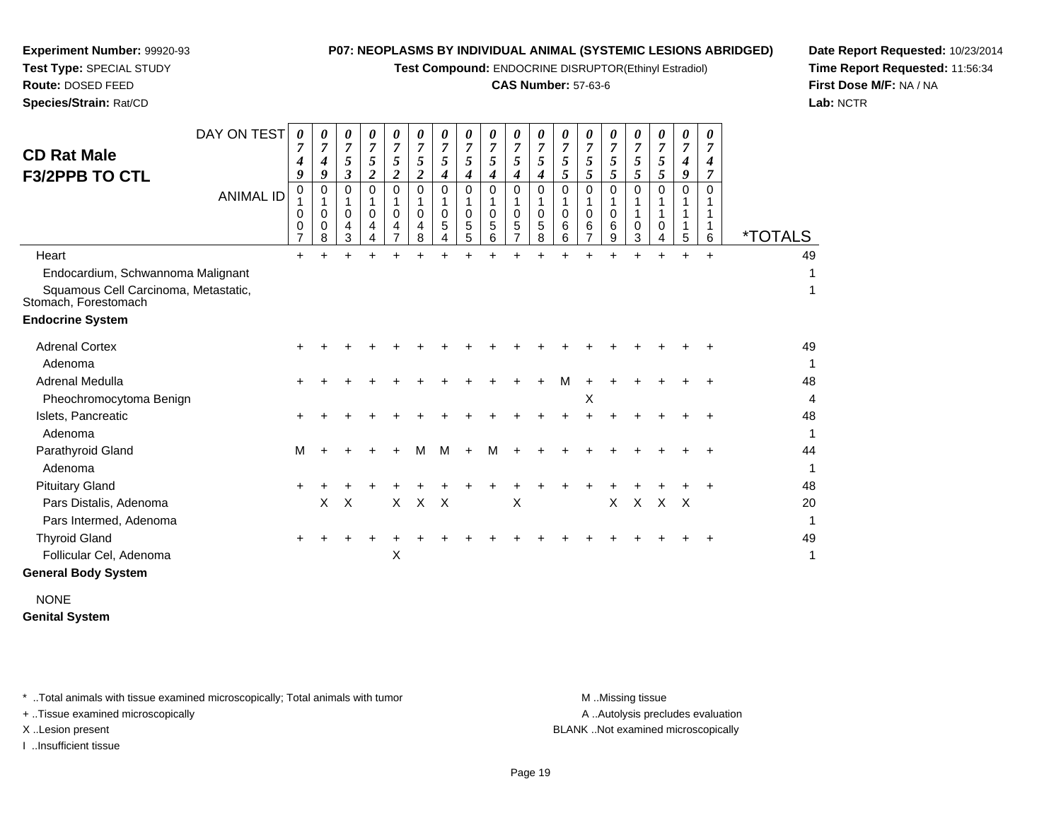**Experiment Number:** 99920-93
**Test Type:** SPECIAL STUDY
**Route:** DOSED FEED
**Species/Strain:** Rat/CD

**P07: NEOPLASMS BY INDIVIDUAL ANIMAL (SYSTEMIC LESIONS ABRIDGED)**
**Test Compound:** ENDOCRINE DISRUPTOR(Ethinyl Estradiol)
**CAS Number:** 57-63-6

**Date Report Requested:** 10/23/2014
**Time Report Requested:** 11:56:34
**First Dose M/F:** NA / NA
**Lab:** NCTR

# CD Rat Male
## F3/2PPB TO CTL

| DAY ON TEST | 0749 | 0749 | 0753 | 0752 | 0752 | 0752 | 0754 | 0754 | 0754 | 0754 | 0754 | 0755 | 0755 | 0755 | 0755 | 0755 | 0749 | 0747 | |
|---|---|---|---|---|---|---|---|---|---|---|---|---|---|---|---|---|---|---|---|
| **ANIMAL ID** | 01007 | 01008 | 01043 | 01044 | 01047 | 01048 | 01054 | 01055 | 01056 | 01057 | 01058 | 01066 | 01067 | 01069 | 01103 | 01104 | 01115 | 01116 | ***TOTALS** |
| Heart | + | + | + | + | + | + | + | + | + | + | + | + | + | + | + | + | + | + | 49 |
| Endocardium, Schwannoma Malignant | | | | | | | | | | | | | | | | | | | 1 |
| Squamous Cell Carcinoma, Metastatic, Stomach, Forestomach | | | | | | | | | | | | | | | | | | | 1 |
| **Endocrine System** | | | | | | | | | | | | | | | | | | | |
| Adrenal Cortex | + | + | + | + | + | + | + | + | + | + | + | + | + | + | + | + | + | + | 49 |
| Adenoma | | | | | | | | | | | | | | | | | | | 1 |
| Adrenal Medulla | + | + | + | + | + | + | + | + | + | + | + | M | + | + | + | + | + | + | 48 |
| Pheochromocytoma Benign | | | | | | | | | | | | | X | | | | | | 4 |
| Islets, Pancreatic | + | + | + | + | + | + | + | + | + | + | + | + | + | + | + | + | + | + | 48 |
| Adenoma | | | | | | | | | | | | | | | | | | | 1 |
| Parathyroid Gland | M | + | + | + | + | M | M | + | M | + | + | + | + | + | + | + | + | + | 44 |
| Adenoma | | | | | | | | | | | | | | | | | | | 1 |
| Pituitary Gland | + | + | + | + | + | + | + | + | + | + | + | + | + | + | + | + | + | + | 48 |
| Pars Distalis, Adenoma | | X | X | | X | X | X | | | X | | | | X | X | X | X | | 20 |
| Pars Intermed, Adenoma | | | | | | | | | | | | | | | | | | | 1 |
| Thyroid Gland | + | + | + | + | + | + | + | + | + | + | + | + | + | + | + | + | + | + | 49 |
| Follicular Cel, Adenoma | | | | | X | | | | | | | | | | | | | | 1 |
| **General Body System** | | | | | | | | | | | | | | | | | | | |
| NONE | | | | | | | | | | | | | | | | | | | |
| **Genital System** | | | | | | | | | | | | | | | | | | | |

\* ..Total animals with tissue examined microscopically; Total animals with tumor
\+ ..Tissue examined microscopically
X ..Lesion present
I ..Insufficient tissue

M ..Missing tissue
A ..Autolysis precludes evaluation
BLANK ..Not examined microscopically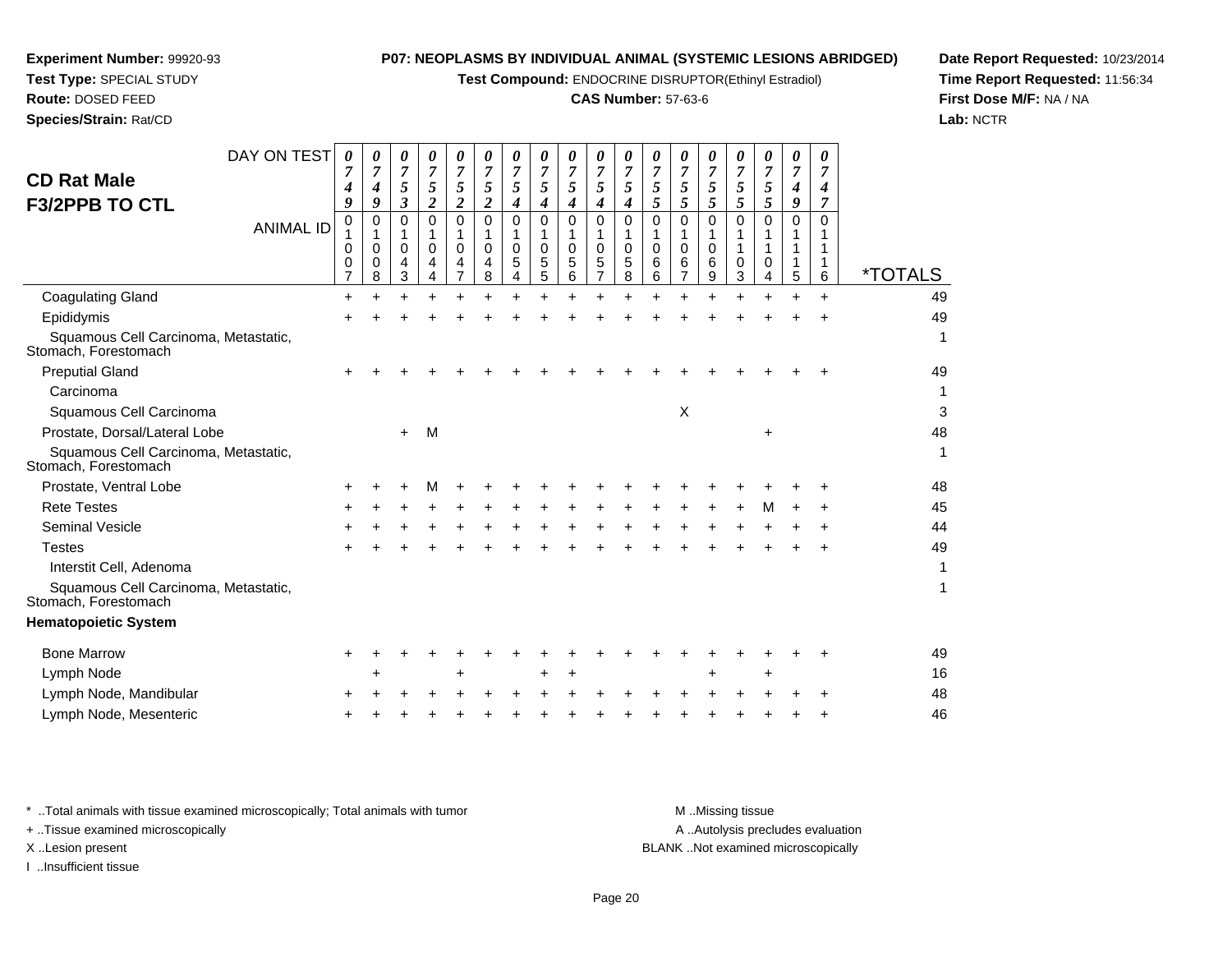**Experiment Number:** 99920-93
**Test Type:** SPECIAL STUDY
**Route:** DOSED FEED
**Species/Strain:** Rat/CD

**P07: NEOPLASMS BY INDIVIDUAL ANIMAL (SYSTEMIC LESIONS ABRIDGED)**
**Test Compound:** ENDOCRINE DISRUPTOR(Ethinyl Estradiol)
**CAS Number:** 57-63-6

**Date Report Requested:** 10/23/2014
**Time Report Requested:** 11:56:34
**First Dose M/F:** NA / NA
**Lab:** NCTR

## CD Rat Male
## F3/2PPB TO CTL

| DAY ON TEST | 0749 | 0749 | 0753 | 0752 | 0752 | 0752 | 0754 | 0754 | 0754 | 0754 | 0754 | 0755 | 0755 | 0755 | 0755 | 0755 | 0749 | 0747 | |
|---|---|---|---|---|---|---|---|---|---|---|---|---|---|---|---|---|---|---|---|
| **ANIMAL ID** | 0100**7** | 0100**8** | 0104**3** | 0104**4** | 0104**7** | 0104**8** | 0105**4** | 0105**5** | 0105**6** | 0105**7** | 0105**8** | 0106**6** | 0106**7** | 0106**9** | 0110**3** | 0110**4** | 0111**5** | 0111**6** | ***TOTALS** |
| Coagulating Gland | + | + | + | + | + | + | + | + | + | + | + | + | + | + | + | + | + | + | 49 |
| Epididymis | + | + | + | + | + | + | + | + | + | + | + | + | + | + | + | + | + | + | 49 |
| Squamous Cell Carcinoma, Metastatic, Stomach, Forestomach | | | | | | | | | | | | | | | | | | | 1 |
| Preputial Gland | + | + | + | + | + | + | + | + | + | + | + | + | + | + | + | + | + | + | 49 |
| Carcinoma | | | | | | | | | | | | | | | | | | | 1 |
| Squamous Cell Carcinoma | | | | | | | | | | | | | X | | | | | | 3 |
| Prostate, Dorsal/Lateral Lobe | | | + | M | | | | | | | | | | | | + | | | 48 |
| Squamous Cell Carcinoma, Metastatic, Stomach, Forestomach | | | | | | | | | | | | | | | | | | | 1 |
| Prostate, Ventral Lobe | + | + | + | M | + | + | + | + | + | + | + | + | + | + | + | + | + | + | 48 |
| Rete Testes | + | + | + | + | + | + | + | + | + | + | + | + | + | + | + | M | + | + | 45 |
| Seminal Vesicle | + | + | + | + | + | + | + | + | + | + | + | + | + | + | + | + | + | + | 44 |
| Testes | + | + | + | + | + | + | + | + | + | + | + | + | + | + | + | + | + | + | 49 |
| Interstit Cell, Adenoma | | | | | | | | | | | | | | | | | | | 1 |
| Squamous Cell Carcinoma, Metastatic, Stomach, Forestomach | | | | | | | | | | | | | | | | | | | 1 |
| **Hematopoietic System** | | | | | | | | | | | | | | | | | | | |
| Bone Marrow | + | + | + | + | + | + | + | + | + | + | + | + | + | + | + | + | + | + | 49 |
| Lymph Node | | + | | | + | | | + | + | | | | | + | | + | | | 16 |
| Lymph Node, Mandibular | + | + | + | + | + | + | + | + | + | + | + | + | + | + | + | + | + | + | 48 |
| Lymph Node, Mesenteric | + | + | + | + | + | + | + | + | + | + | + | + | + | + | + | + | + | + | 46 |

\* ..Total animals with tissue examined microscopically; Total animals with tumor
\+ ..Tissue examined microscopically
X ..Lesion present
I ..Insufficient tissue

M ..Missing tissue
A ..Autolysis precludes evaluation
BLANK ..Not examined microscopically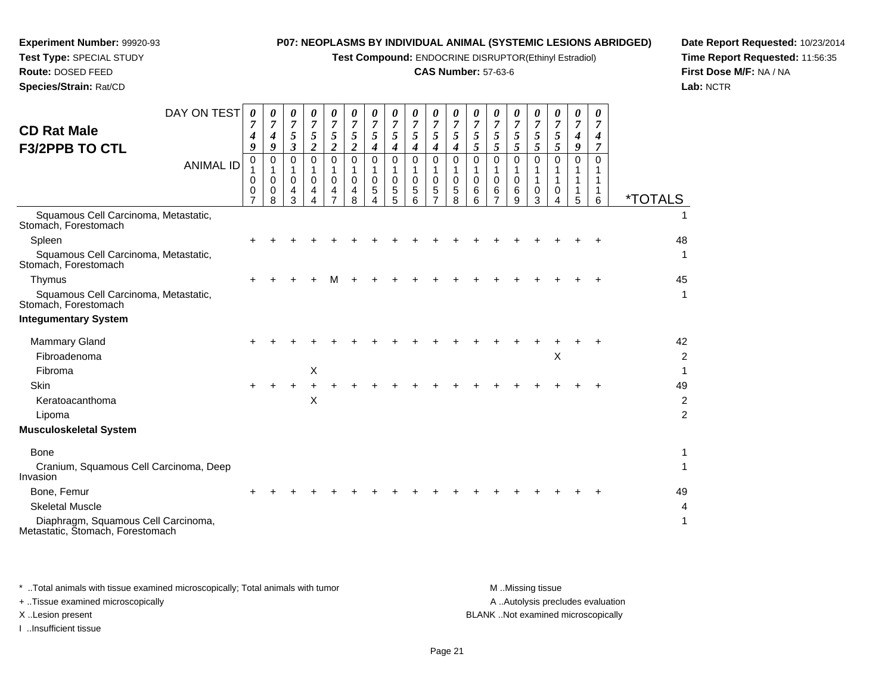**Experiment Number:** 99920-93
**Test Type:** SPECIAL STUDY
**Route:** DOSED FEED
**Species/Strain:** Rat/CD

**P07: NEOPLASMS BY INDIVIDUAL ANIMAL (SYSTEMIC LESIONS ABRIDGED)**
**Test Compound:** ENDOCRINE DISRUPTOR(Ethinyl Estradiol)
**CAS Number:** 57-63-6

**Date Report Requested:** 10/23/2014
**Time Report Requested:** 11:56:35
**First Dose M/F:** NA / NA
**Lab:** NCTR

## CD Rat Male
## F3/2PPB TO CTL

| DAY ON TEST | 0749 | 0749 | 0753 | 0752 | 0752 | 0752 | 0754 | 0754 | 0754 | 0754 | 0754 | 0755 | 0755 | 0755 | 0755 | 0755 | 0749 | 0747 | |
|---|---|---|---|---|---|---|---|---|---|---|---|---|---|---|---|---|---|---|---|
| **ANIMAL ID** | 01007 | 01008 | 01043 | 01044 | 01047 | 01048 | 01054 | 01055 | 01056 | 01057 | 01058 | 01066 | 01067 | 01069 | 01103 | 01104 | 01115 | 01116 | ***TOTALS** |
| Squamous Cell Carcinoma, Metastatic, Stomach, Forestomach | | | | | | | | | | | | | | | | | | | 1 |
| Spleen | + | + | + | + | + | + | + | + | + | + | + | + | + | + | + | + | + | + | 48 |
| Squamous Cell Carcinoma, Metastatic, Stomach, Forestomach | | | | | | | | | | | | | | | | | | | 1 |
| Thymus | + | + | + | + | M | + | + | + | + | + | + | + | + | + | + | + | + | + | 45 |
| Squamous Cell Carcinoma, Metastatic, Stomach, Forestomach | | | | | | | | | | | | | | | | | | | 1 |
| **Integumentary System** | | | | | | | | | | | | | | | | | | | |
| Mammary Gland | + | + | + | + | + | + | + | + | + | + | + | + | + | + | + | + | + | + | 42 |
| Fibroadenoma | | | | | | | | | | | | | | | | X | | | 2 |
| Fibroma | | | | X | | | | | | | | | | | | | | | 1 |
| Skin | + | + | + | + | + | + | + | + | + | + | + | + | + | + | + | + | + | + | 49 |
| Keratoacanthoma | | | | X | | | | | | | | | | | | | | | 2 |
| Lipoma | | | | | | | | | | | | | | | | | | | 2 |
| **Musculoskeletal System** | | | | | | | | | | | | | | | | | | | |
| Bone | | | | | | | | | | | | | | | | | | | 1 |
| Cranium, Squamous Cell Carcinoma, Deep Invasion | | | | | | | | | | | | | | | | | | | 1 |
| Bone, Femur | + | + | + | + | + | + | + | + | + | + | + | + | + | + | + | + | + | + | 49 |
| Skeletal Muscle | | | | | | | | | | | | | | | | | | | 4 |
| Diaphragm, Squamous Cell Carcinoma, Metastatic, Stomach, Forestomach | | | | | | | | | | | | | | | | | | | 1 |

* ..Total animals with tissue examined microscopically; Total animals with tumor
+ ..Tissue examined microscopically
X ..Lesion present
I ..Insufficient tissue

M ..Missing tissue
A ..Autolysis precludes evaluation
BLANK ..Not examined microscopically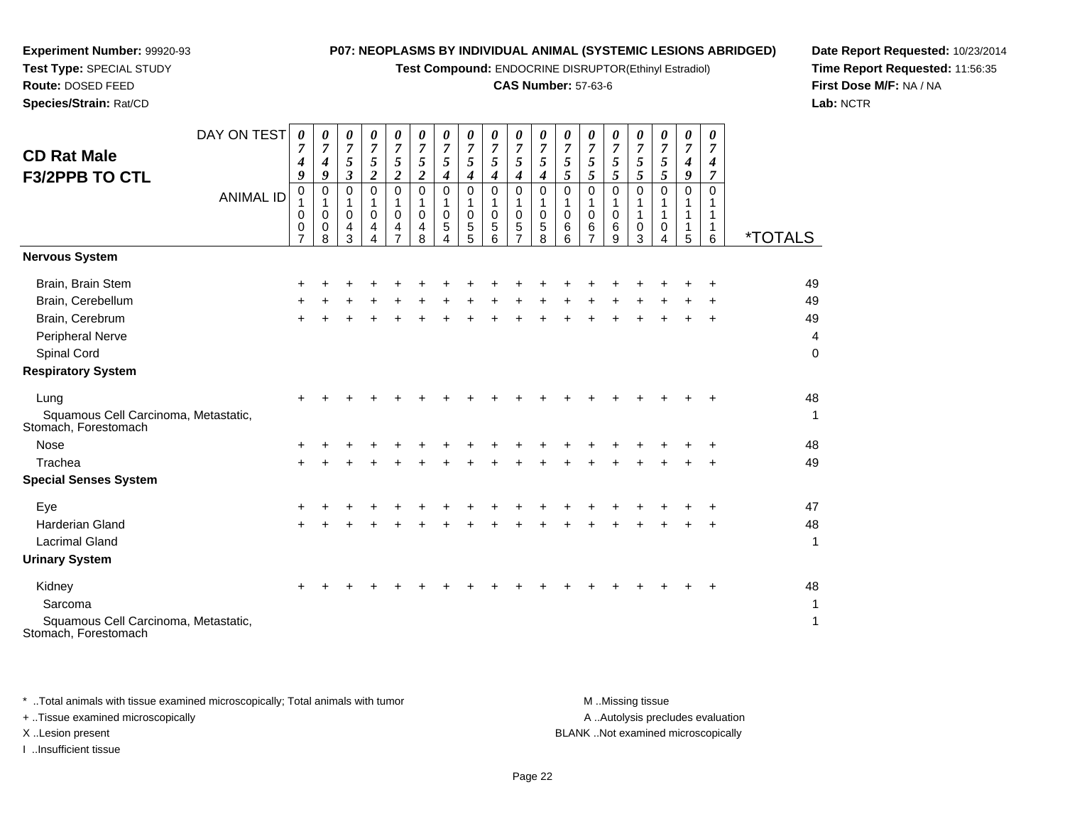**Experiment Number:** 99920-93
**Test Type:** SPECIAL STUDY
**Route:** DOSED FEED
**Species/Strain:** Rat/CD

**P07: NEOPLASMS BY INDIVIDUAL ANIMAL (SYSTEMIC LESIONS ABRIDGED)**
**Test Compound:** ENDOCRINE DISRUPTOR(Ethinyl Estradiol)
**CAS Number:** 57-63-6

**Date Report Requested:** 10/23/2014
**Time Report Requested:** 11:56:35
**First Dose M/F:** NA / NA
**Lab:** NCTR

## CD Rat Male F3/2PPB TO CTL

| DAY ON TEST | 0749 | 0749 | 0753 | 0752 | 0752 | 0752 | 0754 | 0754 | 0754 | 0754 | 0754 | 0755 | 0755 | 0755 | 0755 | 0755 | 0749 | 0747 | |
|---|---|---|---|---|---|---|---|---|---|---|---|---|---|---|---|---|---|---|---|
| **ANIMAL ID** | 01007 | 01008 | 01043 | 01044 | 01047 | 01048 | 01054 | 01055 | 01056 | 01057 | 01058 | 01066 | 01067 | 01069 | 01103 | 01104 | 01115 | 01116 | ***TOTALS** |
| **Nervous System** | | | | | | | | | | | | | | | | | | | |
| Brain, Brain Stem | + | + | + | + | + | + | + | + | + | + | + | + | + | + | + | + | + | + | 49 |
| Brain, Cerebellum | + | + | + | + | + | + | + | + | + | + | + | + | + | + | + | + | + | + | 49 |
| Brain, Cerebrum | + | + | + | + | + | + | + | + | + | + | + | + | + | + | + | + | + | + | 49 |
| Peripheral Nerve | | | | | | | | | | | | | | | | | | | 4 |
| Spinal Cord | | | | | | | | | | | | | | | | | | | 0 |
| **Respiratory System** | | | | | | | | | | | | | | | | | | | |
| Lung | + | + | + | + | + | + | + | + | + | + | + | + | + | + | + | + | + | + | 48 |
| Squamous Cell Carcinoma, Metastatic, Stomach, Forestomach | | | | | | | | | | | | | | | | | | | 1 |
| Nose | + | + | + | + | + | + | + | + | + | + | + | + | + | + | + | + | + | + | 48 |
| Trachea | + | + | + | + | + | + | + | + | + | + | + | + | + | + | + | + | + | + | 49 |
| **Special Senses System** | | | | | | | | | | | | | | | | | | | |
| Eye | + | + | + | + | + | + | + | + | + | + | + | + | + | + | + | + | + | + | 47 |
| Harderian Gland | + | + | + | + | + | + | + | + | + | + | + | + | + | + | + | + | + | + | 48 |
| Lacrimal Gland | | | | | | | | | | | | | | | | | | | 1 |
| **Urinary System** | | | | | | | | | | | | | | | | | | | |
| Kidney | + | + | + | + | + | + | + | + | + | + | + | + | + | + | + | + | + | + | 48 |
| Sarcoma | | | | | | | | | | | | | | | | | | | 1 |
| Squamous Cell Carcinoma, Metastatic, Stomach, Forestomach | | | | | | | | | | | | | | | | | | | 1 |

* ..Total animals with tissue examined microscopically; Total animals with tumor
+ ..Tissue examined microscopically
X ..Lesion present
I ..Insufficient tissue

M ..Missing tissue
A ..Autolysis precludes evaluation
BLANK ..Not examined microscopically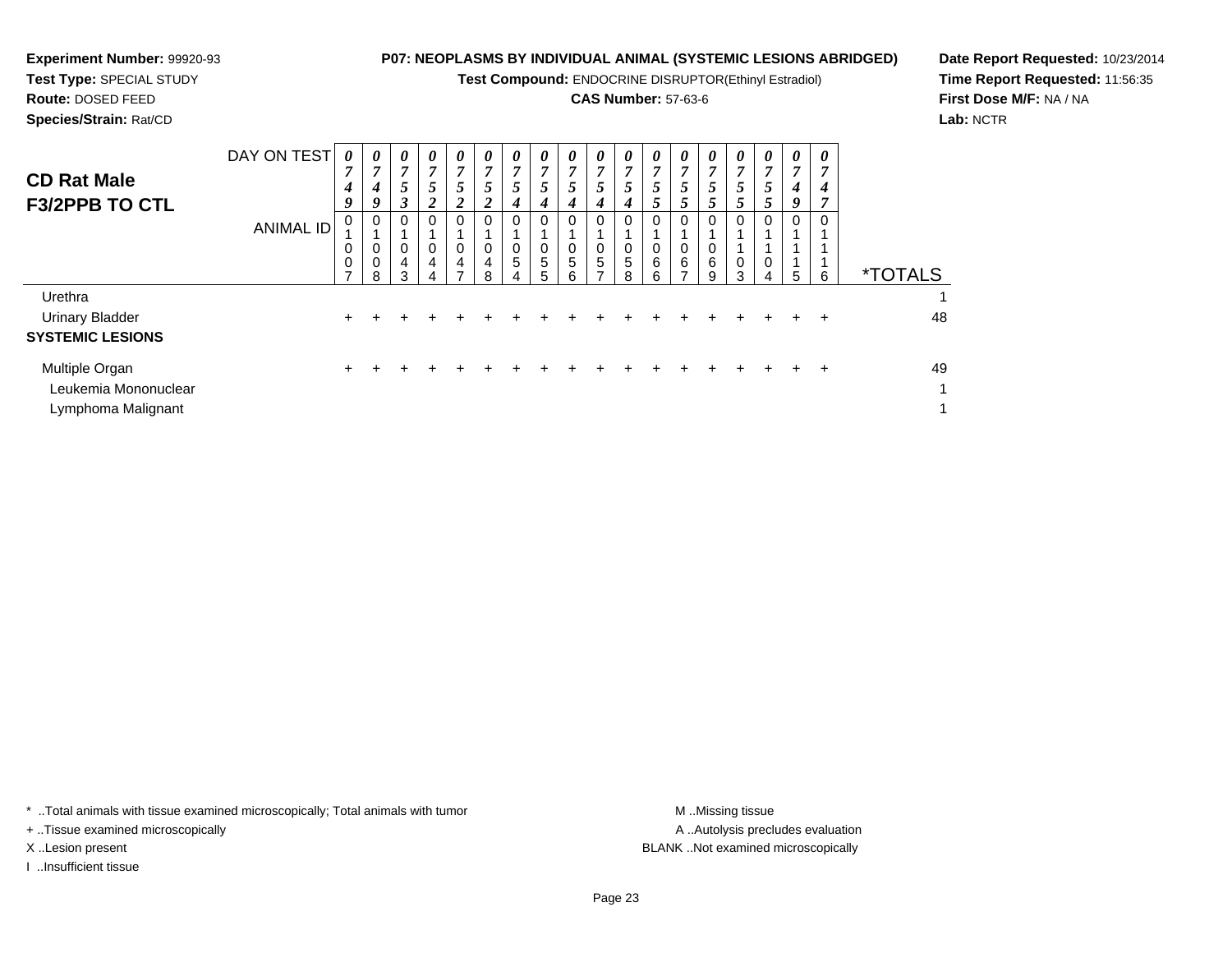**Experiment Number:** 99920-93
**Test Type:** SPECIAL STUDY
**Route:** DOSED FEED
**Species/Strain:** Rat/CD

**P07: NEOPLASMS BY INDIVIDUAL ANIMAL (SYSTEMIC LESIONS ABRIDGED)**
**Test Compound:** ENDOCRINE DISRUPTOR(Ethinyl Estradiol)
**CAS Number:** 57-63-6

**Date Report Requested:** 10/23/2014
**Time Report Requested:** 11:56:35
**First Dose M/F:** NA / NA
**Lab:** NCTR

## CD Rat Male F3/2PPB TO CTL

| DAY ON TEST | 0749 | 0749 | 0753 | 0752 | 0752 | 0752 | 0754 | 0754 | 0754 | 0754 | 0754 | 0755 | 0755 | 0755 | 0755 | 0755 | 0749 | 0747 | |
|---|---|---|---|---|---|---|---|---|---|---|---|---|---|---|---|---|---|---|---|
| **ANIMAL ID** | 01007 | 01008 | 01043 | 01044 | 01047 | 01048 | 01054 | 01055 | 01056 | 01057 | 01058 | 01066 | 01067 | 01069 | 01103 | 01104 | 01115 | 01116 | ***TOTALS** |
| Urethra | | | | | | | | | | | | | | | | | | | 1 |
| Urinary Bladder | + | + | + | + | + | + | + | + | + | + | + | + | + | + | + | + | + | + | 48 |
| **SYSTEMIC LESIONS** | | | | | | | | | | | | | | | | | | | |
| Multiple Organ | + | + | + | + | + | + | + | + | + | + | + | + | + | + | + | + | + | + | 49 |
| Leukemia Mononuclear | | | | | | | | | | | | | | | | | | | 1 |
| Lymphoma Malignant | | | | | | | | | | | | | | | | | | | 1 |

\* ..Total animals with tissue examined microscopically; Total animals with tumor
\+ ..Tissue examined microscopically
X ..Lesion present
I ..Insufficient tissue

M ..Missing tissue
A ..Autolysis precludes evaluation
BLANK ..Not examined microscopically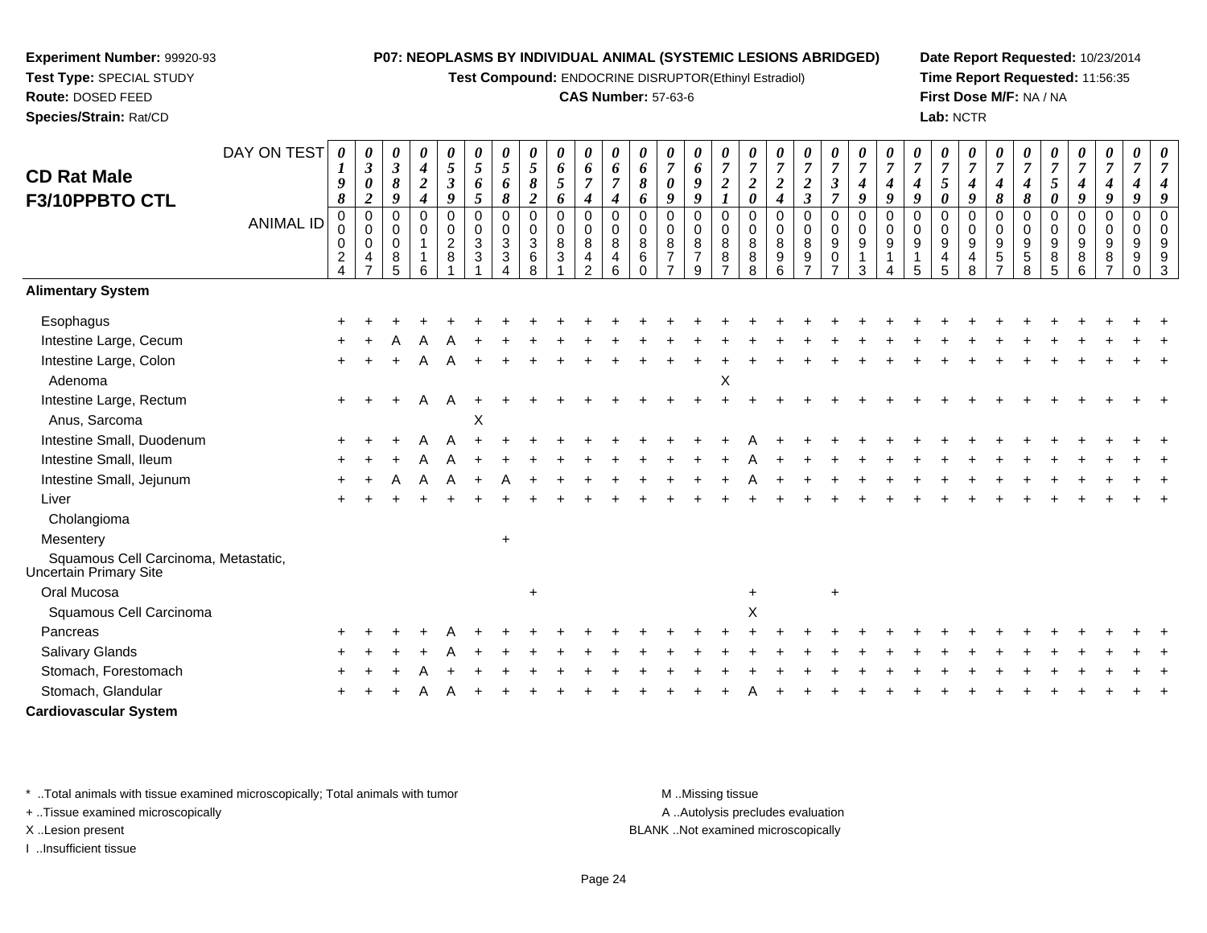**Experiment Number:** 99920-93
**Test Type:** SPECIAL STUDY
**Route:** DOSED FEED
**Species/Strain:** Rat/CD

**P07: NEOPLASMS BY INDIVIDUAL ANIMAL (SYSTEMIC LESIONS ABRIDGED)**
**Test Compound:** ENDOCRINE DISRUPTOR(Ethinyl Estradiol)
**CAS Number:** 57-63-6

**Date Report Requested:** 10/23/2014
**Time Report Requested:** 11:56:35
**First Dose M/F:** NA / NA
**Lab:** NCTR

## CD Rat Male F3/10PPBTO CTL

| DAY ON TEST | 0198 | 0302 | 0389 | 0424 | 0539 | 0565 | 0568 | 0582 | 0656 | 0674 | 0674 | 0686 | 0709 | 0699 | 0721 | 0720 | 0724 | 0723 | 0737 | 0749 | 0749 | 0749 | 0750 | 0749 | 0748 | 0748 | 0750 | 0749 | 0749 | 0749 | 0749 |
|---|---|---|---|---|---|---|---|---|---|---|---|---|---|---|---|---|---|---|---|---|---|---|---|---|---|---|---|---|---|---|---|
| **ANIMAL ID** | 00024 | 00047 | 00085 | 00116 | 00281 | 00331 | 00334 | 00368 | 00831 | 00842 | 00846 | 00860 | 00877 | 00879 | 00887 | 00888 | 00896 | 00897 | 00907 | 00913 | 00914 | 00915 | 00945 | 00948 | 00957 | 00958 | 00985 | 00986 | 00987 | 00990 | 00993 |
| **Alimentary System** | | | | | | | | | | | | | | | | | | | | | | | | | | | | | | | |
| Esophagus | + | + | + | + | + | + | + | + | + | + | + | + | + | + | + | + | + | + | + | + | + | + | + | + | + | + | + | + | + | + | + |
| Intestine Large, Cecum | + | + | A | A | A | + | + | + | + | + | + | + | + | + | + | + | + | + | + | + | + | + | + | + | + | + | + | + | + | + | + |
| Intestine Large, Colon | + | + | + | A | A | + | + | + | + | + | + | + | + | + | + | + | + | + | + | + | + | + | + | + | + | + | + | + | + | + | + |
| Adenoma | | | | | | | | | | | | | | | X | | | | | | | | | | | | | | | | |
| Intestine Large, Rectum | + | + | + | A | A | + | + | + | + | + | + | + | + | + | + | + | + | + | + | + | + | + | + | + | + | + | + | + | + | + | + |
| Anus, Sarcoma | | | | | | X | | | | | | | | | | | | | | | | | | | | | | | | | |
| Intestine Small, Duodenum | + | + | + | A | A | + | + | + | + | + | + | + | + | + | + | A | + | + | + | + | + | + | + | + | + | + | + | + | + | + | + |
| Intestine Small, Ileum | + | + | + | A | A | + | + | + | + | + | + | + | + | + | + | A | + | + | + | + | + | + | + | + | + | + | + | + | + | + | + |
| Intestine Small, Jejunum | + | + | A | A | A | + | A | + | + | + | + | + | + | + | + | A | + | + | + | + | + | + | + | + | + | + | + | + | + | + | + |
| Liver | + | + | + | + | + | + | + | + | + | + | + | + | + | + | + | + | + | + | + | + | + | + | + | + | + | + | + | + | + | + | + |
| Cholangioma | | | | | | | | | | | | | | | | | | | | | | | | | | | | | | | |
| Mesentery | | | | | | | + | | | | | | | | | | | | | | | | | | | | | | | | |
| Squamous Cell Carcinoma, Metastatic, Uncertain Primary Site | | | | | | | | | | | | | | | | | | | | | | | | | | | | | | | |
| Oral Mucosa | | | | | | | | + | | | | | | | | + | | | + | | | | | | | | | | | | |
| Squamous Cell Carcinoma | | | | | | | | | | | | | | | | X | | | | | | | | | | | | | | | |
| Pancreas | + | + | + | + | A | + | + | + | + | + | + | + | + | + | + | + | + | + | + | + | + | + | + | + | + | + | + | + | + | + | + |
| Salivary Glands | + | + | + | + | A | + | + | + | + | + | + | + | + | + | + | + | + | + | + | + | + | + | + | + | + | + | + | + | + | + | + |
| Stomach, Forestomach | + | + | + | A | + | + | + | + | + | + | + | + | + | + | + | + | + | + | + | + | + | + | + | + | + | + | + | + | + | + | + |
| Stomach, Glandular | + | + | + | A | A | + | + | + | + | + | + | + | + | + | + | A | + | + | + | + | + | + | + | + | + | + | + | + | + | + | + |
| **Cardiovascular System** | | | | | | | | | | | | | | | | | | | | | | | | | | | | | | | |

\* ..Total animals with tissue examined microscopically; Total animals with tumor
\+ ..Tissue examined microscopically
X ..Lesion present
I ..Insufficient tissue

M ..Missing tissue
A ..Autolysis precludes evaluation
BLANK ..Not examined microscopically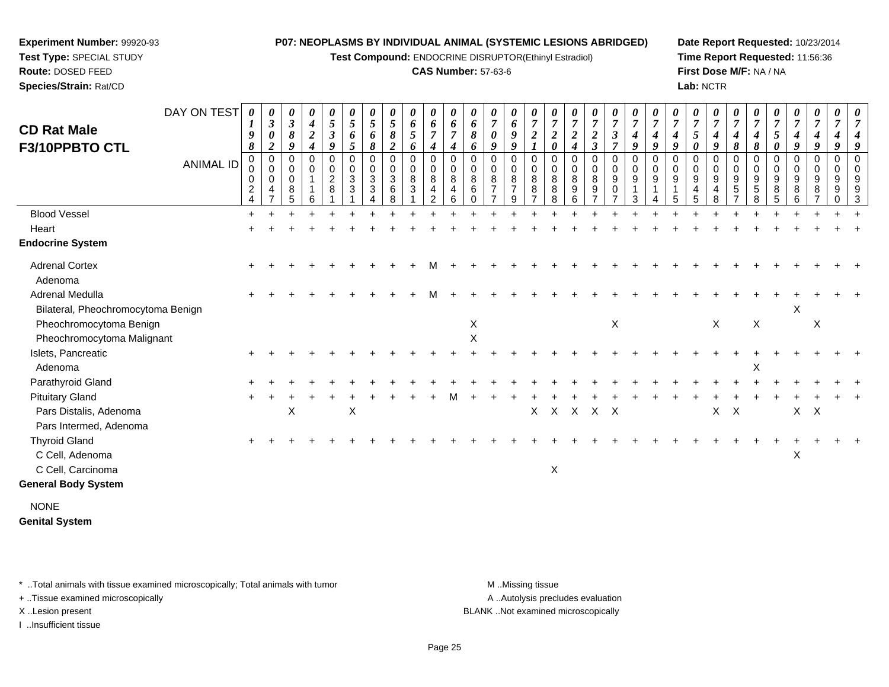**Experiment Number:** 99920-93
**Test Type:** SPECIAL STUDY
**Route:** DOSED FEED
**Species/Strain:** Rat/CD

**P07: NEOPLASMS BY INDIVIDUAL ANIMAL (SYSTEMIC LESIONS ABRIDGED)**
**Test Compound:** ENDOCRINE DISRUPTOR(Ethinyl Estradiol)
**CAS Number:** 57-63-6

**Date Report Requested:** 10/23/2014
**Time Report Requested:** 11:56:36
**First Dose M/F:** NA / NA
**Lab:** NCTR

## CD Rat Male F3/10PPBTO CTL

| DAY ON TEST | 0198 | 0302 | 0389 | 0424 | 0539 | 0565 | 0568 | 0582 | 0656 | 0674 | 0674 | 0686 | 0709 | 0699 | 0721 | 0720 | 0724 | 0723 | 0737 | 0749 | 0749 | 0749 | 0750 | 0749 | 0748 | 0748 | 0750 | 0749 | 0749 | 0749 | 0749 |
|---|---|---|---|---|---|---|---|---|---|---|---|---|---|---|---|---|---|---|---|---|---|---|---|---|---|---|---|---|---|---|---|
| **ANIMAL ID** | 00024 | 00047 | 00085 | 00116 | 00281 | 00331 | 00334 | 00368 | 00831 | 00842 | 00846 | 00860 | 00877 | 00879 | 00887 | 00888 | 00896 | 00897 | 00907 | 00913 | 00914 | 00915 | 00945 | 00948 | 00957 | 00958 | 00985 | 00986 | 00987 | 00990 | 00993 |
| Blood Vessel | + | + | + | + | + | + | + | + | + | + | + | + | + | + | + | + | + | + | + | + | + | + | + | + | + | + | + | + | + | + | + |
| Heart | + | + | + | + | + | + | + | + | + | + | + | + | + | + | + | + | + | + | + | + | + | + | + | + | + | + | + | + | + | + | + |
| **Endocrine System** | | | | | | | | | | | | | | | | | | | | | | | | | | | | | | | |
| Adrenal Cortex | + | + | + | + | + | + | + | + | + | M | + | + | + | + | + | + | + | + | + | + | + | + | + | + | + | + | + | + | + | + | + |
| Adenoma | | | | | | | | | | | | | | | | | | | | | | | | | | | | | | | |
| Adrenal Medulla | + | + | + | + | + | + | + | + | + | M | + | + | + | + | + | + | + | + | + | + | + | + | + | + | + | + | + | + | + | + | + |
| Bilateral, Pheochromocytoma Benign | | | | | | | | | | | | | | | | | | | | | | | | | | | | X | | | |
| Pheochromocytoma Benign | | | | | | | | | | | | X | | | | | | | X | | | | | X | | X | | | X | | |
| Pheochromocytoma Malignant | | | | | | | | | | | | X | | | | | | | | | | | | | | | | | | | |
| Islets, Pancreatic | + | + | + | + | + | + | + | + | + | + | + | + | + | + | + | + | + | + | + | + | + | + | + | + | + | + | + | + | + | + | + |
| Adenoma | | | | | | | | | | | | | | | | | | | | | | | | | | X | | | | | |
| Parathyroid Gland | + | + | + | + | + | + | + | + | + | + | + | + | + | + | + | + | + | + | + | + | + | + | + | + | + | + | + | + | + | + | + |
| Pituitary Gland | + | + | + | + | + | + | + | + | + | + | M | + | + | + | + | + | + | + | + | + | + | + | + | + | + | + | + | + | + | + | + |
| Pars Distalis, Adenoma | | | X | | | X | | | | | | | | | X | X | X | X | X | | | | | X | X | | | X | X | | |
| Pars Intermed, Adenoma | | | | | | | | | | | | | | | | | | | | | | | | | | | | | | | |
| Thyroid Gland | + | + | + | + | + | + | + | + | + | + | + | + | + | + | + | + | + | + | + | + | + | + | + | + | + | + | + | + | + | + | + |
| C Cell, Adenoma | | | | | | | | | | | | | | | | | | | | | | | | | | | | X | | | |
| C Cell, Carcinoma | | | | | | | | | | | | | | | | X | | | | | | | | | | | | | | | |
| **General Body System** | | | | | | | | | | | | | | | | | | | | | | | | | | | | | | | |
| NONE | | | | | | | | | | | | | | | | | | | | | | | | | | | | | | | |
| **Genital System** | | | | | | | | | | | | | | | | | | | | | | | | | | | | | | | |

\* ..Total animals with tissue examined microscopically; Total animals with tumor
+ ..Tissue examined microscopically
X ..Lesion present
I ..Insufficient tissue

M ..Missing tissue
A ..Autolysis precludes evaluation
BLANK ..Not examined microscopically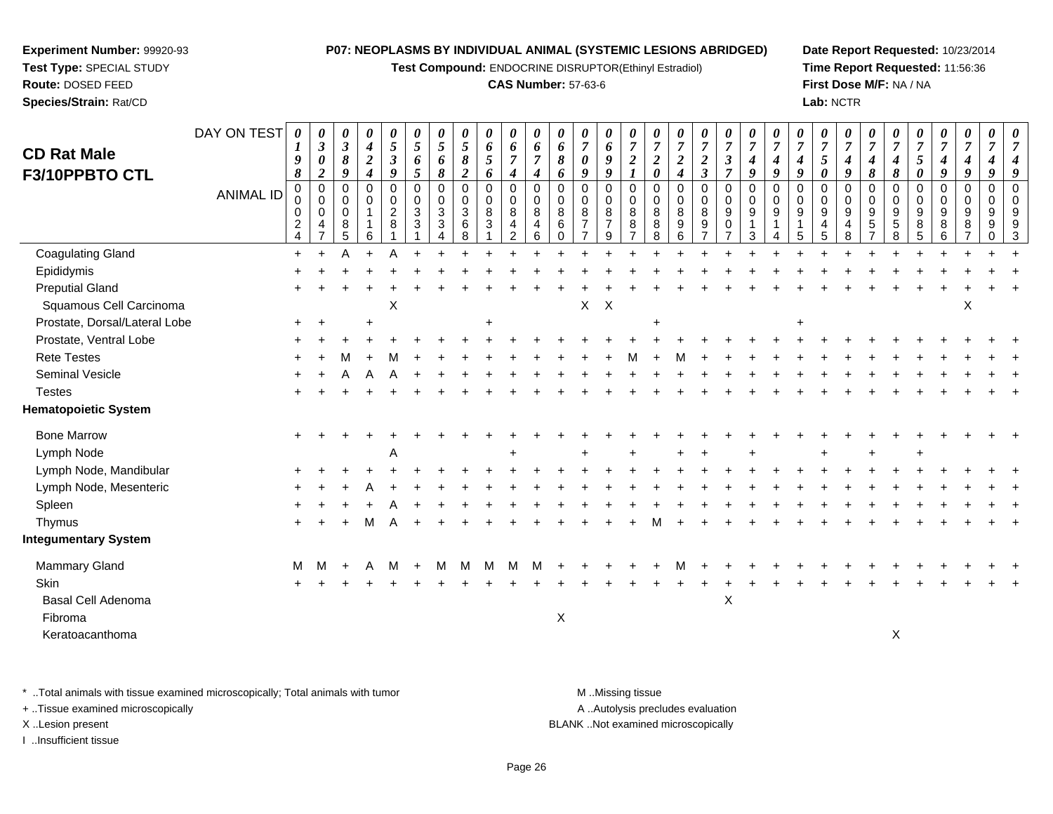**Experiment Number:** 99920-93
**Test Type:** SPECIAL STUDY
**Route:** DOSED FEED
**Species/Strain:** Rat/CD

**P07: NEOPLASMS BY INDIVIDUAL ANIMAL (SYSTEMIC LESIONS ABRIDGED)**
**Test Compound:** ENDOCRINE DISRUPTOR(Ethinyl Estradiol)
**CAS Number:** 57-63-6

**Date Report Requested:** 10/23/2014
**Time Report Requested:** 11:56:36
**First Dose M/F:** NA / NA
**Lab:** NCTR

## CD Rat Male F3/10PPBTO CTL

| DAY ON TEST | 0198 | 0302 | 0389 | 0424 | 0539 | 0565 | 0568 | 0582 | 0656 | 0674 | 0674 | 0686 | 0709 | 0699 | 0721 | 0720 | 0724 | 0723 | 0737 | 0749 | 0749 | 0749 | 0750 | 0749 | 0748 | 0748 | 0750 | 0749 | 0749 | 0749 | 0749 |
|---|---|---|---|---|---|---|---|---|---|---|---|---|---|---|---|---|---|---|---|---|---|---|---|---|---|---|---|---|---|---|---|
| **ANIMAL ID** | 00024 | 00047 | 00085 | 00116 | 00281 | 00331 | 00334 | 00368 | 00831 | 00842 | 00846 | 00860 | 00877 | 00879 | 00887 | 00888 | 00896 | 00897 | 00907 | 00913 | 00914 | 00915 | 00945 | 00948 | 00957 | 00958 | 00985 | 00986 | 00987 | 00990 | 00993 |
| Coagulating Gland | + | + | A | + | A | + | + | + | + | + | + | + | + | + | + | + | + | + | + | + | + | + | + | + | + | + | + | + | + | + | + |
| Epididymis | + | + | + | + | + | + | + | + | + | + | + | + | + | + | + | + | + | + | + | + | + | + | + | + | + | + | + | + | + | + | + |
| Preputial Gland | + | + | + | + | + | + | + | + | + | + | + | + | + | + | + | + | + | + | + | + | + | + | + | + | + | + | + | + | + | + | + |
| Squamous Cell Carcinoma | | | | | X | | | | | | | | X | X | | | | | | | | | | | | | | | X | | |
| Prostate, Dorsal/Lateral Lobe | + | + | | + | | | | | + | | | | | | | + | | | | | | + | | | | | | | | | |
| Prostate, Ventral Lobe | + | + | + | + | + | + | + | + | + | + | + | + | + | + | + | + | + | + | + | + | + | + | + | + | + | + | + | + | + | + | + |
| Rete Testes | + | + | M | + | M | + | + | + | + | + | + | + | + | + | M | + | M | + | + | + | + | + | + | + | + | + | + | + | + | + | + |
| Seminal Vesicle | + | + | A | A | A | + | + | + | + | + | + | + | + | + | + | + | + | + | + | + | + | + | + | + | + | + | + | + | + | + | + |
| Testes | + | + | + | + | + | + | + | + | + | + | + | + | + | + | + | + | + | + | + | + | + | + | + | + | + | + | + | + | + | + | + |
| **Hematopoietic System** | | | | | | | | | | | | | | | | | | | | | | | | | | | | | | | |
| Bone Marrow | + | + | + | + | + | + | + | + | + | + | + | + | + | + | + | + | + | + | + | + | + | + | + | + | + | + | + | + | + | + | + |
| Lymph Node | | | | | A | | | | | + | | | + | | + | | + | + | | + | | | + | | + | | + | | | | |
| Lymph Node, Mandibular | + | + | + | + | + | + | + | + | + | + | + | + | + | + | + | + | + | + | + | + | + | + | + | + | + | + | + | + | + | + | + |
| Lymph Node, Mesenteric | + | + | + | A | + | + | + | + | + | + | + | + | + | + | + | + | + | + | + | + | + | + | + | + | + | + | + | + | + | + | + |
| Spleen | + | + | + | + | A | + | + | + | + | + | + | + | + | + | + | + | + | + | + | + | + | + | + | + | + | + | + | + | + | + | + |
| Thymus | + | + | + | M | A | + | + | + | + | + | + | + | + | + | + | M | + | + | + | + | + | + | + | + | + | + | + | + | + | + | + |
| **Integumentary System** | | | | | | | | | | | | | | | | | | | | | | | | | | | | | | | |
| Mammary Gland | M | M | + | A | M | + | M | M | M | M | M | + | + | + | + | + | M | + | + | + | + | + | + | + | + | + | + | + | + | + | + |
| Skin | + | + | + | + | + | + | + | + | + | + | + | + | + | + | + | + | + | + | + | + | + | + | + | + | + | + | + | + | + | + | + |
| Basal Cell Adenoma | | | | | | | | | | | | | | | | | | | X | | | | | | | | | | | | |
| Fibroma | | | | | | | | | | | | X | | | | | | | | | | | | | | | | | | | |
| Keratoacanthoma | | | | | | | | | | | | | | | | | | | | | | | | | | X | | | | | |

\* ..Total animals with tissue examined microscopically; Total animals with tumor
+ ..Tissue examined microscopically
X ..Lesion present
I ..Insufficient tissue

M ..Missing tissue
A ..Autolysis precludes evaluation
BLANK ..Not examined microscopically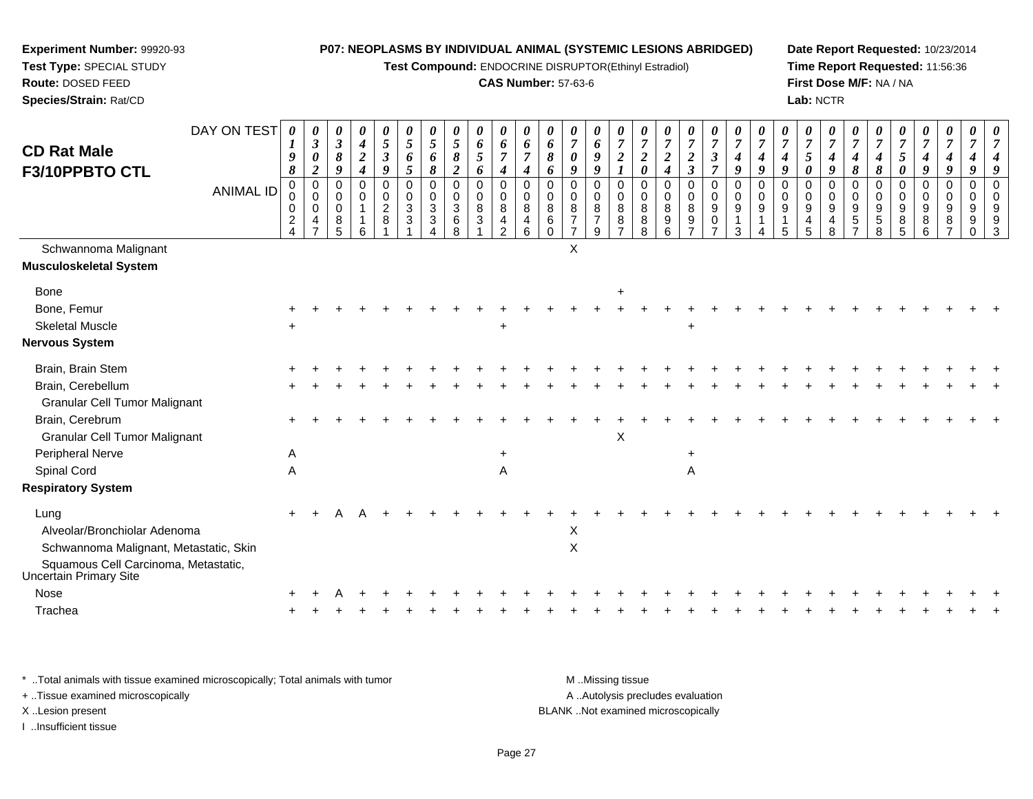**Experiment Number:** 99920-93
**Test Type:** SPECIAL STUDY
**Route:** DOSED FEED
**Species/Strain:** Rat/CD

**P07: NEOPLASMS BY INDIVIDUAL ANIMAL (SYSTEMIC LESIONS ABRIDGED)**
**Test Compound:** ENDOCRINE DISRUPTOR(Ethinyl Estradiol)
**CAS Number:** 57-63-6

**Date Report Requested:** 10/23/2014
**Time Report Requested:** 11:56:36
**First Dose M/F:** NA / NA
**Lab:** NCTR

## CD Rat Male F3/10PPBTO CTL

| DAY ON TEST | 0198 | 0302 | 0389 | 0424 | 0539 | 0565 | 0568 | 0582 | 0656 | 0674 | 0674 | 0686 | 0709 | 0699 | 0721 | 0720 | 0724 | 0723 | 0737 | 0749 | 0749 | 0749 | 0750 | 0749 | 0748 | 0748 | 0750 | 0749 | 0749 | 0749 | 0749 |
|---|---|---|---|---|---|---|---|---|---|---|---|---|---|---|---|---|---|---|---|---|---|---|---|---|---|---|---|---|---|---|---|
| **ANIMAL ID** | 00024 | 00047 | 00085 | 00116 | 00281 | 00331 | 00334 | 00368 | 00831 | 00842 | 00846 | 00860 | 00877 | 00879 | 00887 | 00888 | 00896 | 00897 | 00907 | 00913 | 00914 | 00915 | 00945 | 00948 | 00957 | 00958 | 00985 | 00986 | 00987 | 00990 | 00993 |
| Schwannoma Malignant | | | | | | | | | | | | | X | | | | | | | | | | | | | | | | | | |
| **Musculoskeletal System** | | | | | | | | | | | | | | | | | | | | | | | | | | | | | | | |
| Bone | | | | | | | | | | | | | | | + | | | | | | | | | | | | | | | | |
| Bone, Femur | + | + | + | + | + | + | + | + | + | + | + | + | + | + | + | + | + | + | + | + | + | + | + | + | + | + | + | + | + | + | + |
| Skeletal Muscle | + | | | | | | | | | + | | | | | | | | + | | | | | | | | | | | | | |
| **Nervous System** | | | | | | | | | | | | | | | | | | | | | | | | | | | | | | | |
| Brain, Brain Stem | + | + | + | + | + | + | + | + | + | + | + | + | + | + | + | + | + | + | + | + | + | + | + | + | + | + | + | + | + | + | + |
| Brain, Cerebellum | + | + | + | + | + | + | + | + | + | + | + | + | + | + | + | + | + | + | + | + | + | + | + | + | + | + | + | + | + | + | + |
| Granular Cell Tumor Malignant | | | | | | | | | | | | | | | | | | | | | | | | | | | | | | | |
| Brain, Cerebrum | + | + | + | + | + | + | + | + | + | + | + | + | + | + | + | + | + | + | + | + | + | + | + | + | + | + | + | + | + | + | + |
| Granular Cell Tumor Malignant | | | | | | | | | | | | | | | X | | | | | | | | | | | | | | | | |
| Peripheral Nerve | A | | | | | | | | | + | | | | | | | | + | | | | | | | | | | | | | |
| Spinal Cord | A | | | | | | | | | A | | | | | | | | A | | | | | | | | | | | | | |
| **Respiratory System** | | | | | | | | | | | | | | | | | | | | | | | | | | | | | | | |
| Lung | + | + | A | A | + | + | + | + | + | + | + | + | + | + | + | + | + | + | + | + | + | + | + | + | + | + | + | + | + | + | + |
| Alveolar/Bronchiolar Adenoma | | | | | | | | | | | | | X | | | | | | | | | | | | | | | | | | |
| Schwannoma Malignant, Metastatic, Skin | | | | | | | | | | | | | X | | | | | | | | | | | | | | | | | | |
| Squamous Cell Carcinoma, Metastatic, Uncertain Primary Site | | | | | | | | | | | | | | | | | | | | | | | | | | | | | | | |
| Nose | + | + | A | + | + | + | + | + | + | + | + | + | + | + | + | + | + | + | + | + | + | + | + | + | + | + | + | + | + | + | + |
| Trachea | + | + | + | + | + | + | + | + | + | + | + | + | + | + | + | + | + | + | + | + | + | + | + | + | + | + | + | + | + | + | + |

\* ..Total animals with tissue examined microscopically; Total animals with tumor
+ ..Tissue examined microscopically
X ..Lesion present
I ..Insufficient tissue

M ..Missing tissue
A ..Autolysis precludes evaluation
BLANK ..Not examined microscopically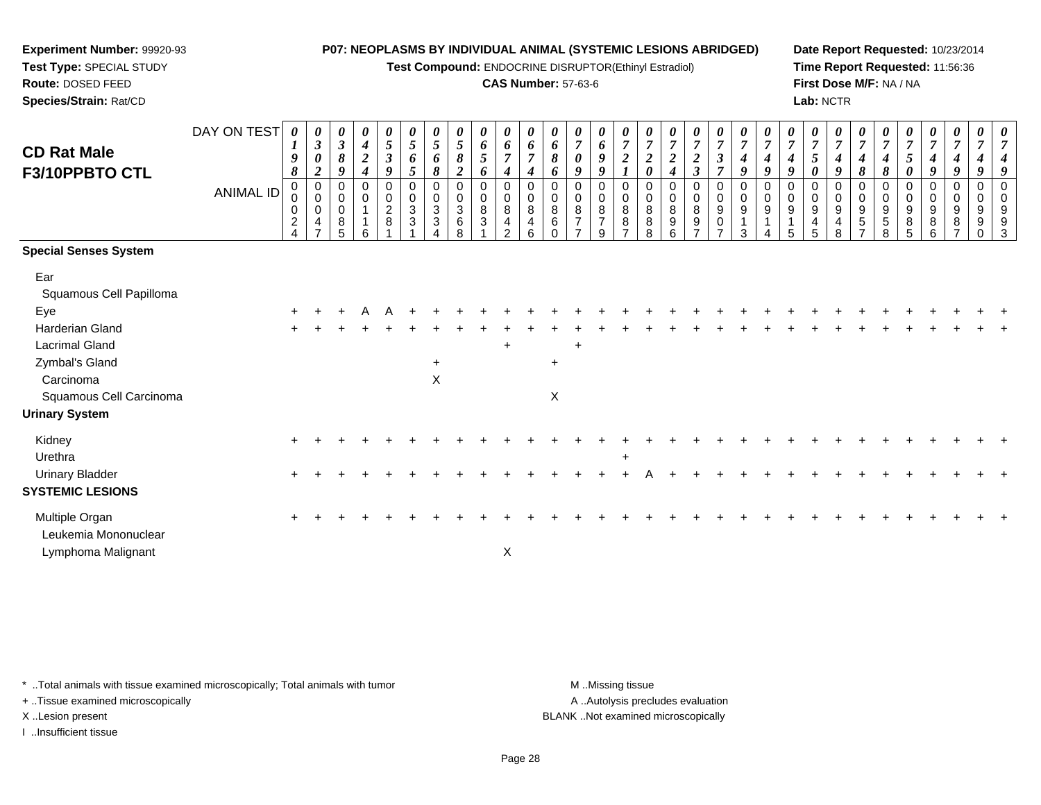**Experiment Number:** 99920-93
**Test Type:** SPECIAL STUDY
**Route:** DOSED FEED
**Species/Strain:** Rat/CD

**P07: NEOPLASMS BY INDIVIDUAL ANIMAL (SYSTEMIC LESIONS ABRIDGED)**
**Test Compound:** ENDOCRINE DISRUPTOR(Ethinyl Estradiol)
**CAS Number:** 57-63-6

**Date Report Requested:** 10/23/2014
**Time Report Requested:** 11:56:36
**First Dose M/F:** NA / NA
**Lab:** NCTR

## CD Rat Male F3/10PPBTO CTL

| DAY ON TEST | 0198 | 0302 | 0389 | 0424 | 0539 | 0565 | 0568 | 0582 | 0656 | 0674 | 0674 | 0686 | 0709 | 0699 | 0721 | 0720 | 0724 | 0723 | 0737 | 0749 | 0749 | 0749 | 0750 | 0749 | 0748 | 0748 | 0750 | 0749 | 0749 | 0749 | 0749 |
|---|---|---|---|---|---|---|---|---|---|---|---|---|---|---|---|---|---|---|---|---|---|---|---|---|---|---|---|---|---|---|---|
| **ANIMAL ID** | 00024 | 00047 | 00085 | 00116 | 00281 | 00331 | 00334 | 00368 | 00831 | 00842 | 00846 | 00860 | 00877 | 00879 | 00887 | 00888 | 00896 | 00897 | 00907 | 00913 | 00914 | 00915 | 00945 | 00948 | 00957 | 00958 | 00985 | 00986 | 00987 | 00990 | 00993 |
| **Special Senses System** | | | | | | | | | | | | | | | | | | | | | | | | | | | | | | | |
| Ear | | | | | | | | | | | | | | | | | | | | | | | | | | | | | | | |
| Squamous Cell Papilloma | | | | | | | | | | | | | | | | | | | | | | | | | | | | | | | |
| Eye | + | + | + | A | A | + | + | + | + | + | + | + | + | + | + | + | + | + | + | + | + | + | + | + | + | + | + | + | + | + | + |
| Harderian Gland | + | + | + | + | + | + | + | + | + | + | + | + | + | + | + | + | + | + | + | + | + | + | + | + | + | + | + | + | + | + | + |
| Lacrimal Gland | | | | | | | | | | + | | | + | | | | | | | | | | | | | | | | | | |
| Zymbal's Gland | | | | | | | + | | | | | + | | | | | | | | | | | | | | | | | | | |
| Carcinoma | | | | | | | X | | | | | | | | | | | | | | | | | | | | | | | | |
| Squamous Cell Carcinoma | | | | | | | | | | | | X | | | | | | | | | | | | | | | | | | | |
| **Urinary System** | | | | | | | | | | | | | | | | | | | | | | | | | | | | | | | |
| Kidney | + | + | + | + | + | + | + | + | + | + | + | + | + | + | + | + | + | + | + | + | + | + | + | + | + | + | + | + | + | + | + |
| Urethra | | | | | | | | | | | | | | | + | | | | | | | | | | | | | | | | |
| Urinary Bladder | + | + | + | + | + | + | + | + | + | + | + | + | + | + | + | A | + | + | + | + | + | + | + | + | + | + | + | + | + | + | + |
| **SYSTEMIC LESIONS** | | | | | | | | | | | | | | | | | | | | | | | | | | | | | | | |
| Multiple Organ | + | + | + | + | + | + | + | + | + | + | + | + | + | + | + | + | + | + | + | + | + | + | + | + | + | + | + | + | + | + | + |
| Leukemia Mononuclear | | | | | | | | | | | | | | | | | | | | | | | | | | | | | | | |
| Lymphoma Malignant | | | | | | | | | | X | | | | | | | | | | | | | | | | | | | | | |

\* ..Total animals with tissue examined microscopically; Total animals with tumor
+ ..Tissue examined microscopically
X ..Lesion present
I ..Insufficient tissue

M ..Missing tissue
A ..Autolysis precludes evaluation
BLANK ..Not examined microscopically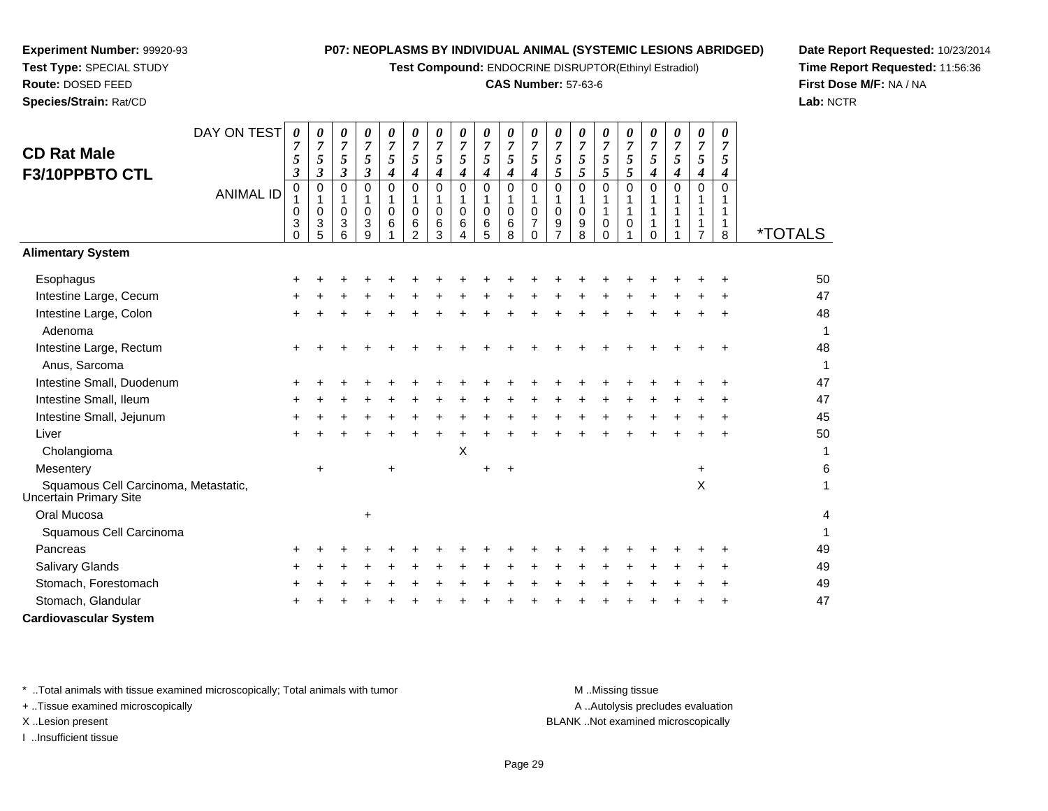**Experiment Number:** 99920-93
**Test Type:** SPECIAL STUDY
**Route:** DOSED FEED
**Species/Strain:** Rat/CD

**P07: NEOPLASMS BY INDIVIDUAL ANIMAL (SYSTEMIC LESIONS ABRIDGED)**
**Test Compound:** ENDOCRINE DISRUPTOR(Ethinyl Estradiol)
**CAS Number:** 57-63-6

**Date Report Requested:** 10/23/2014
**Time Report Requested:** 11:56:36
**First Dose M/F:** NA / NA
**Lab:** NCTR

## CD Rat Male F3/10PPBTO CTL

| DAY ON TEST | 0753 | 0753 | 0753 | 0753 | 0754 | 0754 | 0754 | 0754 | 0754 | 0754 | 0754 | 0755 | 0755 | 0755 | 0755 | 0754 | 0754 | 0754 | 0754 | |
|---|---|---|---|---|---|---|---|---|---|---|---|---|---|---|---|---|---|---|---|---|
| **ANIMAL ID** | 01030 | 01035 | 01036 | 01039 | 01061 | 01062 | 01063 | 01064 | 01065 | 01068 | 01070 | 01097 | 01098 | 01100 | 01101 | 01110 | 01111 | 01117 | 01118 | ***TOTALS** |
| **Alimentary System** | | | | | | | | | | | | | | | | | | | | |
| Esophagus | + | + | + | + | + | + | + | + | + | + | + | + | + | + | + | + | + | + | + | 50 |
| Intestine Large, Cecum | + | + | + | + | + | + | + | + | + | + | + | + | + | + | + | + | + | + | + | 47 |
| Intestine Large, Colon | + | + | + | + | + | + | + | + | + | + | + | + | + | + | + | + | + | + | + | 48 |
| Adenoma | | | | | | | | | | | | | | | | | | | | 1 |
| Intestine Large, Rectum | + | + | + | + | + | + | + | + | + | + | + | + | + | + | + | + | + | + | + | 48 |
| Anus, Sarcoma | | | | | | | | | | | | | | | | | | | | 1 |
| Intestine Small, Duodenum | + | + | + | + | + | + | + | + | + | + | + | + | + | + | + | + | + | + | + | 47 |
| Intestine Small, Ileum | + | + | + | + | + | + | + | + | + | + | + | + | + | + | + | + | + | + | + | 47 |
| Intestine Small, Jejunum | + | + | + | + | + | + | + | + | + | + | + | + | + | + | + | + | + | + | + | 45 |
| Liver | + | + | + | + | + | + | + | + | + | + | + | + | + | + | + | + | + | + | + | 50 |
| Cholangioma | | | | | | | | X | | | | | | | | | | | | 1 |
| Mesentery | | + | | | + | | | | + | + | | | | | | | | + | | 6 |
| Squamous Cell Carcinoma, Metastatic, Uncertain Primary Site | | | | | | | | | | | | | | | | | | X | | 1 |
| Oral Mucosa | | | | + | | | | | | | | | | | | | | | | 4 |
| Squamous Cell Carcinoma | | | | | | | | | | | | | | | | | | | | 1 |
| Pancreas | + | + | + | + | + | + | + | + | + | + | + | + | + | + | + | + | + | + | + | 49 |
| Salivary Glands | + | + | + | + | + | + | + | + | + | + | + | + | + | + | + | + | + | + | + | 49 |
| Stomach, Forestomach | + | + | + | + | + | + | + | + | + | + | + | + | + | + | + | + | + | + | + | 49 |
| Stomach, Glandular | + | + | + | + | + | + | + | + | + | + | + | + | + | + | + | + | + | + | + | 47 |
| **Cardiovascular System** | | | | | | | | | | | | | | | | | | | | |

\* ..Total animals with tissue examined microscopically; Total animals with tumor
+ ..Tissue examined microscopically
X ..Lesion present
I ..Insufficient tissue

M ..Missing tissue
A ..Autolysis precludes evaluation
BLANK ..Not examined microscopically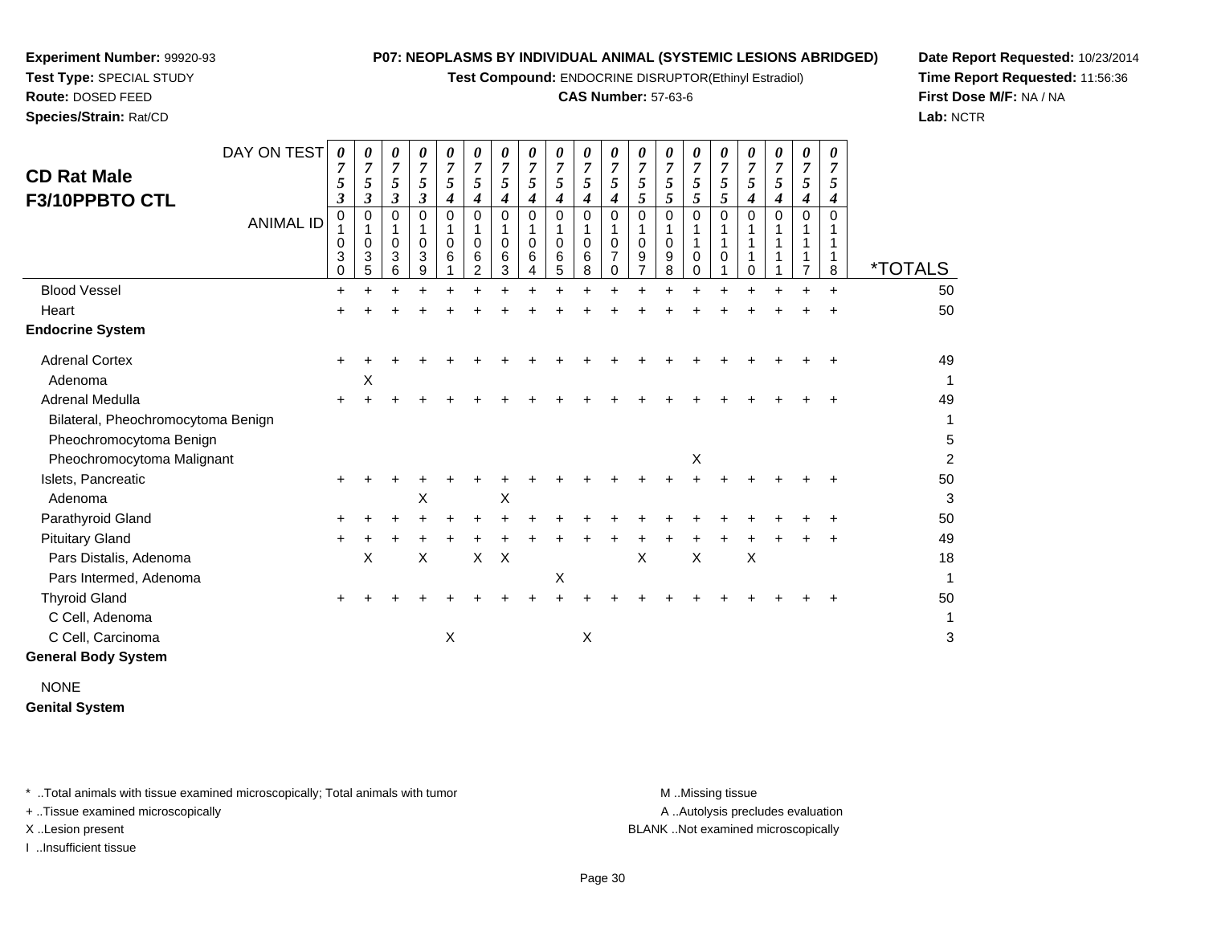**Experiment Number:** 99920-93
**Test Type:** SPECIAL STUDY
**Route:** DOSED FEED
**Species/Strain:** Rat/CD

**P07: NEOPLASMS BY INDIVIDUAL ANIMAL (SYSTEMIC LESIONS ABRIDGED)**
**Test Compound:** ENDOCRINE DISRUPTOR(Ethinyl Estradiol)
**CAS Number:** 57-63-6

**Date Report Requested:** 10/23/2014
**Time Report Requested:** 11:56:36
**First Dose M/F:** NA / NA
**Lab:** NCTR

## CD Rat Male F3/10PPBTO CTL

| DAY ON TEST | 0753 | 0753 | 0753 | 0753 | 0754 | 0754 | 0754 | 0754 | 0754 | 0754 | 0754 | 0755 | 0755 | 0755 | 0755 | 0754 | 0754 | 0754 | 0754 | |
|---|---|---|---|---|---|---|---|---|---|---|---|---|---|---|---|---|---|---|---|---|
| **ANIMAL ID** | 01030 | 01035 | 01036 | 01039 | 01061 | 01062 | 01063 | 01064 | 01065 | 01068 | 01070 | 01097 | 01098 | 01100 | 01101 | 01110 | 01111 | 01117 | 01118 | ***TOTALS** |
| Blood Vessel | + | + | + | + | + | + | + | + | + | + | + | + | + | + | + | + | + | + | + | 50 |
| Heart | + | + | + | + | + | + | + | + | + | + | + | + | + | + | + | + | + | + | + | 50 |
| **Endocrine System** | | | | | | | | | | | | | | | | | | | | |
| Adrenal Cortex | + | + | + | + | + | + | + | + | + | + | + | + | + | + | + | + | + | + | + | 49 |
| Adenoma | | X | | | | | | | | | | | | | | | | | | 1 |
| Adrenal Medulla | + | + | + | + | + | + | + | + | + | + | + | + | + | + | + | + | + | + | + | 49 |
| Bilateral, Pheochromocytoma Benign | | | | | | | | | | | | | | | | | | | | 1 |
| Pheochromocytoma Benign | | | | | | | | | | | | | | | | | | | | 5 |
| Pheochromocytoma Malignant | | | | | | | | | | | | | | X | | | | | | 2 |
| Islets, Pancreatic | + | + | + | + | + | + | + | + | + | + | + | + | + | + | + | + | + | + | + | 50 |
| Adenoma | | | | X | | | X | | | | | | | | | | | | | 3 |
| Parathyroid Gland | + | + | + | + | + | + | + | + | + | + | + | + | + | + | + | + | + | + | + | 50 |
| Pituitary Gland | + | + | + | + | + | + | + | + | + | + | + | + | + | + | + | + | + | + | + | 49 |
| Pars Distalis, Adenoma | | X | | X | | X | X | | | | | X | | X | | X | | | | 18 |
| Pars Intermed, Adenoma | | | | | | | | | X | | | | | | | | | | | 1 |
| Thyroid Gland | + | + | + | + | + | + | + | + | + | + | + | + | + | + | + | + | + | + | + | 50 |
| C Cell, Adenoma | | | | | | | | | | | | | | | | | | | | 1 |
| C Cell, Carcinoma | | | | | X | | | | | X | | | | | | | | | | 3 |
| **General Body System** | | | | | | | | | | | | | | | | | | | | |
| NONE | | | | | | | | | | | | | | | | | | | | |
| **Genital System** | | | | | | | | | | | | | | | | | | | | |

\* ..Total animals with tissue examined microscopically; Total animals with tumor
\+ ..Tissue examined microscopically
X ..Lesion present
I ..Insufficient tissue

M ..Missing tissue
A ..Autolysis precludes evaluation
BLANK ..Not examined microscopically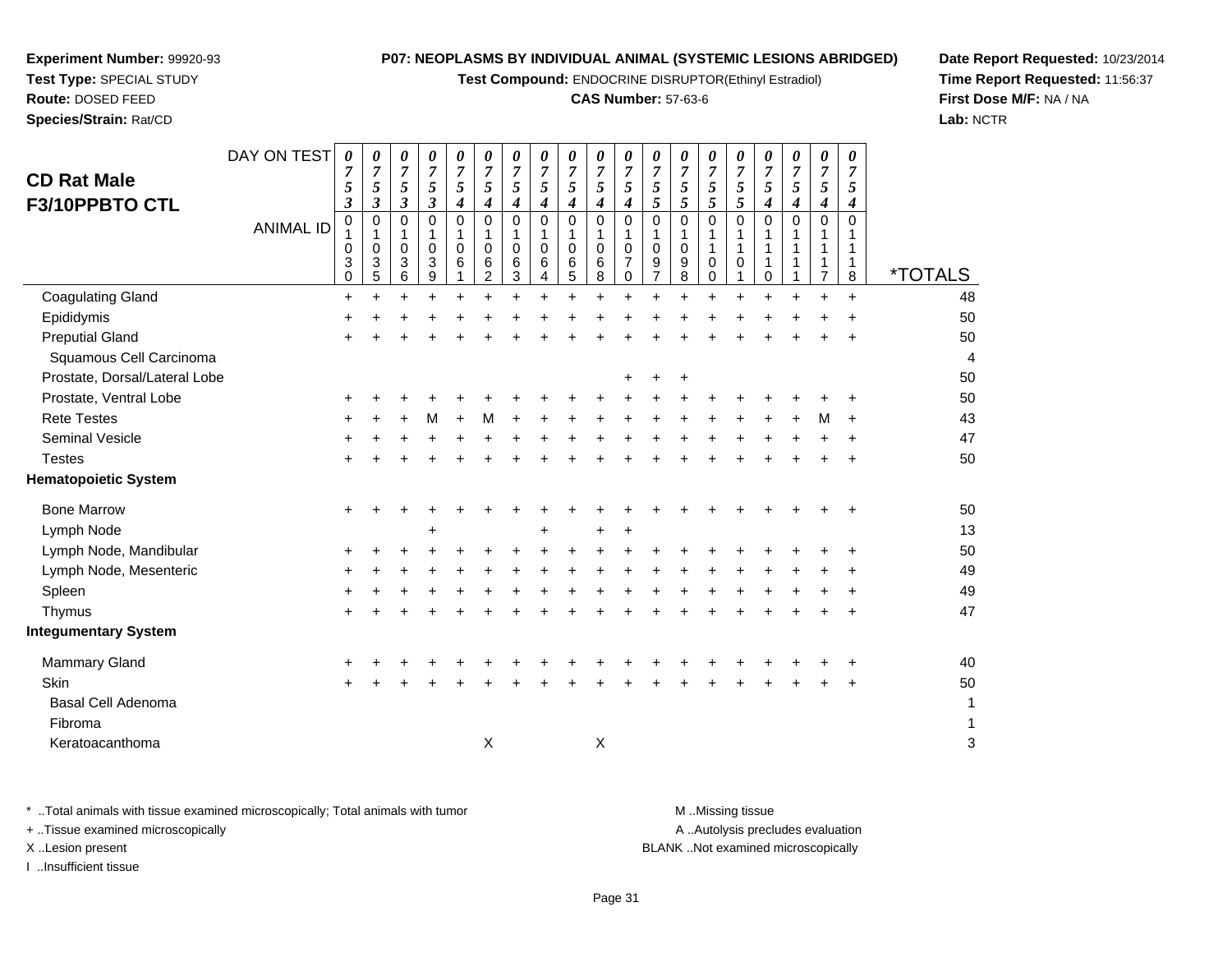**Experiment Number:** 99920-93
**Test Type:** SPECIAL STUDY
**Route:** DOSED FEED
**Species/Strain:** Rat/CD

**P07: NEOPLASMS BY INDIVIDUAL ANIMAL (SYSTEMIC LESIONS ABRIDGED)**
**Test Compound:** ENDOCRINE DISRUPTOR(Ethinyl Estradiol)
**CAS Number:** 57-63-6

**Date Report Requested:** 10/23/2014
**Time Report Requested:** 11:56:37
**First Dose M/F:** NA / NA
**Lab:** NCTR

## CD Rat Male F3/10PPBTO CTL

| DAY ON TEST | 0753 | 0753 | 0753 | 0753 | 0754 | 0754 | 0754 | 0754 | 0754 | 0754 | 0754 | 0755 | 0755 | 0755 | 0755 | 0754 | 0754 | 0754 | 0754 | |
|---|---|---|---|---|---|---|---|---|---|---|---|---|---|---|---|---|---|---|---|---|
| **ANIMAL ID** | 01030 | 01035 | 01036 | 01039 | 01061 | 01062 | 01063 | 01064 | 01065 | 01068 | 01070 | 01097 | 01098 | 01100 | 01101 | 01110 | 01111 | 01117 | 01118 | ***TOTALS** |
| Coagulating Gland | + | + | + | + | + | + | + | + | + | + | + | + | + | + | + | + | + | + | + | 48 |
| Epididymis | + | + | + | + | + | + | + | + | + | + | + | + | + | + | + | + | + | + | + | 50 |
| Preputial Gland | + | + | + | + | + | + | + | + | + | + | + | + | + | + | + | + | + | + | + | 50 |
| Squamous Cell Carcinoma | | | | | | | | | | | | | | | | | | | | 4 |
| Prostate, Dorsal/Lateral Lobe | | | | | | | | | | | + | + | + | | | | | | | 50 |
| Prostate, Ventral Lobe | + | + | + | + | + | + | + | + | + | + | + | + | + | + | + | + | + | + | + | 50 |
| Rete Testes | + | + | + | M | + | M | + | + | + | + | + | + | + | + | + | + | + | M | + | 43 |
| Seminal Vesicle | + | + | + | + | + | + | + | + | + | + | + | + | + | + | + | + | + | + | + | 47 |
| Testes | + | + | + | + | + | + | + | + | + | + | + | + | + | + | + | + | + | + | + | 50 |
| **Hematopoietic System** | | | | | | | | | | | | | | | | | | | | |
| Bone Marrow | + | + | + | + | + | + | + | + | + | + | + | + | + | + | + | + | + | + | + | 50 |
| Lymph Node | | | | + | | | | + | | + | + | | | | | | | | | 13 |
| Lymph Node, Mandibular | + | + | + | + | + | + | + | + | + | + | + | + | + | + | + | + | + | + | + | 50 |
| Lymph Node, Mesenteric | + | + | + | + | + | + | + | + | + | + | + | + | + | + | + | + | + | + | + | 49 |
| Spleen | + | + | + | + | + | + | + | + | + | + | + | + | + | + | + | + | + | + | + | 49 |
| Thymus | + | + | + | + | + | + | + | + | + | + | + | + | + | + | + | + | + | + | + | 47 |
| **Integumentary System** | | | | | | | | | | | | | | | | | | | | |
| Mammary Gland | + | + | + | + | + | + | + | + | + | + | + | + | + | + | + | + | + | + | + | 40 |
| Skin | + | + | + | + | + | + | + | + | + | + | + | + | + | + | + | + | + | + | + | 50 |
| Basal Cell Adenoma | | | | | | | | | | | | | | | | | | | | 1 |
| Fibroma | | | | | | | | | | | | | | | | | | | | 1 |
| Keratoacanthoma | | | | | | X | | | | X | | | | | | | | | | 3 |

* ..Total animals with tissue examined microscopically; Total animals with tumor
+ ..Tissue examined microscopically
X ..Lesion present
I ..Insufficient tissue

M ..Missing tissue
A ..Autolysis precludes evaluation
BLANK ..Not examined microscopically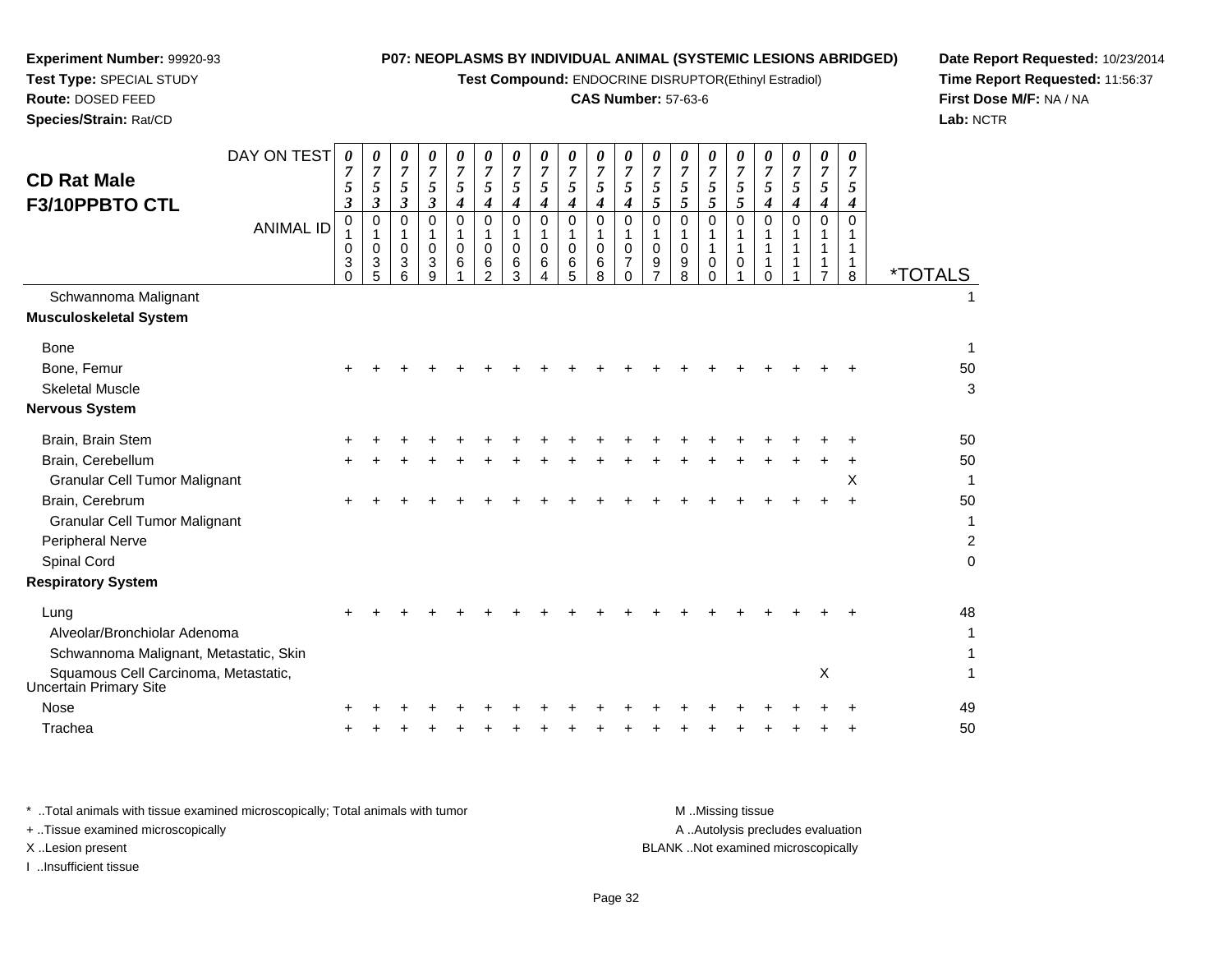**Experiment Number:** 99920-93
**Test Type:** SPECIAL STUDY
**Route:** DOSED FEED
**Species/Strain:** Rat/CD

**P07: NEOPLASMS BY INDIVIDUAL ANIMAL (SYSTEMIC LESIONS ABRIDGED)**
**Test Compound:** ENDOCRINE DISRUPTOR(Ethinyl Estradiol)
**CAS Number:** 57-63-6

**Date Report Requested:** 10/23/2014
**Time Report Requested:** 11:56:37
**First Dose M/F:** NA / NA
**Lab:** NCTR

## CD Rat Male F3/10PPBTO CTL

| DAY ON TEST | 0753 | 0753 | 0753 | 0753 | 0754 | 0754 | 0754 | 0754 | 0754 | 0754 | 0754 | 0755 | 0755 | 0755 | 0755 | 0754 | 0754 | 0754 | 0754 | |
|---|---|---|---|---|---|---|---|---|---|---|---|---|---|---|---|---|---|---|---|---|
| **ANIMAL ID** | 01030 | 01035 | 01036 | 01039 | 01061 | 01062 | 01063 | 01064 | 01065 | 01068 | 01070 | 01097 | 01098 | 01100 | 01101 | 01110 | 01111 | 01117 | 01118 | ***TOTALS** |
| Schwannoma Malignant | | | | | | | | | | | | | | | | | | | | 1 |
| **Musculoskeletal System** | | | | | | | | | | | | | | | | | | | | |
| Bone | | | | | | | | | | | | | | | | | | | | 1 |
| Bone, Femur | + | + | + | + | + | + | + | + | + | + | + | + | + | + | + | + | + | + | + | 50 |
| Skeletal Muscle | | | | | | | | | | | | | | | | | | | | 3 |
| **Nervous System** | | | | | | | | | | | | | | | | | | | | |
| Brain, Brain Stem | + | + | + | + | + | + | + | + | + | + | + | + | + | + | + | + | + | + | + | 50 |
| Brain, Cerebellum | + | + | + | + | + | + | + | + | + | + | + | + | + | + | + | + | + | + | + | 50 |
| Granular Cell Tumor Malignant | | | | | | | | | | | | | | | | | | | X | 1 |
| Brain, Cerebrum | + | + | + | + | + | + | + | + | + | + | + | + | + | + | + | + | + | + | + | 50 |
| Granular Cell Tumor Malignant | | | | | | | | | | | | | | | | | | | | 1 |
| Peripheral Nerve | | | | | | | | | | | | | | | | | | | | 2 |
| Spinal Cord | | | | | | | | | | | | | | | | | | | | 0 |
| **Respiratory System** | | | | | | | | | | | | | | | | | | | | |
| Lung | + | + | + | + | + | + | + | + | + | + | + | + | + | + | + | + | + | + | + | 48 |
| Alveolar/Bronchiolar Adenoma | | | | | | | | | | | | | | | | | | | | 1 |
| Schwannoma Malignant, Metastatic, Skin | | | | | | | | | | | | | | | | | | | | 1 |
| Squamous Cell Carcinoma, Metastatic, Uncertain Primary Site | | | | | | | | | | | | | | | | | | X | | 1 |
| Nose | + | + | + | + | + | + | + | + | + | + | + | + | + | + | + | + | + | + | + | 49 |
| Trachea | + | + | + | + | + | + | + | + | + | + | + | + | + | + | + | + | + | + | + | 50 |

\* ..Total animals with tissue examined microscopically; Total animals with tumor
\+ ..Tissue examined microscopically
X ..Lesion present
I ..Insufficient tissue

M ..Missing tissue
A ..Autolysis precludes evaluation
BLANK ..Not examined microscopically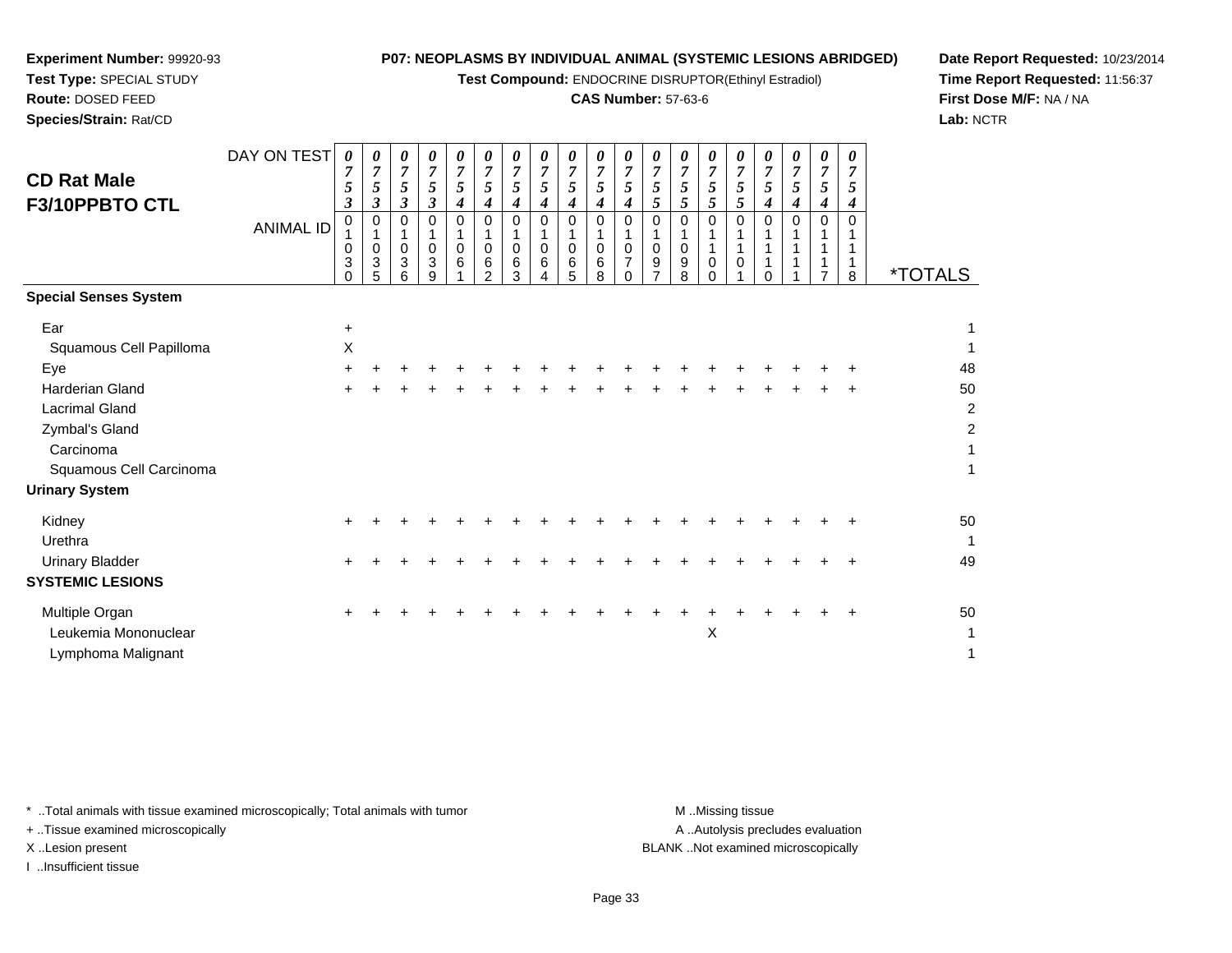**Experiment Number:** 99920-93
**Test Type:** SPECIAL STUDY
**Route:** DOSED FEED
**Species/Strain:** Rat/CD

**P07: NEOPLASMS BY INDIVIDUAL ANIMAL (SYSTEMIC LESIONS ABRIDGED)**
**Test Compound:** ENDOCRINE DISRUPTOR(Ethinyl Estradiol)
**CAS Number:** 57-63-6

**Date Report Requested:** 10/23/2014
**Time Report Requested:** 11:56:37
**First Dose M/F:** NA / NA
**Lab:** NCTR

## CD Rat Male F3/10PPBTO CTL

| DAY ON TEST | 0753 | 0753 | 0753 | 0753 | 0754 | 0754 | 0754 | 0754 | 0754 | 0754 | 0754 | 0755 | 0755 | 0755 | 0755 | 0754 | 0754 | 0754 | 0754 | |
|---|---|---|---|---|---|---|---|---|---|---|---|---|---|---|---|---|---|---|---|---|
| **ANIMAL ID** | 01030 | 01035 | 01036 | 01039 | 01061 | 01062 | 01063 | 01064 | 01065 | 01068 | 01070 | 01097 | 01098 | 01100 | 01101 | 01110 | 01111 | 01117 | 01118 | ***TOTALS** |
| **Special Senses System** | | | | | | | | | | | | | | | | | | | | |
| Ear | + | | | | | | | | | | | | | | | | | | | 1 |
| Squamous Cell Papilloma | X | | | | | | | | | | | | | | | | | | | 1 |
| Eye | + | + | + | + | + | + | + | + | + | + | + | + | + | + | + | + | + | + | + | 48 |
| Harderian Gland | + | + | + | + | + | + | + | + | + | + | + | + | + | + | + | + | + | + | + | 50 |
| Lacrimal Gland | | | | | | | | | | | | | | | | | | | | 2 |
| Zymbal's Gland | | | | | | | | | | | | | | | | | | | | 2 |
| Carcinoma | | | | | | | | | | | | | | | | | | | | 1 |
| Squamous Cell Carcinoma | | | | | | | | | | | | | | | | | | | | 1 |
| **Urinary System** | | | | | | | | | | | | | | | | | | | | |
| Kidney | + | + | + | + | + | + | + | + | + | + | + | + | + | + | + | + | + | + | + | 50 |
| Urethra | | | | | | | | | | | | | | | | | | | | 1 |
| Urinary Bladder | + | + | + | + | + | + | + | + | + | + | + | + | + | + | + | + | + | + | + | 49 |
| **SYSTEMIC LESIONS** | | | | | | | | | | | | | | | | | | | | |
| Multiple Organ | + | + | + | + | + | + | + | + | + | + | + | + | + | + | + | + | + | + | + | 50 |
| Leukemia Mononuclear | | | | | | | | | | | | | | X | | | | | | 1 |
| Lymphoma Malignant | | | | | | | | | | | | | | | | | | | | 1 |

\* ..Total animals with tissue examined microscopically; Total animals with tumor
\+ ..Tissue examined microscopically
X ..Lesion present
I ..Insufficient tissue

M ..Missing tissue
A ..Autolysis precludes evaluation
BLANK ..Not examined microscopically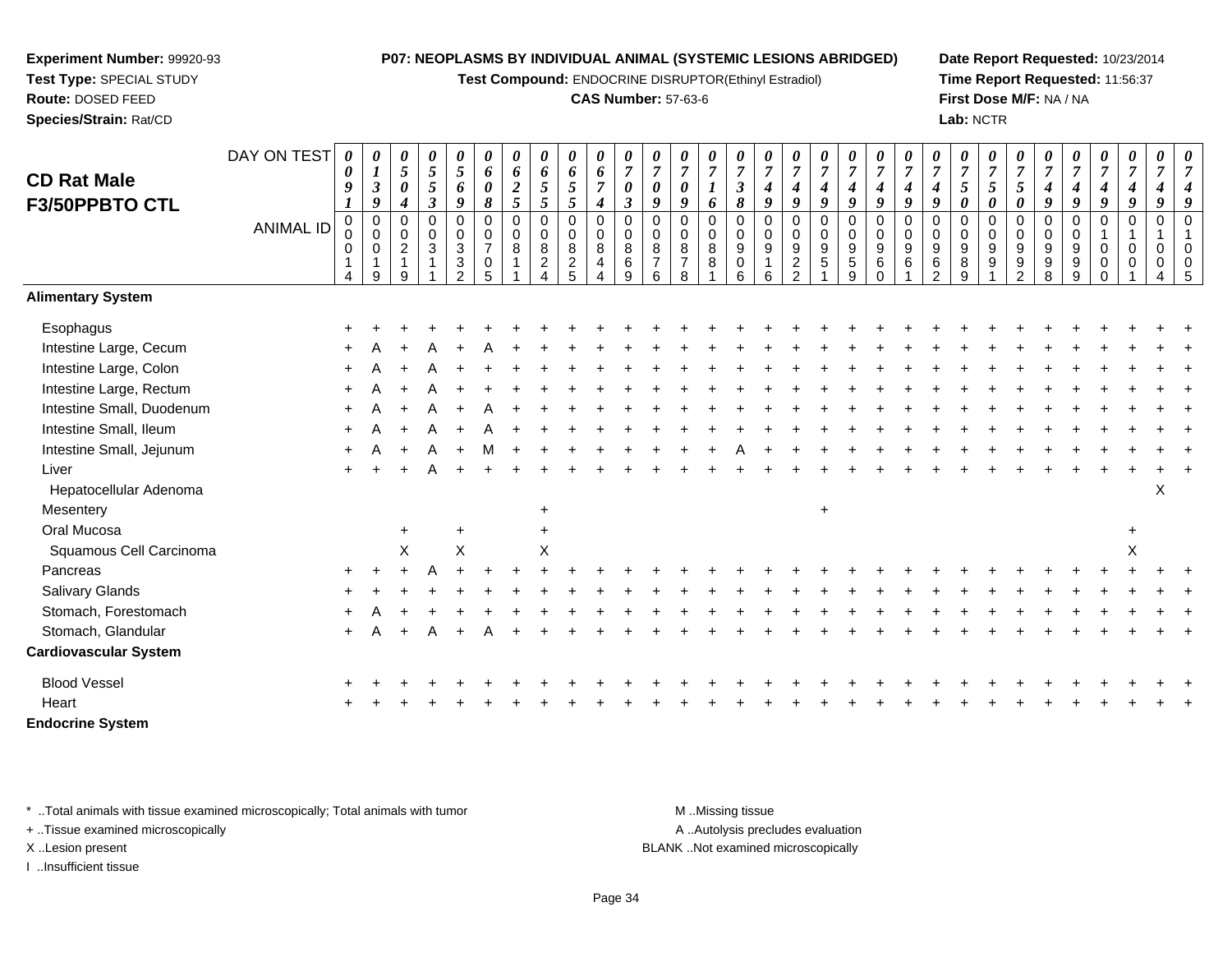**Experiment Number:** 99920-93
**Test Type:** SPECIAL STUDY
**Route:** DOSED FEED
**Species/Strain:** Rat/CD

**P07: NEOPLASMS BY INDIVIDUAL ANIMAL (SYSTEMIC LESIONS ABRIDGED)**
**Test Compound:** ENDOCRINE DISRUPTOR(Ethinyl Estradiol)
**CAS Number:** 57-63-6

**Date Report Requested:** 10/23/2014
**Time Report Requested:** 11:56:37
**First Dose M/F:** NA / NA
**Lab:** NCTR

# CD Rat Male F3/50PPBTO CTL

| DAY ON TEST | 0091 | 0139 | 0504 | 0553 | 0569 | 0608 | 0625 | 0655 | 0655 | 0674 | 0703 | 0709 | 0709 | 0716 | 0738 | 0749 | 0749 | 0749 | 0749 | 0749 | 0749 | 0749 | 0750 | 0750 | 0750 | 0749 | 0749 | 0749 | 0749 | 0749 | 0749 |
|---|---|---|---|---|---|---|---|---|---|---|---|---|---|---|---|---|---|---|---|---|---|---|---|---|---|---|---|---|---|---|---|
| **ANIMAL ID** | 00014 | 00019 | 00219 | 00311 | 00332 | 00705 | 00811 | 00824 | 00825 | 00844 | 00869 | 00876 | 00878 | 00881 | 00906 | 00916 | 00922 | 00951 | 00959 | 00960 | 00961 | 00962 | 00989 | 00991 | 00992 | 00998 | 00999 | 01000 | 01001 | 01004 | 01005 |
| **Alimentary System** | | | | | | | | | | | | | | | | | | | | | | | | | | | | | | | |
| Esophagus | + | + | + | + | + | + | + | + | + | + | + | + | + | + | + | + | + | + | + | + | + | + | + | + | + | + | + | + | + | + | + |
| Intestine Large, Cecum | + | A | + | A | + | A | + | + | + | + | + | + | + | + | + | + | + | + | + | + | + | + | + | + | + | + | + | + | + | + | + |
| Intestine Large, Colon | + | A | + | A | + | + | + | + | + | + | + | + | + | + | + | + | + | + | + | + | + | + | + | + | + | + | + | + | + | + | + |
| Intestine Large, Rectum | + | A | + | A | + | + | + | + | + | + | + | + | + | + | + | + | + | + | + | + | + | + | + | + | + | + | + | + | + | + | + |
| Intestine Small, Duodenum | + | A | + | A | + | A | + | + | + | + | + | + | + | + | + | + | + | + | + | + | + | + | + | + | + | + | + | + | + | + | + |
| Intestine Small, Ileum | + | A | + | A | + | A | + | + | + | + | + | + | + | + | + | + | + | + | + | + | + | + | + | + | + | + | + | + | + | + | + |
| Intestine Small, Jejunum | + | A | + | A | + | M | + | + | + | + | + | + | + | + | A | + | + | + | + | + | + | + | + | + | + | + | + | + | + | + | + |
| Liver | + | + | + | A | + | + | + | + | + | + | + | + | + | + | + | + | + | + | + | + | + | + | + | + | + | + | + | + | + | + | + |
| Hepatocellular Adenoma | | | | | | | | | | | | | | | | | | | | | | | | | | | | | | X | |
| Mesentery | | | | | | | | + | | | | | | | | | | + | | | | | | | | | | | | | |
| Oral Mucosa | | | + | | + | | | + | | | | | | | | | | | | | | | | | | | | | + | | |
| Squamous Cell Carcinoma | | | X | | X | | | X | | | | | | | | | | | | | | | | | | | | | X | | |
| Pancreas | + | + | + | A | + | + | + | + | + | + | + | + | + | + | + | + | + | + | + | + | + | + | + | + | + | + | + | + | + | + | + |
| Salivary Glands | + | + | + | + | + | + | + | + | + | + | + | + | + | + | + | + | + | + | + | + | + | + | + | + | + | + | + | + | + | + | + |
| Stomach, Forestomach | + | A | + | + | + | + | + | + | + | + | + | + | + | + | + | + | + | + | + | + | + | + | + | + | + | + | + | + | + | + | + |
| Stomach, Glandular | + | A | + | A | + | A | + | + | + | + | + | + | + | + | + | + | + | + | + | + | + | + | + | + | + | + | + | + | + | + | + |
| **Cardiovascular System** | | | | | | | | | | | | | | | | | | | | | | | | | | | | | | | |
| Blood Vessel | + | + | + | + | + | + | + | + | + | + | + | + | + | + | + | + | + | + | + | + | + | + | + | + | + | + | + | + | + | + | + |
| Heart | + | + | + | + | + | + | + | + | + | + | + | + | + | + | + | + | + | + | + | + | + | + | + | + | + | + | + | + | + | + | + |
| **Endocrine System** | | | | | | | | | | | | | | | | | | | | | | | | | | | | | | | |

\* ..Total animals with tissue examined microscopically; Total animals with tumor
+ ..Tissue examined microscopically
X ..Lesion present
I ..Insufficient tissue

M ..Missing tissue
A ..Autolysis precludes evaluation
BLANK ..Not examined microscopically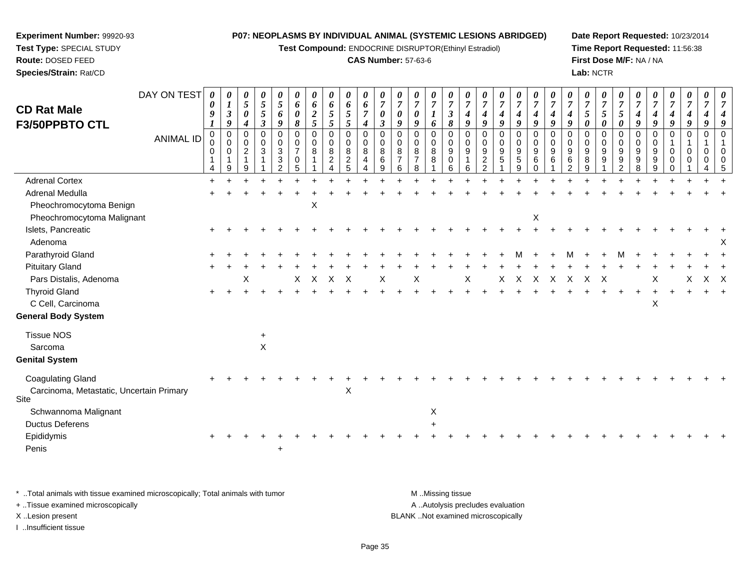**Experiment Number:** 99920-93
**Test Type:** SPECIAL STUDY
**Route:** DOSED FEED
**Species/Strain:** Rat/CD

**P07: NEOPLASMS BY INDIVIDUAL ANIMAL (SYSTEMIC LESIONS ABRIDGED)**
**Test Compound:** ENDOCRINE DISRUPTOR(Ethinyl Estradiol)
**CAS Number:** 57-63-6

**Date Report Requested:** 10/23/2014
**Time Report Requested:** 11:56:38
**First Dose M/F:** NA / NA
**Lab:** NCTR

## CD Rat Male F3/50PPBTO CTL

| DAY ON TEST | 0091 | 0139 | 0504 | 0553 | 0569 | 0608 | 0625 | 0655 | 0655 | 0674 | 0703 | 0709 | 0709 | 0716 | 0738 | 0749 | 0749 | 0749 | 0749 | 0749 | 0749 | 0749 | 0750 | 0750 | 0750 | 0749 | 0749 | 0749 | 0749 | 0749 | 0749 |
|---|---|---|---|---|---|---|---|---|---|---|---|---|---|---|---|---|---|---|---|---|---|---|---|---|---|---|---|---|---|---|---|
| **ANIMAL ID** | 00014 | 00019 | 00219 | 00311 | 00332 | 00705 | 00811 | 00824 | 00825 | 00844 | 00869 | 00876 | 00878 | 00881 | 00906 | 00916 | 00922 | 00951 | 00959 | 00960 | 00961 | 00962 | 00989 | 00991 | 00992 | 00998 | 00999 | 01000 | 01001 | 01004 | 01005 |
| Adrenal Cortex | + | + | + | + | + | + | + | + | + | + | + | + | + | + | + | + | + | + | + | + | + | + | + | + | + | + | + | + | + | + | + |
| Adrenal Medulla | + | + | + | + | + | + | + | + | + | + | + | + | + | + | + | + | + | + | + | + | + | + | + | + | + | + | + | + | + | + | + |
| Pheochromocytoma Benign | | | | | | | X | | | | | | | | | | | | | | | | | | | | | | | | |
| Pheochromocytoma Malignant | | | | | | | | | | | | | | | | | | | | X | | | | | | | | | | | |
| Islets, Pancreatic | + | + | + | + | + | + | + | + | + | + | + | + | + | + | + | + | + | + | + | + | + | + | + | + | + | + | + | + | + | + | + |
| Adenoma | | | | | | | | | | | | | | | | | | | | | | | | | | | | | | | X |
| Parathyroid Gland | + | + | + | + | + | + | + | + | + | + | + | + | + | + | + | + | + | + | M | + | + | M | + | + | M | + | + | + | + | + | + |
| Pituitary Gland | + | + | + | + | + | + | + | + | + | + | + | + | + | + | + | + | + | + | + | + | + | + | + | + | + | + | + | + | + | + | + |
| Pars Distalis, Adenoma | | | X | | | X | X | X | X | | X | | X | | | X | | X | X | X | X | X | X | X | | | X | | X | X | X |
| Thyroid Gland | + | + | + | + | + | + | + | + | + | + | + | + | + | + | + | + | + | + | + | + | + | + | + | + | + | + | + | + | + | + | + |
| C Cell, Carcinoma | | | | | | | | | | | | | | | | | | | | | | | | | | | X | | | | |
| **General Body System** | | | | | | | | | | | | | | | | | | | | | | | | | | | | | | | |
| Tissue NOS | | | | | + | | | | | | | | | | | | | | | | | | | | | | | | | | |
| Sarcoma | | | | | X | | | | | | | | | | | | | | | | | | | | | | | | | | |
| **Genital System** | | | | | | | | | | | | | | | | | | | | | | | | | | | | | | | |
| Coagulating Gland | + | + | + | + | + | + | + | + | + | + | + | + | + | + | + | + | + | + | + | + | + | + | + | + | + | + | + | + | + | + | + |
| Carcinoma, Metastatic, Uncertain Primary Site | | | | | | | | | X | | | | | | | | | | | | | | | | | | | | | | |
| Schwannoma Malignant | | | | | | | | | | | | | | | X | | | | | | | | | | | | | | | | |
| Ductus Deferens | | | | | | | | | | | | | | | + | | | | | | | | | | | | | | | | |
| Epididymis | + | + | + | + | + | + | + | + | + | + | + | + | + | + | + | + | + | + | + | + | + | + | + | + | + | + | + | + | + | + | + |
| Penis | | | | | | + | | | | | | | | | | | | | | | | | | | | | | | | | |

\* ..Total animals with tissue examined microscopically; Total animals with tumor
\+ ..Tissue examined microscopically
X ..Lesion present
I ..Insufficient tissue

M ..Missing tissue
A ..Autolysis precludes evaluation
BLANK ..Not examined microscopically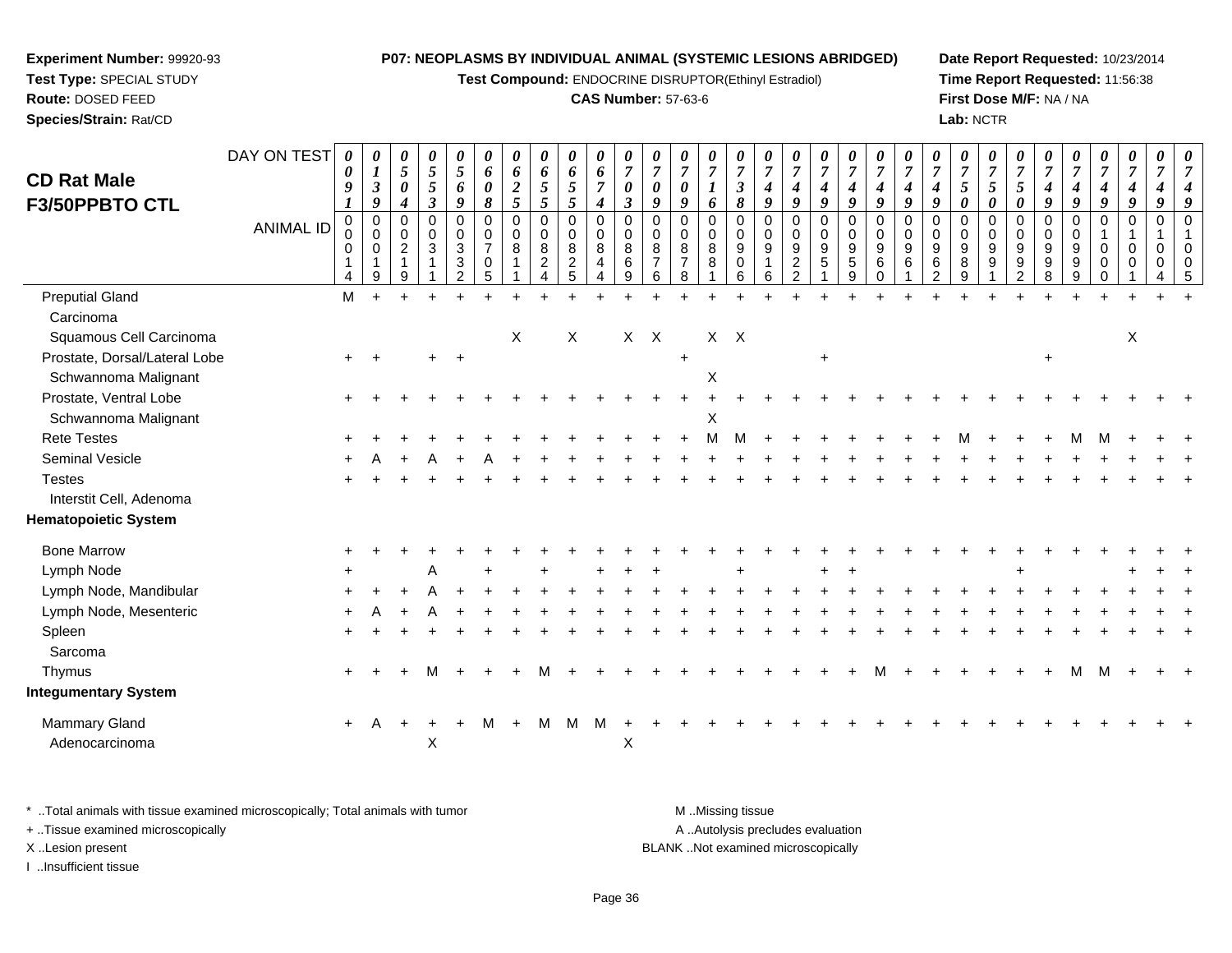**Experiment Number:** 99920-93
**Test Type:** SPECIAL STUDY
**Route:** DOSED FEED
**Species/Strain:** Rat/CD

**P07: NEOPLASMS BY INDIVIDUAL ANIMAL (SYSTEMIC LESIONS ABRIDGED)**
**Test Compound:** ENDOCRINE DISRUPTOR(Ethinyl Estradiol)
**CAS Number:** 57-63-6

**Date Report Requested:** 10/23/2014
**Time Report Requested:** 11:56:38
**First Dose M/F:** NA / NA
**Lab:** NCTR

# CD Rat Male F3/50PPBTO CTL

| DAY ON TEST | 0091 | 0139 | 0504 | 0553 | 0569 | 0608 | 0625 | 0655 | 0655 | 0674 | 0703 | 0709 | 0709 | 0716 | 0738 | 0749 | 0749 | 0749 | 0749 | 0749 | 0749 | 0749 | 0750 | 0750 | 0750 | 0749 | 0749 | 0749 | 0749 | 0749 | 0749 |
|---|---|---|---|---|---|---|---|---|---|---|---|---|---|---|---|---|---|---|---|---|---|---|---|---|---|---|---|---|---|---|---|
| **ANIMAL ID** | 0014 | 0019 | 0219 | 0311 | 0332 | 0705 | 0811 | 0824 | 0825 | 0844 | 0869 | 0876 | 0878 | 0881 | 0906 | 0916 | 0922 | 0951 | 0959 | 0960 | 0961 | 0962 | 0989 | 0991 | 0992 | 0998 | 0999 | 1000 | 1001 | 1004 | 1005 |
| Preputial Gland | M | + | + | + | + | + | + | + | + | + | + | + | + | + | + | + | + | + | + | + | + | + | + | + | + | + | + | + | + | + | + |
| Carcinoma | | | | | | | | | | | | | | | | | | | | | | | | | | | | | | | |
| Squamous Cell Carcinoma | | | | | | | X | | X | | X | X | | X | X | | | | | | | | | | | | | | X | | |
| Prostate, Dorsal/Lateral Lobe | + | + | | + | + | | | | | | | | + | | | | | + | | | | | | | | + | | | | | |
| Schwannoma Malignant | | | | | | | | | | | | | | X | | | | | | | | | | | | | | | | | |
| Prostate, Ventral Lobe | + | + | + | + | + | + | + | + | + | + | + | + | + | + | + | + | + | + | + | + | + | + | + | + | + | + | + | + | + | + | + |
| Schwannoma Malignant | | | | | | | | | | | | | | X | | | | | | | | | | | | | | | | | |
| Rete Testes | + | + | + | + | + | + | + | + | + | + | + | + | + | M | M | + | + | + | + | + | + | + | M | + | + | + | M | M | + | + | + |
| Seminal Vesicle | + | A | + | A | + | A | + | + | + | + | + | + | + | + | + | + | + | + | + | + | + | + | + | + | + | + | + | + | + | + | + |
| Testes | + | + | + | + | + | + | + | + | + | + | + | + | + | + | + | + | + | + | + | + | + | + | + | + | + | + | + | + | + | + | + |
| Interstit Cell, Adenoma | | | | | | | | | | | | | | | | | | | | | | | | | | | | | | | |
| **Hematopoietic System** | | | | | | | | | | | | | | | | | | | | | | | | | | | | | | | |
| Bone Marrow | + | + | + | + | + | + | + | + | + | + | + | + | + | + | + | + | + | + | + | + | + | + | + | + | + | + | + | + | + | + | + |
| Lymph Node | + | | | A | | + | | + | | + | + | + | | | + | | | + | + | | | | | | + | | | | + | + | + |
| Lymph Node, Mandibular | + | + | + | A | + | + | + | + | + | + | + | + | + | + | + | + | + | + | + | + | + | + | + | + | + | + | + | + | + | + | + |
| Lymph Node, Mesenteric | + | A | + | A | + | + | + | + | + | + | + | + | + | + | + | + | + | + | + | + | + | + | + | + | + | + | + | + | + | + | + |
| Spleen | + | + | + | + | + | + | + | + | + | + | + | + | + | + | + | + | + | + | + | + | + | + | + | + | + | + | + | + | + | + | + |
| Sarcoma | | | | | | | | | | | | | | | | | | | | | | | | | | | | | | | |
| Thymus | + | + | + | M | + | + | + | M | + | + | + | + | + | + | + | + | + | + | + | M | + | + | + | + | + | + | M | M | + | + | + |
| **Integumentary System** | | | | | | | | | | | | | | | | | | | | | | | | | | | | | | | |
| Mammary Gland | + | A | + | + | + | M | + | M | M | M | + | + | + | + | + | + | + | + | + | + | + | + | + | + | + | + | + | + | + | + | + |
| Adenocarcinoma | | | | X | | | | | | | X | | | | | | | | | | | | | | | | | | | | |

\* ..Total animals with tissue examined microscopically; Total animals with tumor
\+ ..Tissue examined microscopically
X ..Lesion present
I ..Insufficient tissue

M ..Missing tissue
A ..Autolysis precludes evaluation
BLANK ..Not examined microscopically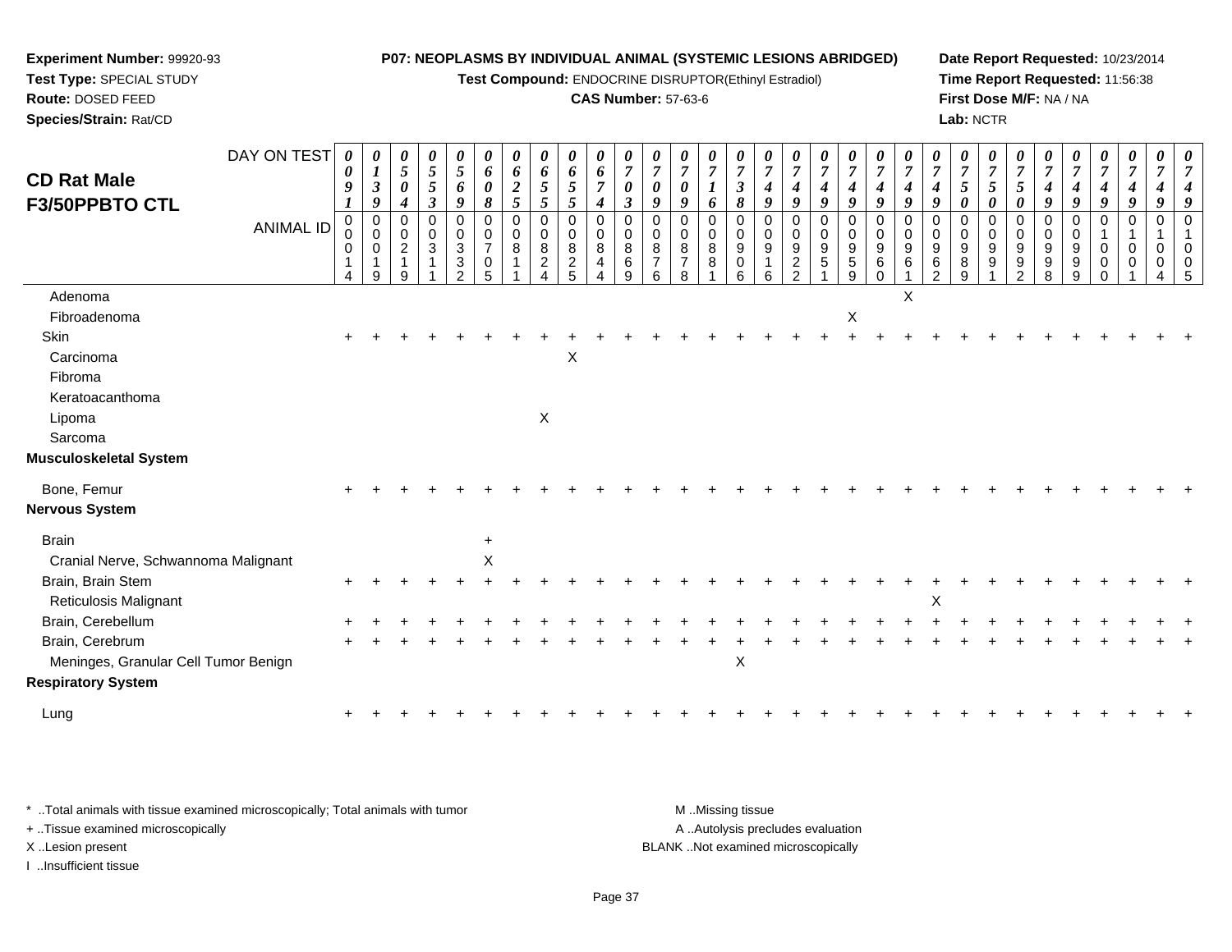**Experiment Number:** 99920-93
**Test Type:** SPECIAL STUDY
**Route:** DOSED FEED
**Species/Strain:** Rat/CD

**P07: NEOPLASMS BY INDIVIDUAL ANIMAL (SYSTEMIC LESIONS ABRIDGED)**
**Test Compound:** ENDOCRINE DISRUPTOR(Ethinyl Estradiol)
**CAS Number:** 57-63-6

**Date Report Requested:** 10/23/2014
**Time Report Requested:** 11:56:38
**First Dose M/F:** NA / NA
**Lab:** NCTR

## CD Rat Male F3/50PPBTO CTL

| DAY ON TEST | 0091 | 0139 | 0504 | 0553 | 0569 | 0608 | 0625 | 0655 | 0655 | 0674 | 0703 | 0709 | 0709 | 0716 | 0738 | 0749 | 0749 | 0749 | 0749 | 0749 | 0749 | 0749 | 0750 | 0750 | 0750 | 0749 | 0749 | 0749 | 0749 | 0749 | 0749 |
|---|---|---|---|---|---|---|---|---|---|---|---|---|---|---|---|---|---|---|---|---|---|---|---|---|---|---|---|---|---|---|---|
| **ANIMAL ID** | 00014 | 00019 | 00219 | 00311 | 00332 | 00705 | 00811 | 00824 | 00825 | 00844 | 00869 | 00876 | 00878 | 00881 | 00906 | 00916 | 00922 | 00951 | 00959 | 00960 | 00961 | 00962 | 00989 | 00991 | 00992 | 00998 | 00999 | 01000 | 01001 | 01004 | 01005 |
| Adenoma | | | | | | | | | | | | | | | | | | | | | X | | | | | | | | | | |
| Fibroadenoma | | | | | | | | | | | | | | | | | | | X | | | | | | | | | | | | |
| Skin | + | + | + | + | + | + | + | + | + | + | + | + | + | + | + | + | + | + | + | + | + | + | + | + | + | + | + | + | + | + | + |
| Carcinoma | | | | | | | | | X | | | | | | | | | | | | | | | | | | | | | | |
| Fibroma | | | | | | | | | | | | | | | | | | | | | | | | | | | | | | | |
| Keratoacanthoma | | | | | | | | | | | | | | | | | | | | | | | | | | | | | | | |
| Lipoma | | | | | | | | X | | | | | | | | | | | | | | | | | | | | | | | |
| Sarcoma | | | | | | | | | | | | | | | | | | | | | | | | | | | | | | | |
| **Musculoskeletal System** | | | | | | | | | | | | | | | | | | | | | | | | | | | | | | | |
| Bone, Femur | + | + | + | + | + | + | + | + | + | + | + | + | + | + | + | + | + | + | + | + | + | + | + | + | + | + | + | + | + | + | + |
| **Nervous System** | | | | | | | | | | | | | | | | | | | | | | | | | | | | | | | |
| Brain | | | | | | + | | | | | | | | | | | | | | | | | | | | | | | | | |
| Cranial Nerve, Schwannoma Malignant | | | | | | X | | | | | | | | | | | | | | | | | | | | | | | | | |
| Brain, Brain Stem | + | + | + | + | + | + | + | + | + | + | + | + | + | + | + | + | + | + | + | + | + | + | + | + | + | + | + | + | + | + | + |
| Reticulosis Malignant | | | | | | | | | | | | | | | | | | | | | | X | | | | | | | | | |
| Brain, Cerebellum | + | + | + | + | + | + | + | + | + | + | + | + | + | + | + | + | + | + | + | + | + | + | + | + | + | + | + | + | + | + | + |
| Brain, Cerebrum | + | + | + | + | + | + | + | + | + | + | + | + | + | + | + | + | + | + | + | + | + | + | + | + | + | + | + | + | + | + | + |
| Meninges, Granular Cell Tumor Benign | | | | | | | | | | | | | | | X | | | | | | | | | | | | | | | | |
| **Respiratory System** | | | | | | | | | | | | | | | | | | | | | | | | | | | | | | | |
| Lung | + | + | + | + | + | + | + | + | + | + | + | + | + | + | + | + | + | + | + | + | + | + | + | + | + | + | + | + | + | + | + |

* ..Total animals with tissue examined microscopically; Total animals with tumor
+ ..Tissue examined microscopically
X ..Lesion present
I ..Insufficient tissue

M ..Missing tissue
A ..Autolysis precludes evaluation
BLANK ..Not examined microscopically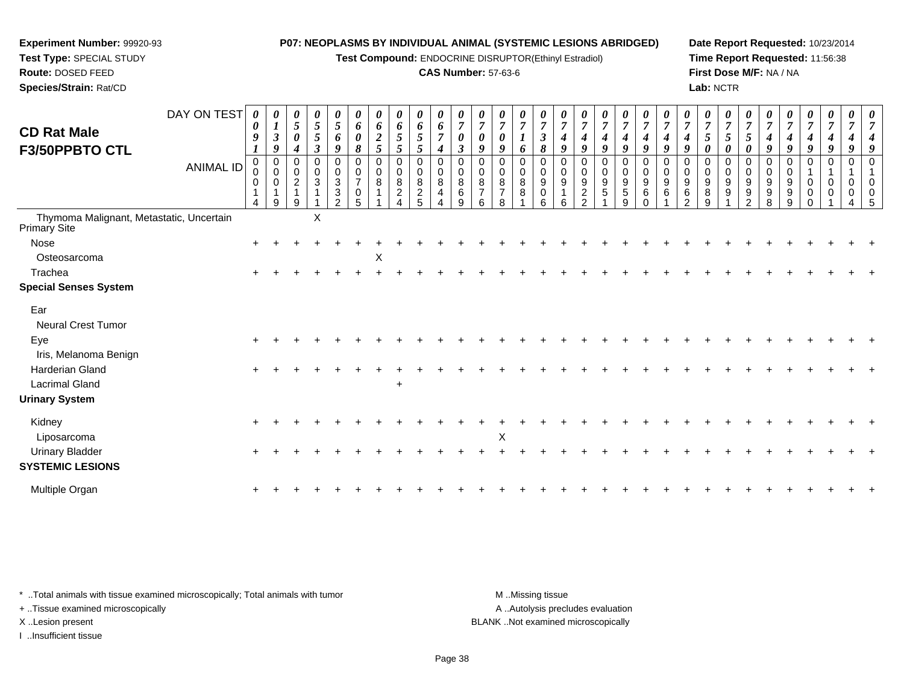**Experiment Number:** 99920-93
**Test Type:** SPECIAL STUDY
**Route:** DOSED FEED
**Species/Strain:** Rat/CD

**P07: NEOPLASMS BY INDIVIDUAL ANIMAL (SYSTEMIC LESIONS ABRIDGED)**
**Test Compound:** ENDOCRINE DISRUPTOR(Ethinyl Estradiol)
**CAS Number:** 57-63-6

**Date Report Requested:** 10/23/2014
**Time Report Requested:** 11:56:38
**First Dose M/F:** NA / NA
**Lab:** NCTR

## CD Rat Male F3/50PPBTO CTL

| DAY ON TEST | 0091 | 0139 | 0504 | 0553 | 0569 | 0608 | 0625 | 0655 | 0655 | 0674 | 0703 | 0709 | 0709 | 0716 | 0738 | 0749 | 0749 | 0749 | 0749 | 0749 | 0749 | 0749 | 0750 | 0750 | 0750 | 0749 | 0749 | 0749 | 0749 | 0749 | 0749 |
|---|---|---|---|---|---|---|---|---|---|---|---|---|---|---|---|---|---|---|---|---|---|---|---|---|---|---|---|---|---|---|---|
| ANIMAL ID | 00014 | 00019 | 00219 | 00311 | 00332 | 00705 | 00811 | 00824 | 00825 | 00844 | 00869 | 00876 | 00878 | 00881 | 00906 | 00916 | 00922 | 00951 | 00959 | 00960 | 00961 | 00962 | 00989 | 00991 | 00992 | 00998 | 00999 | 01000 | 01001 | 01004 | 01005 |
| Thymoma Malignant, Metastatic, Uncertain Primary Site | | | | X | | | | | | | | | | | | | | | | | | | | | | | | | | | |
| Nose | + | + | + | + | + | + | + | + | + | + | + | + | + | + | + | + | + | + | + | + | + | + | + | + | + | + | + | + | + | + | + |
| Osteosarcoma | | | | | | | X | | | | | | | | | | | | | | | | | | | | | | | | |
| Trachea | + | + | + | + | + | + | + | + | + | + | + | + | + | + | + | + | + | + | + | + | + | + | + | + | + | + | + | + | + | + | + |
| **Special Senses System** | | | | | | | | | | | | | | | | | | | | | | | | | | | | | | | |
| Ear | | | | | | | | | | | | | | | | | | | | | | | | | | | | | | | |
| Neural Crest Tumor | | | | | | | | | | | | | | | | | | | | | | | | | | | | | | | |
| Eye | + | + | + | + | + | + | + | + | + | + | + | + | + | + | + | + | + | + | + | + | + | + | + | + | + | + | + | + | + | + | + |
| Iris, Melanoma Benign | | | | | | | | | | | | | | | | | | | | | | | | | | | | | | | |
| Harderian Gland | + | + | + | + | + | + | + | + | + | + | + | + | + | + | + | + | + | + | + | + | + | + | + | + | + | + | + | + | + | + | + |
| Lacrimal Gland | | | | | | | | + | | | | | | | | | | | | | | | | | | | | | | | |
| **Urinary System** | | | | | | | | | | | | | | | | | | | | | | | | | | | | | | | |
| Kidney | + | + | + | + | + | + | + | + | + | + | + | + | + | + | + | + | + | + | + | + | + | + | + | + | + | + | + | + | + | + | + |
| Liposarcoma | | | | | | | | | | | | | X | | | | | | | | | | | | | | | | | | |
| Urinary Bladder | + | + | + | + | + | + | + | + | + | + | + | + | + | + | + | + | + | + | + | + | + | + | + | + | + | + | + | + | + | + | + |
| **SYSTEMIC LESIONS** | | | | | | | | | | | | | | | | | | | | | | | | | | | | | | | |
| Multiple Organ | + | + | + | + | + | + | + | + | + | + | + | + | + | + | + | + | + | + | + | + | + | + | + | + | + | + | + | + | + | + | + |

\* ..Total animals with tissue examined microscopically; Total animals with tumor
\+ ..Tissue examined microscopically
X ..Lesion present
I ..Insufficient tissue

M ..Missing tissue
A ..Autolysis precludes evaluation
BLANK ..Not examined microscopically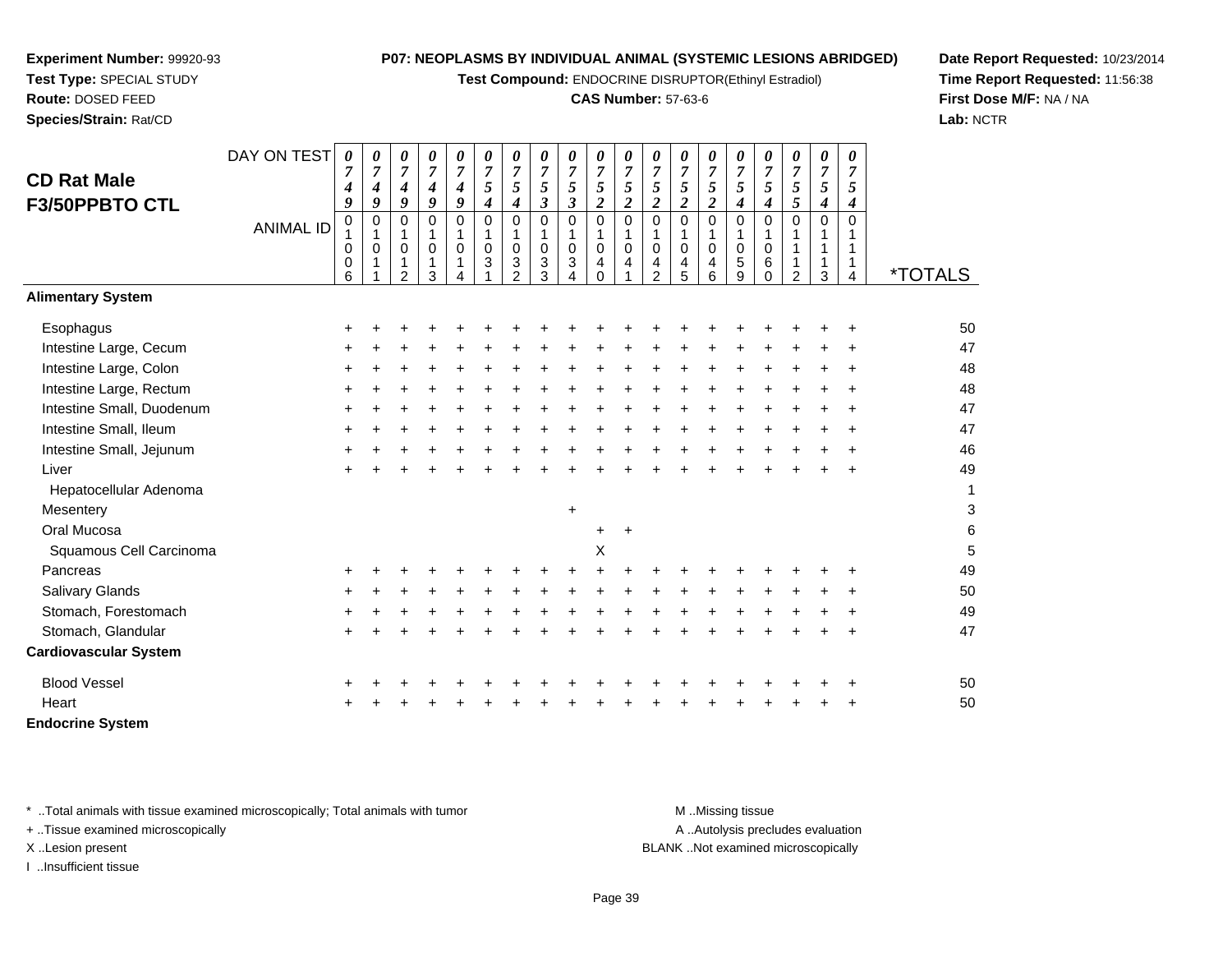**Experiment Number:** 99920-93
**Test Type:** SPECIAL STUDY
**Route:** DOSED FEED
**Species/Strain:** Rat/CD

**P07: NEOPLASMS BY INDIVIDUAL ANIMAL (SYSTEMIC LESIONS ABRIDGED)**
**Test Compound:** ENDOCRINE DISRUPTOR(Ethinyl Estradiol)
**CAS Number:** 57-63-6

**Date Report Requested:** 10/23/2014
**Time Report Requested:** 11:56:38
**First Dose M/F:** NA / NA
**Lab:** NCTR

## CD Rat Male F3/50PPBTO CTL

| DAY ON TEST | 0749 | 0749 | 0749 | 0749 | 0749 | 0754 | 0754 | 0753 | 0753 | 0752 | 0752 | 0752 | 0752 | 0752 | 0754 | 0754 | 0755 | 0754 | 0754 | |
|---|---|---|---|---|---|---|---|---|---|---|---|---|---|---|---|---|---|---|---|---|
| **ANIMAL ID** | 01006 | 01011 | 01012 | 01013 | 01014 | 01031 | 01032 | 01033 | 01034 | 01040 | 01041 | 01042 | 01045 | 01046 | 01059 | 01060 | 01112 | 01113 | 01114 | ***TOTALS** |
| **Alimentary System** | | | | | | | | | | | | | | | | | | | | |
| Esophagus | + | + | + | + | + | + | + | + | + | + | + | + | + | + | + | + | + | + | + | 50 |
| Intestine Large, Cecum | + | + | + | + | + | + | + | + | + | + | + | + | + | + | + | + | + | + | + | 47 |
| Intestine Large, Colon | + | + | + | + | + | + | + | + | + | + | + | + | + | + | + | + | + | + | + | 48 |
| Intestine Large, Rectum | + | + | + | + | + | + | + | + | + | + | + | + | + | + | + | + | + | + | + | 48 |
| Intestine Small, Duodenum | + | + | + | + | + | + | + | + | + | + | + | + | + | + | + | + | + | + | + | 47 |
| Intestine Small, Ileum | + | + | + | + | + | + | + | + | + | + | + | + | + | + | + | + | + | + | + | 47 |
| Intestine Small, Jejunum | + | + | + | + | + | + | + | + | + | + | + | + | + | + | + | + | + | + | + | 46 |
| Liver | + | + | + | + | + | + | + | + | + | + | + | + | + | + | + | + | + | + | + | 49 |
| Hepatocellular Adenoma | | | | | | | | | | | | | | | | | | | | 1 |
| Mesentery | | | | | | | | | + | | | | | | | | | | | 3 |
| Oral Mucosa | | | | | | | | | | + | + | | | | | | | | | 6 |
| Squamous Cell Carcinoma | | | | | | | | | | X | | | | | | | | | | 5 |
| Pancreas | + | + | + | + | + | + | + | + | + | + | + | + | + | + | + | + | + | + | + | 49 |
| Salivary Glands | + | + | + | + | + | + | + | + | + | + | + | + | + | + | + | + | + | + | + | 50 |
| Stomach, Forestomach | + | + | + | + | + | + | + | + | + | + | + | + | + | + | + | + | + | + | + | 49 |
| Stomach, Glandular | + | + | + | + | + | + | + | + | + | + | + | + | + | + | + | + | + | + | + | 47 |
| **Cardiovascular System** | | | | | | | | | | | | | | | | | | | | |
| Blood Vessel | + | + | + | + | + | + | + | + | + | + | + | + | + | + | + | + | + | + | + | 50 |
| Heart | + | + | + | + | + | + | + | + | + | + | + | + | + | + | + | + | + | + | + | 50 |
| **Endocrine System** | | | | | | | | | | | | | | | | | | | | |

\* ..Total animals with tissue examined microscopically; Total animals with tumor
\+ ..Tissue examined microscopically
X ..Lesion present
I ..Insufficient tissue

M ..Missing tissue
A ..Autolysis precludes evaluation
BLANK ..Not examined microscopically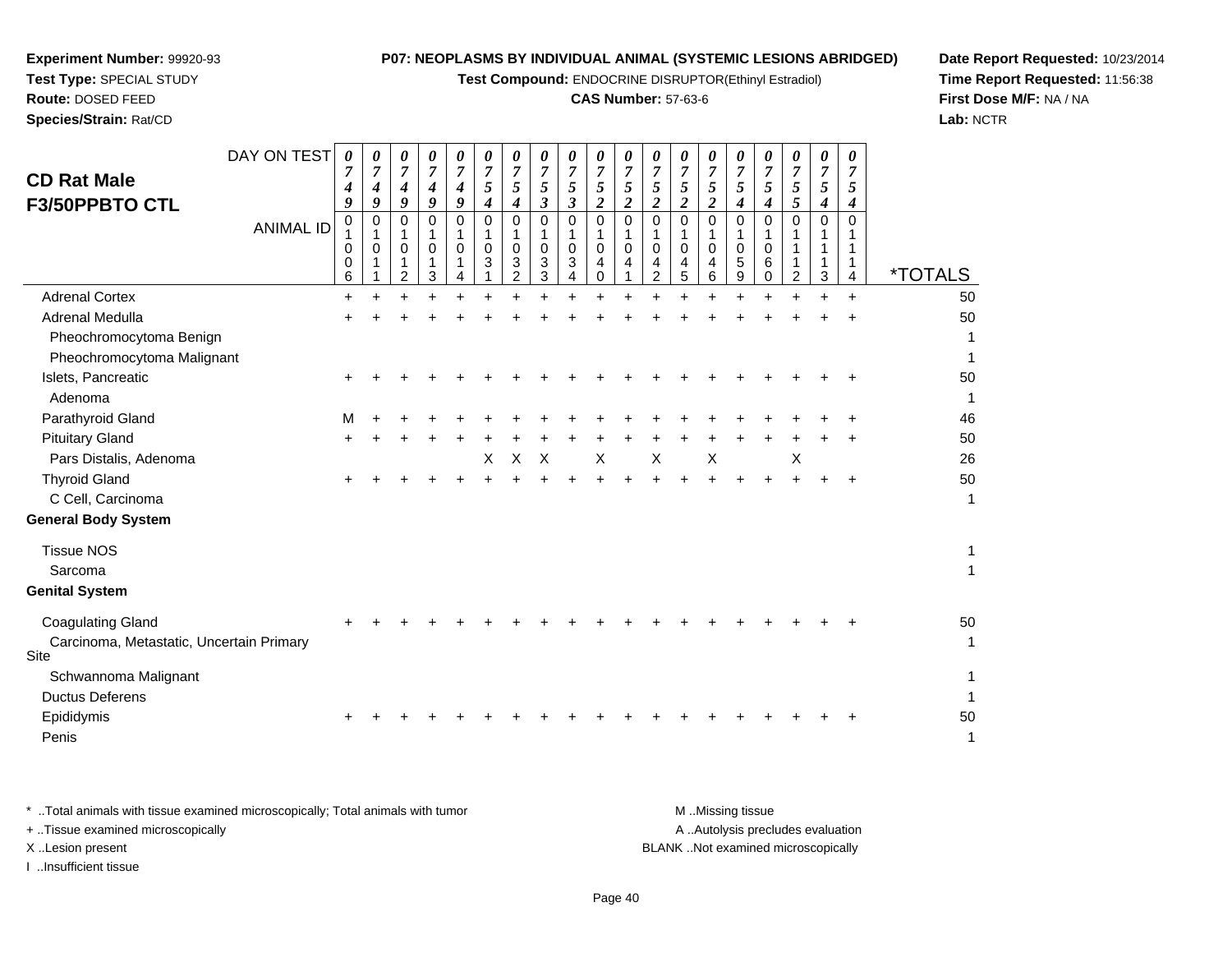**Experiment Number:** 99920-93
**Test Type:** SPECIAL STUDY
**Route:** DOSED FEED
**Species/Strain:** Rat/CD

**P07: NEOPLASMS BY INDIVIDUAL ANIMAL (SYSTEMIC LESIONS ABRIDGED)**
**Test Compound:** ENDOCRINE DISRUPTOR(Ethinyl Estradiol)
**CAS Number:** 57-63-6

**Date Report Requested:** 10/23/2014
**Time Report Requested:** 11:56:38
**First Dose M/F:** NA / NA
**Lab:** NCTR

## CD Rat Male F3/50PPBTO CTL

| DAY ON TEST | 0749 | 0749 | 0749 | 0749 | 0749 | 0754 | 0754 | 0753 | 0753 | 0752 | 0752 | 0752 | 0752 | 0752 | 0754 | 0754 | 0755 | 0754 | 0754 | |
|---|---|---|---|---|---|---|---|---|---|---|---|---|---|---|---|---|---|---|---|---|
| **ANIMAL ID** | 01006 | 01011 | 01012 | 01013 | 01014 | 01031 | 01032 | 01033 | 01034 | 01040 | 01041 | 01042 | 01045 | 01046 | 01059 | 01060 | 01112 | 01113 | 01114 | ***TOTALS** |
| Adrenal Cortex | + | + | + | + | + | + | + | + | + | + | + | + | + | + | + | + | + | + | + | 50 |
| Adrenal Medulla | + | + | + | + | + | + | + | + | + | + | + | + | + | + | + | + | + | + | + | 50 |
| Pheochromocytoma Benign | | | | | | | | | | | | | | | | | | | | 1 |
| Pheochromocytoma Malignant | | | | | | | | | | | | | | | | | | | | 1 |
| Islets, Pancreatic | + | + | + | + | + | + | + | + | + | + | + | + | + | + | + | + | + | + | + | 50 |
| Adenoma | | | | | | | | | | | | | | | | | | | | 1 |
| Parathyroid Gland | M | + | + | + | + | + | + | + | + | + | + | + | + | + | + | + | + | + | + | 46 |
| Pituitary Gland | + | + | + | + | + | + | + | + | + | + | + | + | + | + | + | + | + | + | + | 50 |
| Pars Distalis, Adenoma | | | | | | X | X | X | | X | | X | | X | | | X | | | 26 |
| Thyroid Gland | + | + | + | + | + | + | + | + | + | + | + | + | + | + | + | + | + | + | + | 50 |
| C Cell, Carcinoma | | | | | | | | | | | | | | | | | | | | 1 |
| **General Body System** | | | | | | | | | | | | | | | | | | | | |
| Tissue NOS | | | | | | | | | | | | | | | | | | | | 1 |
| Sarcoma | | | | | | | | | | | | | | | | | | | | 1 |
| **Genital System** | | | | | | | | | | | | | | | | | | | | |
| Coagulating Gland | + | + | + | + | + | + | + | + | + | + | + | + | + | + | + | + | + | + | + | 50 |
| Carcinoma, Metastatic, Uncertain Primary Site | | | | | | | | | | | | | | | | | | | | 1 |
| Schwannoma Malignant | | | | | | | | | | | | | | | | | | | | 1 |
| Ductus Deferens | | | | | | | | | | | | | | | | | | | | 1 |
| Epididymis | + | + | + | + | + | + | + | + | + | + | + | + | + | + | + | + | + | + | + | 50 |
| Penis | | | | | | | | | | | | | | | | | | | | 1 |

\* ..Total animals with tissue examined microscopically; Total animals with tumor
\+ ..Tissue examined microscopically
X ..Lesion present
I ..Insufficient tissue

M ..Missing tissue
A ..Autolysis precludes evaluation
BLANK ..Not examined microscopically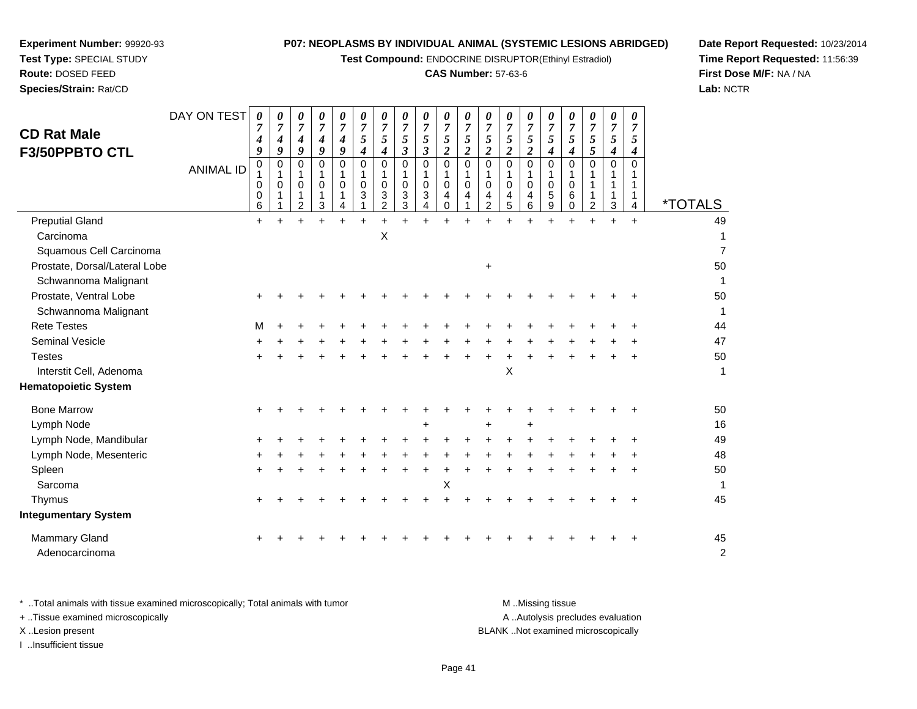**Experiment Number:** 99920-93
**Test Type:** SPECIAL STUDY
**Route:** DOSED FEED
**Species/Strain:** Rat/CD

**P07: NEOPLASMS BY INDIVIDUAL ANIMAL (SYSTEMIC LESIONS ABRIDGED)**
**Test Compound:** ENDOCRINE DISRUPTOR(Ethinyl Estradiol)
**CAS Number:** 57-63-6

**Date Report Requested:** 10/23/2014
**Time Report Requested:** 11:56:39
**First Dose M/F:** NA / NA
**Lab:** NCTR

## CD Rat Male F3/50PPBTO CTL

| DAY ON TEST | 0749 | 0749 | 0749 | 0749 | 0749 | 0754 | 0754 | 0753 | 0753 | 0752 | 0752 | 0752 | 0752 | 0752 | 0754 | 0754 | 0755 | 0754 | 0754 | |
|---|---|---|---|---|---|---|---|---|---|---|---|---|---|---|---|---|---|---|---|---|
| **ANIMAL ID** | 01006 | 01011 | 01012 | 01013 | 01014 | 01031 | 01032 | 01033 | 01034 | 01040 | 01041 | 01042 | 01045 | 01046 | 01059 | 01060 | 01112 | 01113 | 01114 | ***TOTALS** |
| Preputial Gland | + | + | + | + | + | + | + | + | + | + | + | + | + | + | + | + | + | + | + | 49 |
| Carcinoma | | | | | | | X | | | | | | | | | | | | | 1 |
| Squamous Cell Carcinoma | | | | | | | | | | | | | | | | | | | | 7 |
| Prostate, Dorsal/Lateral Lobe | | | | | | | | | | | | + | | | | | | | | 50 |
| Schwannoma Malignant | | | | | | | | | | | | | | | | | | | | 1 |
| Prostate, Ventral Lobe | + | + | + | + | + | + | + | + | + | + | + | + | + | + | + | + | + | + | + | 50 |
| Schwannoma Malignant | | | | | | | | | | | | | | | | | | | | 1 |
| Rete Testes | M | + | + | + | + | + | + | + | + | + | + | + | + | + | + | + | + | + | + | 44 |
| Seminal Vesicle | + | + | + | + | + | + | + | + | + | + | + | + | + | + | + | + | + | + | + | 47 |
| Testes | + | + | + | + | + | + | + | + | + | + | + | + | + | + | + | + | + | + | + | 50 |
| Interstit Cell, Adenoma | | | | | | | | | | | | | X | | | | | | | 1 |
| **Hematopoietic System** | | | | | | | | | | | | | | | | | | | | |
| Bone Marrow | + | + | + | + | + | + | + | + | + | + | + | + | + | + | + | + | + | + | + | 50 |
| Lymph Node | | | | | | | | | + | | | + | | + | | | | | | 16 |
| Lymph Node, Mandibular | + | + | + | + | + | + | + | + | + | + | + | + | + | + | + | + | + | + | + | 49 |
| Lymph Node, Mesenteric | + | + | + | + | + | + | + | + | + | + | + | + | + | + | + | + | + | + | + | 48 |
| Spleen | + | + | + | + | + | + | + | + | + | + | + | + | + | + | + | + | + | + | + | 50 |
| Sarcoma | | | | | | | | | | X | | | | | | | | | | 1 |
| Thymus | + | + | + | + | + | + | + | + | + | + | + | + | + | + | + | + | + | + | + | 45 |
| **Integumentary System** | | | | | | | | | | | | | | | | | | | | |
| Mammary Gland | + | + | + | + | + | + | + | + | + | + | + | + | + | + | + | + | + | + | + | 45 |
| Adenocarcinoma | | | | | | | | | | | | | | | | | | | | 2 |

\* ..Total animals with tissue examined microscopically; Total animals with tumor
\+ ..Tissue examined microscopically
X ..Lesion present
I ..Insufficient tissue

M ..Missing tissue
A ..Autolysis precludes evaluation
BLANK ..Not examined microscopically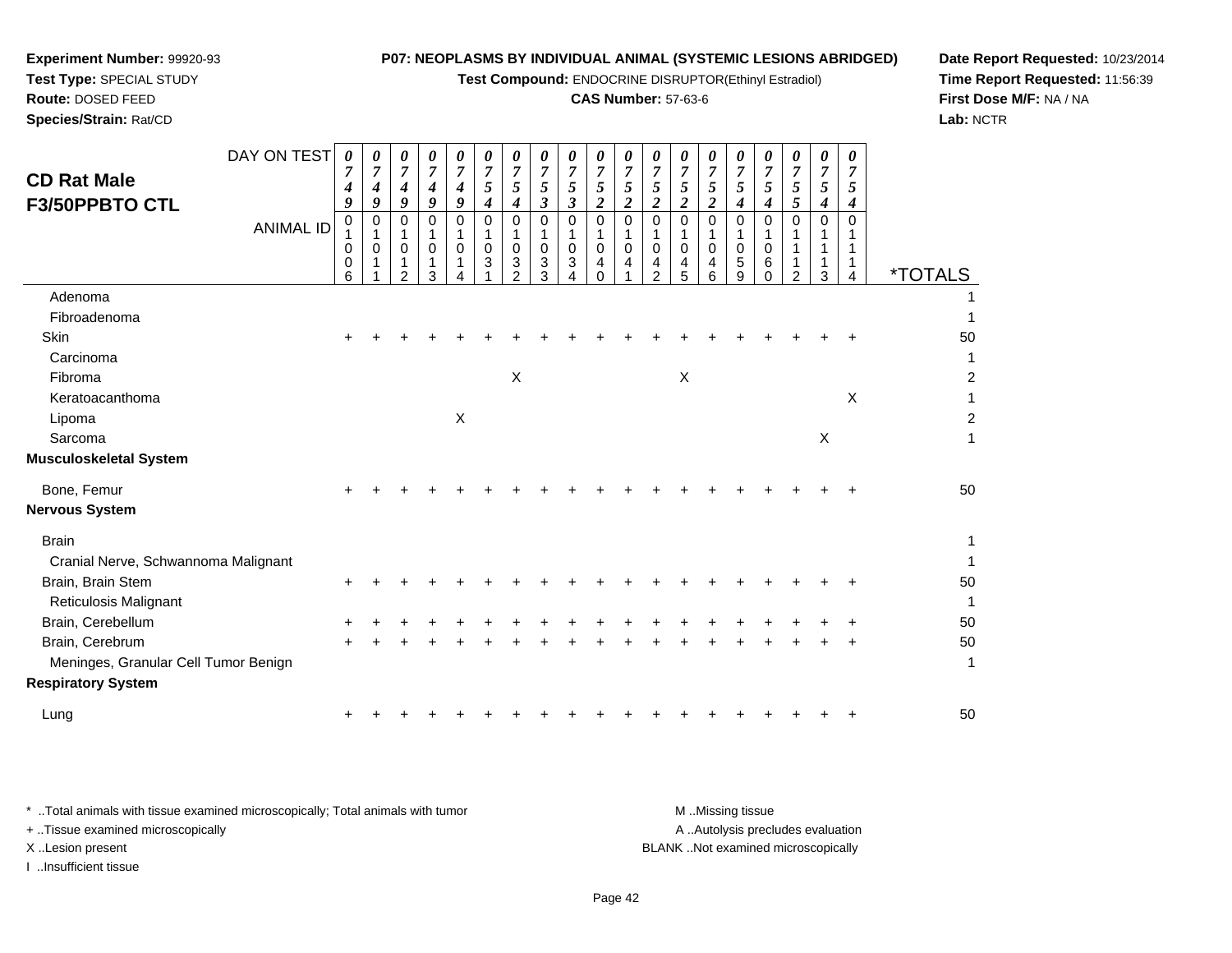**Experiment Number:** 99920-93
**Test Type:** SPECIAL STUDY
**Route:** DOSED FEED
**Species/Strain:** Rat/CD

**P07: NEOPLASMS BY INDIVIDUAL ANIMAL (SYSTEMIC LESIONS ABRIDGED)**
**Test Compound:** ENDOCRINE DISRUPTOR(Ethinyl Estradiol)
**CAS Number:** 57-63-6

**Date Report Requested:** 10/23/2014
**Time Report Requested:** 11:56:39
**First Dose M/F:** NA / NA
**Lab:** NCTR

## CD Rat Male F3/50PPBTO CTL

| DAY ON TEST | 0749 | 0749 | 0749 | 0749 | 0749 | 0754 | 0754 | 0753 | 0753 | 0752 | 0752 | 0752 | 0752 | 0752 | 0754 | 0754 | 0755 | 0754 | 0754 | |
|---|---|---|---|---|---|---|---|---|---|---|---|---|---|---|---|---|---|---|---|---|
| **ANIMAL ID** | 01006 | 01011 | 01012 | 01013 | 01014 | 01031 | 01032 | 01033 | 01034 | 01040 | 01041 | 01042 | 01045 | 01046 | 01059 | 01060 | 01112 | 01113 | 01114 | ***TOTALS** |
| Adenoma | | | | | | | | | | | | | | | | | | | | 1 |
| Fibroadenoma | | | | | | | | | | | | | | | | | | | | 1 |
| Skin | + | + | + | + | + | + | + | + | + | + | + | + | + | + | + | + | + | + | + | 50 |
| Carcinoma | | | | | | | | | | | | | | | | | | | | 1 |
| Fibroma | | | | | | | X | | | | | | X | | | | | | | 2 |
| Keratoacanthoma | | | | | | | | | | | | | | | | | | | X | 1 |
| Lipoma | | | | | X | | | | | | | | | | | | | | | 2 |
| Sarcoma | | | | | | | | | | | | | | | | | | X | | 1 |
| **Musculoskeletal System** | | | | | | | | | | | | | | | | | | | | |
| Bone, Femur | + | + | + | + | + | + | + | + | + | + | + | + | + | + | + | + | + | + | + | 50 |
| **Nervous System** | | | | | | | | | | | | | | | | | | | | |
| Brain | | | | | | | | | | | | | | | | | | | | 1 |
| Cranial Nerve, Schwannoma Malignant | | | | | | | | | | | | | | | | | | | | 1 |
| Brain, Brain Stem | + | + | + | + | + | + | + | + | + | + | + | + | + | + | + | + | + | + | + | 50 |
| Reticulosis Malignant | | | | | | | | | | | | | | | | | | | | 1 |
| Brain, Cerebellum | + | + | + | + | + | + | + | + | + | + | + | + | + | + | + | + | + | + | + | 50 |
| Brain, Cerebrum | + | + | + | + | + | + | + | + | + | + | + | + | + | + | + | + | + | + | + | 50 |
| Meninges, Granular Cell Tumor Benign | | | | | | | | | | | | | | | | | | | | 1 |
| **Respiratory System** | | | | | | | | | | | | | | | | | | | | |
| Lung | + | + | + | + | + | + | + | + | + | + | + | + | + | + | + | + | + | + | + | 50 |

* ..Total animals with tissue examined microscopically; Total animals with tumor
+ ..Tissue examined microscopically
X ..Lesion present
I ..Insufficient tissue

M ..Missing tissue
A ..Autolysis precludes evaluation
BLANK ..Not examined microscopically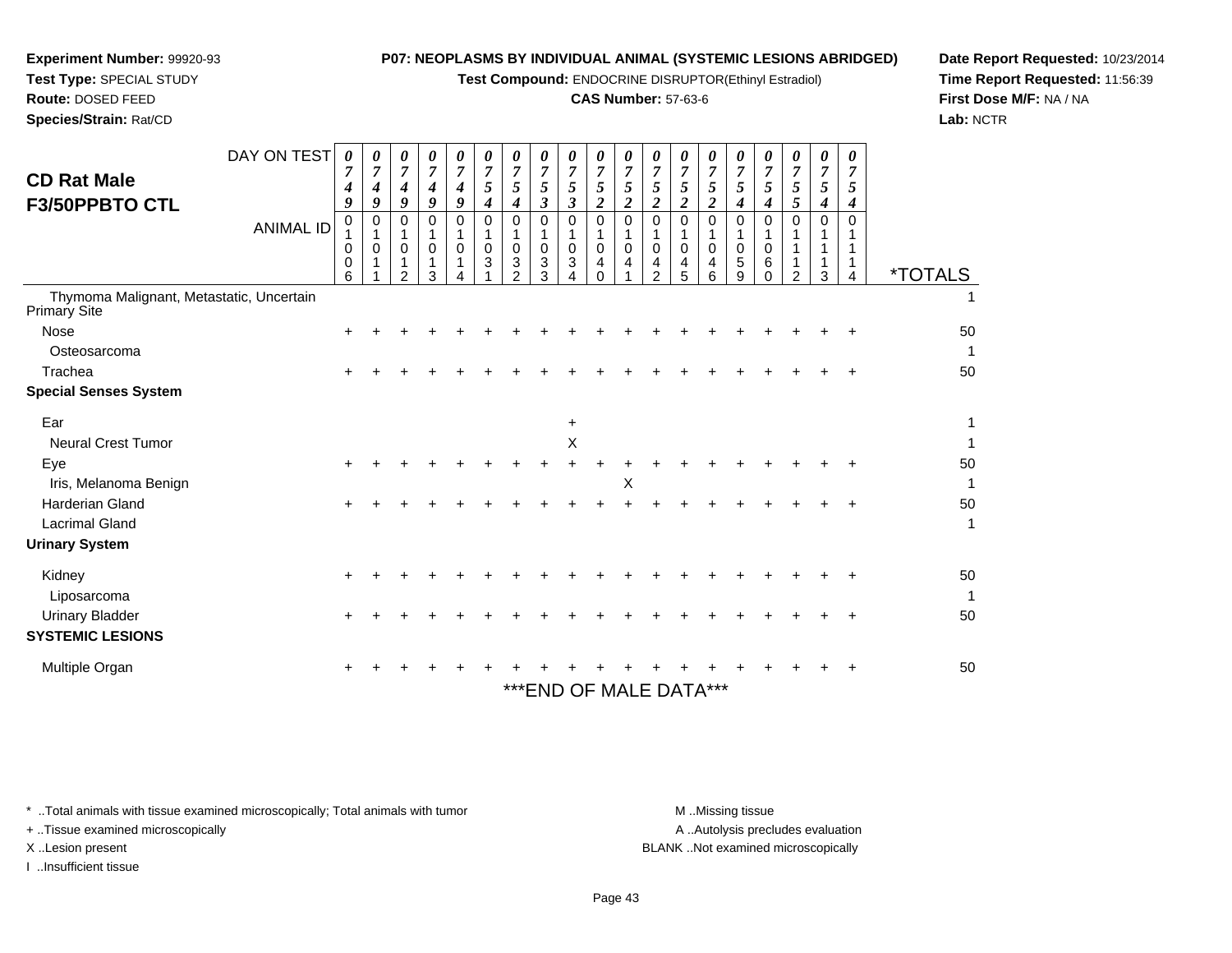**Experiment Number:** 99920-93
**Test Type:** SPECIAL STUDY
**Route:** DOSED FEED
**Species/Strain:** Rat/CD

**P07: NEOPLASMS BY INDIVIDUAL ANIMAL (SYSTEMIC LESIONS ABRIDGED)**
**Test Compound:** ENDOCRINE DISRUPTOR(Ethinyl Estradiol)
**CAS Number:** 57-63-6

**Date Report Requested:** 10/23/2014
**Time Report Requested:** 11:56:39
**First Dose M/F:** NA / NA
**Lab:** NCTR

## CD Rat Male F3/50PPBTO CTL

| DAY ON TEST | 0749 | 0749 | 0749 | 0749 | 0749 | 0754 | 0754 | 0753 | 0753 | 0752 | 0752 | 0752 | 0752 | 0752 | 0754 | 0754 | 0755 | 0754 | 0754 | |
|---|---|---|---|---|---|---|---|---|---|---|---|---|---|---|---|---|---|---|---|---|
| **ANIMAL ID** | 01006 | 01011 | 01012 | 01013 | 01014 | 01031 | 01032 | 01033 | 01034 | 01040 | 01041 | 01042 | 01045 | 01046 | 01059 | 01060 | 01112 | 01113 | 01114 | ***TOTALS** |
| Thymoma Malignant, Metastatic, Uncertain Primary Site | | | | | | | | | | | | | | | | | | | | 1 |
| Nose | + | + | + | + | + | + | + | + | + | + | + | + | + | + | + | + | + | + | + | 50 |
| Osteosarcoma | | | | | | | | | | | | | | | | | | | | 1 |
| Trachea | + | + | + | + | + | + | + | + | + | + | + | + | + | + | + | + | + | + | + | 50 |
| **Special Senses System** | | | | | | | | | | | | | | | | | | | | |
| Ear | | | | | | | | | + | | | | | | | | | | | 1 |
| Neural Crest Tumor | | | | | | | | | X | | | | | | | | | | | 1 |
| Eye | + | + | + | + | + | + | + | + | + | + | + | + | + | + | + | + | + | + | + | 50 |
| Iris, Melanoma Benign | | | | | | | | | | | X | | | | | | | | | 1 |
| Harderian Gland | + | + | + | + | + | + | + | + | + | + | + | + | + | + | + | + | + | + | + | 50 |
| Lacrimal Gland | | | | | | | | | | | | | | | | | | | | 1 |
| **Urinary System** | | | | | | | | | | | | | | | | | | | | |
| Kidney | + | + | + | + | + | + | + | + | + | + | + | + | + | + | + | + | + | + | + | 50 |
| Liposarcoma | | | | | | | | | | | | | | | | | | | | 1 |
| Urinary Bladder | + | + | + | + | + | + | + | + | + | + | + | + | + | + | + | + | + | + | + | 50 |
| **SYSTEMIC LESIONS** | | | | | | | | | | | | | | | | | | | | |
| Multiple Organ | + | + | + | + | + | + | + | + | + | + | + | + | + | + | + | + | + | + | + | 50 |

***END OF MALE DATA***

\* ..Total animals with tissue examined microscopically; Total animals with tumor
\+ ..Tissue examined microscopically
X ..Lesion present
I ..Insufficient tissue

M ..Missing tissue
A ..Autolysis precludes evaluation
BLANK ..Not examined microscopically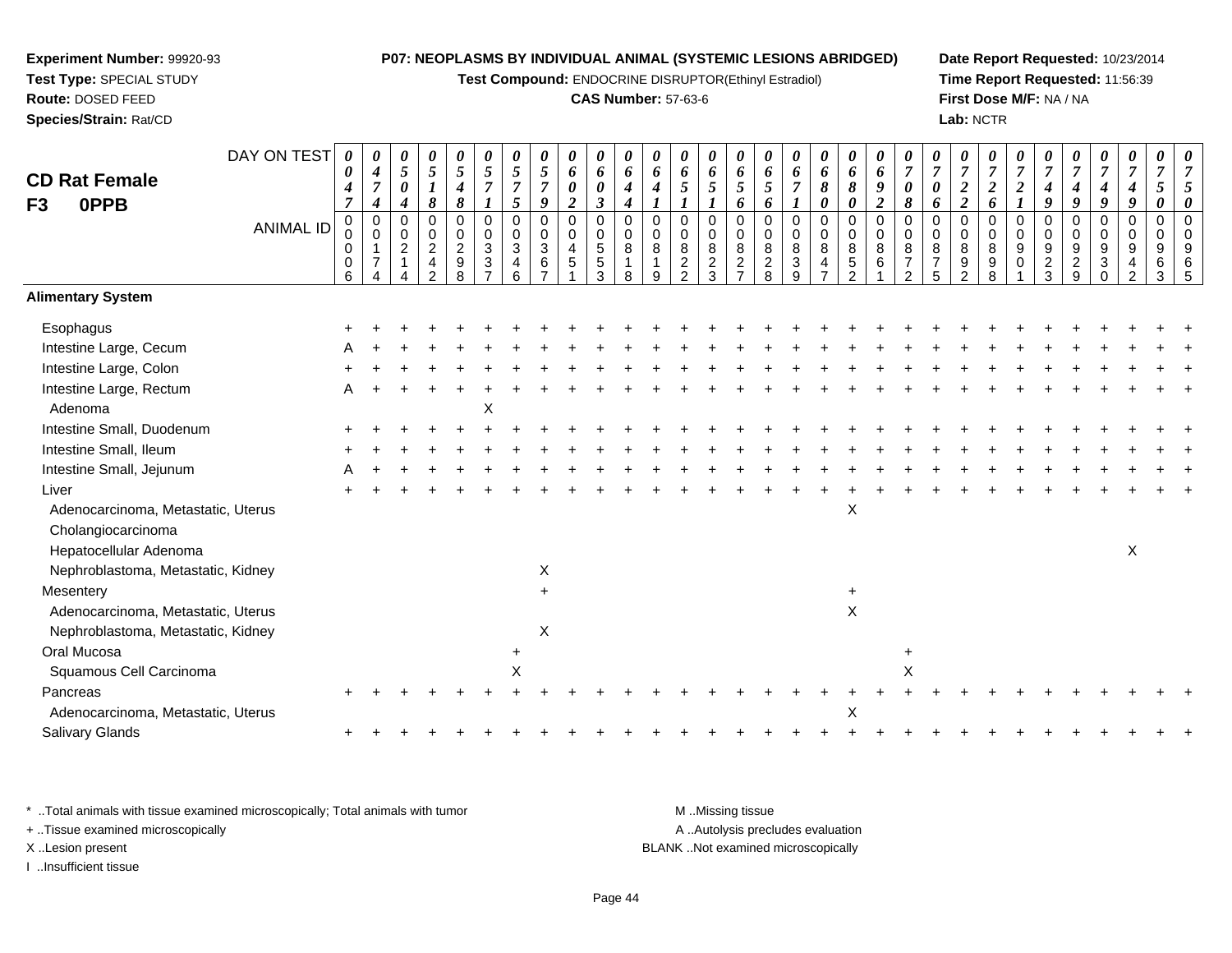**Experiment Number:** 99920-93
**Test Type:** SPECIAL STUDY
**Route:** DOSED FEED
**Species/Strain:** Rat/CD

**P07: NEOPLASMS BY INDIVIDUAL ANIMAL (SYSTEMIC LESIONS ABRIDGED)**
**Test Compound:** ENDOCRINE DISRUPTOR(Ethinyl Estradiol)
**CAS Number:** 57-63-6

**Date Report Requested:** 10/23/2014
**Time Report Requested:** 11:56:39
**First Dose M/F:** NA / NA
**Lab:** NCTR

## CD Rat Female F3 0PPB

| DAY ON TEST | 0047 | 0474 | 0504 | 0518 | 0548 | 0571 | 0575 | 0579 | 0602 | 0603 | 0644 | 0641 | 0651 | 0651 | 0656 | 0656 | 0671 | 0680 | 0680 | 0692 | 0708 | 0706 | 0722 | 0726 | 0721 | 0749 | 0749 | 0749 | 0749 | 0750 | 0750 |
|---|---|---|---|---|---|---|---|---|---|---|---|---|---|---|---|---|---|---|---|---|---|---|---|---|---|---|---|---|---|---|---|
| **ANIMAL ID** | 00006 | 00174 | 00214 | 00242 | 00298 | 00337 | 00346 | 00367 | 00451 | 00553 | 00818 | 00819 | 00822 | 00823 | 00827 | 00828 | 00839 | 00847 | 00852 | 00861 | 00872 | 00875 | 00892 | 00898 | 00901 | 00923 | 00929 | 00930 | 00942 | 00963 | 00965 |
| **Alimentary System** | | | | | | | | | | | | | | | | | | | | | | | | | | | | | | | |
| Esophagus | + | + | + | + | + | + | + | + | + | + | + | + | + | + | + | + | + | + | + | + | + | + | + | + | + | + | + | + | + | + | + |
| Intestine Large, Cecum | A | + | + | + | + | + | + | + | + | + | + | + | + | + | + | + | + | + | + | + | + | + | + | + | + | + | + | + | + | + | + |
| Intestine Large, Colon | + | + | + | + | + | + | + | + | + | + | + | + | + | + | + | + | + | + | + | + | + | + | + | + | + | + | + | + | + | + | + |
| Intestine Large, Rectum | A | + | + | + | + | + | + | + | + | + | + | + | + | + | + | + | + | + | + | + | + | + | + | + | + | + | + | + | + | + | + |
| Adenoma | | | | | | X | | | | | | | | | | | | | | | | | | | | | | | | | |
| Intestine Small, Duodenum | + | + | + | + | + | + | + | + | + | + | + | + | + | + | + | + | + | + | + | + | + | + | + | + | + | + | + | + | + | + | + |
| Intestine Small, Ileum | + | + | + | + | + | + | + | + | + | + | + | + | + | + | + | + | + | + | + | + | + | + | + | + | + | + | + | + | + | + | + |
| Intestine Small, Jejunum | A | + | + | + | + | + | + | + | + | + | + | + | + | + | + | + | + | + | + | + | + | + | + | + | + | + | + | + | + | + | + |
| Liver | + | + | + | + | + | + | + | + | + | + | + | + | + | + | + | + | + | + | + | + | + | + | + | + | + | + | + | + | + | + | + |
| Adenocarcinoma, Metastatic, Uterus | | | | | | | | | | | | | | | | | | | X | | | | | | | | | | | | |
| Cholangiocarcinoma | | | | | | | | | | | | | | | | | | | | | | | | | | | | | | | |
| Hepatocellular Adenoma | | | | | | | | | | | | | | | | | | | | | | | | | | | | | X | | |
| Nephroblastoma, Metastatic, Kidney | | | | | | | | X | | | | | | | | | | | | | | | | | | | | | | | |
| Mesentery | | | | | | | | + | | | | | | | | | | | + | | | | | | | | | | | | |
| Adenocarcinoma, Metastatic, Uterus | | | | | | | | | | | | | | | | | | | X | | | | | | | | | | | | |
| Nephroblastoma, Metastatic, Kidney | | | | | | | | X | | | | | | | | | | | | | | | | | | | | | | | |
| Oral Mucosa | | | | | | | + | | | | | | | | | | | | | | + | | | | | | | | | | |
| Squamous Cell Carcinoma | | | | | | | X | | | | | | | | | | | | | | X | | | | | | | | | | |
| Pancreas | + | + | + | + | + | + | + | + | + | + | + | + | + | + | + | + | + | + | + | + | + | + | + | + | + | + | + | + | + | + | + |
| Adenocarcinoma, Metastatic, Uterus | | | | | | | | | | | | | | | | | | | X | | | | | | | | | | | | |
| Salivary Glands | + | + | + | + | + | + | + | + | + | + | + | + | + | + | + | + | + | + | + | + | + | + | + | + | + | + | + | + | + | + | + |

\* ..Total animals with tissue examined microscopically; Total animals with tumor
+ ..Tissue examined microscopically
X ..Lesion present
I ..Insufficient tissue

M ..Missing tissue
A ..Autolysis precludes evaluation
BLANK ..Not examined microscopically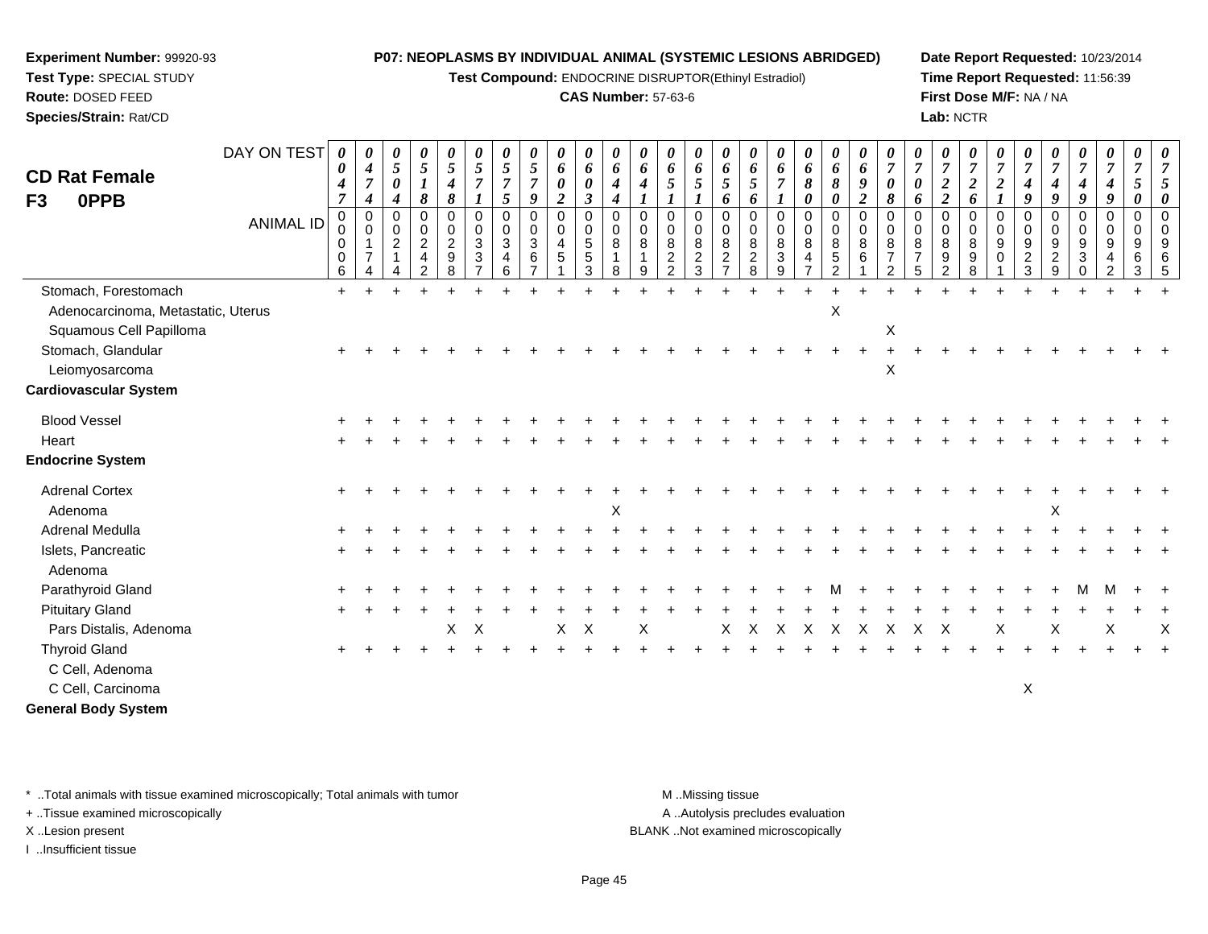**Experiment Number:** 99920-93
**Test Type:** SPECIAL STUDY
**Route:** DOSED FEED
**Species/Strain:** Rat/CD

**P07: NEOPLASMS BY INDIVIDUAL ANIMAL (SYSTEMIC LESIONS ABRIDGED)**
**Test Compound:** ENDOCRINE DISRUPTOR(Ethinyl Estradiol)
**CAS Number:** 57-63-6

**Date Report Requested:** 10/23/2014
**Time Report Requested:** 11:56:39
**First Dose M/F:** NA / NA
**Lab:** NCTR

## CD Rat Female
## F3 0PPB

| DAY ON TEST | 0047 | 0474 | 0504 | 0518 | 0548 | 0571 | 0575 | 0579 | 0602 | 0603 | 0644 | 0641 | 0651 | 0651 | 0656 | 0656 | 0671 | 0680 | 0680 | 0692 | 0708 | 0706 | 0722 | 0726 | 0721 | 0749 | 0749 | 0749 | 0749 | 0750 | 0750 |
|---|---|---|---|---|---|---|---|---|---|---|---|---|---|---|---|---|---|---|---|---|---|---|---|---|---|---|---|---|---|---|---|
| **ANIMAL ID** | 00006 | 00174 | 00214 | 00242 | 00298 | 00337 | 00346 | 00367 | 00451 | 00553 | 00818 | 00819 | 00822 | 00823 | 00827 | 00828 | 00839 | 00847 | 00852 | 00861 | 00872 | 00875 | 00892 | 00898 | 00901 | 00923 | 00929 | 00930 | 00942 | 00963 | 00965 |
| Stomach, Forestomach | + | + | + | + | + | + | + | + | + | + | + | + | + | + | + | + | + | + | + | + | + | + | + | + | + | + | + | + | + | + | + |
| Adenocarcinoma, Metastatic, Uterus | | | | | | | | | | | | | | | | | | | X | | | | | | | | | | | | |
| Squamous Cell Papilloma | | | | | | | | | | | | | | | | | | | | | X | | | | | | | | | | |
| Stomach, Glandular | + | + | + | + | + | + | + | + | + | + | + | + | + | + | + | + | + | + | + | + | + | + | + | + | + | + | + | + | + | + | + |
| Leiomyosarcoma | | | | | | | | | | | | | | | | | | | | | X | | | | | | | | | | |
| **Cardiovascular System** | | | | | | | | | | | | | | | | | | | | | | | | | | | | | | | |
| Blood Vessel | + | + | + | + | + | + | + | + | + | + | + | + | + | + | + | + | + | + | + | + | + | + | + | + | + | + | + | + | + | + | + |
| Heart | + | + | + | + | + | + | + | + | + | + | + | + | + | + | + | + | + | + | + | + | + | + | + | + | + | + | + | + | + | + | + |
| **Endocrine System** | | | | | | | | | | | | | | | | | | | | | | | | | | | | | | | |
| Adrenal Cortex | + | + | + | + | + | + | + | + | + | + | + | + | + | + | + | + | + | + | + | + | + | + | + | + | + | + | + | + | + | + | + |
| Adenoma | | | | | | | | | | | X | | | | | | | | | | | | | | | | X | | | | |
| Adrenal Medulla | + | + | + | + | + | + | + | + | + | + | + | + | + | + | + | + | + | + | + | + | + | + | + | + | + | + | + | + | + | + | + |
| Islets, Pancreatic | + | + | + | + | + | + | + | + | + | + | + | + | + | + | + | + | + | + | + | + | + | + | + | + | + | + | + | + | + | + | + |
| Adenoma | | | | | | | | | | | | | | | | | | | | | | | | | | | | | | | |
| Parathyroid Gland | + | + | + | + | + | + | + | + | + | + | + | + | + | + | + | + | + | + | M | + | + | + | + | + | + | + | + | M | M | + | + |
| Pituitary Gland | + | + | + | + | + | + | + | + | + | + | + | + | + | + | + | + | + | + | + | + | + | + | + | + | + | + | + | + | + | + | + |
| Pars Distalis, Adenoma | | | | | X | X | | | X | X | | X | | | X | X | X | X | X | X | X | X | X | | X | | X | | X | | X |
| Thyroid Gland | + | + | + | + | + | + | + | + | + | + | + | + | + | + | + | + | + | + | + | + | + | + | + | + | + | + | + | + | + | + | + |
| C Cell, Adenoma | | | | | | | | | | | | | | | | | | | | | | | | | | | | | | | |
| C Cell, Carcinoma | | | | | | | | | | | | | | | | | | | | | | | | | | X | | | | | |
| **General Body System** | | | | | | | | | | | | | | | | | | | | | | | | | | | | | | | |

* ..Total animals with tissue examined microscopically; Total animals with tumor
+ ..Tissue examined microscopically
X ..Lesion present
I ..Insufficient tissue

M ..Missing tissue
A ..Autolysis precludes evaluation
BLANK ..Not examined microscopically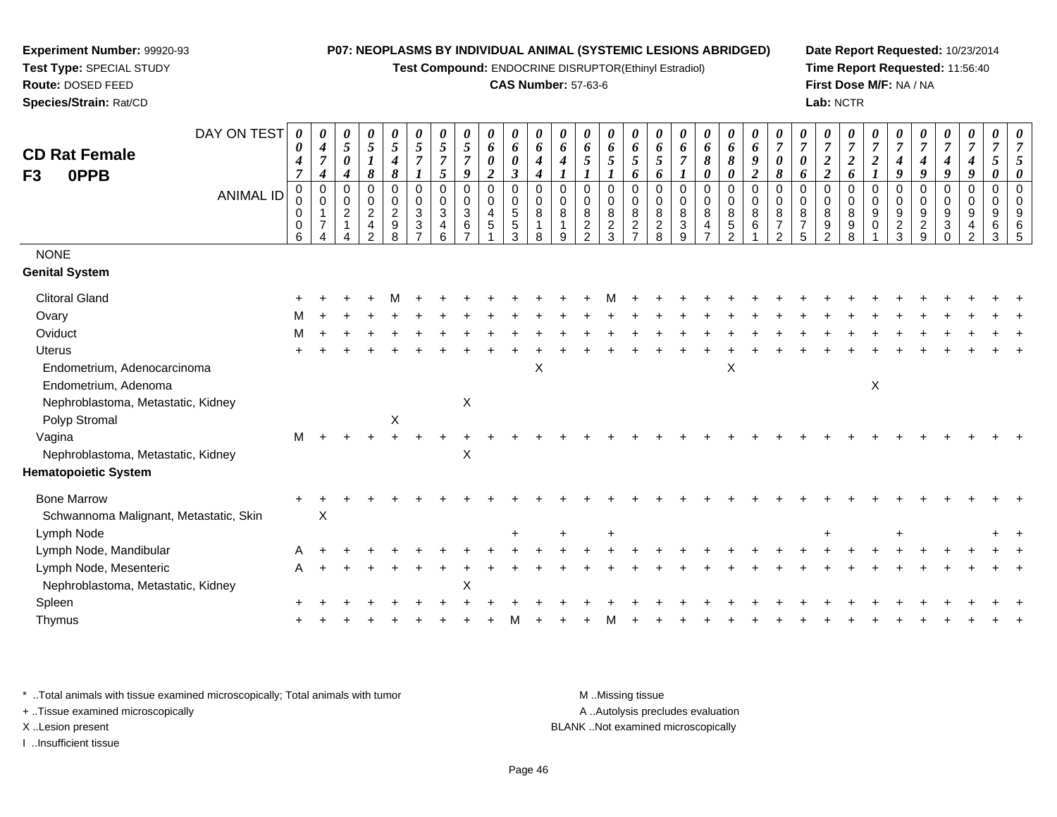**Experiment Number:** 99920-93
**Test Type:** SPECIAL STUDY
**Route:** DOSED FEED
**Species/Strain:** Rat/CD

**P07: NEOPLASMS BY INDIVIDUAL ANIMAL (SYSTEMIC LESIONS ABRIDGED)**
**Test Compound:** ENDOCRINE DISRUPTOR(Ethinyl Estradiol)
**CAS Number:** 57-63-6

**Date Report Requested:** 10/23/2014
**Time Report Requested:** 11:56:40
**First Dose M/F:** NA / NA
**Lab:** NCTR

## CD Rat Female F3 0PPB

| DAY ON TEST | 0047 | 0474 | 0504 | 0518 | 0548 | 0571 | 0575 | 0579 | 0602 | 0603 | 0644 | 0641 | 0651 | 0651 | 0656 | 0656 | 0671 | 0680 | 0680 | 0692 | 0708 | 0706 | 0722 | 0726 | 0721 | 0749 | 0749 | 0749 | 0749 | 0750 | 0750 |
|---|---|---|---|---|---|---|---|---|---|---|---|---|---|---|---|---|---|---|---|---|---|---|---|---|---|---|---|---|---|---|---|
| ANIMAL ID | 00006 | 00174 | 00214 | 00242 | 00298 | 00337 | 00346 | 00367 | 00451 | 00553 | 00818 | 00819 | 00822 | 00823 | 00827 | 00828 | 00839 | 00847 | 00852 | 00861 | 00872 | 00875 | 00892 | 00898 | 00901 | 00923 | 00929 | 00930 | 00942 | 00963 | 00965 |
| NONE | | | | | | | | | | | | | | | | | | | | | | | | | | | | | | | |
| **Genital System** | | | | | | | | | | | | | | | | | | | | | | | | | | | | | | | |
| Clitoral Gland | + | + | + | + | M | + | + | + | + | + | + | + | + | M | + | + | + | + | + | + | + | + | + | + | + | + | + | + | + | + | + |
| Ovary | M | + | + | + | + | + | + | + | + | + | + | + | + | + | + | + | + | + | + | + | + | + | + | + | + | + | + | + | + | + | + |
| Oviduct | M | + | + | + | + | + | + | + | + | + | + | + | + | + | + | + | + | + | + | + | + | + | + | + | + | + | + | + | + | + | + |
| Uterus | + | + | + | + | + | + | + | + | + | + | + | + | + | + | + | + | + | + | + | + | + | + | + | + | + | + | + | + | + | + | + |
| Endometrium, Adenocarcinoma | | | | | | | | | | | X | | | | | | | | X | | | | | | | | | | | | |
| Endometrium, Adenoma | | | | | | | | | | | | | | | | | | | | | | | | | X | | | | | | |
| Nephroblastoma, Metastatic, Kidney | | | | | | | | X | | | | | | | | | | | | | | | | | | | | | | | |
| Polyp Stromal | | | | | X | | | | | | | | | | | | | | | | | | | | | | | | | | |
| Vagina | M | + | + | + | + | + | + | + | + | + | + | + | + | + | + | + | + | + | + | + | + | + | + | + | + | + | + | + | + | + | + |
| Nephroblastoma, Metastatic, Kidney | | | | | | | | X | | | | | | | | | | | | | | | | | | | | | | | |
| **Hematopoietic System** | | | | | | | | | | | | | | | | | | | | | | | | | | | | | | | |
| Bone Marrow | + | + | + | + | + | + | + | + | + | + | + | + | + | + | + | + | + | + | + | + | + | + | + | + | + | + | + | + | + | + | + |
| Schwannoma Malignant, Metastatic, Skin | | X | | | | | | | | | | | | | | | | | | | | | | | | | | | | | |
| Lymph Node | | | | | | | | | | + | | + | | + | | | | | | | | | + | | | + | | | | + | + |
| Lymph Node, Mandibular | A | + | + | + | + | + | + | + | + | + | + | + | + | + | + | + | + | + | + | + | + | + | + | + | + | + | + | + | + | + | + |
| Lymph Node, Mesenteric | A | + | + | + | + | + | + | + | + | + | + | + | + | + | + | + | + | + | + | + | + | + | + | + | + | + | + | + | + | + | + |
| Nephroblastoma, Metastatic, Kidney | | | | | | | | X | | | | | | | | | | | | | | | | | | | | | | | |
| Spleen | + | + | + | + | + | + | + | + | + | + | + | + | + | + | + | + | + | + | + | + | + | + | + | + | + | + | + | + | + | + | + |
| Thymus | + | + | + | + | + | + | + | + | + | M | + | + | + | M | + | + | + | + | + | + | + | + | + | + | + | + | + | + | + | + | + |

\* ..Total animals with tissue examined microscopically; Total animals with tumor
\+ ..Tissue examined microscopically
X ..Lesion present
I ..Insufficient tissue

M ..Missing tissue
A ..Autolysis precludes evaluation
BLANK ..Not examined microscopically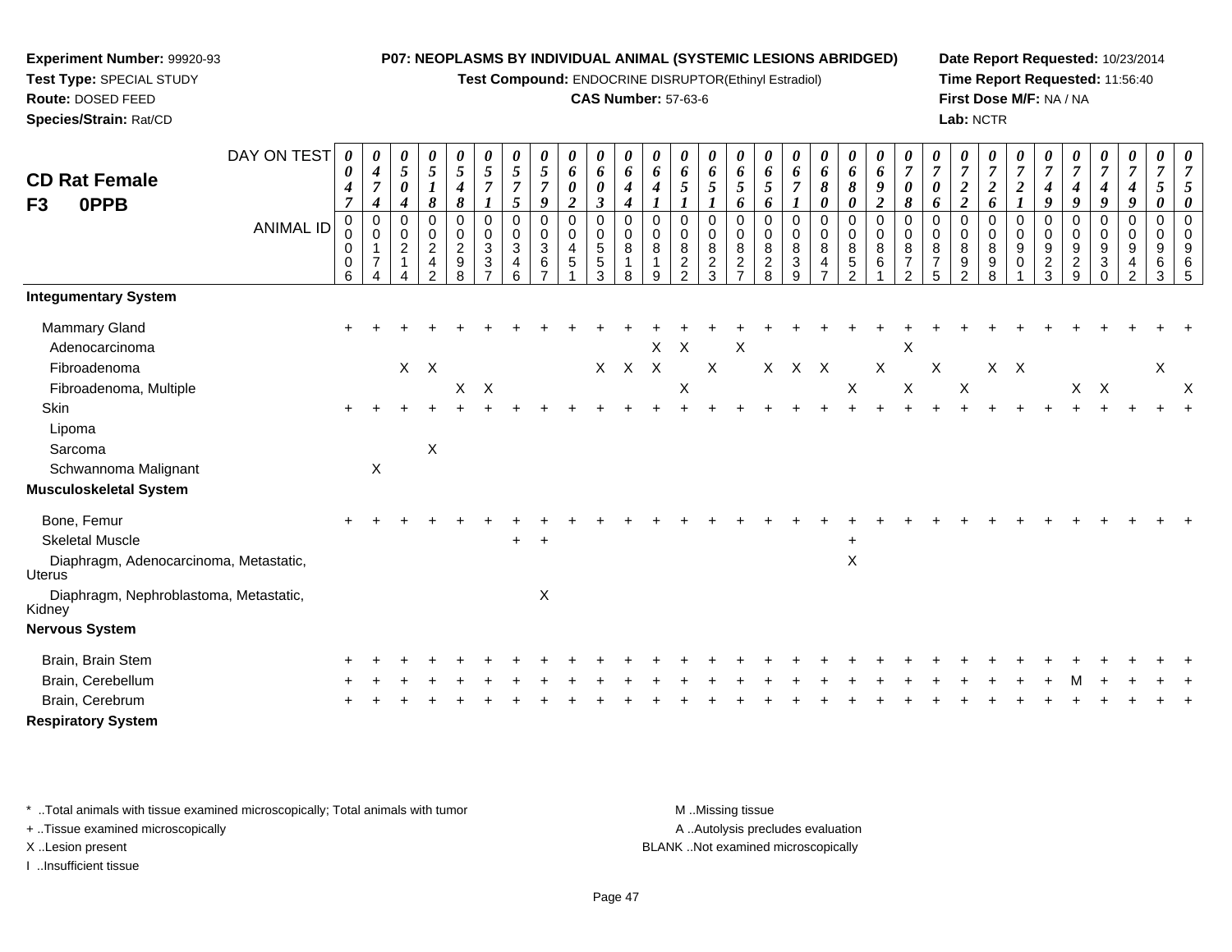**Experiment Number:** 99920-93
**Test Type:** SPECIAL STUDY
**Route:** DOSED FEED
**Species/Strain:** Rat/CD

**P07: NEOPLASMS BY INDIVIDUAL ANIMAL (SYSTEMIC LESIONS ABRIDGED)**
**Test Compound:** ENDOCRINE DISRUPTOR(Ethinyl Estradiol)
**CAS Number:** 57-63-6

**Date Report Requested:** 10/23/2014
**Time Report Requested:** 11:56:40
**First Dose M/F:** NA / NA
**Lab:** NCTR

**CD Rat Female**
**F3 0PPB**

| DAY ON TEST | 0047 | 0474 | 0504 | 0518 | 0548 | 0571 | 0575 | 0579 | 0602 | 0603 | 0644 | 0641 | 0651 | 0651 | 0656 | 0656 | 0671 | 0680 | 0680 | 0692 | 0708 | 0706 | 0722 | 0726 | 0721 | 0749 | 0749 | 0749 | 0749 | 0750 | 0750 |
|---|---|---|---|---|---|---|---|---|---|---|---|---|---|---|---|---|---|---|---|---|---|---|---|---|---|---|---|---|---|---|---|
| **ANIMAL ID** | 00006 | 00174 | 00214 | 00242 | 00298 | 00337 | 00346 | 00367 | 00451 | 00553 | 00818 | 00819 | 00822 | 00823 | 00827 | 00828 | 00839 | 00847 | 00852 | 00861 | 00872 | 00875 | 00892 | 00898 | 00901 | 00923 | 00929 | 00930 | 00942 | 00963 | 00965 |
| **Integumentary System** | | | | | | | | | | | | | | | | | | | | | | | | | | | | | | | |
| Mammary Gland | + | + | + | + | + | + | + | + | + | + | + | + | + | + | + | + | + | + | + | + | + | + | + | + | + | + | + | + | + | + | + |
| Adenocarcinoma | | | | | | | | | | | | X | X | | X | | | | | | X | | | | | | | | | | |
| Fibroadenoma | | | X | X | | | | | | X | X | X | | X | | X | X | X | | X | | X | | X | X | | | | | X | |
| Fibroadenoma, Multiple | | | | | X | X | | | | | | | X | | | | | | X | | X | | X | | | | X | X | | | X |
| Skin | + | + | + | + | + | + | + | + | + | + | + | + | + | + | + | + | + | + | + | + | + | + | + | + | + | + | + | + | + | + | + |
| Lipoma | | | | | | | | | | | | | | | | | | | | | | | | | | | | | | | |
| Sarcoma | | | | X | | | | | | | | | | | | | | | | | | | | | | | | | | | |
| Schwannoma Malignant | | X | | | | | | | | | | | | | | | | | | | | | | | | | | | | | |
| **Musculoskeletal System** | | | | | | | | | | | | | | | | | | | | | | | | | | | | | | | |
| Bone, Femur | + | + | + | + | + | + | + | + | + | + | + | + | + | + | + | + | + | + | + | + | + | + | + | + | + | + | + | + | + | + | + |
| Skeletal Muscle | | | | | | | + | + | | | | | | | | | | | + | | | | | | | | | | | | |
| Diaphragm, Adenocarcinoma, Metastatic, Uterus | | | | | | | | | | | | | | | | | | | X | | | | | | | | | | | | |
| Diaphragm, Nephroblastoma, Metastatic, Kidney | | | | | | | | X | | | | | | | | | | | | | | | | | | | | | | | |
| **Nervous System** | | | | | | | | | | | | | | | | | | | | | | | | | | | | | | | |
| Brain, Brain Stem | + | + | + | + | + | + | + | + | + | + | + | + | + | + | + | + | + | + | + | + | + | + | + | + | + | + | + | + | + | + | + |
| Brain, Cerebellum | + | + | + | + | + | + | + | + | + | + | + | + | + | + | + | + | + | + | + | + | + | + | + | + | + | + | M | + | + | + | + |
| Brain, Cerebrum | + | + | + | + | + | + | + | + | + | + | + | + | + | + | + | + | + | + | + | + | + | + | + | + | + | + | + | + | + | + | + |
| **Respiratory System** | | | | | | | | | | | | | | | | | | | | | | | | | | | | | | | |

* ..Total animals with tissue examined microscopically; Total animals with tumor
+ ..Tissue examined microscopically
X ..Lesion present
I ..Insufficient tissue

M ..Missing tissue
A ..Autolysis precludes evaluation
BLANK ..Not examined microscopically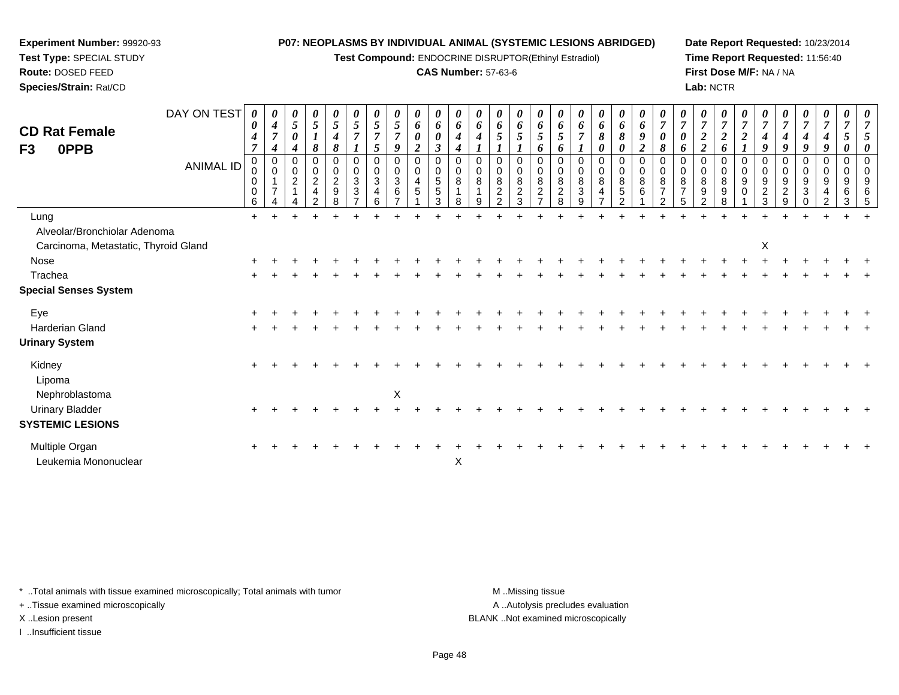**Experiment Number:** 99920-93
**Test Type:** SPECIAL STUDY
**Route:** DOSED FEED
**Species/Strain:** Rat/CD

**P07: NEOPLASMS BY INDIVIDUAL ANIMAL (SYSTEMIC LESIONS ABRIDGED)**
**Test Compound:** ENDOCRINE DISRUPTOR(Ethinyl Estradiol)
**CAS Number:** 57-63-6

**Date Report Requested:** 10/23/2014
**Time Report Requested:** 11:56:40
**First Dose M/F:** NA / NA
**Lab:** NCTR

## CD Rat Female
## F3 0PPB

| DAY ON TEST | 0047 | 0474 | 0504 | 0518 | 0548 | 0571 | 0575 | 0579 | 0602 | 0603 | 0644 | 0641 | 0651 | 0651 | 0656 | 0656 | 0671 | 0680 | 0680 | 0692 | 0708 | 0706 | 0722 | 0726 | 0721 | 0749 | 0749 | 0749 | 0749 | 0750 | 0750 |
|---|---|---|---|---|---|---|---|---|---|---|---|---|---|---|---|---|---|---|---|---|---|---|---|---|---|---|---|---|---|---|---|
| **ANIMAL ID** | 00006 | 00174 | 00214 | 00242 | 00298 | 00337 | 00346 | 00367 | 00451 | 00553 | 00818 | 00819 | 00822 | 00823 | 00827 | 00828 | 00839 | 00847 | 00852 | 00861 | 00872 | 00875 | 00892 | 00898 | 00901 | 00923 | 00929 | 00930 | 00942 | 00963 | 00965 |
| Lung | + | + | + | + | + | + | + | + | + | + | + | + | + | + | + | + | + | + | + | + | + | + | + | + | + | + | + | + | + | + | + |
| Alveolar/Bronchiolar Adenoma | | | | | | | | | | | | | | | | | | | | | | | | | | | | | | | |
| Carcinoma, Metastatic, Thyroid Gland | | | | | | | | | | | | | | | | | | | | | | | | | | X | | | | | |
| Nose | + | + | + | + | + | + | + | + | + | + | + | + | + | + | + | + | + | + | + | + | + | + | + | + | + | + | + | + | + | + | + |
| Trachea | + | + | + | + | + | + | + | + | + | + | + | + | + | + | + | + | + | + | + | + | + | + | + | + | + | + | + | + | + | + | + |
| **Special Senses System** | | | | | | | | | | | | | | | | | | | | | | | | | | | | | | | |
| Eye | + | + | + | + | + | + | + | + | + | + | + | + | + | + | + | + | + | + | + | + | + | + | + | + | + | + | + | + | + | + | + |
| Harderian Gland | + | + | + | + | + | + | + | + | + | + | + | + | + | + | + | + | + | + | + | + | + | + | + | + | + | + | + | + | + | + | + |
| **Urinary System** | | | | | | | | | | | | | | | | | | | | | | | | | | | | | | | |
| Kidney | + | + | + | + | + | + | + | + | + | + | + | + | + | + | + | + | + | + | + | + | + | + | + | + | + | + | + | + | + | + | + |
| Lipoma | | | | | | | | | | | | | | | | | | | | | | | | | | | | | | | |
| Nephroblastoma | | | | | | | | X | | | | | | | | | | | | | | | | | | | | | | | |
| Urinary Bladder | + | + | + | + | + | + | + | + | + | + | + | + | + | + | + | + | + | + | + | + | + | + | + | + | + | + | + | + | + | + | + |
| **SYSTEMIC LESIONS** | | | | | | | | | | | | | | | | | | | | | | | | | | | | | | | |
| Multiple Organ | + | + | + | + | + | + | + | + | + | + | + | + | + | + | + | + | + | + | + | + | + | + | + | + | + | + | + | + | + | + | + |
| Leukemia Mononuclear | | | | | | | | | | | X | | | | | | | | | | | | | | | | | | | | |

\* ..Total animals with tissue examined microscopically; Total animals with tumor
+ ..Tissue examined microscopically
X ..Lesion present
I ..Insufficient tissue

M ..Missing tissue
A ..Autolysis precludes evaluation
BLANK ..Not examined microscopically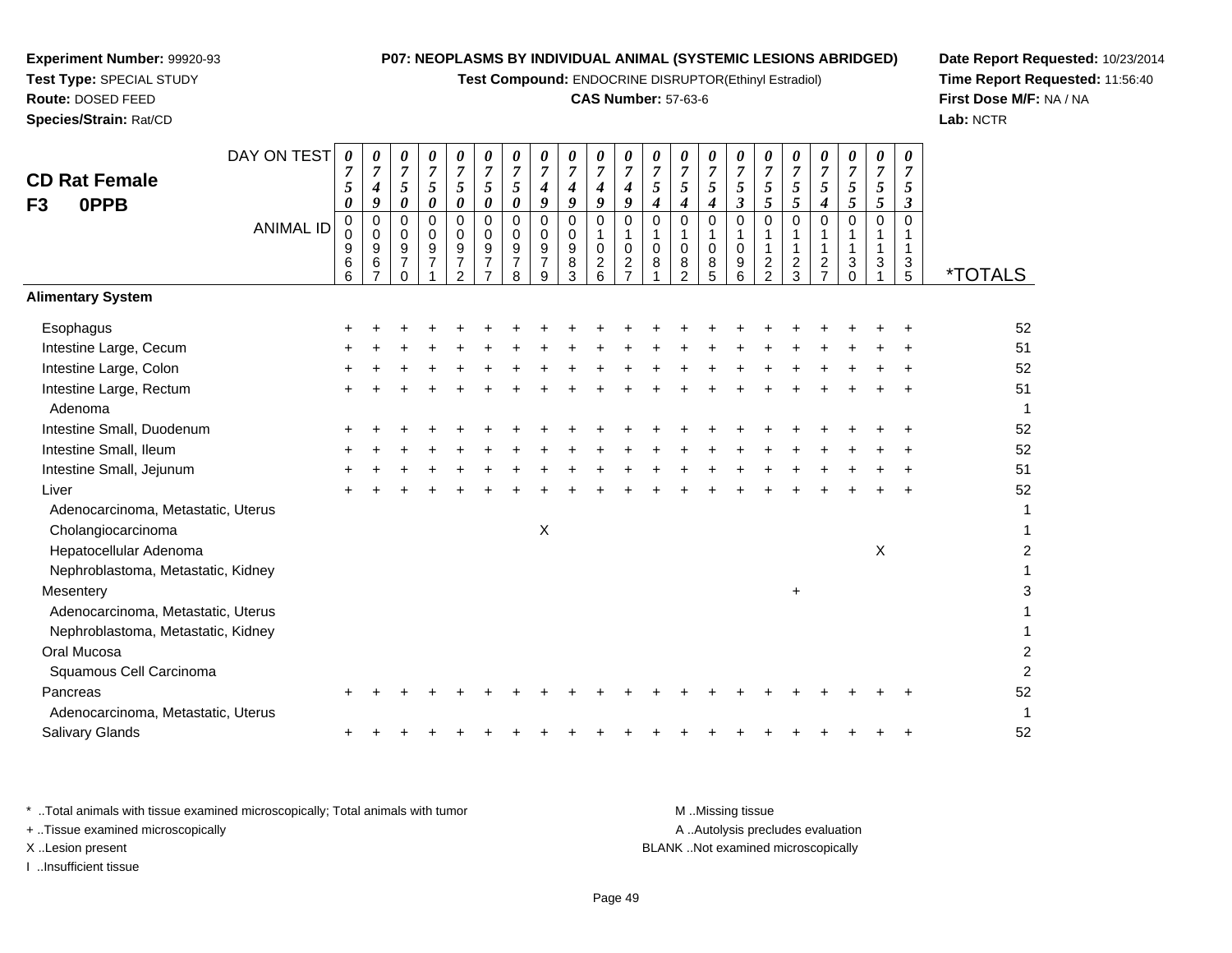**Experiment Number:** 99920-93
**Test Type:** SPECIAL STUDY
**Route:** DOSED FEED
**Species/Strain:** Rat/CD

**P07: NEOPLASMS BY INDIVIDUAL ANIMAL (SYSTEMIC LESIONS ABRIDGED)**
**Test Compound:** ENDOCRINE DISRUPTOR(Ethinyl Estradiol)
**CAS Number:** 57-63-6

**Date Report Requested:** 10/23/2014
**Time Report Requested:** 11:56:40
**First Dose M/F:** NA / NA
**Lab:** NCTR

## CD Rat Female
## F3 0PPB

| DAY ON TEST | 0750 | 0749 | 0750 | 0750 | 0750 | 0750 | 0750 | 0749 | 0749 | 0749 | 0749 | 0754 | 0754 | 0754 | 0753 | 0755 | 0755 | 0754 | 0755 | 0755 | 0753 | |
|---|---|---|---|---|---|---|---|---|---|---|---|---|---|---|---|---|---|---|---|---|---|---|
| **ANIMAL ID** | 00966 | 00967 | 00970 | 00971 | 00972 | 00977 | 00978 | 00979 | 00983 | 01026 | 01027 | 01081 | 01082 | 01085 | 01096 | 01122 | 01123 | 01127 | 01130 | 01131 | 01135 | ***TOTALS** |
| **Alimentary System** | | | | | | | | | | | | | | | | | | | | | | |
| Esophagus | + | + | + | + | + | + | + | + | + | + | + | + | + | + | + | + | + | + | + | + | + | 52 |
| Intestine Large, Cecum | + | + | + | + | + | + | + | + | + | + | + | + | + | + | + | + | + | + | + | + | + | 51 |
| Intestine Large, Colon | + | + | + | + | + | + | + | + | + | + | + | + | + | + | + | + | + | + | + | + | + | 52 |
| Intestine Large, Rectum | + | + | + | + | + | + | + | + | + | + | + | + | + | + | + | + | + | + | + | + | + | 51 |
| Adenoma | | | | | | | | | | | | | | | | | | | | | | 1 |
| Intestine Small, Duodenum | + | + | + | + | + | + | + | + | + | + | + | + | + | + | + | + | + | + | + | + | + | 52 |
| Intestine Small, Ileum | + | + | + | + | + | + | + | + | + | + | + | + | + | + | + | + | + | + | + | + | + | 52 |
| Intestine Small, Jejunum | + | + | + | + | + | + | + | + | + | + | + | + | + | + | + | + | + | + | + | + | + | 51 |
| Liver | + | + | + | + | + | + | + | + | + | + | + | + | + | + | + | + | + | + | + | + | + | 52 |
| Adenocarcinoma, Metastatic, Uterus | | | | | | | | | | | | | | | | | | | | | | 1 |
| Cholangiocarcinoma | | | | | | | | X | | | | | | | | | | | | | | 1 |
| Hepatocellular Adenoma | | | | | | | | | | | | | | | | | | | | X | | 2 |
| Nephroblastoma, Metastatic, Kidney | | | | | | | | | | | | | | | | | | | | | | 1 |
| Mesentery | | | | | | | | | | | | | | | | | + | | | | | 3 |
| Adenocarcinoma, Metastatic, Uterus | | | | | | | | | | | | | | | | | | | | | | 1 |
| Nephroblastoma, Metastatic, Kidney | | | | | | | | | | | | | | | | | | | | | | 1 |
| Oral Mucosa | | | | | | | | | | | | | | | | | | | | | | 2 |
| Squamous Cell Carcinoma | | | | | | | | | | | | | | | | | | | | | | 2 |
| Pancreas | + | + | + | + | + | + | + | + | + | + | + | + | + | + | + | + | + | + | + | + | + | 52 |
| Adenocarcinoma, Metastatic, Uterus | | | | | | | | | | | | | | | | | | | | | | 1 |
| Salivary Glands | + | + | + | + | + | + | + | + | + | + | + | + | + | + | + | + | + | + | + | + | + | 52 |

* ..Total animals with tissue examined microscopically; Total animals with tumor
+ ..Tissue examined microscopically
X ..Lesion present
I ..Insufficient tissue

M ..Missing tissue
A ..Autolysis precludes evaluation
BLANK ..Not examined microscopically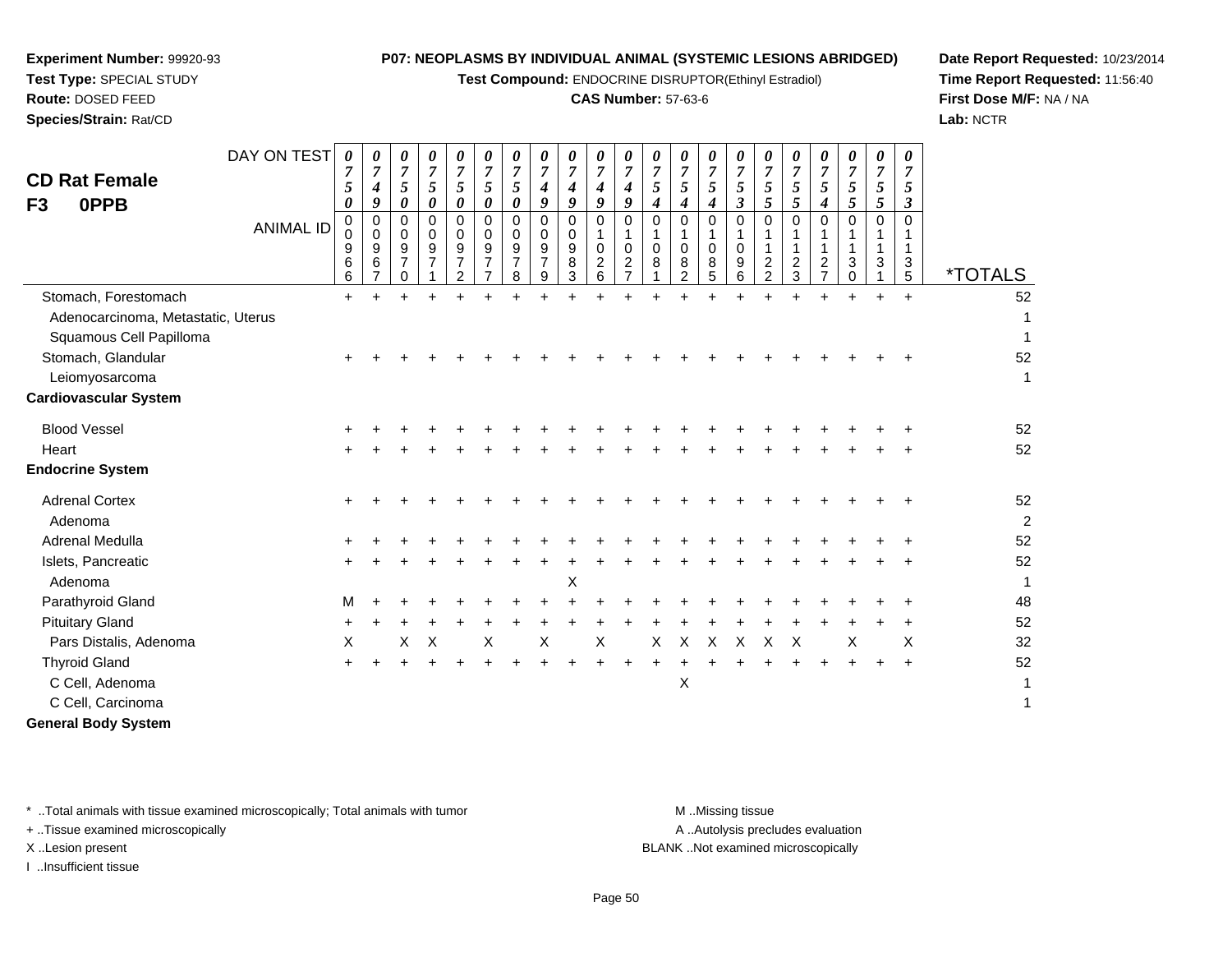**Experiment Number:** 99920-93
**Test Type:** SPECIAL STUDY
**Route:** DOSED FEED
**Species/Strain:** Rat/CD

**P07: NEOPLASMS BY INDIVIDUAL ANIMAL (SYSTEMIC LESIONS ABRIDGED)**
**Test Compound:** ENDOCRINE DISRUPTOR(Ethinyl Estradiol)
**CAS Number:** 57-63-6

**Date Report Requested:** 10/23/2014
**Time Report Requested:** 11:56:40
**First Dose M/F:** NA / NA
**Lab:** NCTR

## CD Rat Female
## F3 0PPB

| DAY ON TEST | 0750 | 0749 | 0750 | 0750 | 0750 | 0750 | 0750 | 0749 | 0749 | 0749 | 0749 | 0754 | 0754 | 0754 | 0753 | 0755 | 0755 | 0754 | 0755 | 0755 | 0753 | |
|---|---|---|---|---|---|---|---|---|---|---|---|---|---|---|---|---|---|---|---|---|---|---|
| **ANIMAL ID** | 00966 | 00967 | 00970 | 00971 | 00972 | 00977 | 00978 | 00979 | 00983 | 01026 | 01027 | 01081 | 01082 | 01085 | 01096 | 01122 | 01123 | 01127 | 01130 | 01131 | 01135 | ***TOTALS** |
| Stomach, Forestomach | + | + | + | + | + | + | + | + | + | + | + | + | + | + | + | + | + | + | + | + | + | 52 |
| Adenocarcinoma, Metastatic, Uterus | | | | | | | | | | | | | | | | | | | | | | 1 |
| Squamous Cell Papilloma | | | | | | | | | | | | | | | | | | | | | | 1 |
| Stomach, Glandular | + | + | + | + | + | + | + | + | + | + | + | + | + | + | + | + | + | + | + | + | + | 52 |
| Leiomyosarcoma | | | | | | | | | | | | | | | | | | | | | | 1 |
| **Cardiovascular System** | | | | | | | | | | | | | | | | | | | | | | |
| Blood Vessel | + | + | + | + | + | + | + | + | + | + | + | + | + | + | + | + | + | + | + | + | + | 52 |
| Heart | + | + | + | + | + | + | + | + | + | + | + | + | + | + | + | + | + | + | + | + | + | 52 |
| **Endocrine System** | | | | | | | | | | | | | | | | | | | | | | |
| Adrenal Cortex | + | + | + | + | + | + | + | + | + | + | + | + | + | + | + | + | + | + | + | + | + | 52 |
| Adenoma | | | | | | | | | | | | | | | | | | | | | | 2 |
| Adrenal Medulla | + | + | + | + | + | + | + | + | + | + | + | + | + | + | + | + | + | + | + | + | + | 52 |
| Islets, Pancreatic | + | + | + | + | + | + | + | + | + | + | + | + | + | + | + | + | + | + | + | + | + | 52 |
| Adenoma | | | | | | | | | X | | | | | | | | | | | | | 1 |
| Parathyroid Gland | M | + | + | + | + | + | + | + | + | + | + | + | + | + | + | + | + | + | + | + | + | 48 |
| Pituitary Gland | + | + | + | + | + | + | + | + | + | + | + | + | + | + | + | + | + | + | + | + | + | 52 |
| Pars Distalis, Adenoma | X | | X | X | | X | | X | | X | | X | X | X | X | X | X | | X | | X | 32 |
| Thyroid Gland | + | + | + | + | + | + | + | + | + | + | + | + | + | + | + | + | + | + | + | + | + | 52 |
| C Cell, Adenoma | | | | | | | | | | | | | X | | | | | | | | | 1 |
| C Cell, Carcinoma | | | | | | | | | | | | | | | | | | | | | | 1 |
| **General Body System** | | | | | | | | | | | | | | | | | | | | | | |

* ..Total animals with tissue examined microscopically; Total animals with tumor
+ ..Tissue examined microscopically
X ..Lesion present
I ..Insufficient tissue

M ..Missing tissue
A ..Autolysis precludes evaluation
BLANK ..Not examined microscopically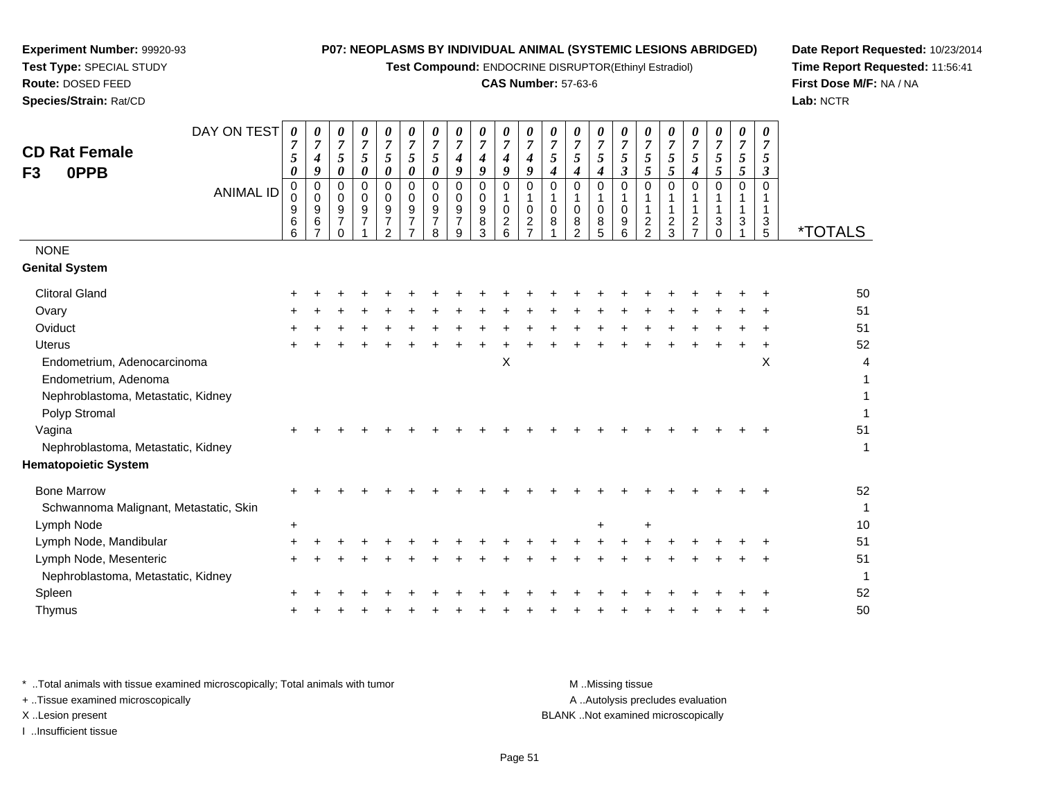**Experiment Number:** 99920-93
**Test Type:** SPECIAL STUDY
**Route:** DOSED FEED
**Species/Strain:** Rat/CD

**P07: NEOPLASMS BY INDIVIDUAL ANIMAL (SYSTEMIC LESIONS ABRIDGED)**
**Test Compound:** ENDOCRINE DISRUPTOR(Ethinyl Estradiol)
**CAS Number:** 57-63-6

**Date Report Requested:** 10/23/2014
**Time Report Requested:** 11:56:41
**First Dose M/F:** NA / NA
**Lab:** NCTR

## CD Rat Female
## F3 0PPB

| DAY ON TEST | 0750 | 0749 | 0750 | 0750 | 0750 | 0750 | 0750 | 0749 | 0749 | 0749 | 0749 | 0754 | 0754 | 0754 | 0753 | 0755 | 0755 | 0754 | 0755 | 0755 | 0753 | |
|---|---|---|---|---|---|---|---|---|---|---|---|---|---|---|---|---|---|---|---|---|---|---|
| **ANIMAL ID** | 00966 | 00967 | 00970 | 00971 | 00972 | 00977 | 00978 | 00979 | 00983 | 01026 | 01027 | 01081 | 01082 | 01085 | 01096 | 01122 | 01123 | 01127 | 01130 | 01131 | 01135 | ***TOTALS** |
| NONE | | | | | | | | | | | | | | | | | | | | | | |
| **Genital System** | | | | | | | | | | | | | | | | | | | | | | |
| Clitoral Gland | + | + | + | + | + | + | + | + | + | + | + | + | + | + | + | + | + | + | + | + | + | 50 |
| Ovary | + | + | + | + | + | + | + | + | + | + | + | + | + | + | + | + | + | + | + | + | + | 51 |
| Oviduct | + | + | + | + | + | + | + | + | + | + | + | + | + | + | + | + | + | + | + | + | + | 51 |
| Uterus | + | + | + | + | + | + | + | + | + | + | + | + | + | + | + | + | + | + | + | + | + | 52 |
| Endometrium, Adenocarcinoma | | | | | | | | | | X | | | | | | | | | | | X | 4 |
| Endometrium, Adenoma | | | | | | | | | | | | | | | | | | | | | | 1 |
| Nephroblastoma, Metastatic, Kidney | | | | | | | | | | | | | | | | | | | | | | 1 |
| Polyp Stromal | | | | | | | | | | | | | | | | | | | | | | 1 |
| Vagina | + | + | + | + | + | + | + | + | + | + | + | + | + | + | + | + | + | + | + | + | + | 51 |
| Nephroblastoma, Metastatic, Kidney | | | | | | | | | | | | | | | | | | | | | | 1 |
| **Hematopoietic System** | | | | | | | | | | | | | | | | | | | | | | |
| Bone Marrow | + | + | + | + | + | + | + | + | + | + | + | + | + | + | + | + | + | + | + | + | + | 52 |
| Schwannoma Malignant, Metastatic, Skin | | | | | | | | | | | | | | | | | | | | | | 1 |
| Lymph Node | + | | | | | | | | | | | | | + | | + | | | | | | 10 |
| Lymph Node, Mandibular | + | + | + | + | + | + | + | + | + | + | + | + | + | + | + | + | + | + | + | + | + | 51 |
| Lymph Node, Mesenteric | + | + | + | + | + | + | + | + | + | + | + | + | + | + | + | + | + | + | + | + | + | 51 |
| Nephroblastoma, Metastatic, Kidney | | | | | | | | | | | | | | | | | | | | | | 1 |
| Spleen | + | + | + | + | + | + | + | + | + | + | + | + | + | + | + | + | + | + | + | + | + | 52 |
| Thymus | + | + | + | + | + | + | + | + | + | + | + | + | + | + | + | + | + | + | + | + | + | 50 |

\* ..Total animals with tissue examined microscopically; Total animals with tumor
\+ ..Tissue examined microscopically
X ..Lesion present
I ..Insufficient tissue

M ..Missing tissue
A ..Autolysis precludes evaluation
BLANK ..Not examined microscopically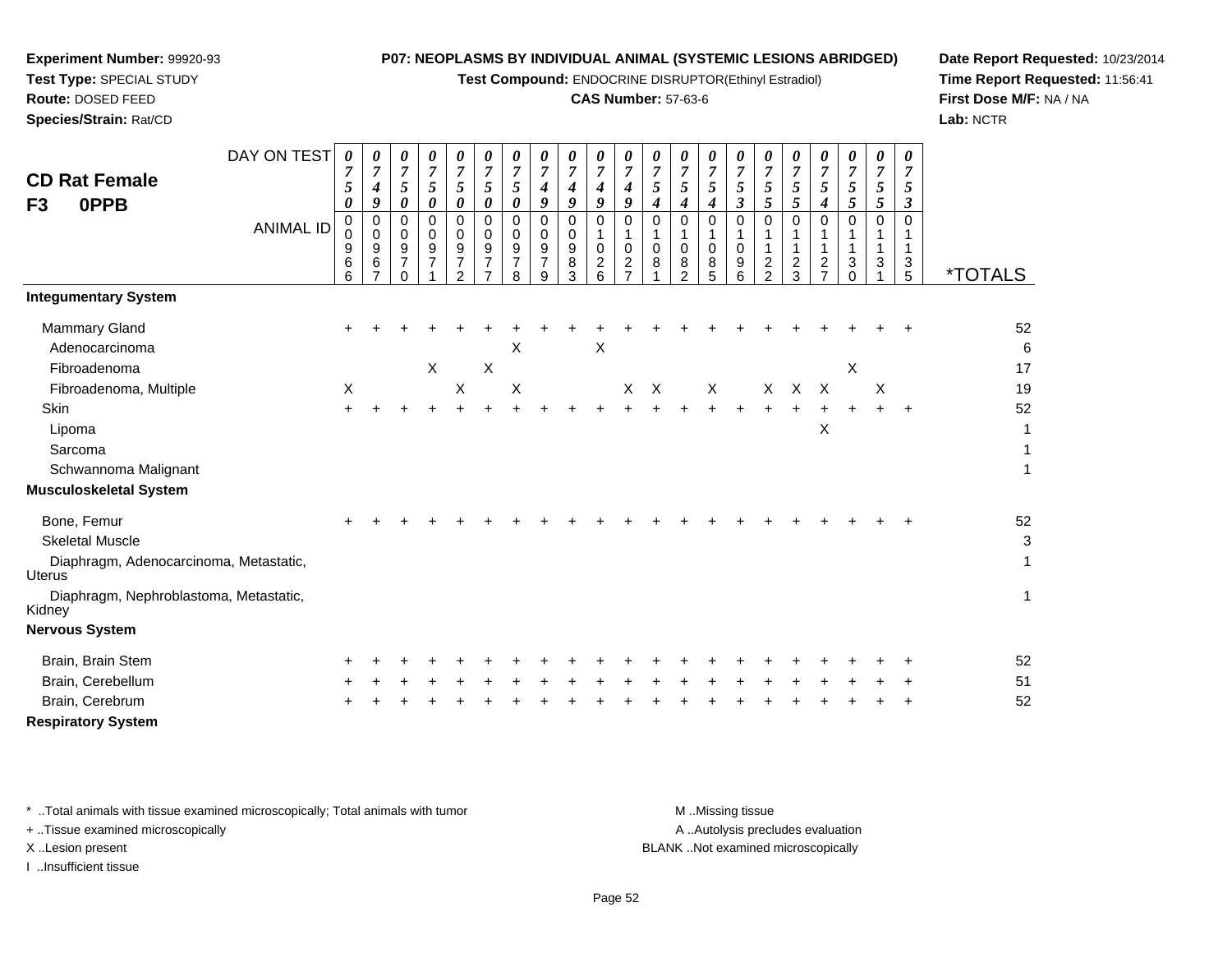**Experiment Number:** 99920-93
**Test Type:** SPECIAL STUDY
**Route:** DOSED FEED
**Species/Strain:** Rat/CD

**P07: NEOPLASMS BY INDIVIDUAL ANIMAL (SYSTEMIC LESIONS ABRIDGED)**
**Test Compound:** ENDOCRINE DISRUPTOR(Ethinyl Estradiol)
**CAS Number:** 57-63-6

**Date Report Requested:** 10/23/2014
**Time Report Requested:** 11:56:41
**First Dose M/F:** NA / NA
**Lab:** NCTR

## CD Rat Female
## F3 0PPB

| DAY ON TEST | 0750 | 0749 | 0750 | 0750 | 0750 | 0750 | 0750 | 0749 | 0749 | 0749 | 0749 | 0754 | 0754 | 0754 | 0753 | 0755 | 0755 | 0754 | 0755 | 0755 | 0753 | |
|---|---|---|---|---|---|---|---|---|---|---|---|---|---|---|---|---|---|---|---|---|---|---|
| **ANIMAL ID** | 00966 | 00967 | 00970 | 00971 | 00972 | 00977 | 00978 | 00979 | 00983 | 01026 | 01027 | 01081 | 01082 | 01085 | 01096 | 01122 | 01123 | 01127 | 01130 | 01131 | 01135 | ***TOTALS** |
| **Integumentary System** | | | | | | | | | | | | | | | | | | | | | | |
| Mammary Gland | + | + | + | + | + | + | + | + | + | + | + | + | + | + | + | + | + | + | + | + | + | 52 |
| Adenocarcinoma | | | | | | | X | | | X | | | | | | | | | | | | 6 |
| Fibroadenoma | | | | X | | X | | | | | | | | | | | | | X | | | 17 |
| Fibroadenoma, Multiple | X | | | | X | | X | | | | X | X | | X | | X | X | X | | X | | 19 |
| Skin | + | + | + | + | + | + | + | + | + | + | + | + | + | + | + | + | + | + | + | + | + | 52 |
| Lipoma | | | | | | | | | | | | | | | | | | X | | | | 1 |
| Sarcoma | | | | | | | | | | | | | | | | | | | | | | 1 |
| Schwannoma Malignant | | | | | | | | | | | | | | | | | | | | | | 1 |
| **Musculoskeletal System** | | | | | | | | | | | | | | | | | | | | | | |
| Bone, Femur | + | + | + | + | + | + | + | + | + | + | + | + | + | + | + | + | + | + | + | + | + | 52 |
| Skeletal Muscle | | | | | | | | | | | | | | | | | | | | | | 3 |
| Diaphragm, Adenocarcinoma, Metastatic, Uterus | | | | | | | | | | | | | | | | | | | | | | 1 |
| Diaphragm, Nephroblastoma, Metastatic, Kidney | | | | | | | | | | | | | | | | | | | | | | 1 |
| **Nervous System** | | | | | | | | | | | | | | | | | | | | | | |
| Brain, Brain Stem | + | + | + | + | + | + | + | + | + | + | + | + | + | + | + | + | + | + | + | + | + | 52 |
| Brain, Cerebellum | + | + | + | + | + | + | + | + | + | + | + | + | + | + | + | + | + | + | + | + | + | 51 |
| Brain, Cerebrum | + | + | + | + | + | + | + | + | + | + | + | + | + | + | + | + | + | + | + | + | + | 52 |
| **Respiratory System** | | | | | | | | | | | | | | | | | | | | | | |

\* ..Total animals with tissue examined microscopically; Total animals with tumor
\+ ..Tissue examined microscopically
X ..Lesion present
I ..Insufficient tissue

M ..Missing tissue
A ..Autolysis precludes evaluation
BLANK ..Not examined microscopically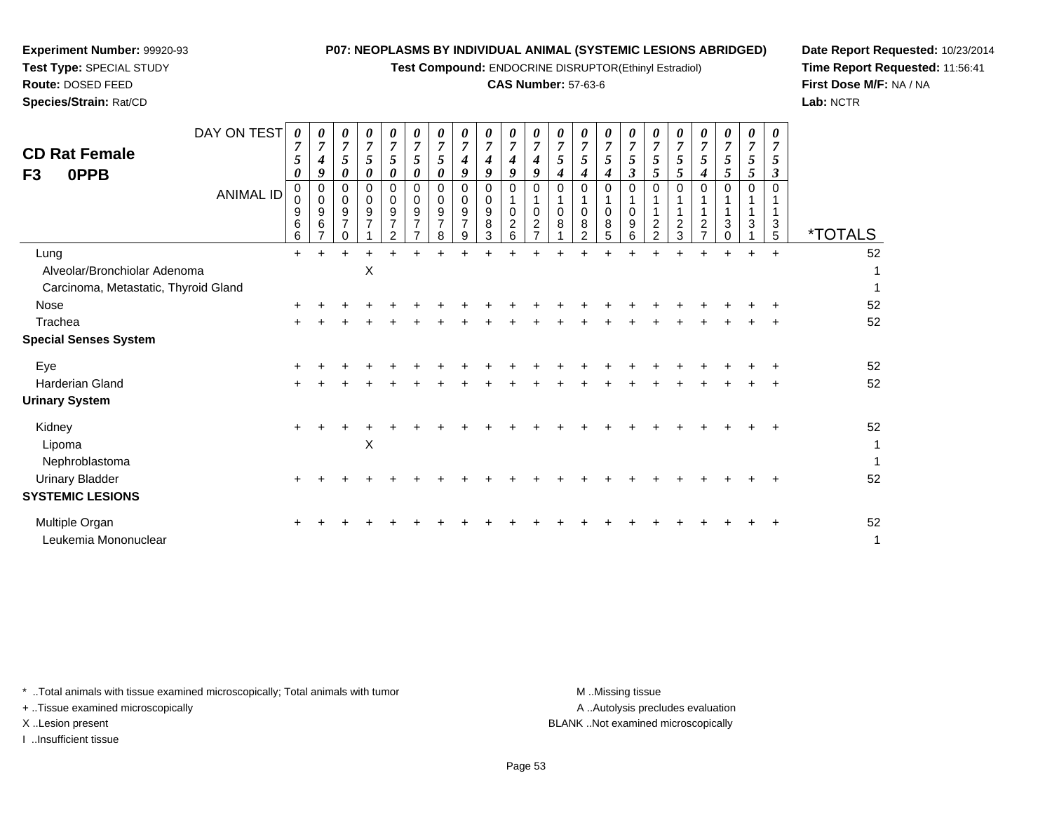**Experiment Number:** 99920-93
**Test Type:** SPECIAL STUDY
**Route:** DOSED FEED
**Species/Strain:** Rat/CD

**P07: NEOPLASMS BY INDIVIDUAL ANIMAL (SYSTEMIC LESIONS ABRIDGED)**
**Test Compound:** ENDOCRINE DISRUPTOR(Ethinyl Estradiol)
**CAS Number:** 57-63-6

**Date Report Requested:** 10/23/2014
**Time Report Requested:** 11:56:41
**First Dose M/F:** NA / NA
**Lab:** NCTR

## CD Rat Female
## F3 0PPB

| DAY ON TEST | 0750 | 0749 | 0750 | 0750 | 0750 | 0750 | 0750 | 0749 | 0749 | 0749 | 0749 | 0754 | 0754 | 0754 | 0753 | 0755 | 0755 | 0754 | 0755 | 0755 | 0753 | |
|---|---|---|---|---|---|---|---|---|---|---|---|---|---|---|---|---|---|---|---|---|---|---|
| ANIMAL ID | 00966 | 00967 | 00970 | 00971 | 00972 | 00977 | 00978 | 00979 | 00983 | 01026 | 01027 | 01081 | 01082 | 01085 | 01096 | 01122 | 01123 | 01127 | 01130 | 01131 | 01135 | *TOTALS |
| Lung | + | + | + | + | + | + | + | + | + | + | + | + | + | + | + | + | + | + | + | + | + | 52 |
| Alveolar/Bronchiolar Adenoma | | | | X | | | | | | | | | | | | | | | | | | 1 |
| Carcinoma, Metastatic, Thyroid Gland | | | | | | | | | | | | | | | | | | | | | | 1 |
| Nose | + | + | + | + | + | + | + | + | + | + | + | + | + | + | + | + | + | + | + | + | + | 52 |
| Trachea | + | + | + | + | + | + | + | + | + | + | + | + | + | + | + | + | + | + | + | + | + | 52 |
| **Special Senses System** | | | | | | | | | | | | | | | | | | | | | | |
| Eye | + | + | + | + | + | + | + | + | + | + | + | + | + | + | + | + | + | + | + | + | + | 52 |
| Harderian Gland | + | + | + | + | + | + | + | + | + | + | + | + | + | + | + | + | + | + | + | + | + | 52 |
| **Urinary System** | | | | | | | | | | | | | | | | | | | | | | |
| Kidney | + | + | + | + | + | + | + | + | + | + | + | + | + | + | + | + | + | + | + | + | + | 52 |
| Lipoma | | | | X | | | | | | | | | | | | | | | | | | 1 |
| Nephroblastoma | | | | | | | | | | | | | | | | | | | | | | 1 |
| Urinary Bladder | + | + | + | + | + | + | + | + | + | + | + | + | + | + | + | + | + | + | + | + | + | 52 |
| **SYSTEMIC LESIONS** | | | | | | | | | | | | | | | | | | | | | | |
| Multiple Organ | + | + | + | + | + | + | + | + | + | + | + | + | + | + | + | + | + | + | + | + | + | 52 |
| Leukemia Mononuclear | | | | | | | | | | | | | | | | | | | | | | 1 |

\* ..Total animals with tissue examined microscopically; Total animals with tumor
\+ ..Tissue examined microscopically
X ..Lesion present
I ..Insufficient tissue

M ..Missing tissue
A ..Autolysis precludes evaluation
BLANK ..Not examined microscopically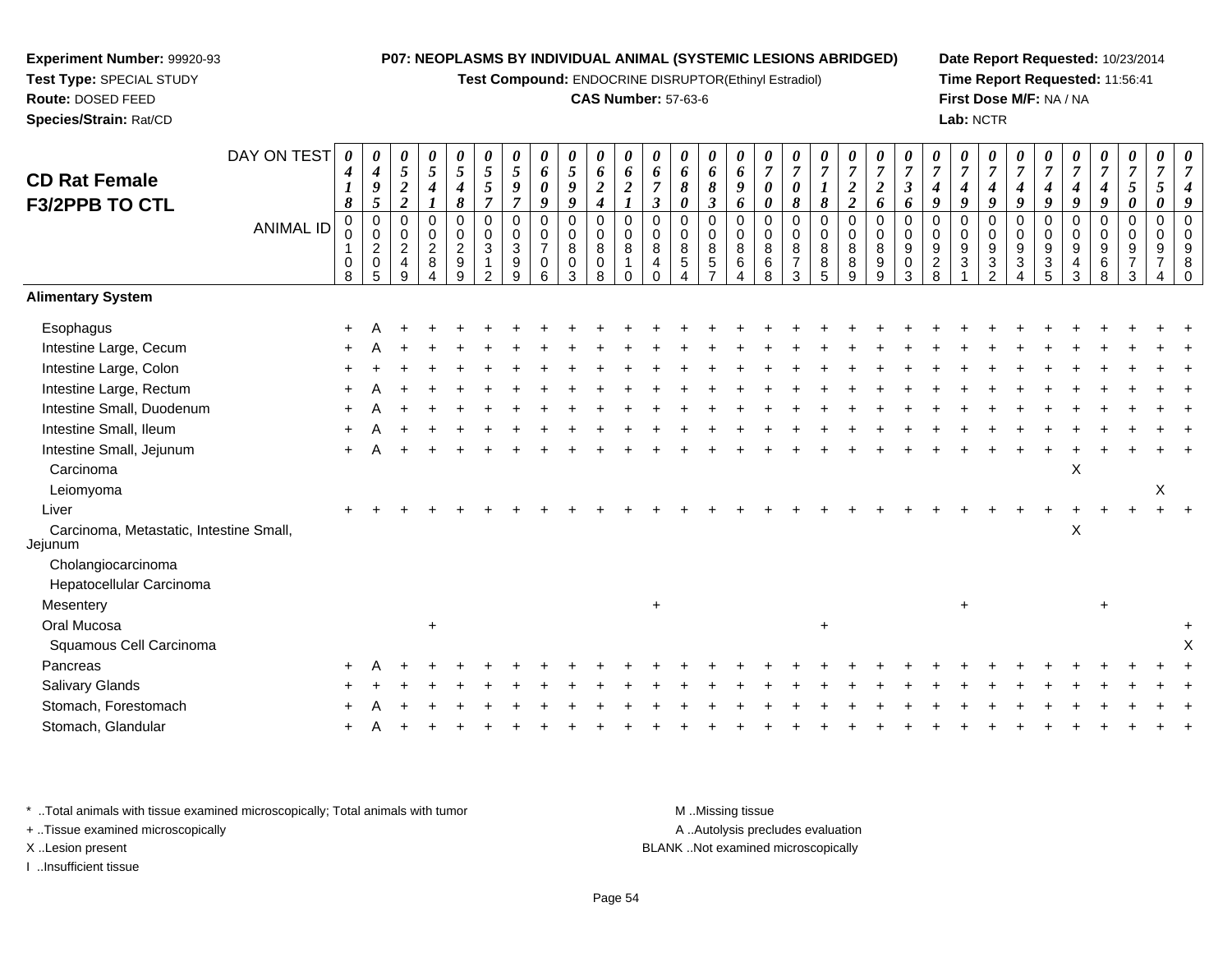**Experiment Number:** 99920-93
**Test Type:** SPECIAL STUDY
**Route:** DOSED FEED
**Species/Strain:** Rat/CD

**P07: NEOPLASMS BY INDIVIDUAL ANIMAL (SYSTEMIC LESIONS ABRIDGED)**
**Test Compound:** ENDOCRINE DISRUPTOR(Ethinyl Estradiol)
**CAS Number:** 57-63-6

**Date Report Requested:** 10/23/2014
**Time Report Requested:** 11:56:41
**First Dose M/F:** NA / NA
**Lab:** NCTR

## CD Rat Female F3/2PPB TO CTL

| DAY ON TEST | 0418 | 0495 | 0522 | 0541 | 0548 | 0557 | 0597 | 0609 | 0599 | 0624 | 0621 | 0673 | 0680 | 0683 | 0696 | 0700 | 0708 | 0718 | 0722 | 0726 | 0736 | 0749 | 0749 | 0749 | 0749 | 0749 | 0749 | 0749 | 0750 | 0750 | 0749 |
|---|---|---|---|---|---|---|---|---|---|---|---|---|---|---|---|---|---|---|---|---|---|---|---|---|---|---|---|---|---|---|---|
| **ANIMAL ID** | 00108 | 00205 | 00249 | 00284 | 00299 | 00312 | 00399 | 00706 | 00803 | 00808 | 00810 | 00840 | 00854 | 00857 | 00864 | 00868 | 00873 | 00885 | 00889 | 00899 | 00903 | 00928 | 00931 | 00932 | 00934 | 00935 | 00943 | 00968 | 00973 | 00974 | 00980 |
| **Alimentary System** | | | | | | | | | | | | | | | | | | | | | | | | | | | | | | | |
| Esophagus | + | A | + | + | + | + | + | + | + | + | + | + | + | + | + | + | + | + | + | + | + | + | + | + | + | + | + | + | + | + | + |
| Intestine Large, Cecum | + | A | + | + | + | + | + | + | + | + | + | + | + | + | + | + | + | + | + | + | + | + | + | + | + | + | + | + | + | + | + |
| Intestine Large, Colon | + | + | + | + | + | + | + | + | + | + | + | + | + | + | + | + | + | + | + | + | + | + | + | + | + | + | + | + | + | + | + |
| Intestine Large, Rectum | + | A | + | + | + | + | + | + | + | + | + | + | + | + | + | + | + | + | + | + | + | + | + | + | + | + | + | + | + | + | + |
| Intestine Small, Duodenum | + | A | + | + | + | + | + | + | + | + | + | + | + | + | + | + | + | + | + | + | + | + | + | + | + | + | + | + | + | + | + |
| Intestine Small, Ileum | + | A | + | + | + | + | + | + | + | + | + | + | + | + | + | + | + | + | + | + | + | + | + | + | + | + | + | + | + | + | + |
| Intestine Small, Jejunum | + | A | + | + | + | + | + | + | + | + | + | + | + | + | + | + | + | + | + | + | + | + | + | + | + | + | + | + | + | + | + |
| Carcinoma | | | | | | | | | | | | | | | | | | | | | | | | | | | X | | | | |
| Leiomyoma | | | | | | | | | | | | | | | | | | | | | | | | | | | | | | X | |
| Liver | + | + | + | + | + | + | + | + | + | + | + | + | + | + | + | + | + | + | + | + | + | + | + | + | + | + | + | + | + | + | + |
| Carcinoma, Metastatic, Intestine Small, Jejunum | | | | | | | | | | | | | | | | | | | | | | | | | | | X | | | | |
| Cholangiocarcinoma | | | | | | | | | | | | | | | | | | | | | | | | | | | | | | | |
| Hepatocellular Carcinoma | | | | | | | | | | | | | | | | | | | | | | | | | | | | | | | |
| Mesentery | | | | | | | | | | | | + | | | | | | | | | | | + | | | | | + | | | |
| Oral Mucosa | | | | + | | | | | | | | | | | | | | + | | | | | | | | | | | | | + |
| Squamous Cell Carcinoma | | | | | | | | | | | | | | | | | | | | | | | | | | | | | | | X |
| Pancreas | + | A | + | + | + | + | + | + | + | + | + | + | + | + | + | + | + | + | + | + | + | + | + | + | + | + | + | + | + | + | + |
| Salivary Glands | + | + | + | + | + | + | + | + | + | + | + | + | + | + | + | + | + | + | + | + | + | + | + | + | + | + | + | + | + | + | + |
| Stomach, Forestomach | + | A | + | + | + | + | + | + | + | + | + | + | + | + | + | + | + | + | + | + | + | + | + | + | + | + | + | + | + | + | + |
| Stomach, Glandular | + | A | + | + | + | + | + | + | + | + | + | + | + | + | + | + | + | + | + | + | + | + | + | + | + | + | + | + | + | + | + |

\* ..Total animals with tissue examined microscopically; Total animals with tumor
+ ..Tissue examined microscopically
X ..Lesion present
I ..Insufficient tissue

M ..Missing tissue
A ..Autolysis precludes evaluation
BLANK ..Not examined microscopically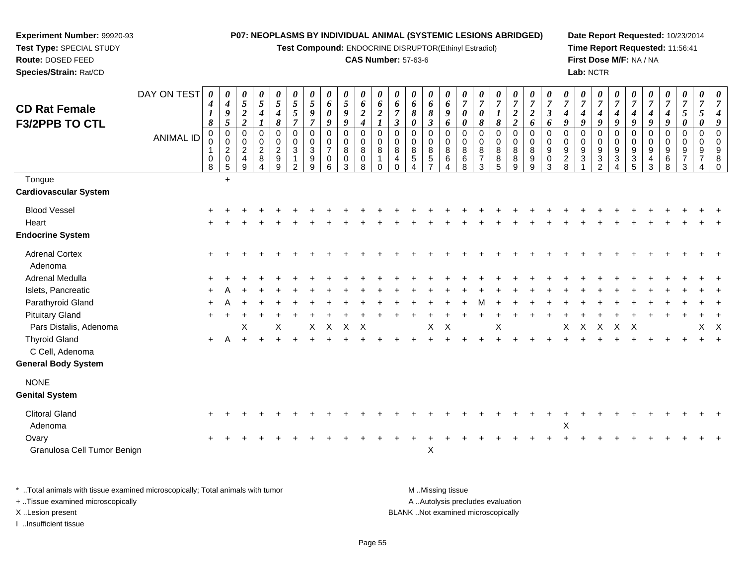**Experiment Number:** 99920-93
**Test Type:** SPECIAL STUDY
**Route:** DOSED FEED
**Species/Strain:** Rat/CD

**P07: NEOPLASMS BY INDIVIDUAL ANIMAL (SYSTEMIC LESIONS ABRIDGED)**
**Test Compound:** ENDOCRINE DISRUPTOR(Ethinyl Estradiol)
**CAS Number:** 57-63-6

**Date Report Requested:** 10/23/2014
**Time Report Requested:** 11:56:41
**First Dose M/F:** NA / NA
**Lab:** NCTR

## CD Rat Female F3/2PPB TO CTL

| DAY ON TEST | 0418 | 0495 | 0522 | 0541 | 0548 | 0557 | 0597 | 0609 | 0599 | 0624 | 0621 | 0673 | 0680 | 0683 | 0696 | 0700 | 0708 | 0718 | 0722 | 0726 | 0736 | 0749 | 0749 | 0749 | 0749 | 0749 | 0749 | 0749 | 0750 | 0750 | 0749 |
|---|---|---|---|---|---|---|---|---|---|---|---|---|---|---|---|---|---|---|---|---|---|---|---|---|---|---|---|---|---|---|---|
| **ANIMAL ID** | 00108 | 00205 | 00249 | 00284 | 00299 | 00312 | 00399 | 00706 | 00803 | 00808 | 00810 | 00840 | 00854 | 00857 | 00864 | 00868 | 00873 | 00885 | 00889 | 00899 | 00903 | 00928 | 00931 | 00932 | 00934 | 00935 | 00943 | 00968 | 00973 | 00974 | 00980 |
| Tongue | | + | | | | | | | | | | | | | | | | | | | | | | | | | | | | | |
| **Cardiovascular System** | | | | | | | | | | | | | | | | | | | | | | | | | | | | | | | |
| Blood Vessel | + | + | + | + | + | + | + | + | + | + | + | + | + | + | + | + | + | + | + | + | + | + | + | + | + | + | + | + | + | + | + |
| Heart | + | + | + | + | + | + | + | + | + | + | + | + | + | + | + | + | + | + | + | + | + | + | + | + | + | + | + | + | + | + | + |
| **Endocrine System** | | | | | | | | | | | | | | | | | | | | | | | | | | | | | | | |
| Adrenal Cortex | + | + | + | + | + | + | + | + | + | + | + | + | + | + | + | + | + | + | + | + | + | + | + | + | + | + | + | + | + | + | + |
| Adenoma | | | | | | | | | | | | | | | | | | | | | | | | | | | | | | | |
| Adrenal Medulla | + | + | + | + | + | + | + | + | + | + | + | + | + | + | + | + | + | + | + | + | + | + | + | + | + | + | + | + | + | + | + |
| Islets, Pancreatic | + | A | + | + | + | + | + | + | + | + | + | + | + | + | + | + | + | + | + | + | + | + | + | + | + | + | + | + | + | + | + |
| Parathyroid Gland | + | A | + | + | + | + | + | + | + | + | + | + | + | + | + | + | M | + | + | + | + | + | + | + | + | + | + | + | + | + | + |
| Pituitary Gland | + | + | + | + | + | + | + | + | + | + | + | + | + | + | + | + | + | + | + | + | + | + | + | + | + | + | + | + | + | + | + |
| Pars Distalis, Adenoma | | | X | | X | | X | X | X | X | | | | X | X | | | X | | | | X | X | X | X | X | | | | X | X |
| Thyroid Gland | + | A | + | + | + | + | + | + | + | + | + | + | + | + | + | + | + | + | + | + | + | + | + | + | + | + | + | + | + | + | + |
| C Cell, Adenoma | | | | | | | | | | | | | | | | | | | | | | | | | | | | | | | |
| **General Body System** | | | | | | | | | | | | | | | | | | | | | | | | | | | | | | | |
| NONE | | | | | | | | | | | | | | | | | | | | | | | | | | | | | | | |
| **Genital System** | | | | | | | | | | | | | | | | | | | | | | | | | | | | | | | |
| Clitoral Gland | + | + | + | + | + | + | + | + | + | + | + | + | + | + | + | + | + | + | + | + | + | + | + | + | + | + | + | + | + | + | + |
| Adenoma | | | | | | | | | | | | | | | | | | | | | | X | | | | | | | | | |
| Ovary | + | + | + | + | + | + | + | + | + | + | + | + | + | + | + | + | + | + | + | + | + | + | + | + | + | + | + | + | + | + | + |
| Granulosa Cell Tumor Benign | | | | | | | | | | | | | | X | | | | | | | | | | | | | | | | | |

\* ..Total animals with tissue examined microscopically; Total animals with tumor
+ ..Tissue examined microscopically
X ..Lesion present
I ..Insufficient tissue

M ..Missing tissue
A ..Autolysis precludes evaluation
BLANK ..Not examined microscopically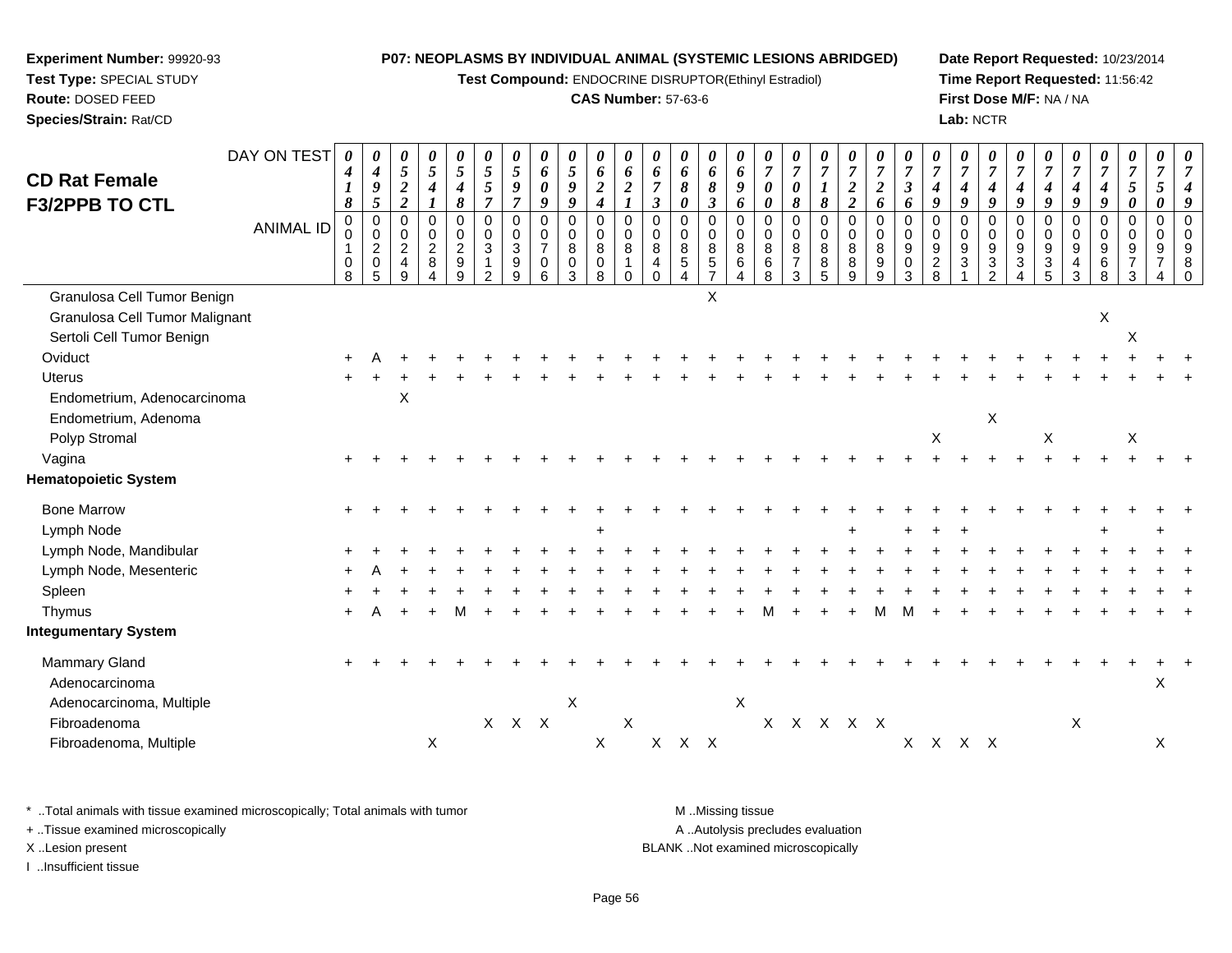**Experiment Number:** 99920-93
**Test Type:** SPECIAL STUDY
**Route:** DOSED FEED
**Species/Strain:** Rat/CD

**P07: NEOPLASMS BY INDIVIDUAL ANIMAL (SYSTEMIC LESIONS ABRIDGED)**
**Test Compound:** ENDOCRINE DISRUPTOR(Ethinyl Estradiol)
**CAS Number:** 57-63-6

**Date Report Requested:** 10/23/2014
**Time Report Requested:** 11:56:42
**First Dose M/F:** NA / NA
**Lab:** NCTR

# CD Rat Female F3/2PPB TO CTL

| DAY ON TEST | 0418 | 0495 | 0522 | 0541 | 0548 | 0557 | 0597 | 0609 | 0599 | 0624 | 0621 | 0673 | 0680 | 0683 | 0696 | 0700 | 0708 | 0718 | 0722 | 0726 | 0736 | 0749 | 0749 | 0749 | 0749 | 0749 | 0749 | 0749 | 0750 | 0750 | 0749 |
|---|---|---|---|---|---|---|---|---|---|---|---|---|---|---|---|---|---|---|---|---|---|---|---|---|---|---|---|---|---|---|---|
| **ANIMAL ID** | 00108 | 00205 | 00249 | 00284 | 00299 | 00312 | 00399 | 00706 | 00803 | 00808 | 00810 | 00840 | 00854 | 00857 | 00864 | 00868 | 00873 | 00885 | 00889 | 00899 | 00903 | 00928 | 00931 | 00932 | 00934 | 00935 | 00943 | 00968 | 00973 | 00974 | 00980 |
| Granulosa Cell Tumor Benign | | | | | | | | | | | | | | X | | | | | | | | | | | | | | | | | |
| Granulosa Cell Tumor Malignant | | | | | | | | | | | | | | | | | | | | | | | | | | | | X | | | |
| Sertoli Cell Tumor Benign | | | | | | | | | | | | | | | | | | | | | | | | | | | | | X | | |
| Oviduct | + | A | + | + | + | + | + | + | + | + | + | + | + | + | + | + | + | + | + | + | + | + | + | + | + | + | + | + | + | + | + |
| Uterus | + | + | + | + | + | + | + | + | + | + | + | + | + | + | + | + | + | + | + | + | + | + | + | + | + | + | + | + | + | + | + |
| Endometrium, Adenocarcinoma | | | X | | | | | | | | | | | | | | | | | | | | | | | | | | | | |
| Endometrium, Adenoma | | | | | | | | | | | | | | | | | | | | | | | | X | | | | | | | |
| Polyp Stromal | | | | | | | | | | | | | | | | | | | | | | X | | | | X | | | X | | |
| Vagina | + | + | + | + | + | + | + | + | + | + | + | + | + | + | + | + | + | + | + | + | + | + | + | + | + | + | + | + | + | + | + |
| **Hematopoietic System** | | | | | | | | | | | | | | | | | | | | | | | | | | | | | | | |
| Bone Marrow | + | + | + | + | + | + | + | + | + | + | + | + | + | + | + | + | + | + | + | + | + | + | + | + | + | + | + | + | + | + | + |
| Lymph Node | | | | | | | | | | + | | | | | | | | | + | | + | + | + | | | | | + | | + | |
| Lymph Node, Mandibular | + | + | + | + | + | + | + | + | + | + | + | + | + | + | + | + | + | + | + | + | + | + | + | + | + | + | + | + | + | + | + |
| Lymph Node, Mesenteric | + | A | + | + | + | + | + | + | + | + | + | + | + | + | + | + | + | + | + | + | + | + | + | + | + | + | + | + | + | + | + |
| Spleen | + | + | + | + | + | + | + | + | + | + | + | + | + | + | + | + | + | + | + | + | + | + | + | + | + | + | + | + | + | + | + |
| Thymus | + | A | + | + | M | + | + | + | + | + | + | + | + | + | + | M | + | + | + | M | M | + | + | + | + | + | + | + | + | + | + |
| **Integumentary System** | | | | | | | | | | | | | | | | | | | | | | | | | | | | | | | |
| Mammary Gland | + | + | + | + | + | + | + | + | + | + | + | + | + | + | + | + | + | + | + | + | + | + | + | + | + | + | + | + | + | + | + |
| Adenocarcinoma | | | | | | | | | | | | | | | | | | | | | | | | | | | | | | X | |
| Adenocarcinoma, Multiple | | | | | | | | | X | | | | | | X | | | | | | | | | | | | | | | | |
| Fibroadenoma | | | | | | X | X | X | | | X | | | | | X | X | X | X | X | | | | | | | X | | | | |
| Fibroadenoma, Multiple | | | | X | | | | | | X | | X | X | X | | | | | | | X | X | X | X | | | | | | X | |

\* ..Total animals with tissue examined microscopically; Total animals with tumor
+ ..Tissue examined microscopically
X ..Lesion present
I ..Insufficient tissue

M ..Missing tissue
A ..Autolysis precludes evaluation
BLANK ..Not examined microscopically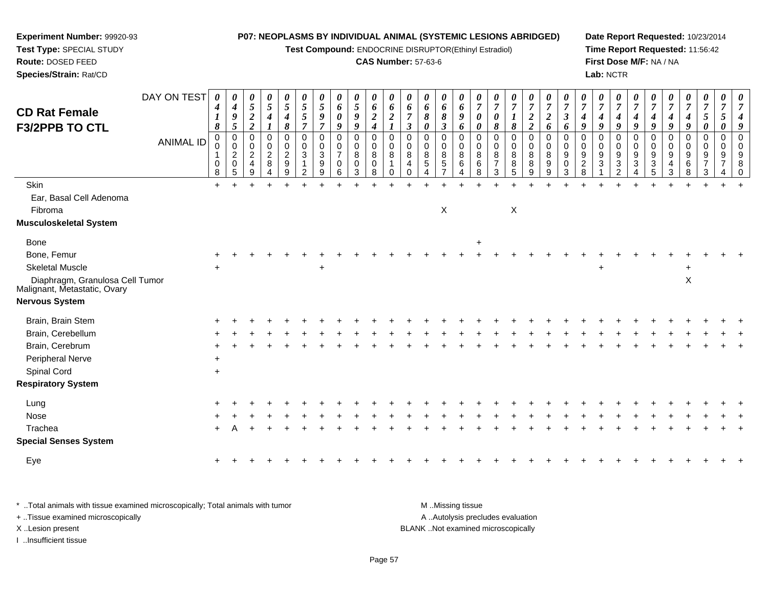**Experiment Number:** 99920-93
**Test Type:** SPECIAL STUDY
**Route:** DOSED FEED
**Species/Strain:** Rat/CD

**P07: NEOPLASMS BY INDIVIDUAL ANIMAL (SYSTEMIC LESIONS ABRIDGED)**
**Test Compound:** ENDOCRINE DISRUPTOR(Ethinyl Estradiol)
**CAS Number:** 57-63-6

**Date Report Requested:** 10/23/2014
**Time Report Requested:** 11:56:42
**First Dose M/F:** NA / NA
**Lab:** NCTR

## CD Rat Female F3/2PPB TO CTL

| DAY ON TEST | 0418 | 0495 | 0522 | 0541 | 0548 | 0557 | 0597 | 0609 | 0599 | 0624 | 0621 | 0673 | 0680 | 0683 | 0696 | 0700 | 0708 | 0718 | 0722 | 0726 | 0736 | 0749 | 0749 | 0749 | 0749 | 0749 | 0749 | 0749 | 0750 | 0750 | 0749 |
|---|---|---|---|---|---|---|---|---|---|---|---|---|---|---|---|---|---|---|---|---|---|---|---|---|---|---|---|---|---|---|---|
| ANIMAL ID | 00108 | 00205 | 00249 | 00284 | 00299 | 00312 | 00399 | 00706 | 00803 | 00808 | 00810 | 00840 | 00854 | 00857 | 00864 | 00868 | 00873 | 00885 | 00889 | 00899 | 00903 | 00928 | 00931 | 00932 | 00934 | 00935 | 00943 | 00968 | 00973 | 00974 | 00980 |
| Skin | + | + | + | + | + | + | + | + | + | + | + | + | + | + | + | + | + | + | + | + | + | + | + | + | + | + | + | + | + | + | + |
| Ear, Basal Cell Adenoma | | | | | | | | | | | | | | | | | | | | | | | | | | | | | | | |
| Fibroma | | | | | | | | | | | | | | X | | | | X | | | | | | | | | | | | | |
| **Musculoskeletal System** | | | | | | | | | | | | | | | | | | | | | | | | | | | | | | | |
| Bone | | | | | | | | | | | | | | | | + | | | | | | | | | | | | | | | |
| Bone, Femur | + | + | + | + | + | + | + | + | + | + | + | + | + | + | + | + | + | + | + | + | + | + | + | + | + | + | + | + | + | + | + |
| Skeletal Muscle | + | | | | | | + | | | | | | | | | | | | | | | | + | | | | | + | | | |
| Diaphragm, Granulosa Cell Tumor Malignant, Metastatic, Ovary | | | | | | | | | | | | | | | | | | | | | | | | | | | | X | | | |
| **Nervous System** | | | | | | | | | | | | | | | | | | | | | | | | | | | | | | | |
| Brain, Brain Stem | + | + | + | + | + | + | + | + | + | + | + | + | + | + | + | + | + | + | + | + | + | + | + | + | + | + | + | + | + | + | + |
| Brain, Cerebellum | + | + | + | + | + | + | + | + | + | + | + | + | + | + | + | + | + | + | + | + | + | + | + | + | + | + | + | + | + | + | + |
| Brain, Cerebrum | + | + | + | + | + | + | + | + | + | + | + | + | + | + | + | + | + | + | + | + | + | + | + | + | + | + | + | + | + | + | + |
| Peripheral Nerve | + | | | | | | | | | | | | | | | | | | | | | | | | | | | | | | |
| Spinal Cord | + | | | | | | | | | | | | | | | | | | | | | | | | | | | | | | |
| **Respiratory System** | | | | | | | | | | | | | | | | | | | | | | | | | | | | | | | |
| Lung | + | + | + | + | + | + | + | + | + | + | + | + | + | + | + | + | + | + | + | + | + | + | + | + | + | + | + | + | + | + | + |
| Nose | + | + | + | + | + | + | + | + | + | + | + | + | + | + | + | + | + | + | + | + | + | + | + | + | + | + | + | + | + | + | + |
| Trachea | + | A | + | + | + | + | + | + | + | + | + | + | + | + | + | + | + | + | + | + | + | + | + | + | + | + | + | + | + | + | + |
| **Special Senses System** | | | | | | | | | | | | | | | | | | | | | | | | | | | | | | | |
| Eye | + | + | + | + | + | + | + | + | + | + | + | + | + | + | + | + | + | + | + | + | + | + | + | + | + | + | + | + | + | + | + |

* ..Total animals with tissue examined microscopically; Total animals with tumor
+ ..Tissue examined microscopically
X ..Lesion present
I ..Insufficient tissue

M ..Missing tissue
A ..Autolysis precludes evaluation
BLANK ..Not examined microscopically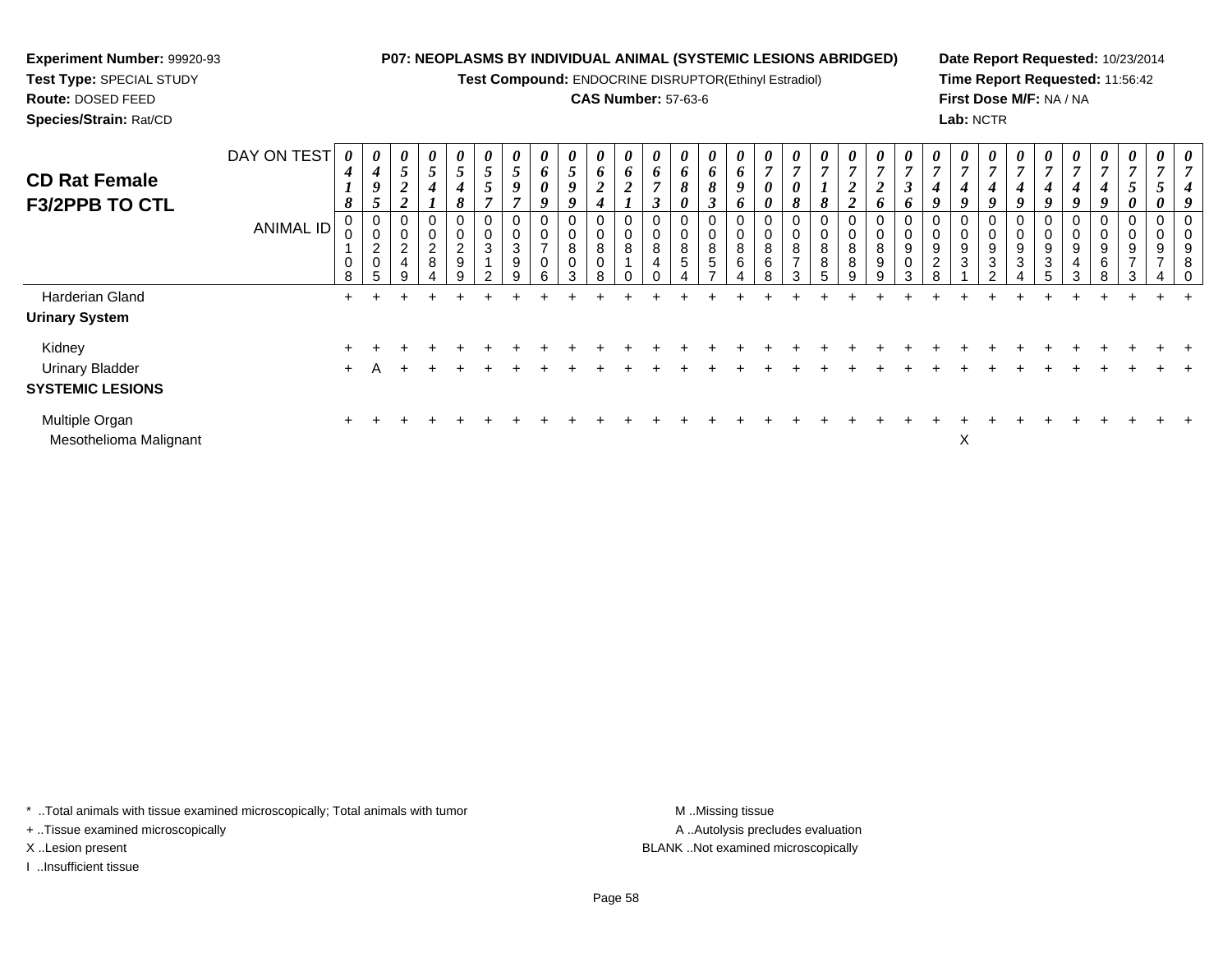**Experiment Number:** 99920-93
**Test Type:** SPECIAL STUDY
**Route:** DOSED FEED
**Species/Strain:** Rat/CD

**P07: NEOPLASMS BY INDIVIDUAL ANIMAL (SYSTEMIC LESIONS ABRIDGED)**
**Test Compound:** ENDOCRINE DISRUPTOR(Ethinyl Estradiol)
**CAS Number:** 57-63-6

**Date Report Requested:** 10/23/2014
**Time Report Requested:** 11:56:42
**First Dose M/F:** NA / NA
**Lab:** NCTR

## CD Rat Female F3/2PPB TO CTL

| DAY ON TEST | 0418 | 0495 | 0522 | 0541 | 0548 | 0557 | 0597 | 0609 | 0599 | 0624 | 0621 | 0673 | 0680 | 0683 | 0696 | 0700 | 0708 | 0718 | 0722 | 0726 | 0736 | 0749 | 0749 | 0749 | 0749 | 0749 | 0749 | 0749 | 0750 | 0750 | 0749 |
|---|---|---|---|---|---|---|---|---|---|---|---|---|---|---|---|---|---|---|---|---|---|---|---|---|---|---|---|---|---|---|---|
| ANIMAL ID | 00108 | 00205 | 00249 | 00284 | 00299 | 00312 | 00399 | 00706 | 00803 | 00808 | 00810 | 00840 | 00854 | 00857 | 00864 | 00868 | 00873 | 00885 | 00889 | 00899 | 00903 | 00928 | 00931 | 00932 | 00934 | 00935 | 00943 | 00968 | 00973 | 00974 | 00980 |
| Harderian Gland | + | + | + | + | + | + | + | + | + | + | + | + | + | + | + | + | + | + | + | + | + | + | + | + | + | + | + | + | + | + | + |
| **Urinary System** | | | | | | | | | | | | | | | | | | | | | | | | | | | | | | | |
| Kidney | + | + | + | + | + | + | + | + | + | + | + | + | + | + | + | + | + | + | + | + | + | + | + | + | + | + | + | + | + | + | + |
| Urinary Bladder | + | A | + | + | + | + | + | + | + | + | + | + | + | + | + | + | + | + | + | + | + | + | + | + | + | + | + | + | + | + | + |
| **SYSTEMIC LESIONS** | | | | | | | | | | | | | | | | | | | | | | | | | | | | | | | |
| Multiple Organ | + | + | + | + | + | + | + | + | + | + | + | + | + | + | + | + | + | + | + | + | + | + | + | + | + | + | + | + | + | + | + |
| Mesothelioma Malignant | | | | | | | | | | | | | | | | | | | | | | | X | | | | | | | | |

* ..Total animals with tissue examined microscopically; Total animals with tumor
+ ..Tissue examined microscopically
X ..Lesion present
I ..Insufficient tissue

M ..Missing tissue
A ..Autolysis precludes evaluation
BLANK ..Not examined microscopically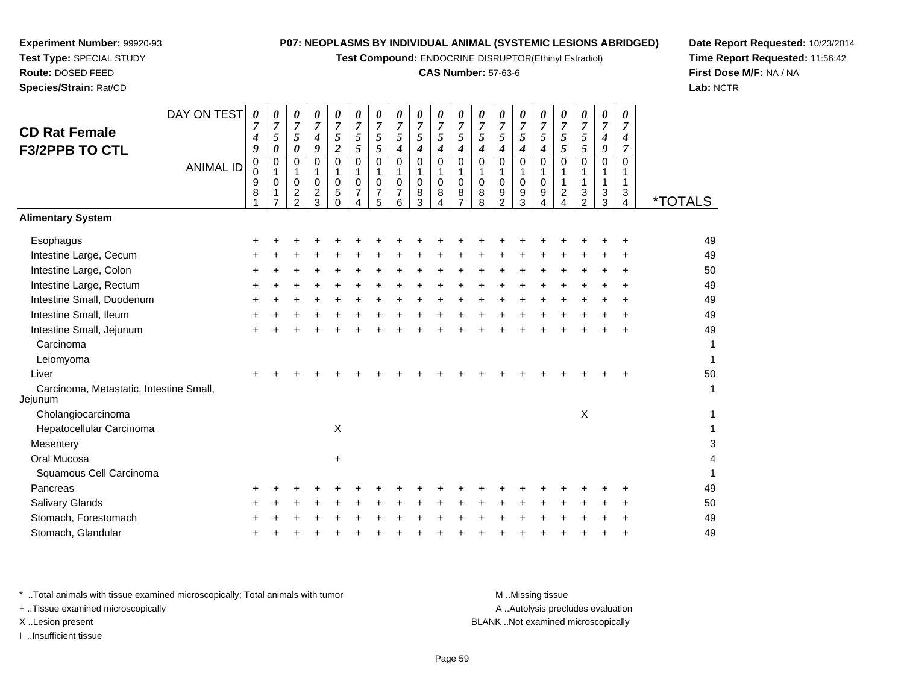**Experiment Number:** 99920-93
**Test Type:** SPECIAL STUDY
**Route:** DOSED FEED
**Species/Strain:** Rat/CD

**P07: NEOPLASMS BY INDIVIDUAL ANIMAL (SYSTEMIC LESIONS ABRIDGED)**
**Test Compound:** ENDOCRINE DISRUPTOR(Ethinyl Estradiol)
**CAS Number:** 57-63-6

**Date Report Requested:** 10/23/2014
**Time Report Requested:** 11:56:42
**First Dose M/F:** NA / NA
**Lab:** NCTR

## CD Rat Female F3/2PPB TO CTL

| DAY ON TEST | 0749 | 0750 | 0750 | 0749 | 0752 | 0755 | 0755 | 0754 | 0754 | 0754 | 0754 | 0754 | 0754 | 0754 | 0754 | 0755 | 0755 | 0749 | 0747 | |
|---|---|---|---|---|---|---|---|---|---|---|---|---|---|---|---|---|---|---|---|---|
| **ANIMAL ID** | 00981 | 01017 | 01022 | 01023 | 01050 | 01074 | 01075 | 01076 | 01083 | 01084 | 01087 | 01088 | 01092 | 01093 | 01094 | 01124 | 01132 | 01133 | 01134 | ***TOTALS** |
| **Alimentary System** | | | | | | | | | | | | | | | | | | | | |
| Esophagus | + | + | + | + | + | + | + | + | + | + | + | + | + | + | + | + | + | + | + | 49 |
| Intestine Large, Cecum | + | + | + | + | + | + | + | + | + | + | + | + | + | + | + | + | + | + | + | 49 |
| Intestine Large, Colon | + | + | + | + | + | + | + | + | + | + | + | + | + | + | + | + | + | + | + | 50 |
| Intestine Large, Rectum | + | + | + | + | + | + | + | + | + | + | + | + | + | + | + | + | + | + | + | 49 |
| Intestine Small, Duodenum | + | + | + | + | + | + | + | + | + | + | + | + | + | + | + | + | + | + | + | 49 |
| Intestine Small, Ileum | + | + | + | + | + | + | + | + | + | + | + | + | + | + | + | + | + | + | + | 49 |
| Intestine Small, Jejunum | + | + | + | + | + | + | + | + | + | + | + | + | + | + | + | + | + | + | + | 49 |
| Carcinoma | | | | | | | | | | | | | | | | | | | | 1 |
| Leiomyoma | | | | | | | | | | | | | | | | | | | | 1 |
| Liver | + | + | + | + | + | + | + | + | + | + | + | + | + | + | + | + | + | + | + | 50 |
| Carcinoma, Metastatic, Intestine Small, Jejunum | | | | | | | | | | | | | | | | | | | | 1 |
| Cholangiocarcinoma | | | | | | | | | | | | | | | | | X | | | 1 |
| Hepatocellular Carcinoma | | | | | X | | | | | | | | | | | | | | | 1 |
| Mesentery | | | | | | | | | | | | | | | | | | | | 3 |
| Oral Mucosa | | | | | + | | | | | | | | | | | | | | | 4 |
| Squamous Cell Carcinoma | | | | | | | | | | | | | | | | | | | | 1 |
| Pancreas | + | + | + | + | + | + | + | + | + | + | + | + | + | + | + | + | + | + | + | 49 |
| Salivary Glands | + | + | + | + | + | + | + | + | + | + | + | + | + | + | + | + | + | + | + | 50 |
| Stomach, Forestomach | + | + | + | + | + | + | + | + | + | + | + | + | + | + | + | + | + | + | + | 49 |
| Stomach, Glandular | + | + | + | + | + | + | + | + | + | + | + | + | + | + | + | + | + | + | + | 49 |

\* ..Total animals with tissue examined microscopically; Total animals with tumor
+ ..Tissue examined microscopically
X ..Lesion present
I ..Insufficient tissue

M ..Missing tissue
A ..Autolysis precludes evaluation
BLANK ..Not examined microscopically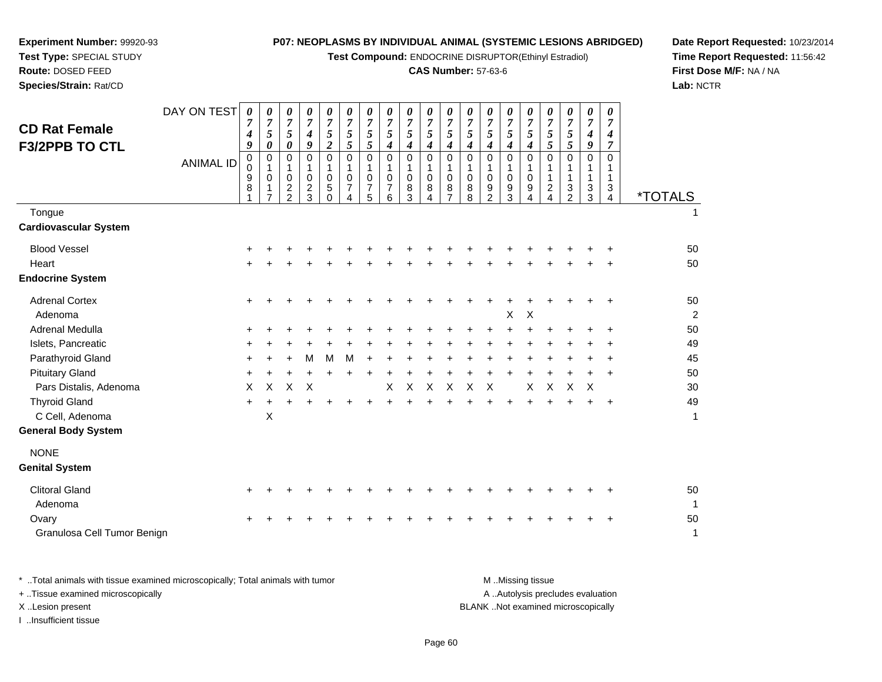**Experiment Number:** 99920-93
**Test Type:** SPECIAL STUDY
**Route:** DOSED FEED
**Species/Strain:** Rat/CD

**P07: NEOPLASMS BY INDIVIDUAL ANIMAL (SYSTEMIC LESIONS ABRIDGED)**
**Test Compound:** ENDOCRINE DISRUPTOR(Ethinyl Estradiol)
**CAS Number:** 57-63-6

**Date Report Requested:** 10/23/2014
**Time Report Requested:** 11:56:42
**First Dose M/F:** NA / NA
**Lab:** NCTR

## CD Rat Female F3/2PPB TO CTL

| DAY ON TEST | 0749 | 0750 | 0750 | 0749 | 0752 | 0755 | 0755 | 0754 | 0754 | 0754 | 0754 | 0754 | 0754 | 0754 | 0754 | 0755 | 0755 | 0749 | 0747 | |
|---|---|---|---|---|---|---|---|---|---|---|---|---|---|---|---|---|---|---|---|---|
| **ANIMAL ID** | 00981 | 01017 | 01022 | 01023 | 01050 | 01074 | 01075 | 01076 | 01083 | 01084 | 01087 | 01088 | 01092 | 01093 | 01094 | 01124 | 01132 | 01133 | 01134 | ***TOTALS** |
| Tongue | | | | | | | | | | | | | | | | | | | | 1 |
| **Cardiovascular System** | | | | | | | | | | | | | | | | | | | | |
| Blood Vessel | + | + | + | + | + | + | + | + | + | + | + | + | + | + | + | + | + | + | + | 50 |
| Heart | + | + | + | + | + | + | + | + | + | + | + | + | + | + | + | + | + | + | + | 50 |
| **Endocrine System** | | | | | | | | | | | | | | | | | | | | |
| Adrenal Cortex | + | + | + | + | + | + | + | + | + | + | + | + | + | + | + | + | + | + | + | 50 |
| Adenoma | | | | | | | | | | | | | | X | X | | | | | 2 |
| Adrenal Medulla | + | + | + | + | + | + | + | + | + | + | + | + | + | + | + | + | + | + | + | 50 |
| Islets, Pancreatic | + | + | + | + | + | + | + | + | + | + | + | + | + | + | + | + | + | + | + | 49 |
| Parathyroid Gland | + | + | + | M | M | M | + | + | + | + | + | + | + | + | + | + | + | + | + | 45 |
| Pituitary Gland | + | + | + | + | + | + | + | + | + | + | + | + | + | + | + | + | + | + | + | 50 |
| Pars Distalis, Adenoma | X | X | X | X | | | | X | X | X | X | X | X | | X | X | X | X | | 30 |
| Thyroid Gland | + | + | + | + | + | + | + | + | + | + | + | + | + | + | + | + | + | + | + | 49 |
| C Cell, Adenoma | | X | | | | | | | | | | | | | | | | | | 1 |
| **General Body System** | | | | | | | | | | | | | | | | | | | | |
| NONE | | | | | | | | | | | | | | | | | | | | |
| **Genital System** | | | | | | | | | | | | | | | | | | | | |
| Clitoral Gland | + | + | + | + | + | + | + | + | + | + | + | + | + | + | + | + | + | + | + | 50 |
| Adenoma | | | | | | | | | | | | | | | | | | | | 1 |
| Ovary | + | + | + | + | + | + | + | + | + | + | + | + | + | + | + | + | + | + | + | 50 |
| Granulosa Cell Tumor Benign | | | | | | | | | | | | | | | | | | | | 1 |

\* ..Total animals with tissue examined microscopically; Total animals with tumor
\+ ..Tissue examined microscopically
X ..Lesion present
I ..Insufficient tissue

M ..Missing tissue
A ..Autolysis precludes evaluation
BLANK ..Not examined microscopically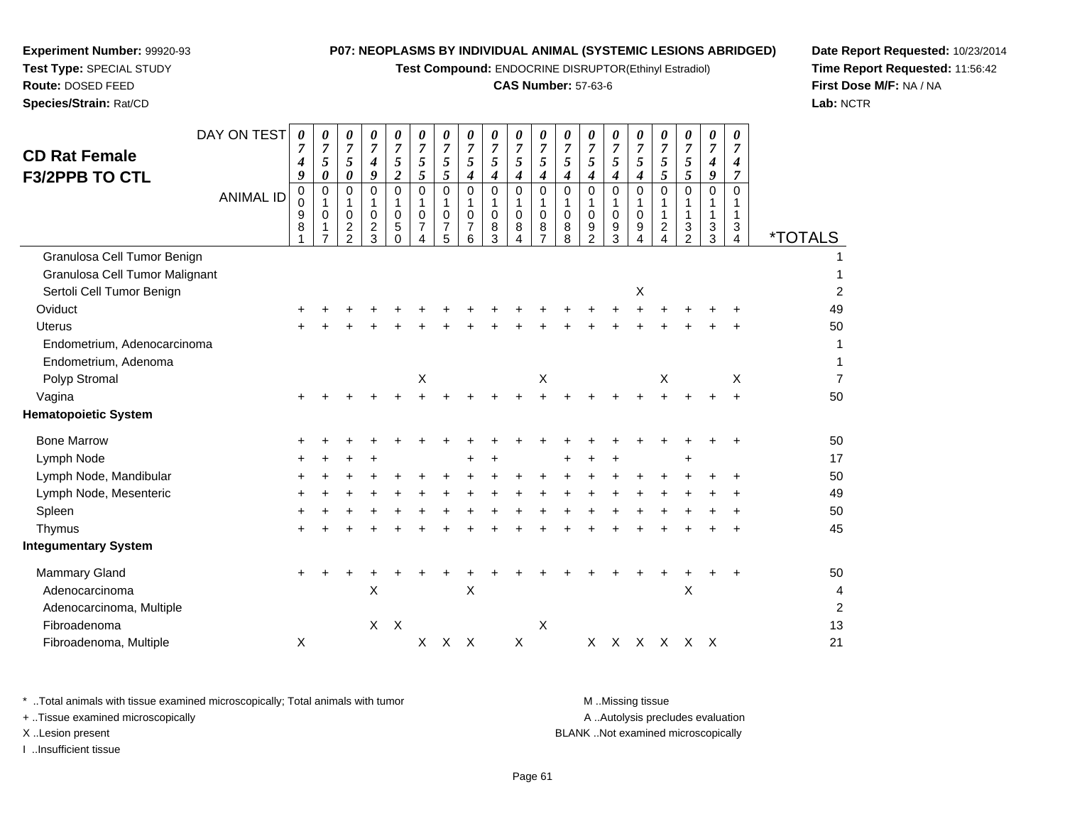**Experiment Number:** 99920-93
**Test Type:** SPECIAL STUDY
**Route:** DOSED FEED
**Species/Strain:** Rat/CD

**P07: NEOPLASMS BY INDIVIDUAL ANIMAL (SYSTEMIC LESIONS ABRIDGED)**
**Test Compound:** ENDOCRINE DISRUPTOR(Ethinyl Estradiol)
**CAS Number:** 57-63-6

**Date Report Requested:** 10/23/2014
**Time Report Requested:** 11:56:42
**First Dose M/F:** NA / NA
**Lab:** NCTR

## CD Rat Female F3/2PPB TO CTL

| DAY ON TEST | 0749 | 0750 | 0750 | 0749 | 0752 | 0755 | 0755 | 0754 | 0754 | 0754 | 0754 | 0754 | 0754 | 0754 | 0754 | 0755 | 0755 | 0749 | 0747 | |
|---|---|---|---|---|---|---|---|---|---|---|---|---|---|---|---|---|---|---|---|---|
| **ANIMAL ID** | 00981 | 01017 | 01022 | 01023 | 01050 | 01074 | 01075 | 01076 | 01083 | 01084 | 01087 | 01088 | 01092 | 01093 | 01094 | 01124 | 01132 | 01133 | 01134 | ***TOTALS** |
| Granulosa Cell Tumor Benign | | | | | | | | | | | | | | | | | | | | 1 |
| Granulosa Cell Tumor Malignant | | | | | | | | | | | | | | | | | | | | 1 |
| Sertoli Cell Tumor Benign | | | | | | | | | | | | | | | X | | | | | 2 |
| Oviduct | + | + | + | + | + | + | + | + | + | + | + | + | + | + | + | + | + | + | + | 49 |
| Uterus | + | + | + | + | + | + | + | + | + | + | + | + | + | + | + | + | + | + | + | 50 |
| Endometrium, Adenocarcinoma | | | | | | | | | | | | | | | | | | | | 1 |
| Endometrium, Adenoma | | | | | | | | | | | | | | | | | | | | 1 |
| Polyp Stromal | | | | | | X | | | | | X | | | | | X | | | X | 7 |
| Vagina | + | + | + | + | + | + | + | + | + | + | + | + | + | + | + | + | + | + | + | 50 |
| **Hematopoietic System** | | | | | | | | | | | | | | | | | | | | |
| Bone Marrow | + | + | + | + | + | + | + | + | + | + | + | + | + | + | + | + | + | + | + | 50 |
| Lymph Node | + | + | + | + | | | | + | + | | | + | + | + | | | + | | | 17 |
| Lymph Node, Mandibular | + | + | + | + | + | + | + | + | + | + | + | + | + | + | + | + | + | + | + | 50 |
| Lymph Node, Mesenteric | + | + | + | + | + | + | + | + | + | + | + | + | + | + | + | + | + | + | + | 49 |
| Spleen | + | + | + | + | + | + | + | + | + | + | + | + | + | + | + | + | + | + | + | 50 |
| Thymus | + | + | + | + | + | + | + | + | + | + | + | + | + | + | + | + | + | + | + | 45 |
| **Integumentary System** | | | | | | | | | | | | | | | | | | | | |
| Mammary Gland | + | + | + | + | + | + | + | + | + | + | + | + | + | + | + | + | + | + | + | 50 |
| Adenocarcinoma | | | | X | | | | X | | | | | | | | | X | | | 4 |
| Adenocarcinoma, Multiple | | | | | | | | | | | | | | | | | | | | 2 |
| Fibroadenoma | | | | X | X | | | | | | X | | | | | | | | | 13 |
| Fibroadenoma, Multiple | X | | | | | X | X | X | | X | | | X | X | X | X | X | X | | 21 |

\* ..Total animals with tissue examined microscopically; Total animals with tumor
+ ..Tissue examined microscopically
X ..Lesion present
I ..Insufficient tissue

M ..Missing tissue
A ..Autolysis precludes evaluation
BLANK ..Not examined microscopically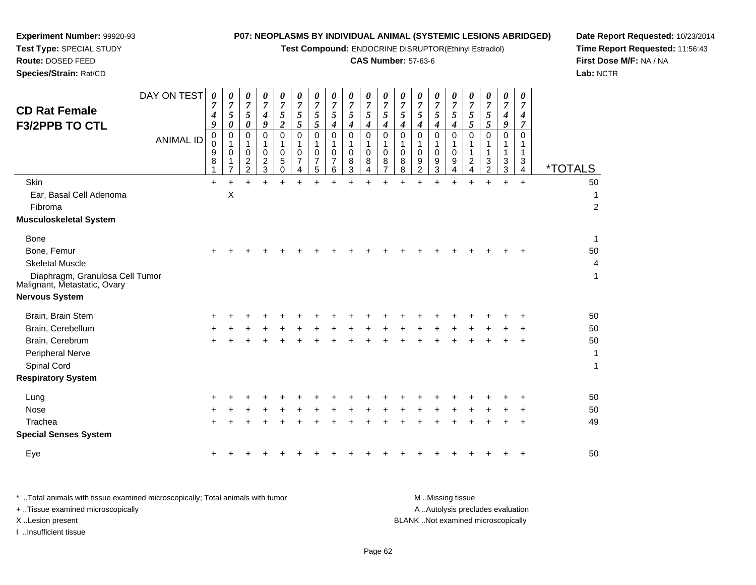**Experiment Number:** 99920-93
**Test Type:** SPECIAL STUDY
**Route:** DOSED FEED
**Species/Strain:** Rat/CD

**P07: NEOPLASMS BY INDIVIDUAL ANIMAL (SYSTEMIC LESIONS ABRIDGED)**
**Test Compound:** ENDOCRINE DISRUPTOR(Ethinyl Estradiol)
**CAS Number:** 57-63-6

**Date Report Requested:** 10/23/2014
**Time Report Requested:** 11:56:43
**First Dose M/F:** NA / NA
**Lab:** NCTR

## CD Rat Female F3/2PPB TO CTL

| DAY ON TEST | 0749 | 0750 | 0750 | 0749 | 0752 | 0755 | 0755 | 0754 | 0754 | 0754 | 0754 | 0754 | 0754 | 0754 | 0754 | 0755 | 0755 | 0749 | 0747 | |
|---|---|---|---|---|---|---|---|---|---|---|---|---|---|---|---|---|---|---|---|---|
| **ANIMAL ID** | 00981 | 01017 | 01022 | 01023 | 01050 | 01074 | 01075 | 01076 | 01083 | 01084 | 01087 | 01088 | 01092 | 01093 | 01094 | 01124 | 01132 | 01133 | 01134 | ***TOTALS** |
| Skin | + | + | + | + | + | + | + | + | + | + | + | + | + | + | + | + | + | + | + | 50 |
| Ear, Basal Cell Adenoma | | X | | | | | | | | | | | | | | | | | | 1 |
| Fibroma | | | | | | | | | | | | | | | | | | | | 2 |
| **Musculoskeletal System** | | | | | | | | | | | | | | | | | | | | |
| Bone | | | | | | | | | | | | | | | | | | | | 1 |
| Bone, Femur | + | + | + | + | + | + | + | + | + | + | + | + | + | + | + | + | + | + | + | 50 |
| Skeletal Muscle | | | | | | | | | | | | | | | | | | | | 4 |
| Diaphragm, Granulosa Cell Tumor Malignant, Metastatic, Ovary | | | | | | | | | | | | | | | | | | | | 1 |
| **Nervous System** | | | | | | | | | | | | | | | | | | | | |
| Brain, Brain Stem | + | + | + | + | + | + | + | + | + | + | + | + | + | + | + | + | + | + | + | 50 |
| Brain, Cerebellum | + | + | + | + | + | + | + | + | + | + | + | + | + | + | + | + | + | + | + | 50 |
| Brain, Cerebrum | + | + | + | + | + | + | + | + | + | + | + | + | + | + | + | + | + | + | + | 50 |
| Peripheral Nerve | | | | | | | | | | | | | | | | | | | | 1 |
| Spinal Cord | | | | | | | | | | | | | | | | | | | | 1 |
| **Respiratory System** | | | | | | | | | | | | | | | | | | | | |
| Lung | + | + | + | + | + | + | + | + | + | + | + | + | + | + | + | + | + | + | + | 50 |
| Nose | + | + | + | + | + | + | + | + | + | + | + | + | + | + | + | + | + | + | + | 50 |
| Trachea | + | + | + | + | + | + | + | + | + | + | + | + | + | + | + | + | + | + | + | 49 |
| **Special Senses System** | | | | | | | | | | | | | | | | | | | | |
| Eye | + | + | + | + | + | + | + | + | + | + | + | + | + | + | + | + | + | + | + | 50 |

\* ..Total animals with tissue examined microscopically; Total animals with tumor
\+ ..Tissue examined microscopically
X ..Lesion present
I ..Insufficient tissue

M ..Missing tissue
A ..Autolysis precludes evaluation
BLANK ..Not examined microscopically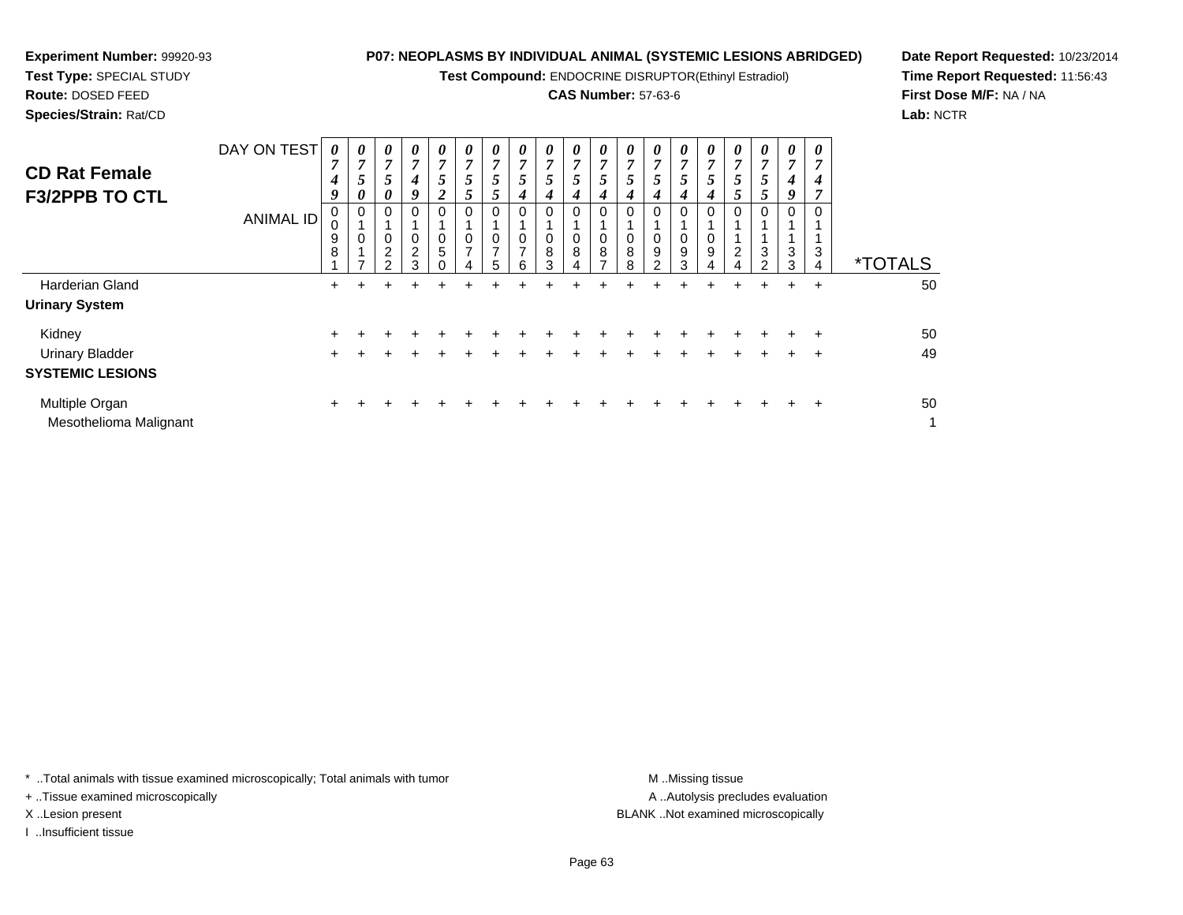**Experiment Number:** 99920-93
**Test Type:** SPECIAL STUDY
**Route:** DOSED FEED
**Species/Strain:** Rat/CD

**P07: NEOPLASMS BY INDIVIDUAL ANIMAL (SYSTEMIC LESIONS ABRIDGED)**
**Test Compound:** ENDOCRINE DISRUPTOR(Ethinyl Estradiol)
**CAS Number:** 57-63-6

**Date Report Requested:** 10/23/2014
**Time Report Requested:** 11:56:43
**First Dose M/F:** NA / NA
**Lab:** NCTR

## CD Rat Female
## F3/2PPB TO CTL

| DAY ON TEST | 0749 | 0750 | 0750 | 0749 | 0752 | 0755 | 0755 | 0754 | 0754 | 0754 | 0754 | 0754 | 0754 | 0754 | 0754 | 0755 | 0755 | 0749 | 0747 | |
|---|---|---|---|---|---|---|---|---|---|---|---|---|---|---|---|---|---|---|---|---|
| **ANIMAL ID** | 00981 | 01017 | 01022 | 01023 | 01050 | 01074 | 01075 | 01076 | 01083 | 01084 | 01087 | 01088 | 01092 | 01093 | 01094 | 01124 | 01132 | 01133 | 01134 | ***TOTALS** |
| Harderian Gland | + | + | + | + | + | + | + | + | + | + | + | + | + | + | + | + | + | + | + | 50 |
| **Urinary System** | | | | | | | | | | | | | | | | | | | | |
| Kidney | + | + | + | + | + | + | + | + | + | + | + | + | + | + | + | + | + | + | + | 50 |
| Urinary Bladder | + | + | + | + | + | + | + | + | + | + | + | + | + | + | + | + | + | + | + | 49 |
| **SYSTEMIC LESIONS** | | | | | | | | | | | | | | | | | | | | |
| Multiple Organ | + | + | + | + | + | + | + | + | + | + | + | + | + | + | + | + | + | + | + | 50 |
| Mesothelioma Malignant | | | | | | | | | | | | | | | | | | | | 1 |

\* ..Total animals with tissue examined microscopically; Total animals with tumor
\+ ..Tissue examined microscopically
X ..Lesion present
I ..Insufficient tissue

M ..Missing tissue
A ..Autolysis precludes evaluation
BLANK ..Not examined microscopically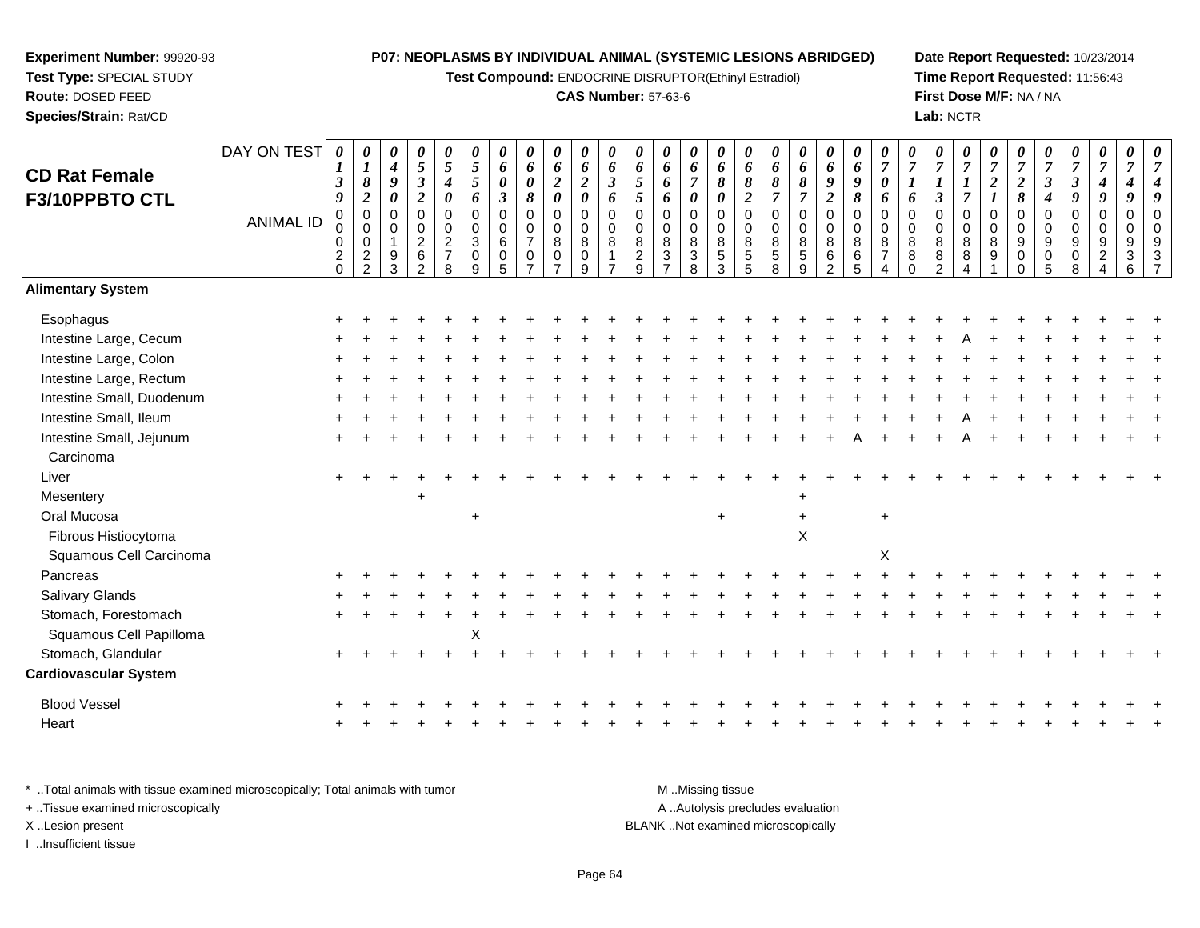**Experiment Number:** 99920-93
**Test Type:** SPECIAL STUDY
**Route:** DOSED FEED
**Species/Strain:** Rat/CD

**P07: NEOPLASMS BY INDIVIDUAL ANIMAL (SYSTEMIC LESIONS ABRIDGED)**
**Test Compound:** ENDOCRINE DISRUPTOR(Ethinyl Estradiol)
**CAS Number:** 57-63-6

**Date Report Requested:** 10/23/2014
**Time Report Requested:** 11:56:43
**First Dose M/F:** NA / NA
**Lab:** NCTR

**CD Rat Female F3/10PPBTO CTL**

| DAY ON TEST | 0139 | 0182 | 0490 | 0532 | 0540 | 0556 | 0603 | 0608 | 0620 | 0620 | 0636 | 0655 | 0666 | 0670 | 0680 | 0682 | 0687 | 0687 | 0692 | 0698 | 0706 | 0716 | 0713 | 0717 | 0721 | 0728 | 0734 | 0739 | 0749 | 0749 |
|---|---|---|---|---|---|---|---|---|---|---|---|---|---|---|---|---|---|---|---|---|---|---|---|---|---|---|---|---|---|---|
| **ANIMAL ID** | 00020 | 00022 | 00193 | 00262 | 00278 | 00309 | 00605 | 00707 | 00807 | 00809 | 00817 | 00829 | 00837 | 00838 | 00853 | 00855 | 00858 | 00859 | 00862 | 00865 | 00874 | 00880 | 00882 | 00884 | 00891 | 00900 | 00905 | 00908 | 00924 | 00937 |
| **Alimentary System** | | | | | | | | | | | | | | | | | | | | | | | | | | | | | | |
| Esophagus | + | + | + | + | + | + | + | + | + | + | + | + | + | + | + | + | + | + | + | + | + | + | + | + | + | + | + | + | + | + |
| Intestine Large, Cecum | + | + | + | + | + | + | + | + | + | + | + | + | + | + | + | + | + | + | + | + | + | + | + | A | + | + | + | + | + | + |
| Intestine Large, Colon | + | + | + | + | + | + | + | + | + | + | + | + | + | + | + | + | + | + | + | + | + | + | + | + | + | + | + | + | + | + |
| Intestine Large, Rectum | + | + | + | + | + | + | + | + | + | + | + | + | + | + | + | + | + | + | + | + | + | + | + | + | + | + | + | + | + | + |
| Intestine Small, Duodenum | + | + | + | + | + | + | + | + | + | + | + | + | + | + | + | + | + | + | + | + | + | + | + | + | + | + | + | + | + | + |
| Intestine Small, Ileum | + | + | + | + | + | + | + | + | + | + | + | + | + | + | + | + | + | + | + | + | + | + | + | A | + | + | + | + | + | + |
| Intestine Small, Jejunum | + | + | + | + | + | + | + | + | + | + | + | + | + | + | + | + | + | + | + | A | + | + | + | A | + | + | + | + | + | + |
| Carcinoma | | | | | | | | | | | | | | | | | | | | | | | | | | | | | | |
| Liver | + | + | + | + | + | + | + | + | + | + | + | + | + | + | + | + | + | + | + | + | + | + | + | + | + | + | + | + | + | + |
| Mesentery | | | | + | | | | | | | | | | | | | | + | | | | | | | | | | | | |
| Oral Mucosa | | | | | | + | | | | | | | | | + | | | + | | | + | | | | | | | | | |
| Fibrous Histiocytoma | | | | | | | | | | | | | | | | | | X | | | | | | | | | | | | |
| Squamous Cell Carcinoma | | | | | | | | | | | | | | | | | | | | | X | | | | | | | | | |
| Pancreas | + | + | + | + | + | + | + | + | + | + | + | + | + | + | + | + | + | + | + | + | + | + | + | + | + | + | + | + | + | + |
| Salivary Glands | + | + | + | + | + | + | + | + | + | + | + | + | + | + | + | + | + | + | + | + | + | + | + | + | + | + | + | + | + | + |
| Stomach, Forestomach | + | + | + | + | + | + | + | + | + | + | + | + | + | + | + | + | + | + | + | + | + | + | + | + | + | + | + | + | + | + |
| Squamous Cell Papilloma | | | | | | X | | | | | | | | | | | | | | | | | | | | | | | | |
| Stomach, Glandular | + | + | + | + | + | + | + | + | + | + | + | + | + | + | + | + | + | + | + | + | + | + | + | + | + | + | + | + | + | + |
| **Cardiovascular System** | | | | | | | | | | | | | | | | | | | | | | | | | | | | | | |
| Blood Vessel | + | + | + | + | + | + | + | + | + | + | + | + | + | + | + | + | + | + | + | + | + | + | + | + | + | + | + | + | + | + |
| Heart | + | + | + | + | + | + | + | + | + | + | + | + | + | + | + | + | + | + | + | + | + | + | + | + | + | + | + | + | + | + |

\* ..Total animals with tissue examined microscopically; Total animals with tumor
\+ ..Tissue examined microscopically
X ..Lesion present
I ..Insufficient tissue

M ..Missing tissue
A ..Autolysis precludes evaluation
BLANK ..Not examined microscopically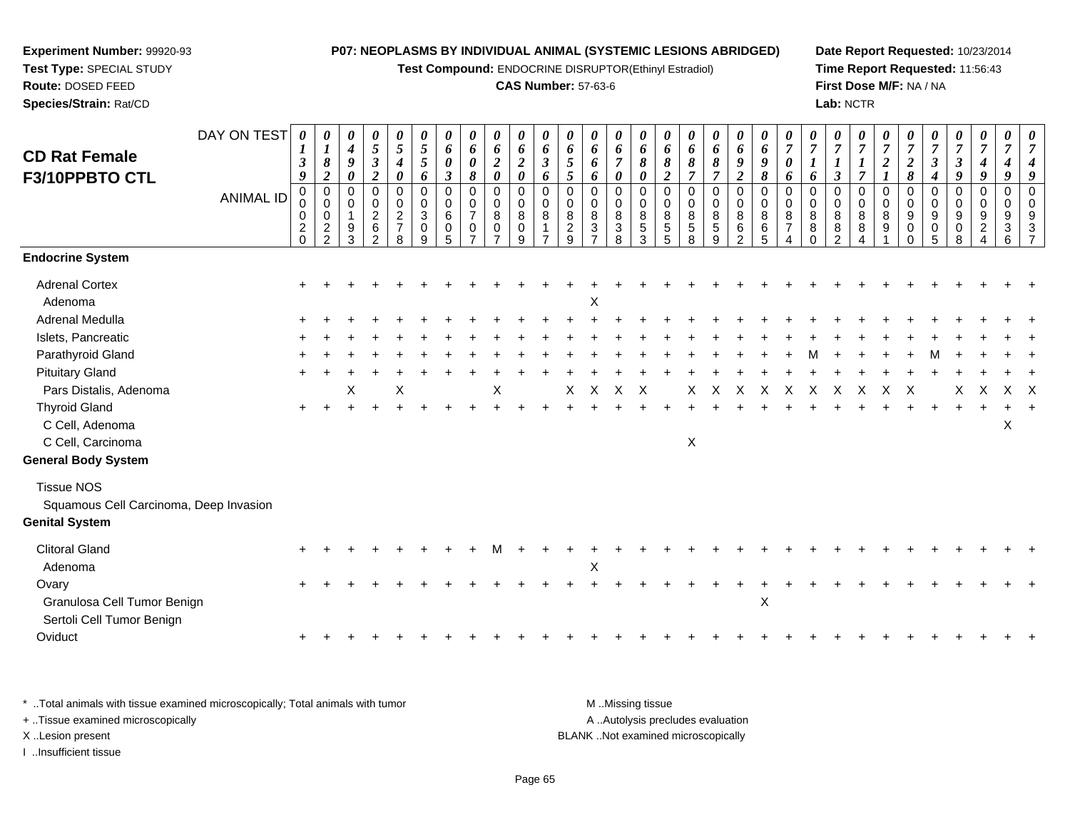**Experiment Number:** 99920-93
**Test Type:** SPECIAL STUDY
**Route:** DOSED FEED
**Species/Strain:** Rat/CD

**P07: NEOPLASMS BY INDIVIDUAL ANIMAL (SYSTEMIC LESIONS ABRIDGED)**
**Test Compound:** ENDOCRINE DISRUPTOR(Ethinyl Estradiol)
**CAS Number:** 57-63-6

**Date Report Requested:** 10/23/2014
**Time Report Requested:** 11:56:43
**First Dose M/F:** NA / NA
**Lab:** NCTR

## CD Rat Female F3/10PPBTO CTL

| DAY ON TEST | 0139 | 0182 | 0490 | 0532 | 0540 | 0556 | 0603 | 0608 | 0620 | 0620 | 0636 | 0655 | 0666 | 0670 | 0680 | 0682 | 0687 | 0687 | 0692 | 0698 | 0706 | 0716 | 0713 | 0717 | 0721 | 0728 | 0734 | 0739 | 0749 | 0749 | 0749 |
|---|---|---|---|---|---|---|---|---|---|---|---|---|---|---|---|---|---|---|---|---|---|---|---|---|---|---|---|---|---|---|---|
| ANIMAL ID | 000020 | 000222 | 001093 | 000262 | 000278 | 000309 | 000605 | 000707 | 000807 | 000809 | 000817 | 000829 | 000837 | 000838 | 000853 | 000855 | 000858 | 000859 | 000862 | 000865 | 000874 | 000880 | 000882 | 000884 | 000891 | 000900 | 000905 | 000908 | 000924 | 000936 | 000937 |
| **Endocrine System** | | | | | | | | | | | | | | | | | | | | | | | | | | | | | | | |
| Adrenal Cortex | + | + | + | + | + | + | + | + | + | + | + | + | + | + | + | + | + | + | + | + | + | + | + | + | + | + | + | + | + | + | + |
| Adenoma | | | | | | | | | | | | | X | | | | | | | | | | | | | | | | | | |
| Adrenal Medulla | + | + | + | + | + | + | + | + | + | + | + | + | + | + | + | + | + | + | + | + | + | + | + | + | + | + | + | + | + | + | + |
| Islets, Pancreatic | + | + | + | + | + | + | + | + | + | + | + | + | + | + | + | + | + | + | + | + | + | + | + | + | + | + | + | + | + | + | + |
| Parathyroid Gland | + | + | + | + | + | + | + | + | + | + | + | + | + | + | + | + | + | + | + | + | + | M | + | + | + | + | M | + | + | + | + |
| Pituitary Gland | + | + | + | + | + | + | + | + | + | + | + | + | + | + | + | + | + | + | + | + | + | + | + | + | + | + | + | + | + | + | + |
| Pars Distalis, Adenoma | | | X | | X | | | | X | | | X | X | X | X | | X | X | X | X | X | X | X | X | X | X | | X | X | X | X |
| Thyroid Gland | + | + | + | + | + | + | + | + | + | + | + | + | + | + | + | + | + | + | + | + | + | + | + | + | + | + | + | + | + | + | + |
| C Cell, Adenoma | | | | | | | | | | | | | | | | | | | | | | | | | | | | | | X | |
| C Cell, Carcinoma | | | | | | | | | | | | | | | | | X | | | | | | | | | | | | | | |
| **General Body System** | | | | | | | | | | | | | | | | | | | | | | | | | | | | | | | |
| Tissue NOS | | | | | | | | | | | | | | | | | | | | | | | | | | | | | | | |
| Squamous Cell Carcinoma, Deep Invasion | | | | | | | | | | | | | | | | | | | | | | | | | | | | | | | |
| **Genital System** | | | | | | | | | | | | | | | | | | | | | | | | | | | | | | | |
| Clitoral Gland | + | + | + | + | + | + | + | + | M | + | + | + | + | + | + | + | + | + | + | + | + | + | + | + | + | + | + | + | + | + | + |
| Adenoma | | | | | | | | | | | | | X | | | | | | | | | | | | | | | | | | |
| Ovary | + | + | + | + | + | + | + | + | + | + | + | + | + | + | + | + | + | + | + | + | + | + | + | + | + | + | + | + | + | + | + |
| Granulosa Cell Tumor Benign | | | | | | | | | | | | | | | | | | | | X | | | | | | | | | | | |
| Sertoli Cell Tumor Benign | | | | | | | | | | | | | | | | | | | | | | | | | | | | | | | |
| Oviduct | + | + | + | + | + | + | + | + | + | + | + | + | + | + | + | + | + | + | + | + | + | + | + | + | + | + | + | + | + | + | + |

\* ..Total animals with tissue examined microscopically; Total animals with tumor
+ ..Tissue examined microscopically
X ..Lesion present
I ..Insufficient tissue

M ..Missing tissue
A ..Autolysis precludes evaluation
BLANK ..Not examined microscopically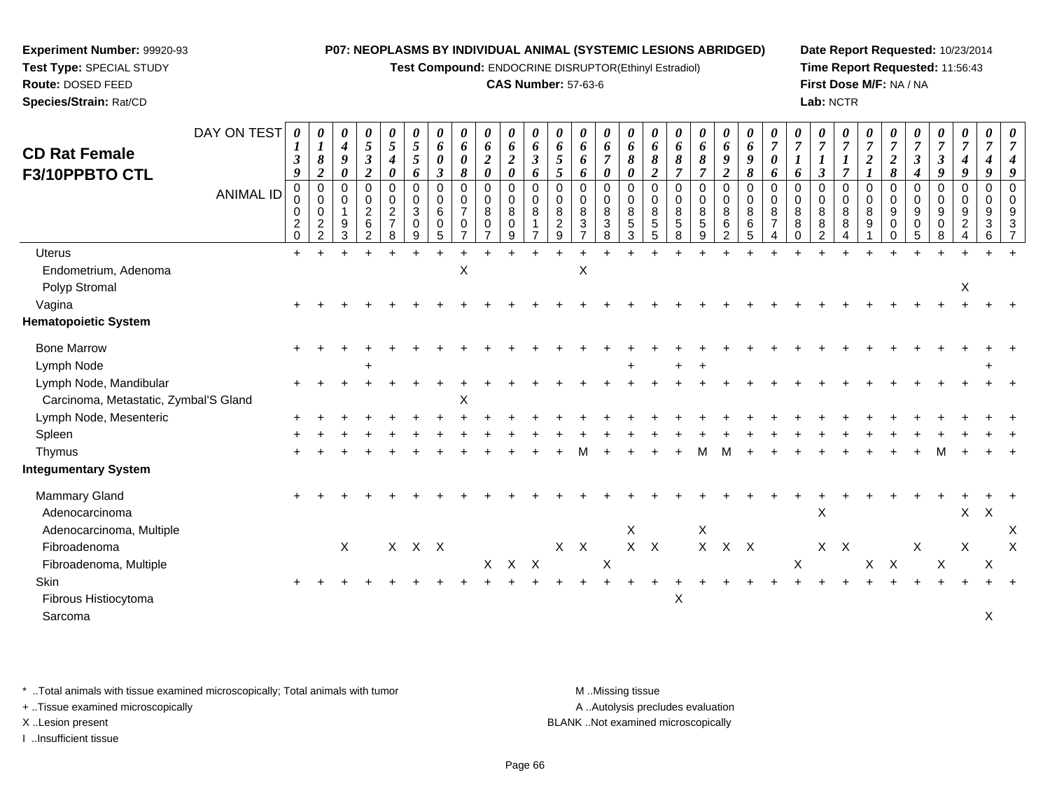| DAY ON TEST | 0139 | 0182 | 0490 | 0532 | 0540 | 0556 | 0603 | 0608 | 0620 | 0620 | 0636 | 0655 | 0666 | 0670 | 0680 | 0682 | 0687 | 0687 | 0692 | 0698 | 0706 | 0716 | 0713 | 0717 | 0721 | 0728 | 0734 | 0739 | 0749 | 0749 | 0749 |
|---|---|---|---|---|---|---|---|---|---|---|---|---|---|---|---|---|---|---|---|---|---|---|---|---|---|---|---|---|---|---|---|
| **ANIMAL ID** | 00020 | 00022 | 00193 | 00262 | 00278 | 00309 | 00605 | 00707 | 00807 | 00809 | 00817 | 00829 | 00837 | 00838 | 00853 | 00855 | 00858 | 00859 | 00862 | 00865 | 00874 | 00880 | 00882 | 00884 | 00891 | 00900 | 00905 | 00908 | 00924 | 00936 | 00937 |
| Uterus | + | + | + | + | + | + | + | + | + | + | + | + | + | + | + | + | + | + | + | + | + | + | + | + | + | + | + | + | + | + | + |
| Endometrium, Adenoma | | | | | | | | X | | | | | X | | | | | | | | | | | | | | | | | | |
| Polyp Stromal | | | | | | | | | | | | | | | | | | | | | | | | | | | | | X | | |
| Vagina | + | + | + | + | + | + | + | + | + | + | + | + | + | + | + | + | + | + | + | + | + | + | + | + | + | + | + | + | + | + | + |
| **Hematopoietic System** | | | | | | | | | | | | | | | | | | | | | | | | | | | | | | | |
| Bone Marrow | + | + | + | + | + | + | + | + | + | + | + | + | + | + | + | + | + | + | + | + | + | + | + | + | + | + | + | + | + | + | + |
| Lymph Node | | | | + | | | | | | | | | | | + | | + | + | | | | | | | | | | | | + | |
| Lymph Node, Mandibular | + | + | + | + | + | + | + | + | + | + | + | + | + | + | + | + | + | + | + | + | + | + | + | + | + | + | + | + | + | + | + |
| Carcinoma, Metastatic, Zymbal'S Gland | | | | | | | | X | | | | | | | | | | | | | | | | | | | | | | | |
| Lymph Node, Mesenteric | + | + | + | + | + | + | + | + | + | + | + | + | + | + | + | + | + | + | + | + | + | + | + | + | + | + | + | + | + | + | + |
| Spleen | + | + | + | + | + | + | + | + | + | + | + | + | + | + | + | + | + | + | + | + | + | + | + | + | + | + | + | + | + | + | + |
| Thymus | + | + | + | + | + | + | + | + | + | + | + | + | M | + | + | + | + | M | M | + | + | + | + | + | + | + | + | M | + | + | + |
| **Integumentary System** | | | | | | | | | | | | | | | | | | | | | | | | | | | | | | | |
| Mammary Gland | + | + | + | + | + | + | + | + | + | + | + | + | + | + | + | + | + | + | + | + | + | + | + | + | + | + | + | + | + | + | + |
| Adenocarcinoma | | | | | | | | | | | | | | | | | | | | | | | X | | | | | | X | X | |
| Adenocarcinoma, Multiple | | | | | | | | | | | | | | | X | | | X | | | | | | | | | | | | | X |
| Fibroadenoma | | | X | | X | X | X | | | | | X | X | | X | X | | X | X | X | | | X | X | | | X | | X | | X |
| Fibroadenoma, Multiple | | | | | | | | | X | X | X | | | X | | | | | | | | X | | | X | X | | X | | X | |
| Skin | + | + | + | + | + | + | + | + | + | + | + | + | + | + | + | + | + | + | + | + | + | + | + | + | + | + | + | + | + | + | + |
| Fibrous Histiocytoma | | | | | | | | | | | | | | | | | X | | | | | | | | | | | | | | |
| Sarcoma | | | | | | | | | | | | | | | | | | | | | | | | | | | | | | X | |

\* ..Total animals with tissue examined microscopically; Total animals with tumor
+ ..Tissue examined microscopically
X ..Lesion present
I ..Insufficient tissue

M ..Missing tissue
A ..Autolysis precludes evaluation
BLANK ..Not examined microscopically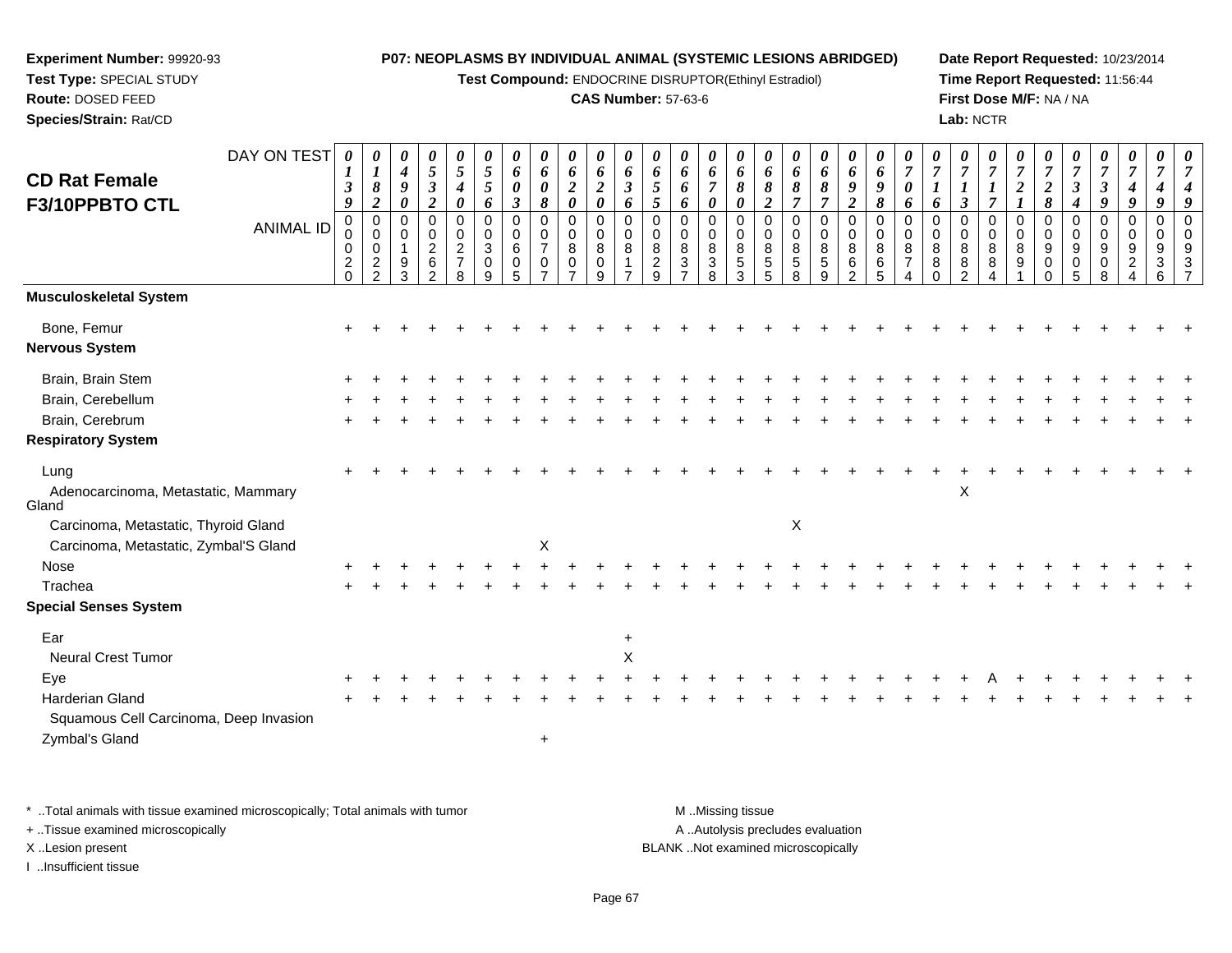**Experiment Number:** 99920-93
**Test Type:** SPECIAL STUDY
**Route:** DOSED FEED
**Species/Strain:** Rat/CD

**P07: NEOPLASMS BY INDIVIDUAL ANIMAL (SYSTEMIC LESIONS ABRIDGED)**
**Test Compound:** ENDOCRINE DISRUPTOR(Ethinyl Estradiol)
**CAS Number:** 57-63-6

**Date Report Requested:** 10/23/2014
**Time Report Requested:** 11:56:44
**First Dose M/F:** NA / NA
**Lab:** NCTR

## CD Rat Female F3/10PPBTO CTL

| DAY ON TEST | 0139 | 0182 | 0490 | 0532 | 0540 | 0556 | 0603 | 0608 | 0620 | 0620 | 0636 | 0655 | 0666 | 0670 | 0680 | 0682 | 0687 | 0687 | 0692 | 0698 | 0706 | 0716 | 0713 | 0717 | 0721 | 0728 | 0734 | 0739 | 0749 | 0749 | 0749 |
|---|---|---|---|---|---|---|---|---|---|---|---|---|---|---|---|---|---|---|---|---|---|---|---|---|---|---|---|---|---|---|---|
| **ANIMAL ID** | 00020 | 00022 | 00193 | 00262 | 00278 | 00309 | 00605 | 00707 | 00807 | 00809 | 00817 | 00829 | 00837 | 00838 | 00853 | 00855 | 00858 | 00859 | 00862 | 00865 | 00874 | 00880 | 00882 | 00884 | 00891 | 00900 | 00905 | 00908 | 00924 | 00936 | 00937 |
| **Musculoskeletal System** | | | | | | | | | | | | | | | | | | | | | | | | | | | | | | | |
| Bone, Femur | + | + | + | + | + | + | + | + | + | + | + | + | + | + | + | + | + | + | + | + | + | + | + | + | + | + | + | + | + | + | + |
| **Nervous System** | | | | | | | | | | | | | | | | | | | | | | | | | | | | | | | |
| Brain, Brain Stem | + | + | + | + | + | + | + | + | + | + | + | + | + | + | + | + | + | + | + | + | + | + | + | + | + | + | + | + | + | + | + |
| Brain, Cerebellum | + | + | + | + | + | + | + | + | + | + | + | + | + | + | + | + | + | + | + | + | + | + | + | + | + | + | + | + | + | + | + |
| Brain, Cerebrum | + | + | + | + | + | + | + | + | + | + | + | + | + | + | + | + | + | + | + | + | + | + | + | + | + | + | + | + | + | + | + |
| **Respiratory System** | | | | | | | | | | | | | | | | | | | | | | | | | | | | | | | |
| Lung | + | + | + | + | + | + | + | + | + | + | + | + | + | + | + | + | + | + | + | + | + | + | + | + | + | + | + | + | + | + | + |
| Adenocarcinoma, Metastatic, Mammary Gland | | | | | | | | | | | | | | | | | | | | | | | X | | | | | | | | |
| Carcinoma, Metastatic, Thyroid Gland | | | | | | | | | | | | | | | | | X | | | | | | | | | | | | | | |
| Carcinoma, Metastatic, Zymbal'S Gland | | | | | | | | X | | | | | | | | | | | | | | | | | | | | | | | |
| Nose | + | + | + | + | + | + | + | + | + | + | + | + | + | + | + | + | + | + | + | + | + | + | + | + | + | + | + | + | + | + | + |
| Trachea | + | + | + | + | + | + | + | + | + | + | + | + | + | + | + | + | + | + | + | + | + | + | + | + | + | + | + | + | + | + | + |
| **Special Senses System** | | | | | | | | | | | | | | | | | | | | | | | | | | | | | | | |
| Ear | | | | | | | | | | | + | | | | | | | | | | | | | | | | | | | | |
| Neural Crest Tumor | | | | | | | | | | | X | | | | | | | | | | | | | | | | | | | | |
| Eye | + | + | + | + | + | + | + | + | + | + | + | + | + | + | + | + | + | + | + | + | + | + | + | A | + | + | + | + | + | + | + |
| Harderian Gland | + | + | + | + | + | + | + | + | + | + | + | + | + | + | + | + | + | + | + | + | + | + | + | + | + | + | + | + | + | + | + |
| Squamous Cell Carcinoma, Deep Invasion | | | | | | | | | | | | | | | | | | | | | | | | | | | | | | | |
| Zymbal's Gland | | | | | | | | + | | | | | | | | | | | | | | | | | | | | | | | |

\* ..Total animals with tissue examined microscopically; Total animals with tumor
+ ..Tissue examined microscopically
X ..Lesion present
I ..Insufficient tissue

M ..Missing tissue
A ..Autolysis precludes evaluation
BLANK ..Not examined microscopically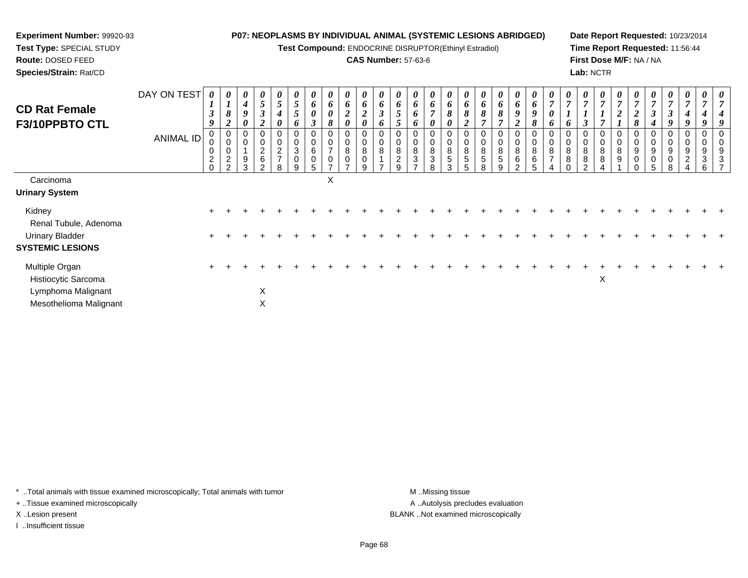**Experiment Number:** 99920-93
**Test Type:** SPECIAL STUDY
**Route:** DOSED FEED
**Species/Strain:** Rat/CD

**P07: NEOPLASMS BY INDIVIDUAL ANIMAL (SYSTEMIC LESIONS ABRIDGED)**
**Test Compound:** ENDOCRINE DISRUPTOR(Ethinyl Estradiol)
**CAS Number:** 57-63-6

**Date Report Requested:** 10/23/2014
**Time Report Requested:** 11:56:44
**First Dose M/F:** NA / NA
**Lab:** NCTR

## CD Rat Female F3/10PPBTO CTL

| DAY ON TEST | 0139 | 0182 | 0490 | 0532 | 0540 | 0556 | 0603 | 0608 | 0620 | 0620 | 0636 | 0655 | 0666 | 0670 | 0680 | 0682 | 0687 | 0687 | 0692 | 0698 | 0706 | 0716 | 0713 | 0717 | 0721 | 0728 | 0734 | 0739 | 0749 | 0749 | 0749 |
|---|---|---|---|---|---|---|---|---|---|---|---|---|---|---|---|---|---|---|---|---|---|---|---|---|---|---|---|---|---|---|---|
| **ANIMAL ID** | 00020 | 00022 | 00193 | 00262 | 00278 | 00309 | 00605 | 00707 | 00807 | 00809 | 00817 | 00829 | 00837 | 00838 | 00853 | 00855 | 00858 | 00859 | 00862 | 00865 | 00874 | 00880 | 00882 | 00884 | 00891 | 00900 | 00905 | 00908 | 00924 | 00936 | 00937 |
| Carcinoma | | | | | | | | X | | | | | | | | | | | | | | | | | | | | | | | |
| **Urinary System** | | | | | | | | | | | | | | | | | | | | | | | | | | | | | | | |
| Kidney | + | + | + | + | + | + | + | + | + | + | + | + | + | + | + | + | + | + | + | + | + | + | + | + | + | + | + | + | + | + | + |
| Renal Tubule, Adenoma | | | | | | | | | | | | | | | | | | | | | | | | | | | | | | | |
| Urinary Bladder | + | + | + | + | + | + | + | + | + | + | + | + | + | + | + | + | + | + | + | + | + | + | + | + | + | + | + | + | + | + | + |
| **SYSTEMIC LESIONS** | | | | | | | | | | | | | | | | | | | | | | | | | | | | | | | |
| Multiple Organ | + | + | + | + | + | + | + | + | + | + | + | + | + | + | + | + | + | + | + | + | + | + | + | + | + | + | + | + | + | + | + |
| Histiocytic Sarcoma | | | | | | | | | | | | | | | | | | | | | | | | X | | | | | | | |
| Lymphoma Malignant | | | | X | | | | | | | | | | | | | | | | | | | | | | | | | | | |
| Mesothelioma Malignant | | | | X | | | | | | | | | | | | | | | | | | | | | | | | | | | |

\* ..Total animals with tissue examined microscopically; Total animals with tumor
\+ ..Tissue examined microscopically
X ..Lesion present
I ..Insufficient tissue

M ..Missing tissue
A ..Autolysis precludes evaluation
BLANK ..Not examined microscopically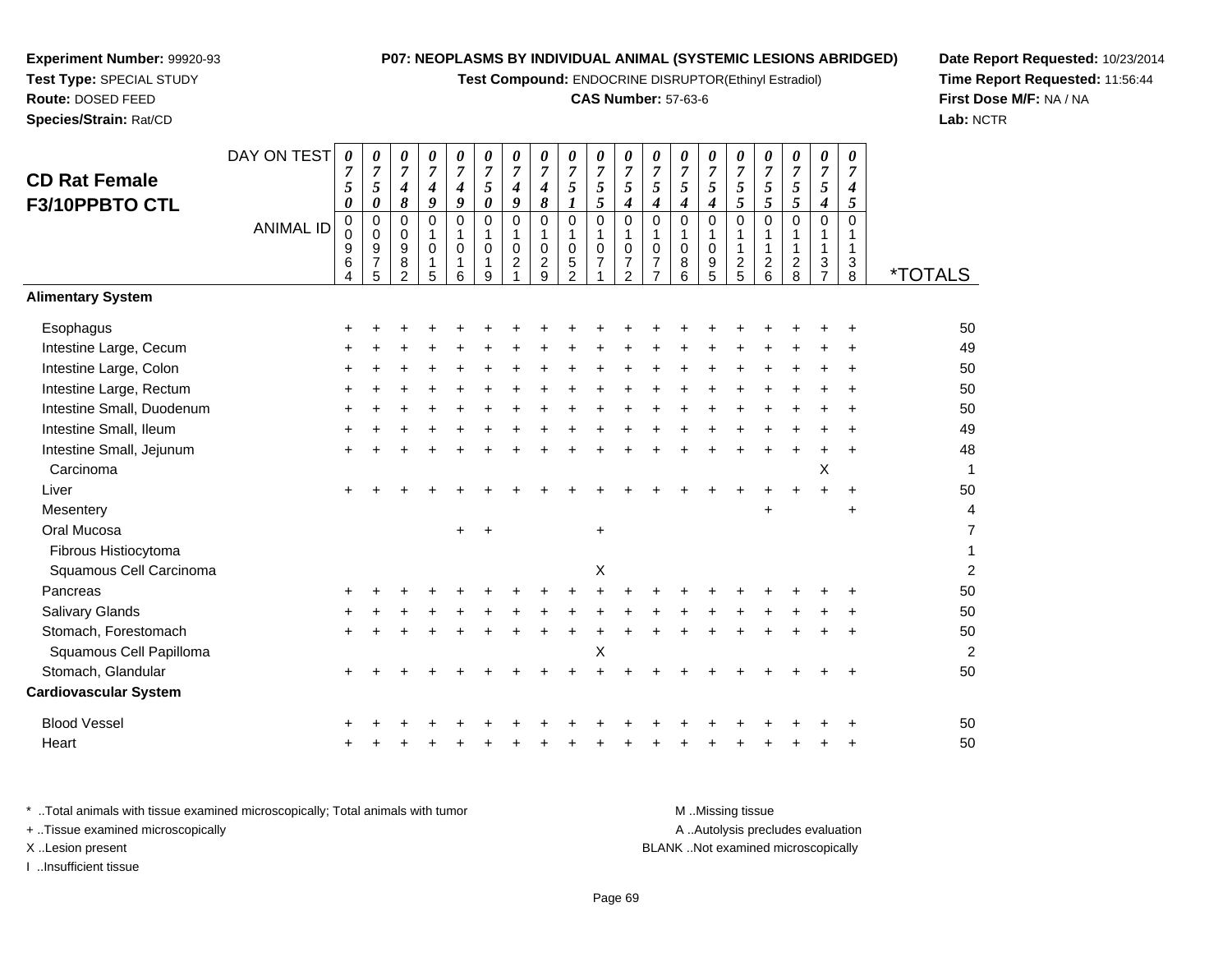**Experiment Number:** 99920-93
**Test Type:** SPECIAL STUDY
**Route:** DOSED FEED
**Species/Strain:** Rat/CD

**P07: NEOPLASMS BY INDIVIDUAL ANIMAL (SYSTEMIC LESIONS ABRIDGED)**
**Test Compound:** ENDOCRINE DISRUPTOR(Ethinyl Estradiol)
**CAS Number:** 57-63-6

**Date Report Requested:** 10/23/2014
**Time Report Requested:** 11:56:44
**First Dose M/F:** NA / NA
**Lab:** NCTR

## CD Rat Female F3/10PPBTO CTL

| DAY ON TEST | 0750 | 0750 | 0748 | 0749 | 0749 | 0750 | 0749 | 0748 | 0751 | 0755 | 0754 | 0754 | 0754 | 0754 | 0755 | 0755 | 0755 | 0754 | 0745 | |
|---|---|---|---|---|---|---|---|---|---|---|---|---|---|---|---|---|---|---|---|---|
| **ANIMAL ID** | 00964 | 00975 | 00982 | 01015 | 01016 | 01019 | 01021 | 01029 | 01052 | 01071 | 01072 | 01077 | 01086 | 01095 | 01125 | 01126 | 01128 | 01137 | 01138 | ***TOTALS** |
| **Alimentary System** | | | | | | | | | | | | | | | | | | | | |
| Esophagus | + | + | + | + | + | + | + | + | + | + | + | + | + | + | + | + | + | + | + | 50 |
| Intestine Large, Cecum | + | + | + | + | + | + | + | + | + | + | + | + | + | + | + | + | + | + | + | 49 |
| Intestine Large, Colon | + | + | + | + | + | + | + | + | + | + | + | + | + | + | + | + | + | + | + | 50 |
| Intestine Large, Rectum | + | + | + | + | + | + | + | + | + | + | + | + | + | + | + | + | + | + | + | 50 |
| Intestine Small, Duodenum | + | + | + | + | + | + | + | + | + | + | + | + | + | + | + | + | + | + | + | 50 |
| Intestine Small, Ileum | + | + | + | + | + | + | + | + | + | + | + | + | + | + | + | + | + | + | + | 49 |
| Intestine Small, Jejunum | + | + | + | + | + | + | + | + | + | + | + | + | + | + | + | + | + | + | + | 48 |
| Carcinoma | | | | | | | | | | | | | | | | | | X | | 1 |
| Liver | + | + | + | + | + | + | + | + | + | + | + | + | + | + | + | + | + | + | + | 50 |
| Mesentery | | | | | | | | | | | | | | | | + | | | + | 4 |
| Oral Mucosa | | | | | + | + | | | | + | | | | | | | | | | 7 |
| Fibrous Histiocytoma | | | | | | | | | | | | | | | | | | | | 1 |
| Squamous Cell Carcinoma | | | | | | | | | | X | | | | | | | | | | 2 |
| Pancreas | + | + | + | + | + | + | + | + | + | + | + | + | + | + | + | + | + | + | + | 50 |
| Salivary Glands | + | + | + | + | + | + | + | + | + | + | + | + | + | + | + | + | + | + | + | 50 |
| Stomach, Forestomach | + | + | + | + | + | + | + | + | + | + | + | + | + | + | + | + | + | + | + | 50 |
| Squamous Cell Papilloma | | | | | | | | | | X | | | | | | | | | | 2 |
| Stomach, Glandular | + | + | + | + | + | + | + | + | + | + | + | + | + | + | + | + | + | + | + | 50 |
| **Cardiovascular System** | | | | | | | | | | | | | | | | | | | | |
| Blood Vessel | + | + | + | + | + | + | + | + | + | + | + | + | + | + | + | + | + | + | + | 50 |
| Heart | + | + | + | + | + | + | + | + | + | + | + | + | + | + | + | + | + | + | + | 50 |

\* ..Total animals with tissue examined microscopically; Total animals with tumor
\+ ..Tissue examined microscopically
X ..Lesion present
I ..Insufficient tissue

M ..Missing tissue
A ..Autolysis precludes evaluation
BLANK ..Not examined microscopically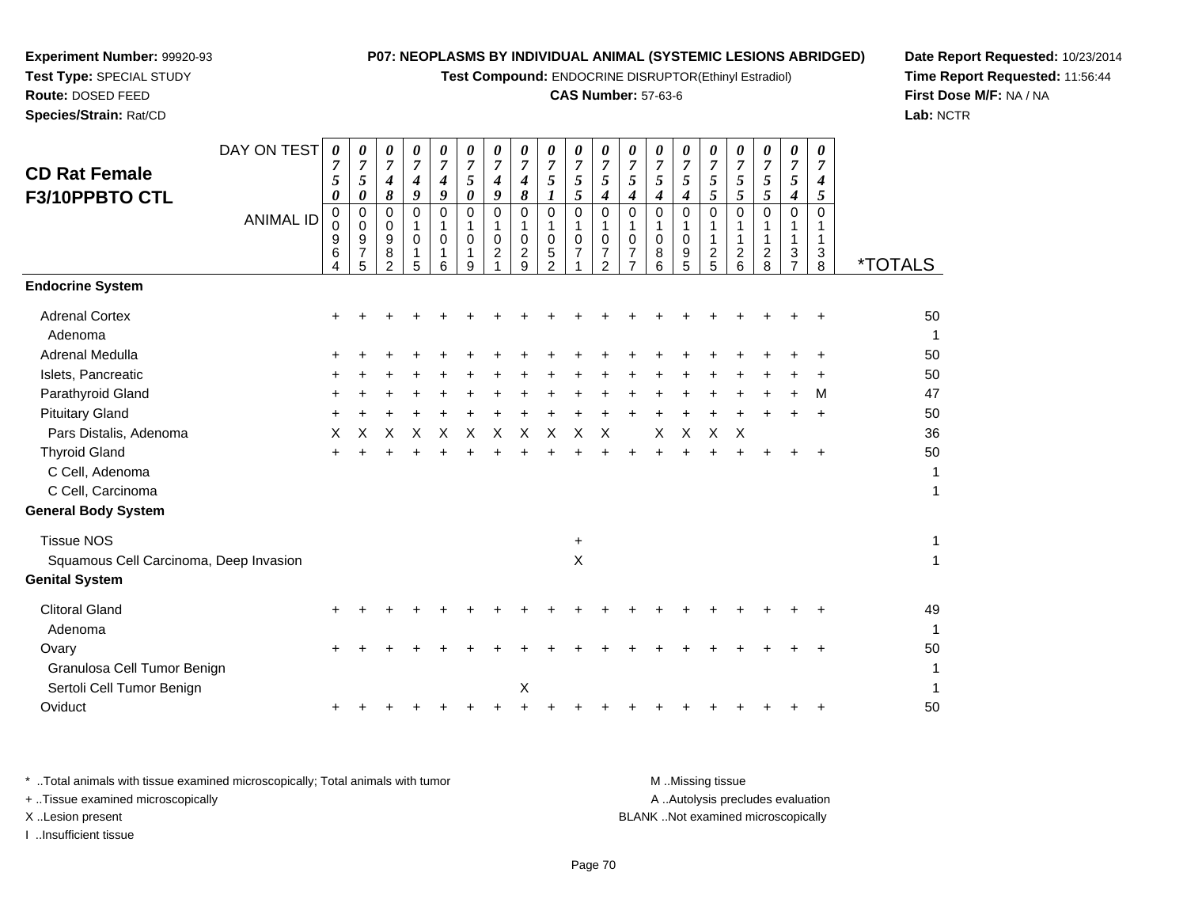**Experiment Number:** 99920-93
**Test Type:** SPECIAL STUDY
**Route:** DOSED FEED
**Species/Strain:** Rat/CD

**P07: NEOPLASMS BY INDIVIDUAL ANIMAL (SYSTEMIC LESIONS ABRIDGED)**
**Test Compound:** ENDOCRINE DISRUPTOR(Ethinyl Estradiol)
**CAS Number:** 57-63-6

**Date Report Requested:** 10/23/2014
**Time Report Requested:** 11:56:44
**First Dose M/F:** NA / NA
**Lab:** NCTR

## CD Rat Female F3/10PPBTO CTL

| DAY ON TEST | 0750 | 0750 | 0748 | 0749 | 0749 | 0750 | 0749 | 0748 | 0751 | 0755 | 0754 | 0754 | 0754 | 0754 | 0755 | 0755 | 0755 | 0754 | 0745 | |
|---|---|---|---|---|---|---|---|---|---|---|---|---|---|---|---|---|---|---|---|---|
| **ANIMAL ID** | 00964 | 00975 | 00982 | 01015 | 01016 | 01019 | 01021 | 01029 | 01052 | 01071 | 01072 | 01077 | 01086 | 01095 | 01125 | 01126 | 01128 | 01137 | 01138 | ***TOTALS** |
| **Endocrine System** | | | | | | | | | | | | | | | | | | | | |
| Adrenal Cortex | + | + | + | + | + | + | + | + | + | + | + | + | + | + | + | + | + | + | + | 50 |
| Adenoma | | | | | | | | | | | | | | | | | | | | 1 |
| Adrenal Medulla | + | + | + | + | + | + | + | + | + | + | + | + | + | + | + | + | + | + | + | 50 |
| Islets, Pancreatic | + | + | + | + | + | + | + | + | + | + | + | + | + | + | + | + | + | + | + | 50 |
| Parathyroid Gland | + | + | + | + | + | + | + | + | + | + | + | + | + | + | + | + | + | + | M | 47 |
| Pituitary Gland | + | + | + | + | + | + | + | + | + | + | + | + | + | + | + | + | + | + | + | 50 |
| Pars Distalis, Adenoma | X | X | X | X | X | X | X | X | X | X | X | | X | X | X | X | | | | 36 |
| Thyroid Gland | + | + | + | + | + | + | + | + | + | + | + | + | + | + | + | + | + | + | + | 50 |
| C Cell, Adenoma | | | | | | | | | | | | | | | | | | | | 1 |
| C Cell, Carcinoma | | | | | | | | | | | | | | | | | | | | 1 |
| **General Body System** | | | | | | | | | | | | | | | | | | | | |
| Tissue NOS | | | | | | | | | | + | | | | | | | | | | 1 |
| Squamous Cell Carcinoma, Deep Invasion | | | | | | | | | | X | | | | | | | | | | 1 |
| **Genital System** | | | | | | | | | | | | | | | | | | | | |
| Clitoral Gland | + | + | + | + | + | + | + | + | + | + | + | + | + | + | + | + | + | + | + | 49 |
| Adenoma | | | | | | | | | | | | | | | | | | | | 1 |
| Ovary | + | + | + | + | + | + | + | + | + | + | + | + | + | + | + | + | + | + | + | 50 |
| Granulosa Cell Tumor Benign | | | | | | | | | | | | | | | | | | | | 1 |
| Sertoli Cell Tumor Benign | | | | | | | | X | | | | | | | | | | | | 1 |
| Oviduct | + | + | + | + | + | + | + | + | + | + | + | + | + | + | + | + | + | + | + | 50 |

\* ..Total animals with tissue examined microscopically; Total animals with tumor
\+ ..Tissue examined microscopically
X ..Lesion present
I ..Insufficient tissue

M ..Missing tissue
A ..Autolysis precludes evaluation
BLANK ..Not examined microscopically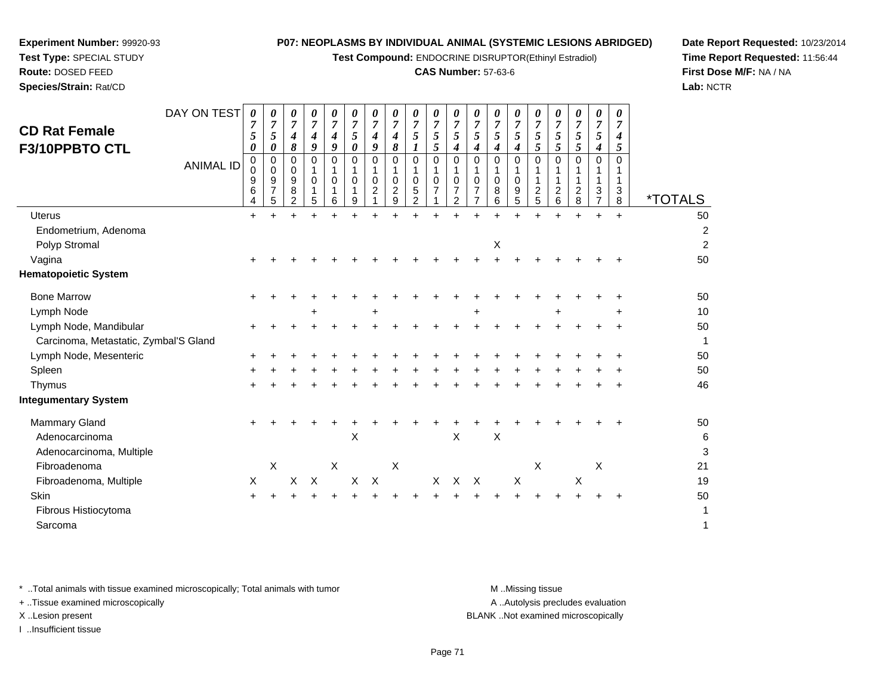**Experiment Number:** 99920-93
**Test Type:** SPECIAL STUDY
**Route:** DOSED FEED
**Species/Strain:** Rat/CD

**P07: NEOPLASMS BY INDIVIDUAL ANIMAL (SYSTEMIC LESIONS ABRIDGED)**
**Test Compound:** ENDOCRINE DISRUPTOR(Ethinyl Estradiol)
**CAS Number:** 57-63-6

**Date Report Requested:** 10/23/2014
**Time Report Requested:** 11:56:44
**First Dose M/F:** NA / NA
**Lab:** NCTR

## CD Rat Female F3/10PPBTO CTL

| DAY ON TEST | 0750 | 0750 | 0748 | 0749 | 0749 | 0750 | 0749 | 0748 | 0751 | 0755 | 0754 | 0754 | 0754 | 0754 | 0755 | 0755 | 0755 | 0754 | 0745 | |
|---|---|---|---|---|---|---|---|---|---|---|---|---|---|---|---|---|---|---|---|---|
| **ANIMAL ID** | 00964 | 00975 | 00982 | 01015 | 01016 | 01019 | 01021 | 01029 | 01052 | 01071 | 01072 | 01077 | 01086 | 01095 | 01125 | 01126 | 01128 | 01137 | 01138 | ***TOTALS** |
| Uterus | + | + | + | + | + | + | + | + | + | + | + | + | + | + | + | + | + | + | + | 50 |
| Endometrium, Adenoma | | | | | | | | | | | | | | | | | | | | 2 |
| Polyp Stromal | | | | | | | | | | | | | X | | | | | | | 2 |
| Vagina | + | + | + | + | + | + | + | + | + | + | + | + | + | + | + | + | + | + | + | 50 |
| **Hematopoietic System** | | | | | | | | | | | | | | | | | | | | |
| Bone Marrow | + | + | + | + | + | + | + | + | + | + | + | + | + | + | + | + | + | + | + | 50 |
| Lymph Node | | | | + | | | + | | | | | + | | | | + | | | + | 10 |
| Lymph Node, Mandibular | + | + | + | + | + | + | + | + | + | + | + | + | + | + | + | + | + | + | + | 50 |
| Carcinoma, Metastatic, Zymbal'S Gland | | | | | | | | | | | | | | | | | | | | 1 |
| Lymph Node, Mesenteric | + | + | + | + | + | + | + | + | + | + | + | + | + | + | + | + | + | + | + | 50 |
| Spleen | + | + | + | + | + | + | + | + | + | + | + | + | + | + | + | + | + | + | + | 50 |
| Thymus | + | + | + | + | + | + | + | + | + | + | + | + | + | + | + | + | + | + | + | 46 |
| **Integumentary System** | | | | | | | | | | | | | | | | | | | | |
| Mammary Gland | + | + | + | + | + | + | + | + | + | + | + | + | + | + | + | + | + | + | + | 50 |
| Adenocarcinoma | | | | | | X | | | | | X | | X | | | | | | | 6 |
| Adenocarcinoma, Multiple | | | | | | | | | | | | | | | | | | | | 3 |
| Fibroadenoma | | X | | | X | | | X | | | | | | | X | | | X | | 21 |
| Fibroadenoma, Multiple | X | | X | X | | X | X | | | X | X | X | | X | | | X | | | 19 |
| Skin | + | + | + | + | + | + | + | + | + | + | + | + | + | + | + | + | + | + | + | 50 |
| Fibrous Histiocytoma | | | | | | | | | | | | | | | | | | | | 1 |
| Sarcoma | | | | | | | | | | | | | | | | | | | | 1 |

\* ..Total animals with tissue examined microscopically; Total animals with tumor
\+ ..Tissue examined microscopically
X ..Lesion present
I ..Insufficient tissue

M ..Missing tissue
A ..Autolysis precludes evaluation
BLANK ..Not examined microscopically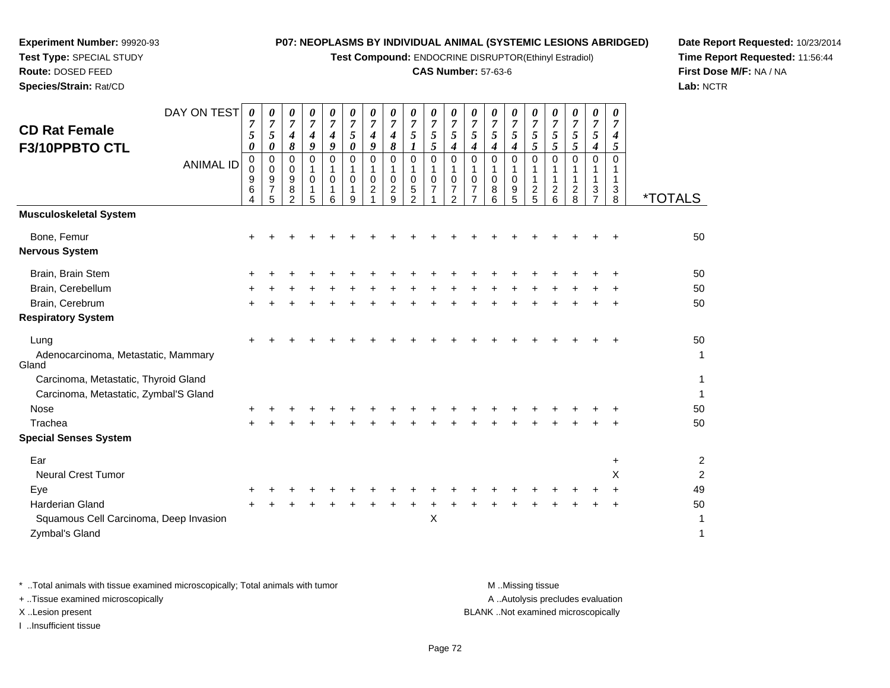**Experiment Number:** 99920-93
**Test Type:** SPECIAL STUDY
**Route:** DOSED FEED
**Species/Strain:** Rat/CD

**P07: NEOPLASMS BY INDIVIDUAL ANIMAL (SYSTEMIC LESIONS ABRIDGED)**
**Test Compound:** ENDOCRINE DISRUPTOR(Ethinyl Estradiol)
**CAS Number:** 57-63-6

**Date Report Requested:** 10/23/2014
**Time Report Requested:** 11:56:44
**First Dose M/F:** NA / NA
**Lab:** NCTR

## CD Rat Female F3/10PPBTO CTL

| DAY ON TEST | 0750 | 0750 | 0748 | 0749 | 0749 | 0750 | 0749 | 0748 | 0751 | 0755 | 0754 | 0754 | 0754 | 0754 | 0755 | 0755 | 0755 | 0754 | 0745 | |
|---|---|---|---|---|---|---|---|---|---|---|---|---|---|---|---|---|---|---|---|---|
| **ANIMAL ID** | 00964 | 00975 | 00982 | 01015 | 01016 | 01019 | 01021 | 01029 | 01052 | 01071 | 01072 | 01077 | 01086 | 01095 | 01125 | 01126 | 01128 | 01137 | 01138 | ***TOTALS** |
| **Musculoskeletal System** | | | | | | | | | | | | | | | | | | | | |
| Bone, Femur | + | + | + | + | + | + | + | + | + | + | + | + | + | + | + | + | + | + | + | 50 |
| **Nervous System** | | | | | | | | | | | | | | | | | | | | |
| Brain, Brain Stem | + | + | + | + | + | + | + | + | + | + | + | + | + | + | + | + | + | + | + | 50 |
| Brain, Cerebellum | + | + | + | + | + | + | + | + | + | + | + | + | + | + | + | + | + | + | + | 50 |
| Brain, Cerebrum | + | + | + | + | + | + | + | + | + | + | + | + | + | + | + | + | + | + | + | 50 |
| **Respiratory System** | | | | | | | | | | | | | | | | | | | | |
| Lung | + | + | + | + | + | + | + | + | + | + | + | + | + | + | + | + | + | + | + | 50 |
| Adenocarcinoma, Metastatic, Mammary Gland | | | | | | | | | | | | | | | | | | | | 1 |
| Carcinoma, Metastatic, Thyroid Gland | | | | | | | | | | | | | | | | | | | | 1 |
| Carcinoma, Metastatic, Zymbal'S Gland | | | | | | | | | | | | | | | | | | | | 1 |
| Nose | + | + | + | + | + | + | + | + | + | + | + | + | + | + | + | + | + | + | + | 50 |
| Trachea | + | + | + | + | + | + | + | + | + | + | + | + | + | + | + | + | + | + | + | 50 |
| **Special Senses System** | | | | | | | | | | | | | | | | | | | | |
| Ear | | | | | | | | | | | | | | | | | | | + | 2 |
| Neural Crest Tumor | | | | | | | | | | | | | | | | | | | X | 2 |
| Eye | + | + | + | + | + | + | + | + | + | + | + | + | + | + | + | + | + | + | + | 49 |
| Harderian Gland | + | + | + | + | + | + | + | + | + | + | + | + | + | + | + | + | + | + | + | 50 |
| Squamous Cell Carcinoma, Deep Invasion | | | | | | | | | | X | | | | | | | | | | 1 |
| Zymbal's Gland | | | | | | | | | | | | | | | | | | | | 1 |

\* ..Total animals with tissue examined microscopically; Total animals with tumor
\+ ..Tissue examined microscopically
X ..Lesion present
I ..Insufficient tissue

M ..Missing tissue
A ..Autolysis precludes evaluation
BLANK ..Not examined microscopically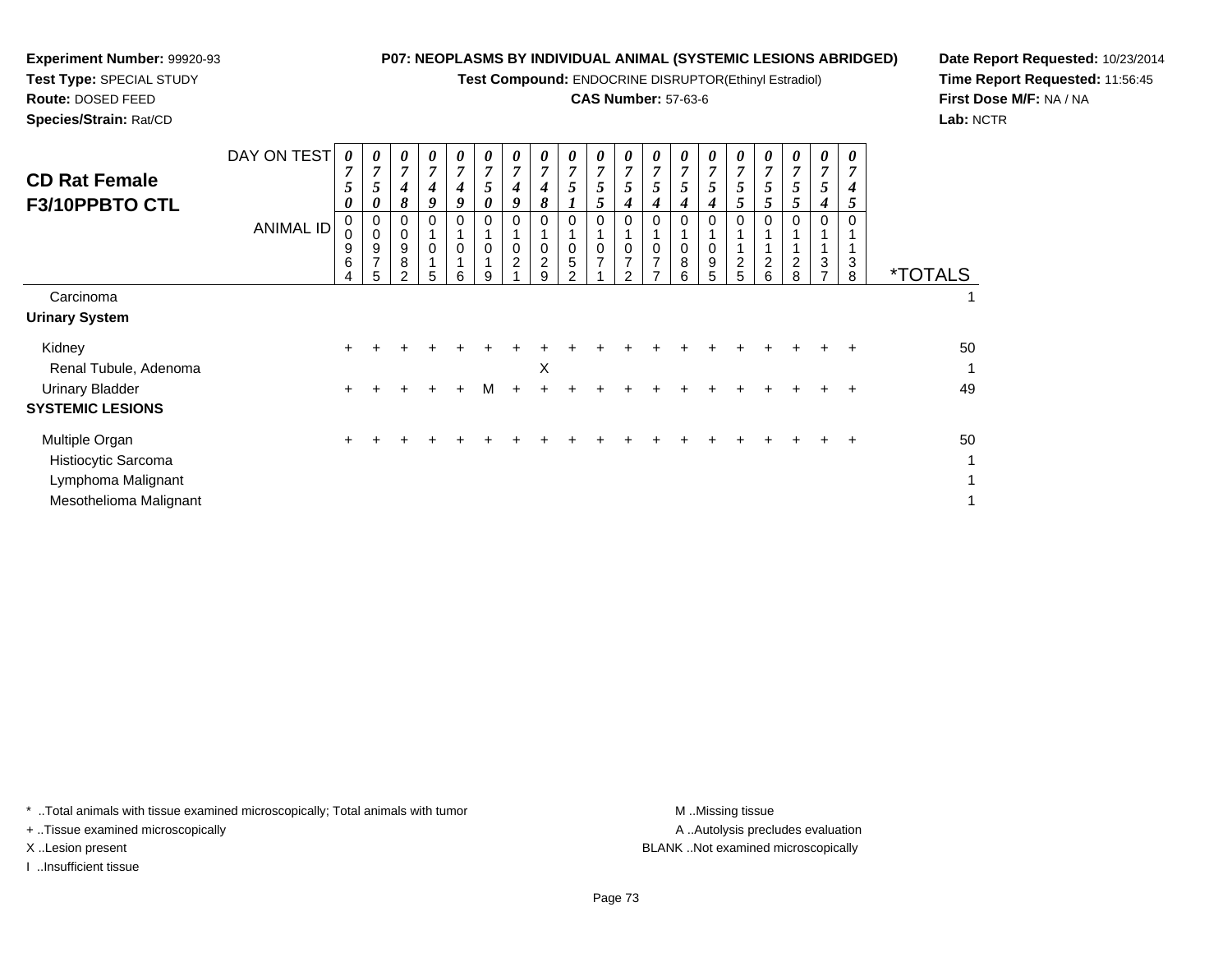**Experiment Number:** 99920-93
**Test Type:** SPECIAL STUDY
**Route:** DOSED FEED
**Species/Strain:** Rat/CD

**P07: NEOPLASMS BY INDIVIDUAL ANIMAL (SYSTEMIC LESIONS ABRIDGED)**
**Test Compound:** ENDOCRINE DISRUPTOR(Ethinyl Estradiol)
**CAS Number:** 57-63-6

**Date Report Requested:** 10/23/2014
**Time Report Requested:** 11:56:45
**First Dose M/F:** NA / NA
**Lab:** NCTR

# CD Rat Female F3/10PPBTO CTL

| DAY ON TEST | 0750 | 0750 | 0748 | 0749 | 0749 | 0750 | 0749 | 0748 | 0751 | 0755 | 0754 | 0754 | 0754 | 0754 | 0755 | 0755 | 0755 | 0754 | 0745 | |
|---|---|---|---|---|---|---|---|---|---|---|---|---|---|---|---|---|---|---|---|---|
| **ANIMAL ID** | 00964 | 00975 | 00982 | 01015 | 01016 | 01019 | 01021 | 01029 | 01052 | 01071 | 01072 | 01077 | 01086 | 01095 | 01125 | 01126 | 01128 | 01137 | 01138 | ***TOTALS** |
| Carcinoma | | | | | | | | | | | | | | | | | | | | 1 |
| **Urinary System** | | | | | | | | | | | | | | | | | | | | |
| Kidney | + | + | + | + | + | + | + | + | + | + | + | + | + | + | + | + | + | + | + | 50 |
| Renal Tubule, Adenoma | | | | | | | | X | | | | | | | | | | | | 1 |
| Urinary Bladder | + | + | + | + | + | M | + | + | + | + | + | + | + | + | + | + | + | + | + | 49 |
| **SYSTEMIC LESIONS** | | | | | | | | | | | | | | | | | | | | |
| Multiple Organ | + | + | + | + | + | + | + | + | + | + | + | + | + | + | + | + | + | + | + | 50 |
| Histiocytic Sarcoma | | | | | | | | | | | | | | | | | | | | 1 |
| Lymphoma Malignant | | | | | | | | | | | | | | | | | | | | 1 |
| Mesothelioma Malignant | | | | | | | | | | | | | | | | | | | | 1 |

\* ..Total animals with tissue examined microscopically; Total animals with tumor
\+ ..Tissue examined microscopically
X ..Lesion present
I ..Insufficient tissue

M ..Missing tissue
A ..Autolysis precludes evaluation
BLANK ..Not examined microscopically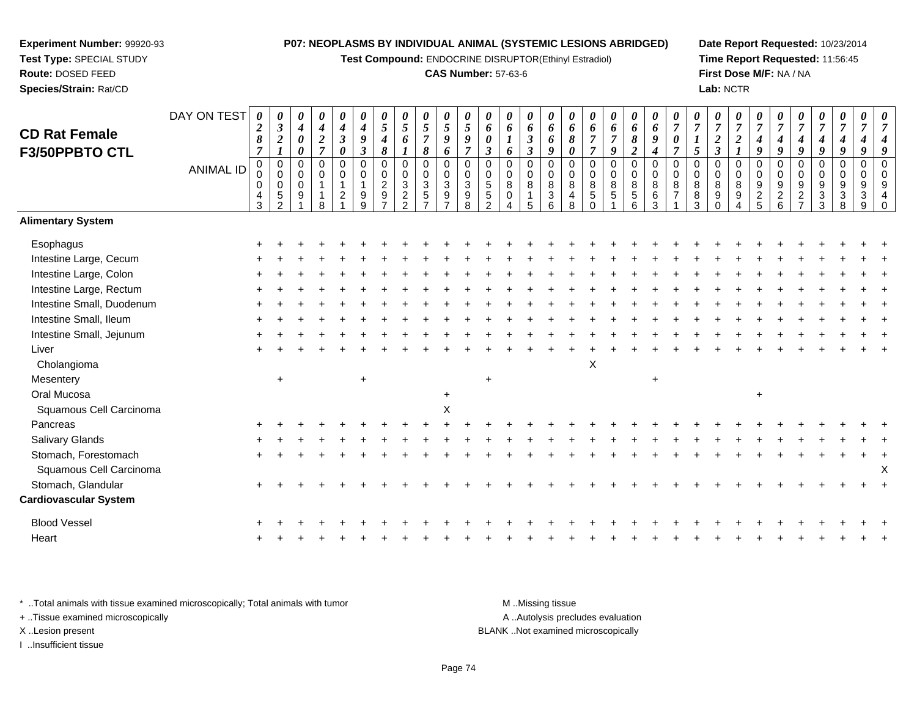**Experiment Number:** 99920-93
**Test Type:** SPECIAL STUDY
**Route:** DOSED FEED
**Species/Strain:** Rat/CD

**P07: NEOPLASMS BY INDIVIDUAL ANIMAL (SYSTEMIC LESIONS ABRIDGED)**
**Test Compound:** ENDOCRINE DISRUPTOR(Ethinyl Estradiol)
**CAS Number:** 57-63-6

**Date Report Requested:** 10/23/2014
**Time Report Requested:** 11:56:45
**First Dose M/F:** NA / NA
**Lab:** NCTR

## CD Rat Female F3/50PPBTO CTL

| DAY ON TEST | 0287 | 0321 | 0400 | 0427 | 0430 | 0493 | 0548 | 0561 | 0578 | 0596 | 0597 | 0603 | 0616 | 0633 | 0669 | 0680 | 0677 | 0679 | 0682 | 0694 | 0707 | 0715 | 0723 | 0721 | 0749 | 0749 | 0749 | 0749 | 0749 | 0749 | 0749 |
|---|---|---|---|---|---|---|---|---|---|---|---|---|---|---|---|---|---|---|---|---|---|---|---|---|---|---|---|---|---|---|---|
| **ANIMAL ID** | 0043 | 0052 | 0091 | 0118 | 0121 | 0199 | 0297 | 0322 | 0357 | 0397 | 0398 | 0552 | 0804 | 0815 | 0836 | 0848 | 0850 | 0851 | 0856 | 0863 | 0871 | 0883 | 0890 | 0894 | 0925 | 0926 | 0927 | 0933 | 0938 | 0939 | 0940 |
| **Alimentary System** | | | | | | | | | | | | | | | | | | | | | | | | | | | | | | | |
| Esophagus | + | + | + | + | + | + | + | + | + | + | + | + | + | + | + | + | + | + | + | + | + | + | + | + | + | + | + | + | + | + | + |
| Intestine Large, Cecum | + | + | + | + | + | + | + | + | + | + | + | + | + | + | + | + | + | + | + | + | + | + | + | + | + | + | + | + | + | + | + |
| Intestine Large, Colon | + | + | + | + | + | + | + | + | + | + | + | + | + | + | + | + | + | + | + | + | + | + | + | + | + | + | + | + | + | + | + |
| Intestine Large, Rectum | + | + | + | + | + | + | + | + | + | + | + | + | + | + | + | + | + | + | + | + | + | + | + | + | + | + | + | + | + | + | + |
| Intestine Small, Duodenum | + | + | + | + | + | + | + | + | + | + | + | + | + | + | + | + | + | + | + | + | + | + | + | + | + | + | + | + | + | + | + |
| Intestine Small, Ileum | + | + | + | + | + | + | + | + | + | + | + | + | + | + | + | + | + | + | + | + | + | + | + | + | + | + | + | + | + | + | + |
| Intestine Small, Jejunum | + | + | + | + | + | + | + | + | + | + | + | + | + | + | + | + | + | + | + | + | + | + | + | + | + | + | + | + | + | + | + |
| Liver | + | + | + | + | + | + | + | + | + | + | + | + | + | + | + | + | + | + | + | + | + | + | + | + | + | + | + | + | + | + | + |
| Cholangioma | | | | | | | | | | | | | | | | | X | | | | | | | | | | | | | | |
| Mesentery | | + | | | | + | | | | | | + | | | | | | | | + | | | | | | | | | | | |
| Oral Mucosa | | | | | | | | | | + | | | | | | | | | | | | | | | + | | | | | | |
| Squamous Cell Carcinoma | | | | | | | | | | X | | | | | | | | | | | | | | | | | | | | | |
| Pancreas | + | + | + | + | + | + | + | + | + | + | + | + | + | + | + | + | + | + | + | + | + | + | + | + | + | + | + | + | + | + | + |
| Salivary Glands | + | + | + | + | + | + | + | + | + | + | + | + | + | + | + | + | + | + | + | + | + | + | + | + | + | + | + | + | + | + | + |
| Stomach, Forestomach | + | + | + | + | + | + | + | + | + | + | + | + | + | + | + | + | + | + | + | + | + | + | + | + | + | + | + | + | + | + | + |
| Squamous Cell Carcinoma | | | | | | | | | | | | | | | | | | | | | | | | | | | | | | | X |
| Stomach, Glandular | + | + | + | + | + | + | + | + | + | + | + | + | + | + | + | + | + | + | + | + | + | + | + | + | + | + | + | + | + | + | + |
| **Cardiovascular System** | | | | | | | | | | | | | | | | | | | | | | | | | | | | | | | |
| Blood Vessel | + | + | + | + | + | + | + | + | + | + | + | + | + | + | + | + | + | + | + | + | + | + | + | + | + | + | + | + | + | + | + |
| Heart | + | + | + | + | + | + | + | + | + | + | + | + | + | + | + | + | + | + | + | + | + | + | + | + | + | + | + | + | + | + | + |

\* ..Total animals with tissue examined microscopically; Total animals with tumor
\+ ..Tissue examined microscopically
X ..Lesion present
I ..Insufficient tissue

M ..Missing tissue
A ..Autolysis precludes evaluation
BLANK ..Not examined microscopically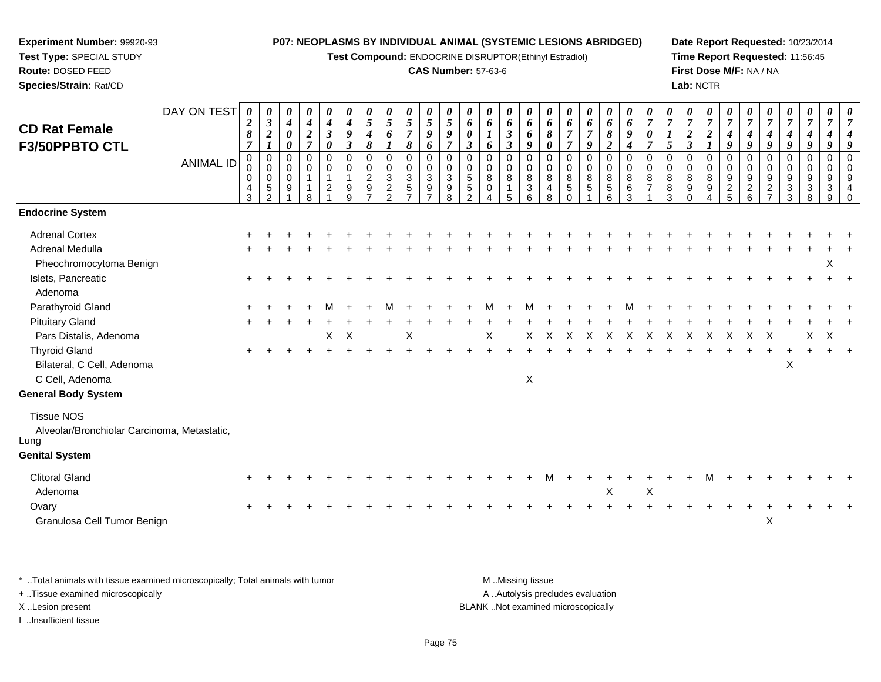**Experiment Number:** 99920-93
**Test Type:** SPECIAL STUDY
**Route:** DOSED FEED
**Species/Strain:** Rat/CD

**P07: NEOPLASMS BY INDIVIDUAL ANIMAL (SYSTEMIC LESIONS ABRIDGED)**
**Test Compound:** ENDOCRINE DISRUPTOR(Ethinyl Estradiol)
**CAS Number:** 57-63-6

**Date Report Requested:** 10/23/2014
**Time Report Requested:** 11:56:45
**First Dose M/F:** NA / NA
**Lab:** NCTR

## CD Rat Female F3/50PPBTO CTL

| DAY ON TEST | 0287 | 0321 | 0400 | 0427 | 0430 | 0493 | 0548 | 0561 | 0578 | 0596 | 0597 | 0603 | 0616 | 0633 | 0669 | 0680 | 0677 | 0679 | 0682 | 0694 | 0707 | 0715 | 0723 | 0721 | 0749 | 0749 | 0749 | 0749 | 0749 | 0749 | 0749 |
|---|---|---|---|---|---|---|---|---|---|---|---|---|---|---|---|---|---|---|---|---|---|---|---|---|---|---|---|---|---|---|---|
| **ANIMAL ID** | 00043 | 00052 | 00091 | 00118 | 00121 | 00199 | 00297 | 00322 | 00357 | 00397 | 00398 | 00552 | 00804 | 00815 | 00836 | 00848 | 00850 | 00851 | 00856 | 00863 | 00871 | 00883 | 00890 | 00894 | 00925 | 00926 | 00927 | 00933 | 00938 | 00939 | 00940 |
| **Endocrine System** | | | | | | | | | | | | | | | | | | | | | | | | | | | | | | | |
| Adrenal Cortex | + | + | + | + | + | + | + | + | + | + | + | + | + | + | + | + | + | + | + | + | + | + | + | + | + | + | + | + | + | + | + |
| Adrenal Medulla | + | + | + | + | + | + | + | + | + | + | + | + | + | + | + | + | + | + | + | + | + | + | + | + | + | + | + | + | + | + | + |
| Pheochromocytoma Benign | | | | | | | | | | | | | | | | | | | | | | | | | | | | | | X | |
| Islets, Pancreatic | + | + | + | + | + | + | + | + | + | + | + | + | + | + | + | + | + | + | + | + | + | + | + | + | + | + | + | + | + | + | + |
| Adenoma | | | | | | | | | | | | | | | | | | | | | | | | | | | | | | | |
| Parathyroid Gland | + | + | + | + | M | + | + | M | + | + | + | + | M | + | M | + | + | + | + | M | + | + | + | + | + | + | + | + | + | + | + |
| Pituitary Gland | + | + | + | + | + | + | + | + | + | + | + | + | + | + | + | + | + | + | + | + | + | + | + | + | + | + | + | + | + | + | + |
| Pars Distalis, Adenoma | | | | | X | X | | | X | | | | X | | X | X | X | X | X | X | X | X | X | X | X | X | X | | X | X | |
| Thyroid Gland | + | + | + | + | + | + | + | + | + | + | + | + | + | + | + | + | + | + | + | + | + | + | + | + | + | + | + | + | + | + | + |
| Bilateral, C Cell, Adenoma | | | | | | | | | | | | | | | | | | | | | | | | | | | | X | | | |
| C Cell, Adenoma | | | | | | | | | | | | | | | X | | | | | | | | | | | | | | | | |
| **General Body System** | | | | | | | | | | | | | | | | | | | | | | | | | | | | | | | |
| Tissue NOS | | | | | | | | | | | | | | | | | | | | | | | | | | | | | | | |
| Alveolar/Bronchiolar Carcinoma, Metastatic, Lung | | | | | | | | | | | | | | | | | | | | | | | | | | | | | | | |
| **Genital System** | | | | | | | | | | | | | | | | | | | | | | | | | | | | | | | |
| Clitoral Gland | + | + | + | + | + | + | + | + | + | + | + | + | + | + | + | M | + | + | + | + | + | + | + | M | + | + | + | + | + | + | + |
| Adenoma | | | | | | | | | | | | | | | | | | | X | | X | | | | | | | | | | |
| Ovary | + | + | + | + | + | + | + | + | + | + | + | + | + | + | + | + | + | + | + | + | + | + | + | + | + | + | + | + | + | + | + |
| Granulosa Cell Tumor Benign | | | | | | | | | | | | | | | | | | | | | | | | | | | X | | | | |

\* ..Total animals with tissue examined microscopically; Total animals with tumor
\+ ..Tissue examined microscopically
X ..Lesion present
I ..Insufficient tissue

M ..Missing tissue
A ..Autolysis precludes evaluation
BLANK ..Not examined microscopically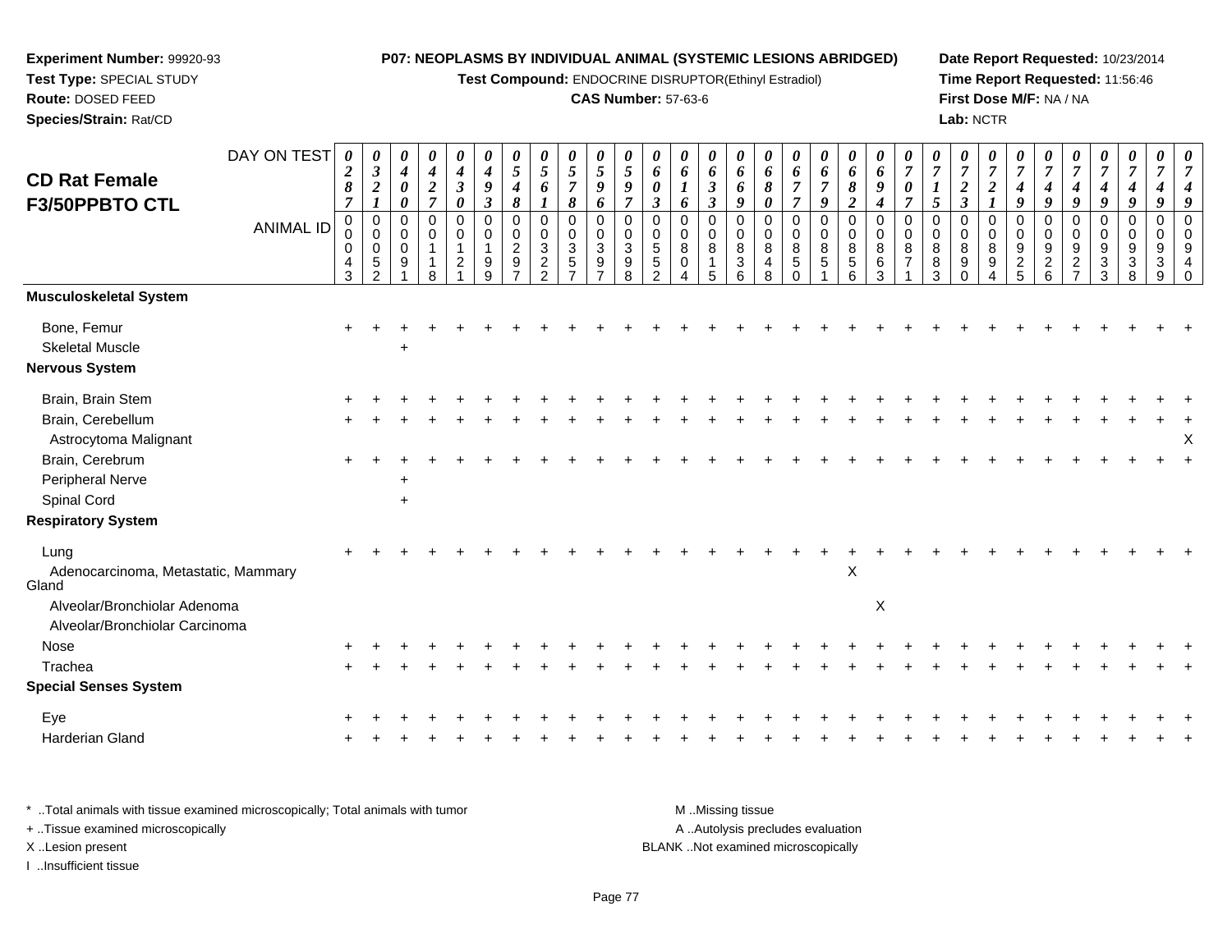**Experiment Number:** 99920-93
**Test Type:** SPECIAL STUDY
**Route:** DOSED FEED
**Species/Strain:** Rat/CD

**P07: NEOPLASMS BY INDIVIDUAL ANIMAL (SYSTEMIC LESIONS ABRIDGED)**
**Test Compound:** ENDOCRINE DISRUPTOR(Ethinyl Estradiol)
**CAS Number:** 57-63-6

**Date Report Requested:** 10/23/2014
**Time Report Requested:** 11:56:46
**First Dose M/F:** NA / NA
**Lab:** NCTR

## CD Rat Female F3/50PPBTO CTL

| DAY ON TEST | 0287 | 0321 | 0400 | 0427 | 0430 | 0493 | 0548 | 0561 | 0578 | 0596 | 0597 | 0603 | 0616 | 0633 | 0669 | 0680 | 0677 | 0679 | 0682 | 0694 | 0707 | 0715 | 0723 | 0721 | 0749 | 0749 | 0749 | 0749 | 0749 | 0749 | 0749 |
|---|---|---|---|---|---|---|---|---|---|---|---|---|---|---|---|---|---|---|---|---|---|---|---|---|---|---|---|---|---|---|---|
| **ANIMAL ID** | 0043 | 0052 | 0091 | 0118 | 0121 | 0199 | 0297 | 0322 | 0357 | 0397 | 0398 | 0552 | 0804 | 0815 | 0836 | 0848 | 0850 | 0851 | 0856 | 0863 | 0871 | 0883 | 0890 | 0894 | 0925 | 0926 | 0927 | 0933 | 0938 | 0939 | 0940 |
| **Musculoskeletal System** | | | | | | | | | | | | | | | | | | | | | | | | | | | | | | | |
| Bone, Femur | + | + | + | + | + | + | + | + | + | + | + | + | + | + | + | + | + | + | + | + | + | + | + | + | + | + | + | + | + | + | + |
| Skeletal Muscle | | | + | | | | | | | | | | | | | | | | | | | | | | | | | | | | |
| **Nervous System** | | | | | | | | | | | | | | | | | | | | | | | | | | | | | | | |
| Brain, Brain Stem | + | + | + | + | + | + | + | + | + | + | + | + | + | + | + | + | + | + | + | + | + | + | + | + | + | + | + | + | + | + | + |
| Brain, Cerebellum | + | + | + | + | + | + | + | + | + | + | + | + | + | + | + | + | + | + | + | + | + | + | + | + | + | + | + | + | + | + | + |
| Astrocytoma Malignant | | | | | | | | | | | | | | | | | | | | | | | | | | | | | | | X |
| Brain, Cerebrum | + | + | + | + | + | + | + | + | + | + | + | + | + | + | + | + | + | + | + | + | + | + | + | + | + | + | + | + | + | + | + |
| Peripheral Nerve | | | + | | | | | | | | | | | | | | | | | | | | | | | | | | | | |
| Spinal Cord | | | + | | | | | | | | | | | | | | | | | | | | | | | | | | | | |
| **Respiratory System** | | | | | | | | | | | | | | | | | | | | | | | | | | | | | | | |
| Lung | + | + | + | + | + | + | + | + | + | + | + | + | + | + | + | + | + | + | + | + | + | + | + | + | + | + | + | + | + | + | + |
| Adenocarcinoma, Metastatic, Mammary Gland | | | | | | | | | | | | | | | | | | | X | | | | | | | | | | | | |
| Alveolar/Bronchiolar Adenoma | | | | | | | | | | | | | | | | | | | | X | | | | | | | | | | | |
| Alveolar/Bronchiolar Carcinoma | | | | | | | | | | | | | | | | | | | | | | | | | | | | | | | |
| Nose | + | + | + | + | + | + | + | + | + | + | + | + | + | + | + | + | + | + | + | + | + | + | + | + | + | + | + | + | + | + | + |
| Trachea | + | + | + | + | + | + | + | + | + | + | + | + | + | + | + | + | + | + | + | + | + | + | + | + | + | + | + | + | + | + | + |
| **Special Senses System** | | | | | | | | | | | | | | | | | | | | | | | | | | | | | | | |
| Eye | + | + | + | + | + | + | + | + | + | + | + | + | + | + | + | + | + | + | + | + | + | + | + | + | + | + | + | + | + | + | + |
| Harderian Gland | + | + | + | + | + | + | + | + | + | + | + | + | + | + | + | + | + | + | + | + | + | + | + | + | + | + | + | + | + | + | + |

* ..Total animals with tissue examined microscopically; Total animals with tumor
+ ..Tissue examined microscopically
X ..Lesion present
I ..Insufficient tissue

M ..Missing tissue
A ..Autolysis precludes evaluation
BLANK ..Not examined microscopically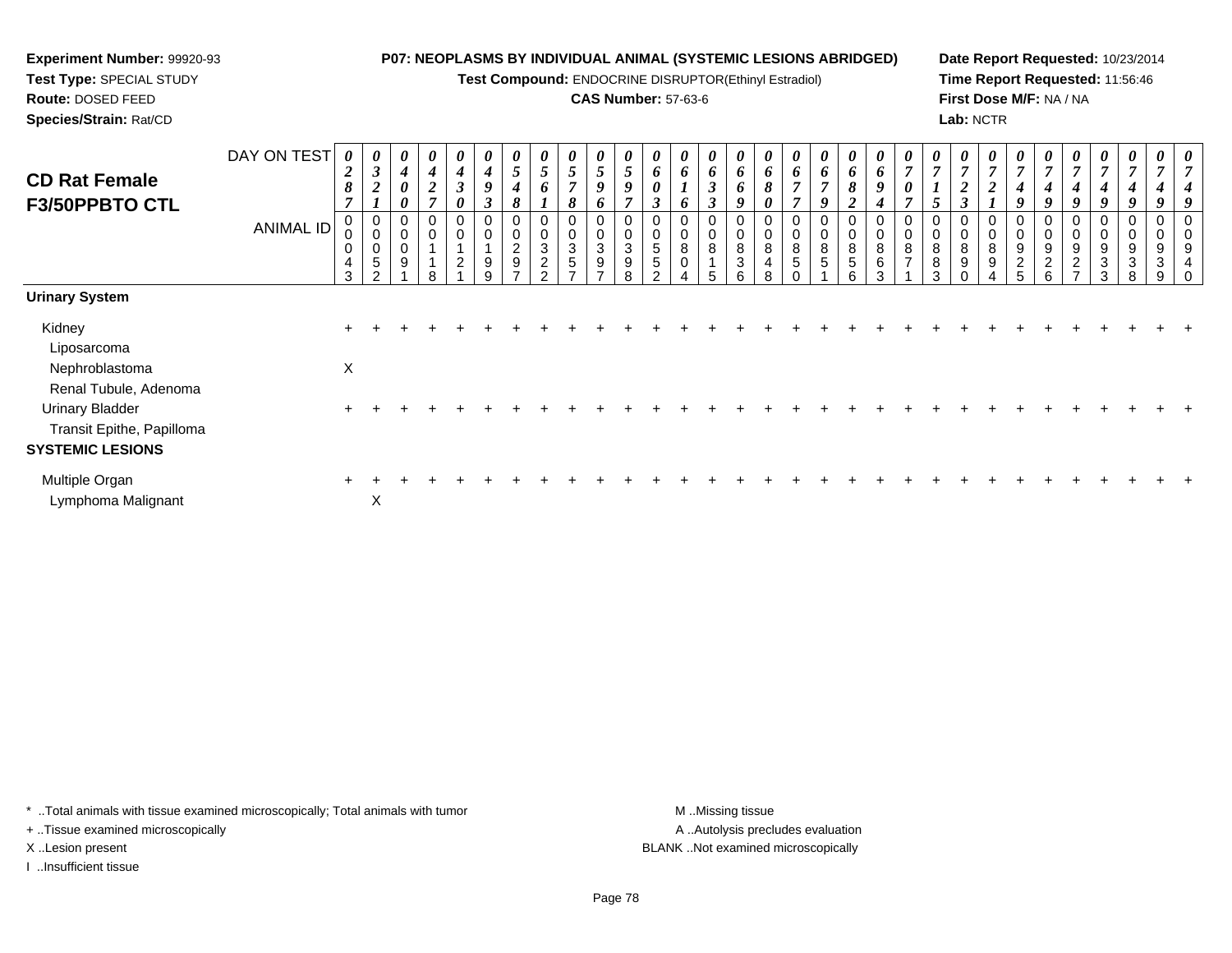**Experiment Number:** 99920-93
**Test Type:** SPECIAL STUDY
**Route:** DOSED FEED
**Species/Strain:** Rat/CD

**P07: NEOPLASMS BY INDIVIDUAL ANIMAL (SYSTEMIC LESIONS ABRIDGED)**
**Test Compound:** ENDOCRINE DISRUPTOR(Ethinyl Estradiol)
**CAS Number:** 57-63-6

**Date Report Requested:** 10/23/2014
**Time Report Requested:** 11:56:46
**First Dose M/F:** NA / NA
**Lab:** NCTR

## CD Rat Female F3/50PPBTO CTL

| DAY ON TEST | 0287 | 0321 | 0400 | 0427 | 0430 | 0493 | 0548 | 0561 | 0578 | 0596 | 0597 | 0603 | 0616 | 0633 | 0669 | 0680 | 0677 | 0679 | 0682 | 0694 | 0707 | 0715 | 0723 | 0721 | 0749 | 0749 | 0749 | 0749 | 0749 | 0749 |
|---|---|---|---|---|---|---|---|---|---|---|---|---|---|---|---|---|---|---|---|---|---|---|---|---|---|---|---|---|---|---|
| **ANIMAL ID** | 00043 | 00052 | 00091 | 00118 | 00121 | 00199 | 00297 | 00322 | 00357 | 00397 | 00398 | 00552 | 00804 | 00815 | 00836 | 00848 | 00850 | 00851 | 00856 | 00863 | 00871 | 00883 | 00890 | 00894 | 00925 | 00926 | 00927 | 00933 | 00938 | 00939 | 00940 |
| **Urinary System** | | | | | | | | | | | | | | | | | | | | | | | | | | | | | | |
| Kidney | + | + | + | + | + | + | + | + | + | + | + | + | + | + | + | + | + | + | + | + | + | + | + | + | + | + | + | + | + | + |
| Liposarcoma | | | | | | | | | | | | | | | | | | | | | | | | | | | | | | |
| Nephroblastoma | X | | | | | | | | | | | | | | | | | | | | | | | | | | | | | |
| Renal Tubule, Adenoma | | | | | | | | | | | | | | | | | | | | | | | | | | | | | | |
| Urinary Bladder | + | + | + | + | + | + | + | + | + | + | + | + | + | + | + | + | + | + | + | + | + | + | + | + | + | + | + | + | + | + |
| Transit Epithe, Papilloma | | | | | | | | | | | | | | | | | | | | | | | | | | | | | | |
| **SYSTEMIC LESIONS** | | | | | | | | | | | | | | | | | | | | | | | | | | | | | | |
| Multiple Organ | + | + | + | + | + | + | + | + | + | + | + | + | + | + | + | + | + | + | + | + | + | + | + | + | + | + | + | + | + | + |
| Lymphoma Malignant | | X | | | | | | | | | | | | | | | | | | | | | | | | | | | | |

\* ..Total animals with tissue examined microscopically; Total animals with tumor
\+ ..Tissue examined microscopically
X ..Lesion present
I ..Insufficient tissue

M ..Missing tissue
A ..Autolysis precludes evaluation
BLANK ..Not examined microscopically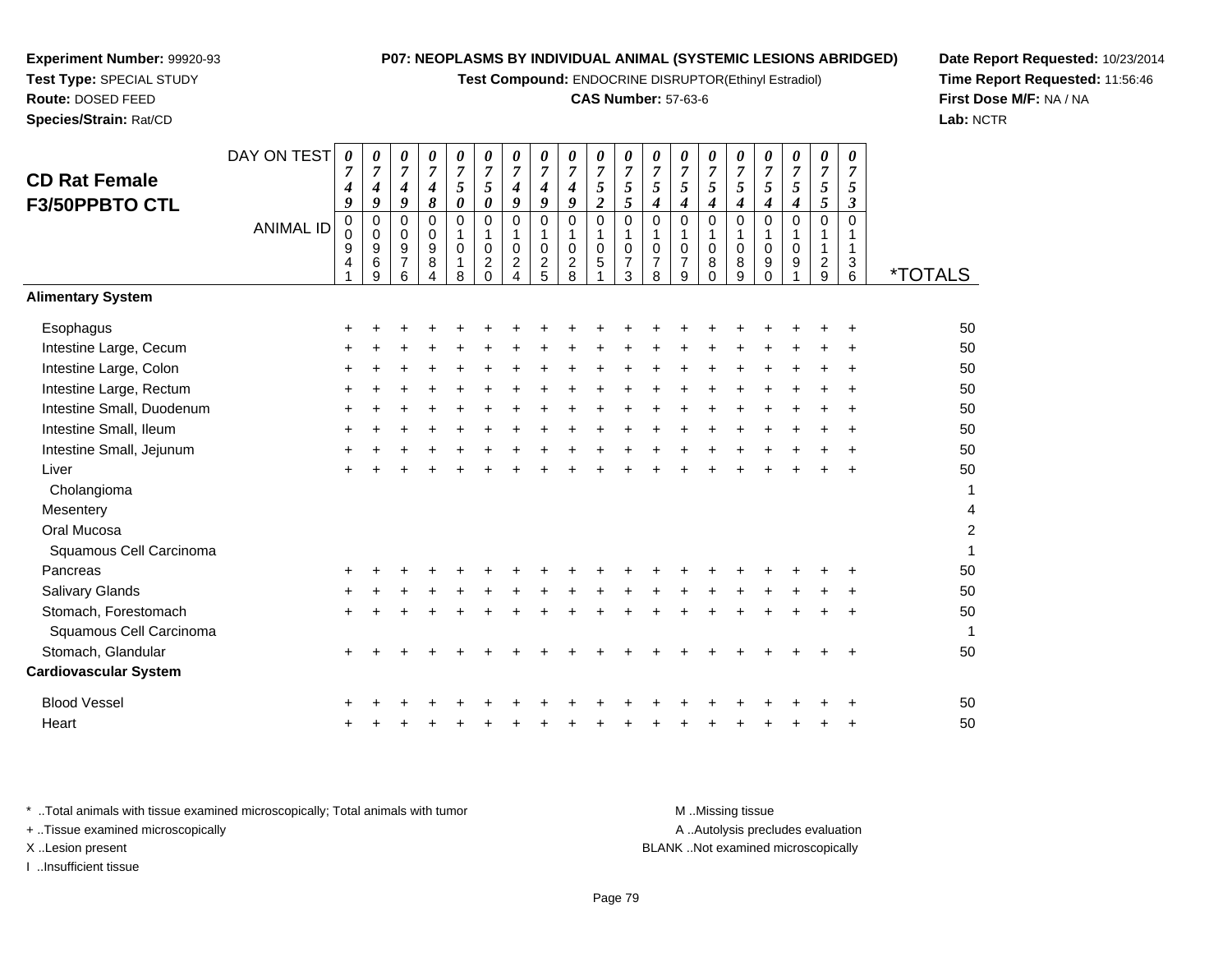**Experiment Number:** 99920-93
**Test Type:** SPECIAL STUDY
**Route:** DOSED FEED
**Species/Strain:** Rat/CD

**P07: NEOPLASMS BY INDIVIDUAL ANIMAL (SYSTEMIC LESIONS ABRIDGED)**
**Test Compound:** ENDOCRINE DISRUPTOR(Ethinyl Estradiol)
**CAS Number:** 57-63-6

**Date Report Requested:** 10/23/2014
**Time Report Requested:** 11:56:46
**First Dose M/F:** NA / NA
**Lab:** NCTR

## CD Rat Female F3/50PPBTO CTL

| DAY ON TEST | 0749 | 0749 | 0749 | 0748 | 0750 | 0750 | 0749 | 0749 | 0749 | 0752 | 0755 | 0754 | 0754 | 0754 | 0754 | 0754 | 0754 | 0755 | 0753 | |
|---|---|---|---|---|---|---|---|---|---|---|---|---|---|---|---|---|---|---|---|---|
| **ANIMAL ID** | 00941 | 00969 | 00976 | 00984 | 01018 | 01020 | 01024 | 01025 | 01028 | 01051 | 01073 | 01078 | 01079 | 01080 | 01089 | 01090 | 01091 | 01129 | 01136 | ***TOTALS** |
| **Alimentary System** | | | | | | | | | | | | | | | | | | | | |
| Esophagus | + | + | + | + | + | + | + | + | + | + | + | + | + | + | + | + | + | + | + | 50 |
| Intestine Large, Cecum | + | + | + | + | + | + | + | + | + | + | + | + | + | + | + | + | + | + | + | 50 |
| Intestine Large, Colon | + | + | + | + | + | + | + | + | + | + | + | + | + | + | + | + | + | + | + | 50 |
| Intestine Large, Rectum | + | + | + | + | + | + | + | + | + | + | + | + | + | + | + | + | + | + | + | 50 |
| Intestine Small, Duodenum | + | + | + | + | + | + | + | + | + | + | + | + | + | + | + | + | + | + | + | 50 |
| Intestine Small, Ileum | + | + | + | + | + | + | + | + | + | + | + | + | + | + | + | + | + | + | + | 50 |
| Intestine Small, Jejunum | + | + | + | + | + | + | + | + | + | + | + | + | + | + | + | + | + | + | + | 50 |
| Liver | + | + | + | + | + | + | + | + | + | + | + | + | + | + | + | + | + | + | + | 50 |
| Cholangioma | | | | | | | | | | | | | | | | | | | | 1 |
| Mesentery | | | | | | | | | | | | | | | | | | | | 4 |
| Oral Mucosa | | | | | | | | | | | | | | | | | | | | 2 |
| Squamous Cell Carcinoma | | | | | | | | | | | | | | | | | | | | 1 |
| Pancreas | + | + | + | + | + | + | + | + | + | + | + | + | + | + | + | + | + | + | + | 50 |
| Salivary Glands | + | + | + | + | + | + | + | + | + | + | + | + | + | + | + | + | + | + | + | 50 |
| Stomach, Forestomach | + | + | + | + | + | + | + | + | + | + | + | + | + | + | + | + | + | + | + | 50 |
| Squamous Cell Carcinoma | | | | | | | | | | | | | | | | | | | | 1 |
| Stomach, Glandular | + | + | + | + | + | + | + | + | + | + | + | + | + | + | + | + | + | + | + | 50 |
| **Cardiovascular System** | | | | | | | | | | | | | | | | | | | | |
| Blood Vessel | + | + | + | + | + | + | + | + | + | + | + | + | + | + | + | + | + | + | + | 50 |
| Heart | + | + | + | + | + | + | + | + | + | + | + | + | + | + | + | + | + | + | + | 50 |

\* ..Total animals with tissue examined microscopically; Total animals with tumor
\+ ..Tissue examined microscopically
X ..Lesion present
I ..Insufficient tissue

M ..Missing tissue
A ..Autolysis precludes evaluation
BLANK ..Not examined microscopically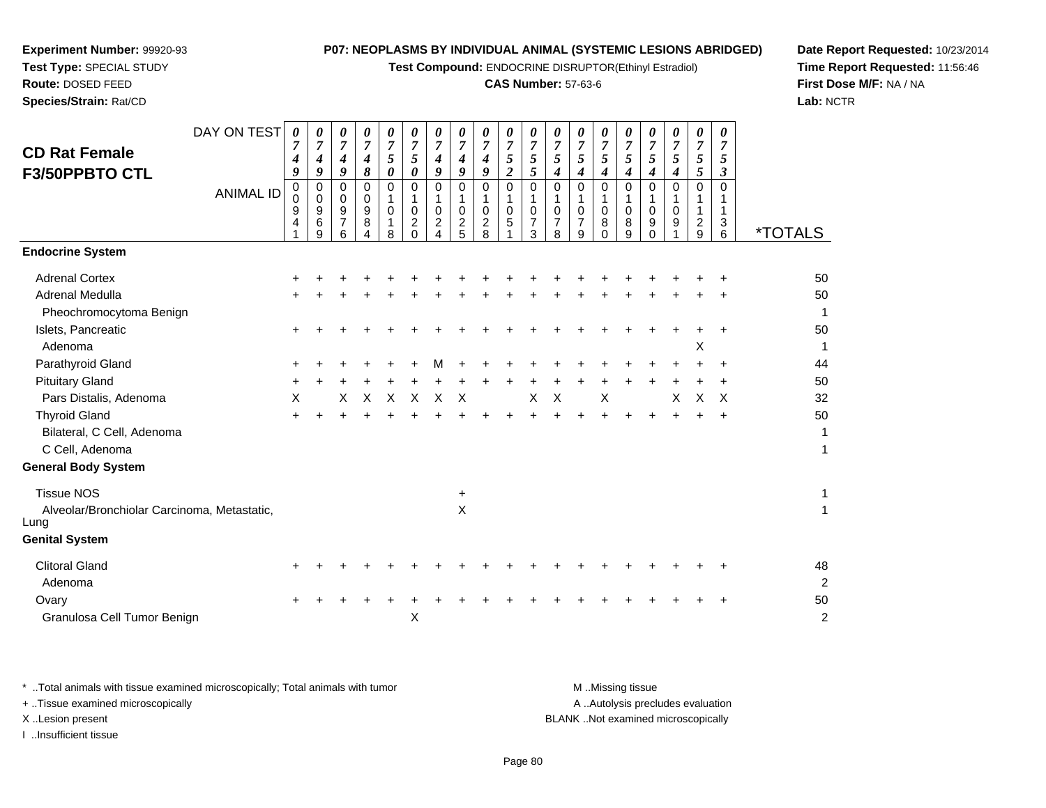**Experiment Number:** 99920-93
**Test Type:** SPECIAL STUDY
**Route:** DOSED FEED
**Species/Strain:** Rat/CD

**P07: NEOPLASMS BY INDIVIDUAL ANIMAL (SYSTEMIC LESIONS ABRIDGED)**
**Test Compound:** ENDOCRINE DISRUPTOR(Ethinyl Estradiol)
**CAS Number:** 57-63-6

**Date Report Requested:** 10/23/2014
**Time Report Requested:** 11:56:46
**First Dose M/F:** NA / NA
**Lab:** NCTR

## CD Rat Female F3/50PPBTO CTL

| DAY ON TEST | 0749 | 0749 | 0749 | 0748 | 0750 | 0750 | 0749 | 0749 | 0749 | 0752 | 0755 | 0754 | 0754 | 0754 | 0754 | 0754 | 0754 | 0755 | 0753 | |
|---|---|---|---|---|---|---|---|---|---|---|---|---|---|---|---|---|---|---|---|---|
| **ANIMAL ID** | 00941 | 00969 | 00976 | 00984 | 01018 | 01020 | 01024 | 01025 | 01028 | 01051 | 01073 | 01078 | 01079 | 01080 | 01089 | 01090 | 01091 | 01129 | 01136 | ***TOTALS** |
| **Endocrine System** | | | | | | | | | | | | | | | | | | | | |
| Adrenal Cortex | + | + | + | + | + | + | + | + | + | + | + | + | + | + | + | + | + | + | + | 50 |
| Adrenal Medulla | + | + | + | + | + | + | + | + | + | + | + | + | + | + | + | + | + | + | + | 50 |
| Pheochromocytoma Benign | | | | | | | | | | | | | | | | | | | | 1 |
| Islets, Pancreatic | + | + | + | + | + | + | + | + | + | + | + | + | + | + | + | + | + | + | + | 50 |
| Adenoma | | | | | | | | | | | | | | | | | | X | | 1 |
| Parathyroid Gland | + | + | + | + | + | + | M | + | + | + | + | + | + | + | + | + | + | + | + | 44 |
| Pituitary Gland | + | + | + | + | + | + | + | + | + | + | + | + | + | + | + | + | + | + | + | 50 |
| Pars Distalis, Adenoma | X | | X | X | X | X | X | X | | | X | X | | X | | | X | X | X | 32 |
| Thyroid Gland | + | + | + | + | + | + | + | + | + | + | + | + | + | + | + | + | + | + | + | 50 |
| Bilateral, C Cell, Adenoma | | | | | | | | | | | | | | | | | | | | 1 |
| C Cell, Adenoma | | | | | | | | | | | | | | | | | | | | 1 |
| **General Body System** | | | | | | | | | | | | | | | | | | | | |
| Tissue NOS | | | | | | | | + | | | | | | | | | | | | 1 |
| Alveolar/Bronchiolar Carcinoma, Metastatic, Lung | | | | | | | | X | | | | | | | | | | | | 1 |
| **Genital System** | | | | | | | | | | | | | | | | | | | | |
| Clitoral Gland | + | + | + | + | + | + | + | + | + | + | + | + | + | + | + | + | + | + | + | 48 |
| Adenoma | | | | | | | | | | | | | | | | | | | | 2 |
| Ovary | + | + | + | + | + | + | + | + | + | + | + | + | + | + | + | + | + | + | + | 50 |
| Granulosa Cell Tumor Benign | | | | | | X | | | | | | | | | | | | | | 2 |

\* ..Total animals with tissue examined microscopically; Total animals with tumor
+ ..Tissue examined microscopically
X ..Lesion present
I ..Insufficient tissue

M ..Missing tissue
A ..Autolysis precludes evaluation
BLANK ..Not examined microscopically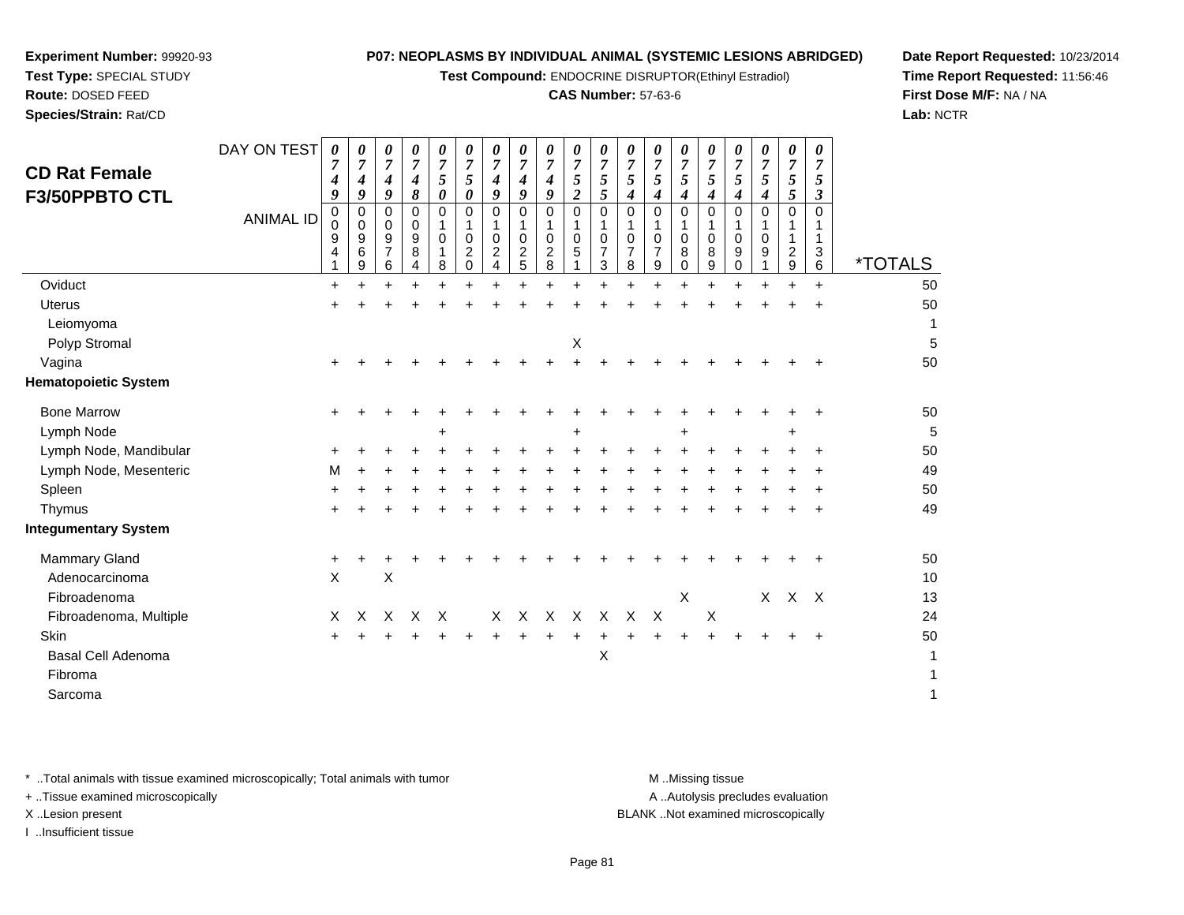**Experiment Number:** 99920-93
**Test Type:** SPECIAL STUDY
**Route:** DOSED FEED
**Species/Strain:** Rat/CD

**P07: NEOPLASMS BY INDIVIDUAL ANIMAL (SYSTEMIC LESIONS ABRIDGED)**
**Test Compound:** ENDOCRINE DISRUPTOR(Ethinyl Estradiol)
**CAS Number:** 57-63-6

**Date Report Requested:** 10/23/2014
**Time Report Requested:** 11:56:46
**First Dose M/F:** NA / NA
**Lab:** NCTR

## CD Rat Female F3/50PPBTO CTL

| DAY ON TEST | 0749 | 0749 | 0749 | 0748 | 0750 | 0750 | 0749 | 0749 | 0749 | 0752 | 0755 | 0754 | 0754 | 0754 | 0754 | 0754 | 0754 | 0755 | 0753 | |
|---|---|---|---|---|---|---|---|---|---|---|---|---|---|---|---|---|---|---|---|---|
| **ANIMAL ID** | 00941 | 00969 | 00976 | 00984 | 01018 | 01020 | 01024 | 01025 | 01028 | 01051 | 01073 | 01078 | 01079 | 01080 | 01089 | 01090 | 01091 | 01129 | 01136 | ***TOTALS** |
| Oviduct | + | + | + | + | + | + | + | + | + | + | + | + | + | + | + | + | + | + | + | 50 |
| Uterus | + | + | + | + | + | + | + | + | + | + | + | + | + | + | + | + | + | + | + | 50 |
| Leiomyoma | | | | | | | | | | | | | | | | | | | | 1 |
| Polyp Stromal | | | | | | | | | | X | | | | | | | | | | 5 |
| Vagina | + | + | + | + | + | + | + | + | + | + | + | + | + | + | + | + | + | + | + | 50 |
| **Hematopoietic System** | | | | | | | | | | | | | | | | | | | | |
| Bone Marrow | + | + | + | + | + | + | + | + | + | + | + | + | + | + | + | + | + | + | + | 50 |
| Lymph Node | | | | | + | | | | | + | | | | + | | | | + | | 5 |
| Lymph Node, Mandibular | + | + | + | + | + | + | + | + | + | + | + | + | + | + | + | + | + | + | + | 50 |
| Lymph Node, Mesenteric | M | + | + | + | + | + | + | + | + | + | + | + | + | + | + | + | + | + | + | 49 |
| Spleen | + | + | + | + | + | + | + | + | + | + | + | + | + | + | + | + | + | + | + | 50 |
| Thymus | + | + | + | + | + | + | + | + | + | + | + | + | + | + | + | + | + | + | + | 49 |
| **Integumentary System** | | | | | | | | | | | | | | | | | | | | |
| Mammary Gland | + | + | + | + | + | + | + | + | + | + | + | + | + | + | + | + | + | + | + | 50 |
| Adenocarcinoma | X | | X | | | | | | | | | | | | | | | | | 10 |
| Fibroadenoma | | | | | | | | | | | | | | X | | | X | X | X | 13 |
| Fibroadenoma, Multiple | X | X | X | X | X | | X | X | X | X | X | X | X | | X | | | | | 24 |
| Skin | + | + | + | + | + | + | + | + | + | + | + | + | + | + | + | + | + | + | + | 50 |
| Basal Cell Adenoma | | | | | | | | | | | X | | | | | | | | | 1 |
| Fibroma | | | | | | | | | | | | | | | | | | | | 1 |
| Sarcoma | | | | | | | | | | | | | | | | | | | | 1 |

\* ..Total animals with tissue examined microscopically; Total animals with tumor
\+ ..Tissue examined microscopically
X ..Lesion present
I ..Insufficient tissue

M ..Missing tissue
A ..Autolysis precludes evaluation
BLANK ..Not examined microscopically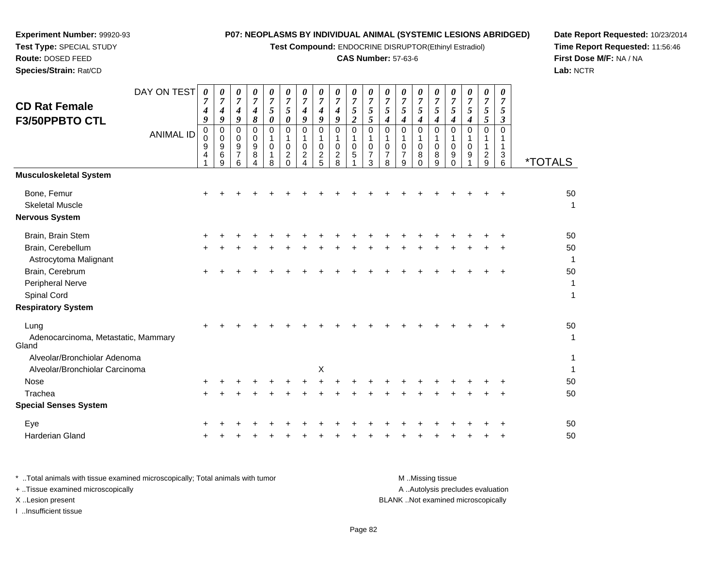**Experiment Number:** 99920-93
**Test Type:** SPECIAL STUDY
**Route:** DOSED FEED
**Species/Strain:** Rat/CD

**P07: NEOPLASMS BY INDIVIDUAL ANIMAL (SYSTEMIC LESIONS ABRIDGED)**
**Test Compound:** ENDOCRINE DISRUPTOR(Ethinyl Estradiol)
**CAS Number:** 57-63-6

**Date Report Requested:** 10/23/2014
**Time Report Requested:** 11:56:46
**First Dose M/F:** NA / NA
**Lab:** NCTR

## CD Rat Female F3/50PPBTO CTL

| DAY ON TEST | 0749 | 0749 | 0749 | 0748 | 0750 | 0750 | 0749 | 0749 | 0749 | 0752 | 0755 | 0754 | 0754 | 0754 | 0754 | 0754 | 0754 | 0755 | 0753 | |
|---|---|---|---|---|---|---|---|---|---|---|---|---|---|---|---|---|---|---|---|---|
| **ANIMAL ID** | 00941 | 00969 | 00976 | 00984 | 01018 | 01020 | 01024 | 01025 | 01028 | 01051 | 01073 | 01078 | 01079 | 01080 | 01089 | 01090 | 01091 | 01129 | 01136 | ***TOTALS** |
| **Musculoskeletal System** | | | | | | | | | | | | | | | | | | | | |
| Bone, Femur | + | + | + | + | + | + | + | + | + | + | + | + | + | + | + | + | + | + | + | 50 |
| Skeletal Muscle | | | | | | | | | | | | | | | | | | | | 1 |
| **Nervous System** | | | | | | | | | | | | | | | | | | | | |
| Brain, Brain Stem | + | + | + | + | + | + | + | + | + | + | + | + | + | + | + | + | + | + | + | 50 |
| Brain, Cerebellum | + | + | + | + | + | + | + | + | + | + | + | + | + | + | + | + | + | + | + | 50 |
| Astrocytoma Malignant | | | | | | | | | | | | | | | | | | | | 1 |
| Brain, Cerebrum | + | + | + | + | + | + | + | + | + | + | + | + | + | + | + | + | + | + | + | 50 |
| Peripheral Nerve | | | | | | | | | | | | | | | | | | | | 1 |
| Spinal Cord | | | | | | | | | | | | | | | | | | | | 1 |
| **Respiratory System** | | | | | | | | | | | | | | | | | | | | |
| Lung | + | + | + | + | + | + | + | + | + | + | + | + | + | + | + | + | + | + | + | 50 |
| Adenocarcinoma, Metastatic, Mammary Gland | | | | | | | | | | | | | | | | | | | | 1 |
| Alveolar/Bronchiolar Adenoma | | | | | | | | | | | | | | | | | | | | 1 |
| Alveolar/Bronchiolar Carcinoma | | | | | | | | X | | | | | | | | | | | | 1 |
| Nose | + | + | + | + | + | + | + | + | + | + | + | + | + | + | + | + | + | + | + | 50 |
| Trachea | + | + | + | + | + | + | + | + | + | + | + | + | + | + | + | + | + | + | + | 50 |
| **Special Senses System** | | | | | | | | | | | | | | | | | | | | |
| Eye | + | + | + | + | + | + | + | + | + | + | + | + | + | + | + | + | + | + | + | 50 |
| Harderian Gland | + | + | + | + | + | + | + | + | + | + | + | + | + | + | + | + | + | + | + | 50 |

\* ..Total animals with tissue examined microscopically; Total animals with tumor
\+ ..Tissue examined microscopically
X ..Lesion present
I ..Insufficient tissue

M ..Missing tissue
A ..Autolysis precludes evaluation
BLANK ..Not examined microscopically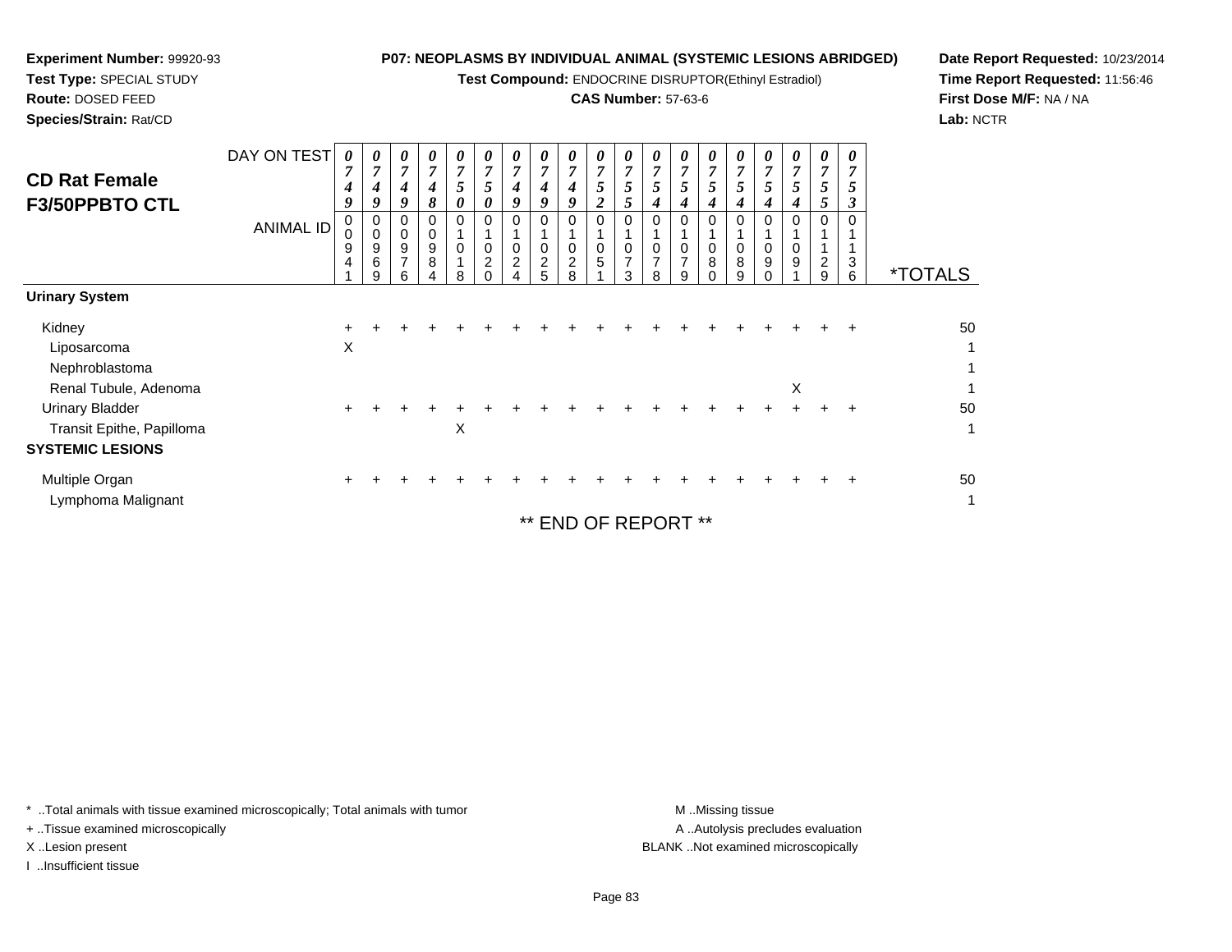**Experiment Number:** 99920-93
**Test Type:** SPECIAL STUDY
**Route:** DOSED FEED
**Species/Strain:** Rat/CD

**P07: NEOPLASMS BY INDIVIDUAL ANIMAL (SYSTEMIC LESIONS ABRIDGED)**
**Test Compound:** ENDOCRINE DISRUPTOR(Ethinyl Estradiol)
**CAS Number:** 57-63-6

**Date Report Requested:** 10/23/2014
**Time Report Requested:** 11:56:46
**First Dose M/F:** NA / NA
**Lab:** NCTR

## CD Rat Female F3/50PPBTO CTL

| DAY ON TEST | 0749 | 0749 | 0749 | 0748 | 0750 | 0750 | 0749 | 0749 | 0749 | 0752 | 0755 | 0754 | 0754 | 0754 | 0754 | 0754 | 0754 | 0755 | 0753 | |
|---|---|---|---|---|---|---|---|---|---|---|---|---|---|---|---|---|---|---|---|---|
| **ANIMAL ID** | 00941 | 00969 | 00976 | 00984 | 01018 | 01020 | 01024 | 01025 | 01028 | 01051 | 01073 | 01078 | 01079 | 01080 | 01089 | 01090 | 01091 | 01129 | 01136 | ***TOTALS** |
| **Urinary System** | | | | | | | | | | | | | | | | | | | | |
| Kidney | + | + | + | + | + | + | + | + | + | + | + | + | + | + | + | + | + | + | + | 50 |
| Liposarcoma | X | | | | | | | | | | | | | | | | | | | 1 |
| Nephroblastoma | | | | | | | | | | | | | | | | | | | | 1 |
| Renal Tubule, Adenoma | | | | | | | | | | | | | | | | | X | | | 1 |
| Urinary Bladder | + | + | + | + | + | + | + | + | + | + | + | + | + | + | + | + | + | + | + | 50 |
| Transit Epithe, Papilloma | | | | | X | | | | | | | | | | | | | | | 1 |
| **SYSTEMIC LESIONS** | | | | | | | | | | | | | | | | | | | | |
| Multiple Organ | + | + | + | + | + | + | + | + | + | + | + | + | + | + | + | + | + | + | + | 50 |
| Lymphoma Malignant | | | | | | | | | | | | | | | | | | | | 1 |

** END OF REPORT **

* ..Total animals with tissue examined microscopically; Total animals with tumor
+ ..Tissue examined microscopically
X ..Lesion present
I ..Insufficient tissue

M ..Missing tissue
A ..Autolysis precludes evaluation
BLANK ..Not examined microscopically